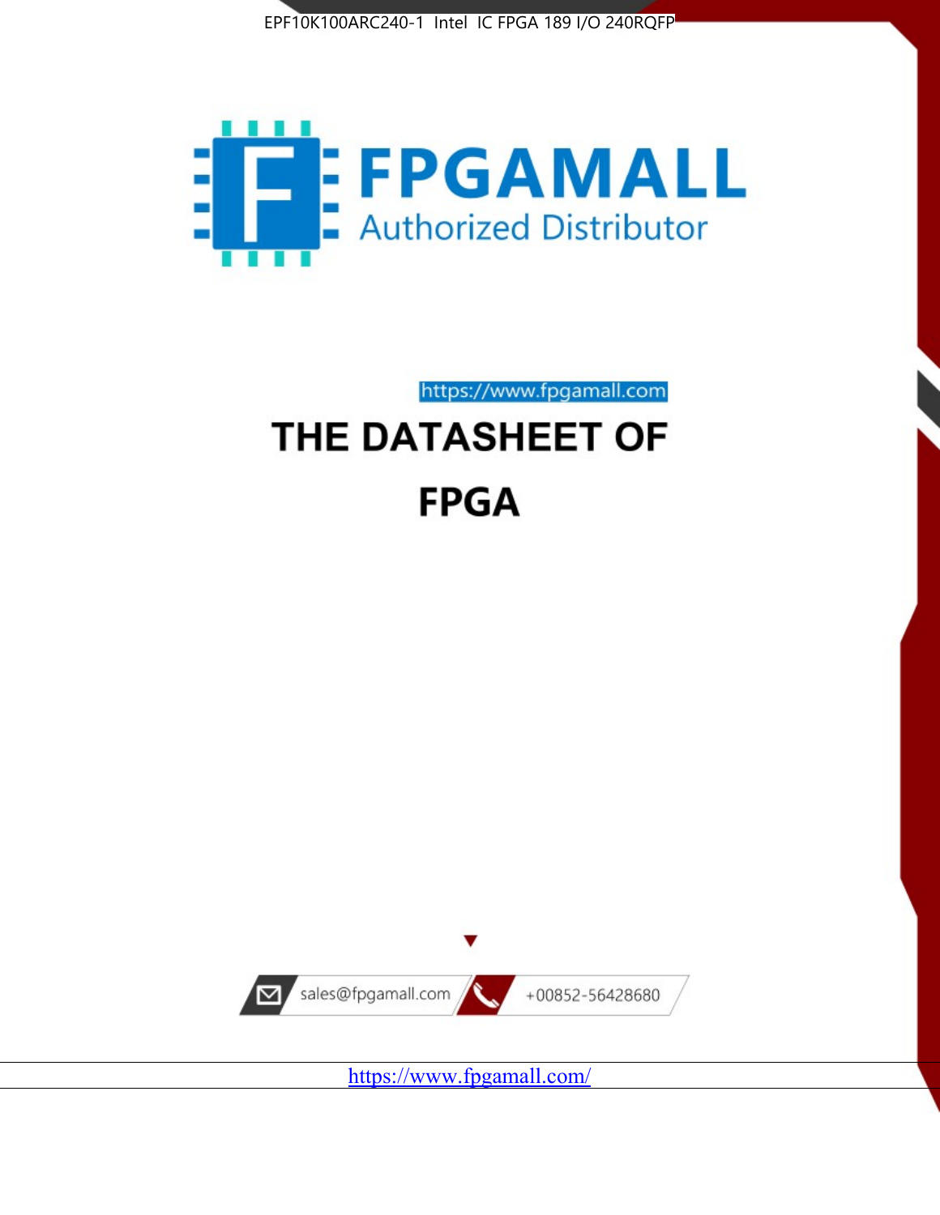EPF10K100ARC240-1 Intel IC FPGA 189 I/O 240RQFP

FPGAMALL

Authorized Distributor

https://www.fpgamall.com

# THE DATASHEET OF

# FPGA

sales@fpgamall.com

+00852-56428680

https://www.fpgamall.com/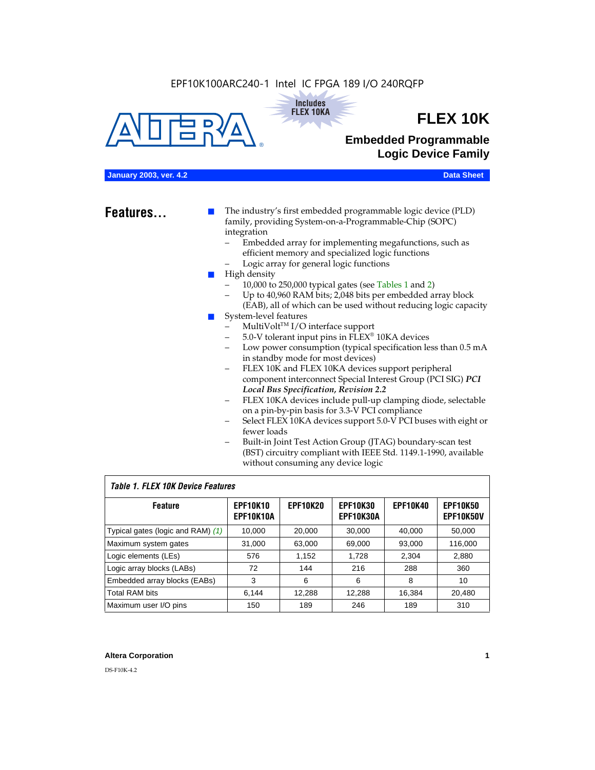EPF10K100ARC240-1 Intel IC FPGA 189 I/O 240RQFP

Includes FLEX 10KA

# FLEX 10K

## Embedded Programmable Logic Device Family

**January 2003, ver. 4.2** **Data Sheet**

## Features...

- The industry's first embedded programmable logic device (PLD) family, providing System-on-a-Programmable-Chip (SOPC) integration
  - Embedded array for implementing megafunctions, such as efficient memory and specialized logic functions
  - Logic array for general logic functions
- High density
  - 10,000 to 250,000 typical gates (see Tables 1 and 2)
  - Up to 40,960 RAM bits; 2,048 bits per embedded array block (EAB), all of which can be used without reducing logic capacity
- System-level features
  - MultiVolt™ I/O interface support
  - 5.0-V tolerant input pins in FLEX® 10KA devices
  - Low power consumption (typical specification less than 0.5 mA in standby mode for most devices)
  - FLEX 10K and FLEX 10KA devices support peripheral component interconnect Special Interest Group (PCI SIG) ***PCI Local Bus Specification, Revision 2.2***
  - FLEX 10KA devices include pull-up clamping diode, selectable on a pin-by-pin basis for 3.3-V PCI compliance
  - Select FLEX 10KA devices support 5.0-V PCI buses with eight or fewer loads
  - Built-in Joint Test Action Group (JTAG) boundary-scan test (BST) circuitry compliant with IEEE Std. 1149.1-1990, available without consuming any device logic

*Table 1. FLEX 10K Device Features*

| Feature | EPF10K10 EPF10K10A | EPF10K20 | EPF10K30 EPF10K30A | EPF10K40 | EPF10K50 EPF10K50V |
|---|---|---|---|---|---|
| Typical gates (logic and RAM) *(1)* | 10,000 | 20,000 | 30,000 | 40,000 | 50,000 |
| Maximum system gates | 31,000 | 63,000 | 69,000 | 93,000 | 116,000 |
| Logic elements (LEs) | 576 | 1,152 | 1,728 | 2,304 | 2,880 |
| Logic array blocks (LABs) | 72 | 144 | 216 | 288 | 360 |
| Embedded array blocks (EABs) | 3 | 6 | 6 | 8 | 10 |
| Total RAM bits | 6,144 | 12,288 | 12,288 | 16,384 | 20,480 |
| Maximum user I/O pins | 150 | 189 | 246 | 189 | 310 |

**Altera Corporation**

DS-F10K-4.2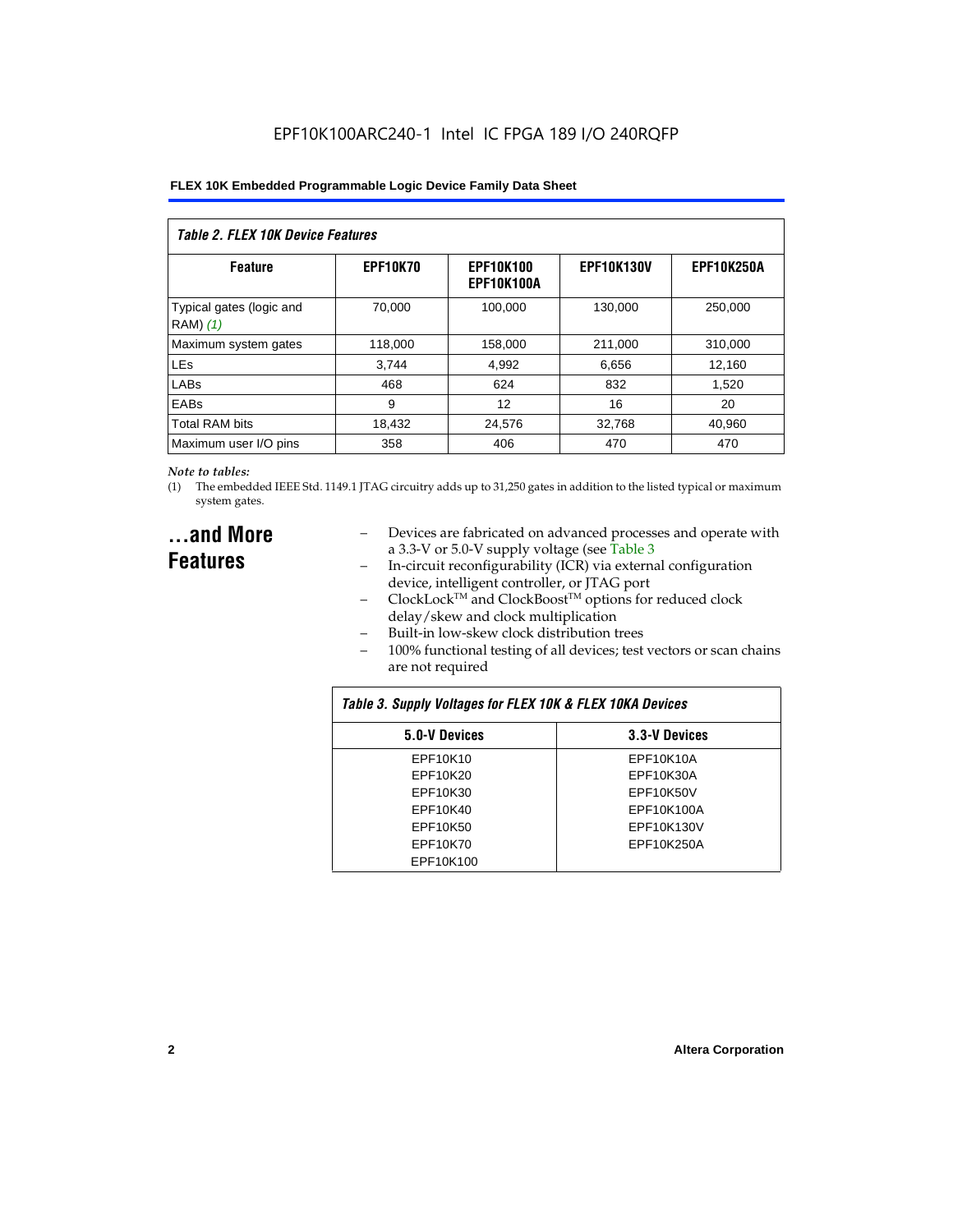EPF10K100ARC240-1 Intel IC FPGA 189 I/O 240RQFP

| *Table 2. FLEX 10K Device Features* | | | | |
|---|---|---|---|---|
| **Feature** | **EPF10K70** | **EPF10K100 EPF10K100A** | **EPF10K130V** | **EPF10K250A** |
| Typical gates (logic and RAM) *(1)* | 70,000 | 100,000 | 130,000 | 250,000 |
| Maximum system gates | 118,000 | 158,000 | 211,000 | 310,000 |
| LEs | 3,744 | 4,992 | 6,656 | 12,160 |
| LABs | 468 | 624 | 832 | 1,520 |
| EABs | 9 | 12 | 16 | 20 |
| Total RAM bits | 18,432 | 24,576 | 32,768 | 40,960 |
| Maximum user I/O pins | 358 | 406 | 470 | 470 |

*Note to tables:*

(1) The embedded IEEE Std. 1149.1 JTAG circuitry adds up to 31,250 gates in addition to the listed typical or maximum system gates.

## ...and More Features

- Devices are fabricated on advanced processes and operate with a 3.3-V or 5.0-V supply voltage (see Table 3
- In-circuit reconfigurability (ICR) via external configuration device, intelligent controller, or JTAG port
- ClockLock™ and ClockBoost™ options for reduced clock delay/skew and clock multiplication
- Built-in low-skew clock distribution trees
- 100% functional testing of all devices; test vectors or scan chains are not required

| *Table 3. Supply Voltages for FLEX 10K & FLEX 10KA Devices* | |
|---|---|
| **5.0-V Devices** | **3.3-V Devices** |
| EPF10K10 | EPF10K10A |
| EPF10K20 | EPF10K30A |
| EPF10K30 | EPF10K50V |
| EPF10K40 | EPF10K100A |
| EPF10K50 | EPF10K130V |
| EPF10K70 | EPF10K250A |
| EPF10K100 | |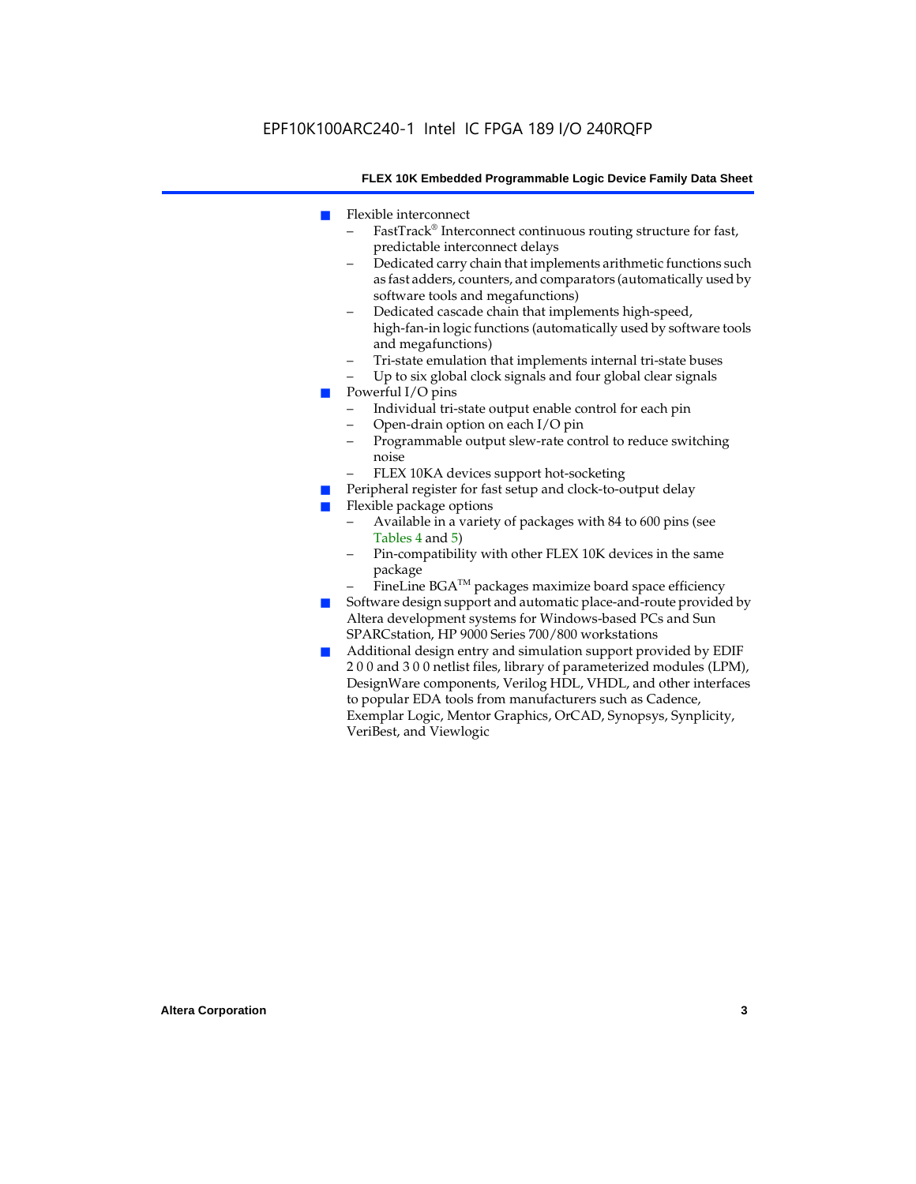- Flexible interconnect
  - FastTrack® Interconnect continuous routing structure for fast, predictable interconnect delays
  - Dedicated carry chain that implements arithmetic functions such as fast adders, counters, and comparators (automatically used by software tools and megafunctions)
  - Dedicated cascade chain that implements high-speed, high-fan-in logic functions (automatically used by software tools and megafunctions)
  - Tri-state emulation that implements internal tri-state buses
  - Up to six global clock signals and four global clear signals
- Powerful I/O pins
  - Individual tri-state output enable control for each pin
  - Open-drain option on each I/O pin
  - Programmable output slew-rate control to reduce switching noise
  - FLEX 10KA devices support hot-socketing
- Peripheral register for fast setup and clock-to-output delay
- Flexible package options
  - Available in a variety of packages with 84 to 600 pins (see Tables 4 and 5)
  - Pin-compatibility with other FLEX 10K devices in the same package
  - FineLine BGA™ packages maximize board space efficiency
- Software design support and automatic place-and-route provided by Altera development systems for Windows-based PCs and Sun SPARCstation, HP 9000 Series 700/800 workstations
- Additional design entry and simulation support provided by EDIF 2 0 0 and 3 0 0 netlist files, library of parameterized modules (LPM), DesignWare components, Verilog HDL, VHDL, and other interfaces to popular EDA tools from manufacturers such as Cadence, Exemplar Logic, Mentor Graphics, OrCAD, Synopsys, Synplicity, VeriBest, and Viewlogic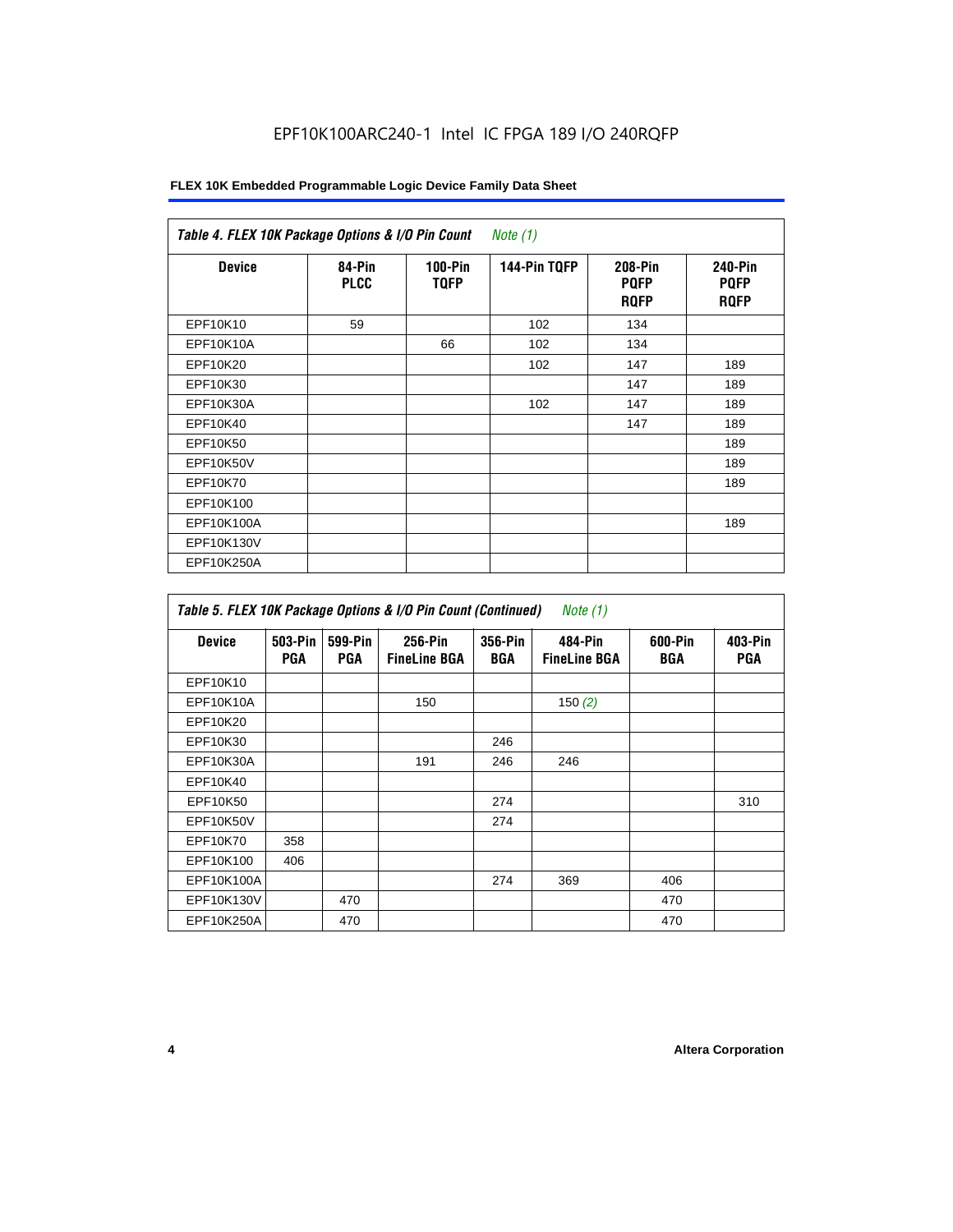EPF10K100ARC240-1 Intel IC FPGA 189 I/O 240RQFP

**Table 4. FLEX 10K Package Options & I/O Pin Count** *Note (1)*

| Device | 84-Pin PLCC | 100-Pin TQFP | 144-Pin TQFP | 208-Pin PQFP RQFP | 240-Pin PQFP RQFP |
|---|---|---|---|---|---|
| EPF10K10 | 59 | | 102 | 134 | |
| EPF10K10A | | 66 | 102 | 134 | |
| EPF10K20 | | | 102 | 147 | 189 |
| EPF10K30 | | | | 147 | 189 |
| EPF10K30A | | | 102 | 147 | 189 |
| EPF10K40 | | | | 147 | 189 |
| EPF10K50 | | | | | 189 |
| EPF10K50V | | | | | 189 |
| EPF10K70 | | | | | 189 |
| EPF10K100 | | | | | |
| EPF10K100A | | | | | 189 |
| EPF10K130V | | | | | |
| EPF10K250A | | | | | |

**Table 5. FLEX 10K Package Options & I/O Pin Count (Continued)** *Note (1)*

| Device | 503-Pin PGA | 599-Pin PGA | 256-Pin FineLine BGA | 356-Pin BGA | 484-Pin FineLine BGA | 600-Pin BGA | 403-Pin PGA |
|---|---|---|---|---|---|---|---|
| EPF10K10 | | | | | | | |
| EPF10K10A | | | 150 | | 150 *(2)* | | |
| EPF10K20 | | | | | | | |
| EPF10K30 | | | | 246 | | | |
| EPF10K30A | | | 191 | 246 | 246 | | |
| EPF10K40 | | | | | | | |
| EPF10K50 | | | | 274 | | | 310 |
| EPF10K50V | | | | 274 | | | |
| EPF10K70 | 358 | | | | | | |
| EPF10K100 | 406 | | | | | | |
| EPF10K100A | | | | 274 | 369 | 406 | |
| EPF10K130V | | 470 | | | | 470 | |
| EPF10K250A | | 470 | | | | 470 | |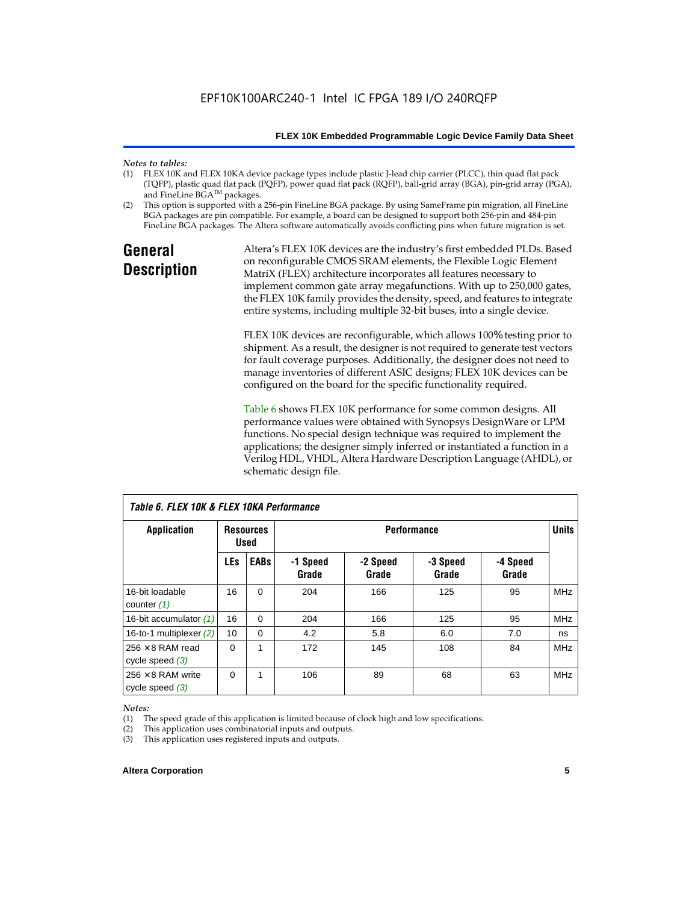*Notes to tables:*

(1) FLEX 10K and FLEX 10KA device package types include plastic J-lead chip carrier (PLCC), thin quad flat pack (TQFP), plastic quad flat pack (PQFP), power quad flat pack (RQFP), ball-grid array (BGA), pin-grid array (PGA), and FineLine BGA™ packages.

(2) This option is supported with a 256-pin FineLine BGA package. By using SameFrame pin migration, all FineLine BGA packages are pin compatible. For example, a board can be designed to support both 256-pin and 484-pin FineLine BGA packages. The Altera software automatically avoids conflicting pins when future migration is set.

## General Description

Altera's FLEX 10K devices are the industry's first embedded PLDs. Based on reconfigurable CMOS SRAM elements, the Flexible Logic Element MatriX (FLEX) architecture incorporates all features necessary to implement common gate array megafunctions. With up to 250,000 gates, the FLEX 10K family provides the density, speed, and features to integrate entire systems, including multiple 32-bit buses, into a single device.

FLEX 10K devices are reconfigurable, which allows 100% testing prior to shipment. As a result, the designer is not required to generate test vectors for fault coverage purposes. Additionally, the designer does not need to manage inventories of different ASIC designs; FLEX 10K devices can be configured on the board for the specific functionality required.

Table 6 shows FLEX 10K performance for some common designs. All performance values were obtained with Synopsys DesignWare or LPM functions. No special design technique was required to implement the applications; the designer simply inferred or instantiated a function in a Verilog HDL, VHDL, Altera Hardware Description Language (AHDL), or schematic design file.

*Table 6. FLEX 10K & FLEX 10KA Performance*

| Application | Resources Used | | Performance | | | | Units |
|---|---|---|---|---|---|---|---|
| | LEs | EABs | -1 Speed Grade | -2 Speed Grade | -3 Speed Grade | -4 Speed Grade | |
| 16-bit loadable counter *(1)* | 16 | 0 | 204 | 166 | 125 | 95 | MHz |
| 16-bit accumulator *(1)* | 16 | 0 | 204 | 166 | 125 | 95 | MHz |
| 16-to-1 multiplexer *(2)* | 10 | 0 | 4.2 | 5.8 | 6.0 | 7.0 | ns |
| 256 × 8 RAM read cycle speed *(3)* | 0 | 1 | 172 | 145 | 108 | 84 | MHz |
| 256 × 8 RAM write cycle speed *(3)* | 0 | 1 | 106 | 89 | 68 | 63 | MHz |

*Notes:*

(1) The speed grade of this application is limited because of clock high and low specifications.

(2) This application uses combinatorial inputs and outputs.

(3) This application uses registered inputs and outputs.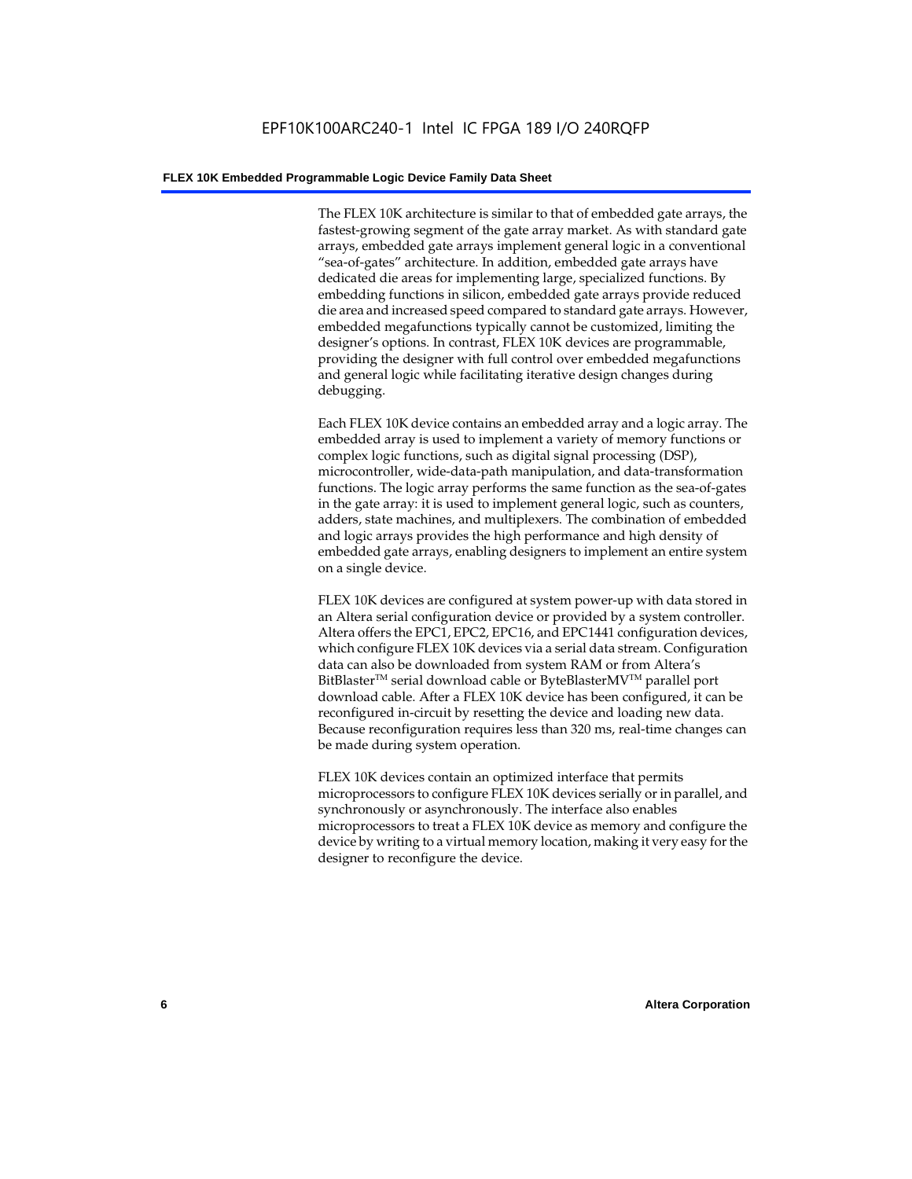The FLEX 10K architecture is similar to that of embedded gate arrays, the fastest-growing segment of the gate array market. As with standard gate arrays, embedded gate arrays implement general logic in a conventional "sea-of-gates" architecture. In addition, embedded gate arrays have dedicated die areas for implementing large, specialized functions. By embedding functions in silicon, embedded gate arrays provide reduced die area and increased speed compared to standard gate arrays. However, embedded megafunctions typically cannot be customized, limiting the designer's options. In contrast, FLEX 10K devices are programmable, providing the designer with full control over embedded megafunctions and general logic while facilitating iterative design changes during debugging.

Each FLEX 10K device contains an embedded array and a logic array. The embedded array is used to implement a variety of memory functions or complex logic functions, such as digital signal processing (DSP), microcontroller, wide-data-path manipulation, and data-transformation functions. The logic array performs the same function as the sea-of-gates in the gate array: it is used to implement general logic, such as counters, adders, state machines, and multiplexers. The combination of embedded and logic arrays provides the high performance and high density of embedded gate arrays, enabling designers to implement an entire system on a single device.

FLEX 10K devices are configured at system power-up with data stored in an Altera serial configuration device or provided by a system controller. Altera offers the EPC1, EPC2, EPC16, and EPC1441 configuration devices, which configure FLEX 10K devices via a serial data stream. Configuration data can also be downloaded from system RAM or from Altera's BitBlaster™ serial download cable or ByteBlasterMV™ parallel port download cable. After a FLEX 10K device has been configured, it can be reconfigured in-circuit by resetting the device and loading new data. Because reconfiguration requires less than 320 ms, real-time changes can be made during system operation.

FLEX 10K devices contain an optimized interface that permits microprocessors to configure FLEX 10K devices serially or in parallel, and synchronously or asynchronously. The interface also enables microprocessors to treat a FLEX 10K device as memory and configure the device by writing to a virtual memory location, making it very easy for the designer to reconfigure the device.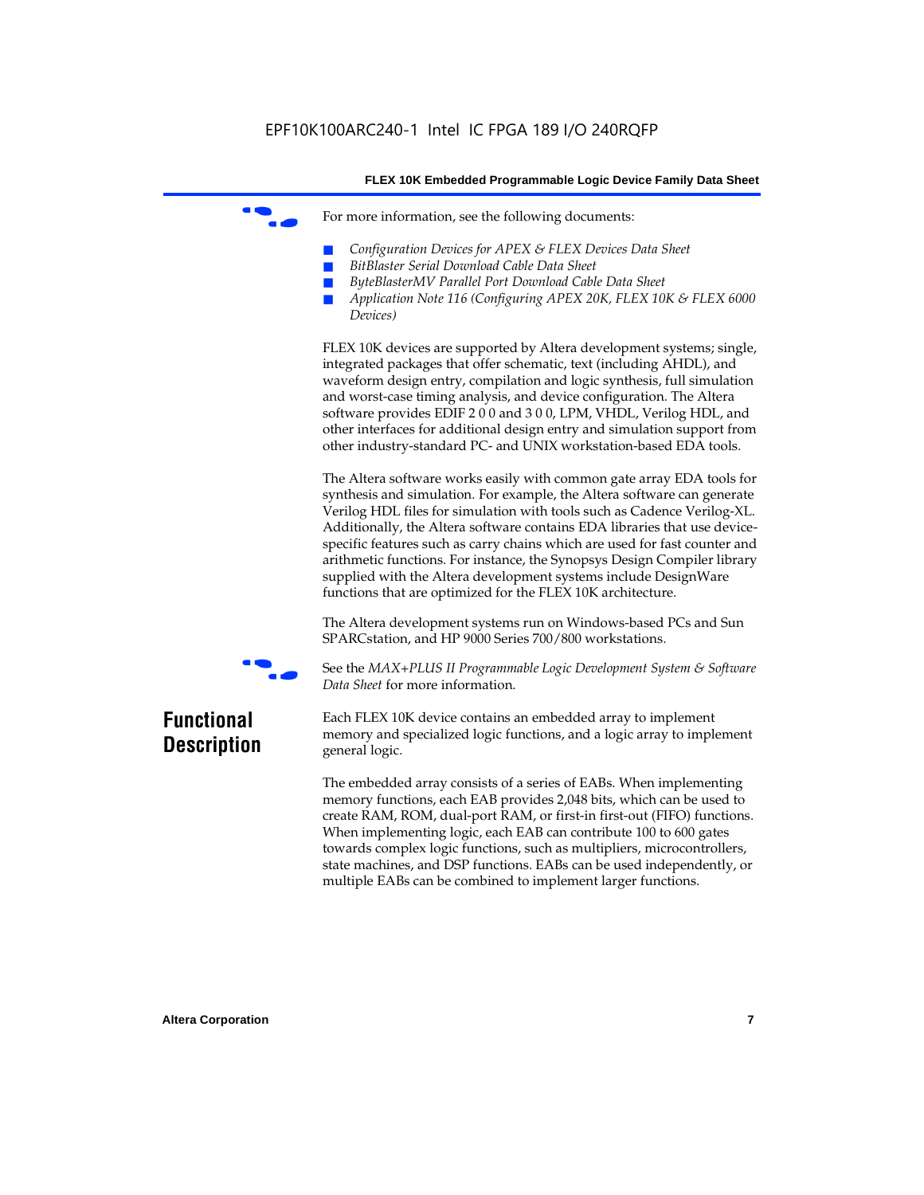For more information, see the following documents:

- *Configuration Devices for APEX & FLEX Devices Data Sheet*
- *BitBlaster Serial Download Cable Data Sheet*
- *ByteBlasterMV Parallel Port Download Cable Data Sheet*
- *Application Note 116 (Configuring APEX 20K, FLEX 10K & FLEX 6000 Devices)*

FLEX 10K devices are supported by Altera development systems; single, integrated packages that offer schematic, text (including AHDL), and waveform design entry, compilation and logic synthesis, full simulation and worst-case timing analysis, and device configuration. The Altera software provides EDIF 2 0 0 and 3 0 0, LPM, VHDL, Verilog HDL, and other interfaces for additional design entry and simulation support from other industry-standard PC- and UNIX workstation-based EDA tools.

The Altera software works easily with common gate array EDA tools for synthesis and simulation. For example, the Altera software can generate Verilog HDL files for simulation with tools such as Cadence Verilog-XL. Additionally, the Altera software contains EDA libraries that use device-specific features such as carry chains which are used for fast counter and arithmetic functions. For instance, the Synopsys Design Compiler library supplied with the Altera development systems include DesignWare functions that are optimized for the FLEX 10K architecture.

The Altera development systems run on Windows-based PCs and Sun SPARCstation, and HP 9000 Series 700/800 workstations.

See the *MAX+PLUS II Programmable Logic Development System & Software Data Sheet* for more information.

## Functional Description

Each FLEX 10K device contains an embedded array to implement memory and specialized logic functions, and a logic array to implement general logic.

The embedded array consists of a series of EABs. When implementing memory functions, each EAB provides 2,048 bits, which can be used to create RAM, ROM, dual-port RAM, or first-in first-out (FIFO) functions. When implementing logic, each EAB can contribute 100 to 600 gates towards complex logic functions, such as multipliers, microcontrollers, state machines, and DSP functions. EABs can be used independently, or multiple EABs can be combined to implement larger functions.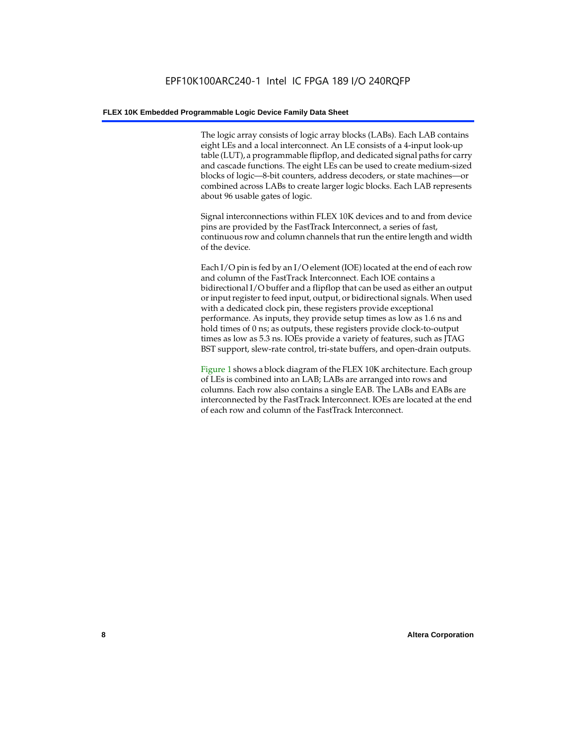The logic array consists of logic array blocks (LABs). Each LAB contains eight LEs and a local interconnect. An LE consists of a 4-input look-up table (LUT), a programmable flipflop, and dedicated signal paths for carry and cascade functions. The eight LEs can be used to create medium-sized blocks of logic—8-bit counters, address decoders, or state machines—or combined across LABs to create larger logic blocks. Each LAB represents about 96 usable gates of logic.

Signal interconnections within FLEX 10K devices and to and from device pins are provided by the FastTrack Interconnect, a series of fast, continuous row and column channels that run the entire length and width of the device.

Each I/O pin is fed by an I/O element (IOE) located at the end of each row and column of the FastTrack Interconnect. Each IOE contains a bidirectional I/O buffer and a flipflop that can be used as either an output or input register to feed input, output, or bidirectional signals. When used with a dedicated clock pin, these registers provide exceptional performance. As inputs, they provide setup times as low as 1.6 ns and hold times of 0 ns; as outputs, these registers provide clock-to-output times as low as 5.3 ns. IOEs provide a variety of features, such as JTAG BST support, slew-rate control, tri-state buffers, and open-drain outputs.

Figure 1 shows a block diagram of the FLEX 10K architecture. Each group of LEs is combined into an LAB; LABs are arranged into rows and columns. Each row also contains a single EAB. The LABs and EABs are interconnected by the FastTrack Interconnect. IOEs are located at the end of each row and column of the FastTrack Interconnect.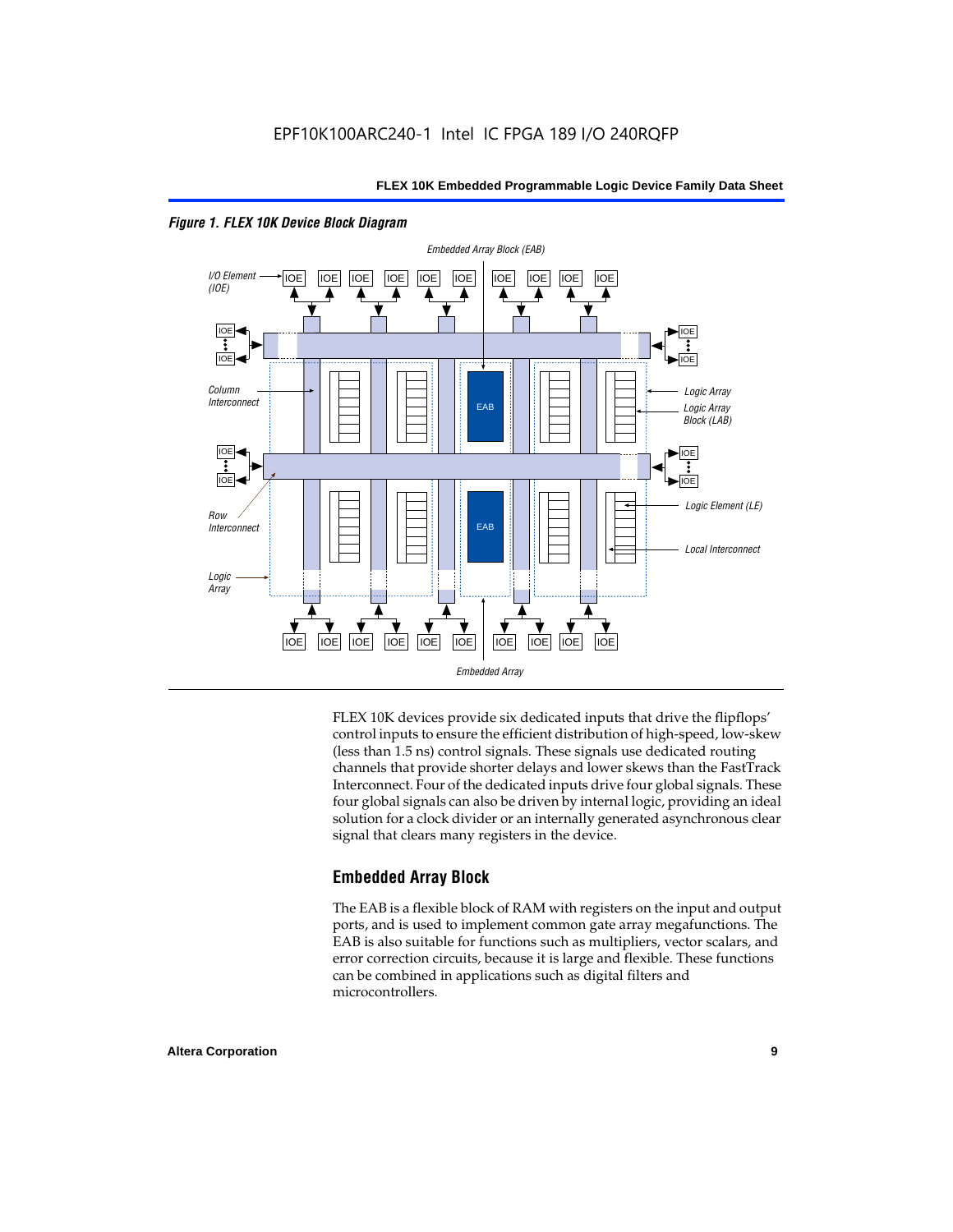*Figure 1. FLEX 10K Device Block Diagram*

FLEX 10K devices provide six dedicated inputs that drive the flipflops' control inputs to ensure the efficient distribution of high-speed, low-skew (less than 1.5 ns) control signals. These signals use dedicated routing channels that provide shorter delays and lower skews than the FastTrack Interconnect. Four of the dedicated inputs drive four global signals. These four global signals can also be driven by internal logic, providing an ideal solution for a clock divider or an internally generated asynchronous clear signal that clears many registers in the device.

## Embedded Array Block

The EAB is a flexible block of RAM with registers on the input and output ports, and is used to implement common gate array megafunctions. The EAB is also suitable for functions such as multipliers, vector scalars, and error correction circuits, because it is large and flexible. These functions can be combined in applications such as digital filters and microcontrollers.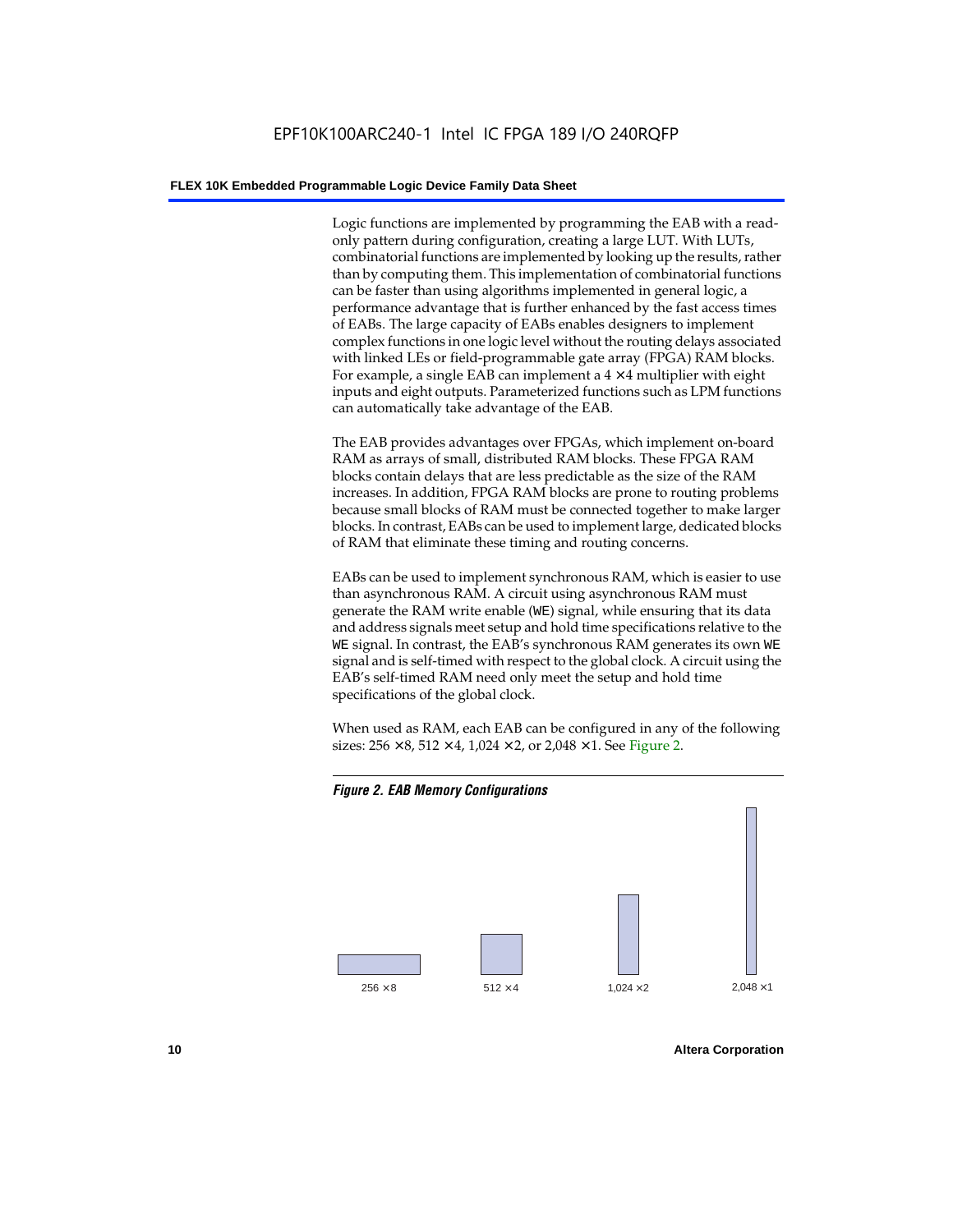Logic functions are implemented by programming the EAB with a read-only pattern during configuration, creating a large LUT. With LUTs, combinatorial functions are implemented by looking up the results, rather than by computing them. This implementation of combinatorial functions can be faster than using algorithms implemented in general logic, a performance advantage that is further enhanced by the fast access times of EABs. The large capacity of EABs enables designers to implement complex functions in one logic level without the routing delays associated with linked LEs or field-programmable gate array (FPGA) RAM blocks. For example, a single EAB can implement a 4 × 4 multiplier with eight inputs and eight outputs. Parameterized functions such as LPM functions can automatically take advantage of the EAB.

The EAB provides advantages over FPGAs, which implement on-board RAM as arrays of small, distributed RAM blocks. These FPGA RAM blocks contain delays that are less predictable as the size of the RAM increases. In addition, FPGA RAM blocks are prone to routing problems because small blocks of RAM must be connected together to make larger blocks. In contrast, EABs can be used to implement large, dedicated blocks of RAM that eliminate these timing and routing concerns.

EABs can be used to implement synchronous RAM, which is easier to use than asynchronous RAM. A circuit using asynchronous RAM must generate the RAM write enable (`WE`) signal, while ensuring that its data and address signals meet setup and hold time specifications relative to the `WE` signal. In contrast, the EAB's synchronous RAM generates its own `WE` signal and is self-timed with respect to the global clock. A circuit using the EAB's self-timed RAM need only meet the setup and hold time specifications of the global clock.

When used as RAM, each EAB can be configured in any of the following sizes: 256 × 8, 512 × 4, 1,024 × 2, or 2,048 × 1. See Figure 2.

***Figure 2. EAB Memory Configurations***

256 × 8 &nbsp;&nbsp; 512 × 4 &nbsp;&nbsp; 1,024 × 2 &nbsp;&nbsp; 2,048 × 1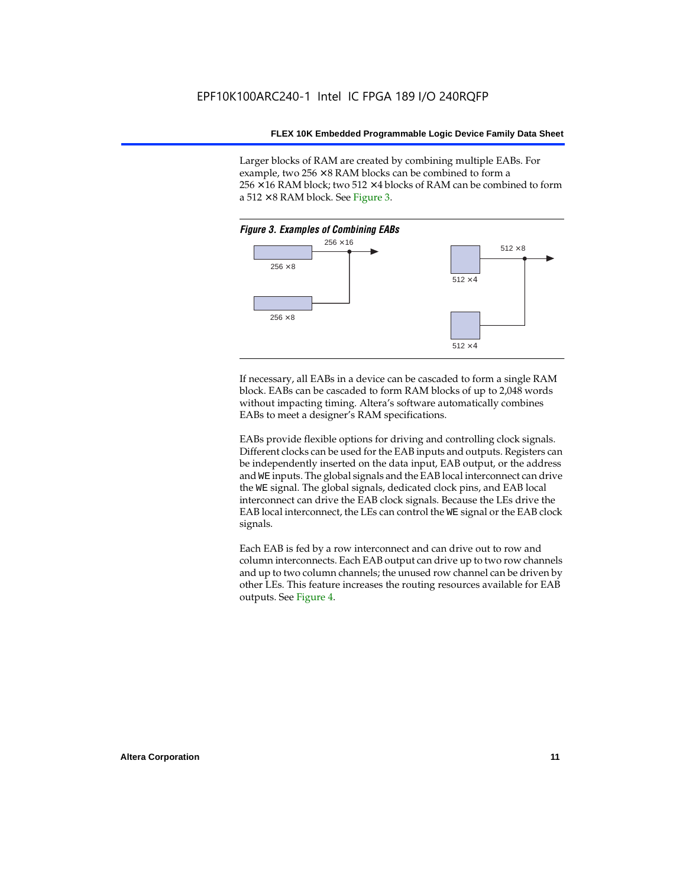Larger blocks of RAM are created by combining multiple EABs. For example, two 256 × 8 RAM blocks can be combined to form a 256 × 16 RAM block; two 512 × 4 blocks of RAM can be combined to form a 512 × 8 RAM block. See Figure 3.

***Figure 3. Examples of Combining EABs***

256 × 16

256 × 8

256 × 8

512 × 8

512 × 4

512 × 4

If necessary, all EABs in a device can be cascaded to form a single RAM block. EABs can be cascaded to form RAM blocks of up to 2,048 words without impacting timing. Altera's software automatically combines EABs to meet a designer's RAM specifications.

EABs provide flexible options for driving and controlling clock signals. Different clocks can be used for the EAB inputs and outputs. Registers can be independently inserted on the data input, EAB output, or the address and `WE` inputs. The global signals and the EAB local interconnect can drive the `WE` signal. The global signals, dedicated clock pins, and EAB local interconnect can drive the EAB clock signals. Because the LEs drive the EAB local interconnect, the LEs can control the `WE` signal or the EAB clock signals.

Each EAB is fed by a row interconnect and can drive out to row and column interconnects. Each EAB output can drive up to two row channels and up to two column channels; the unused row channel can be driven by other LEs. This feature increases the routing resources available for EAB outputs. See Figure 4.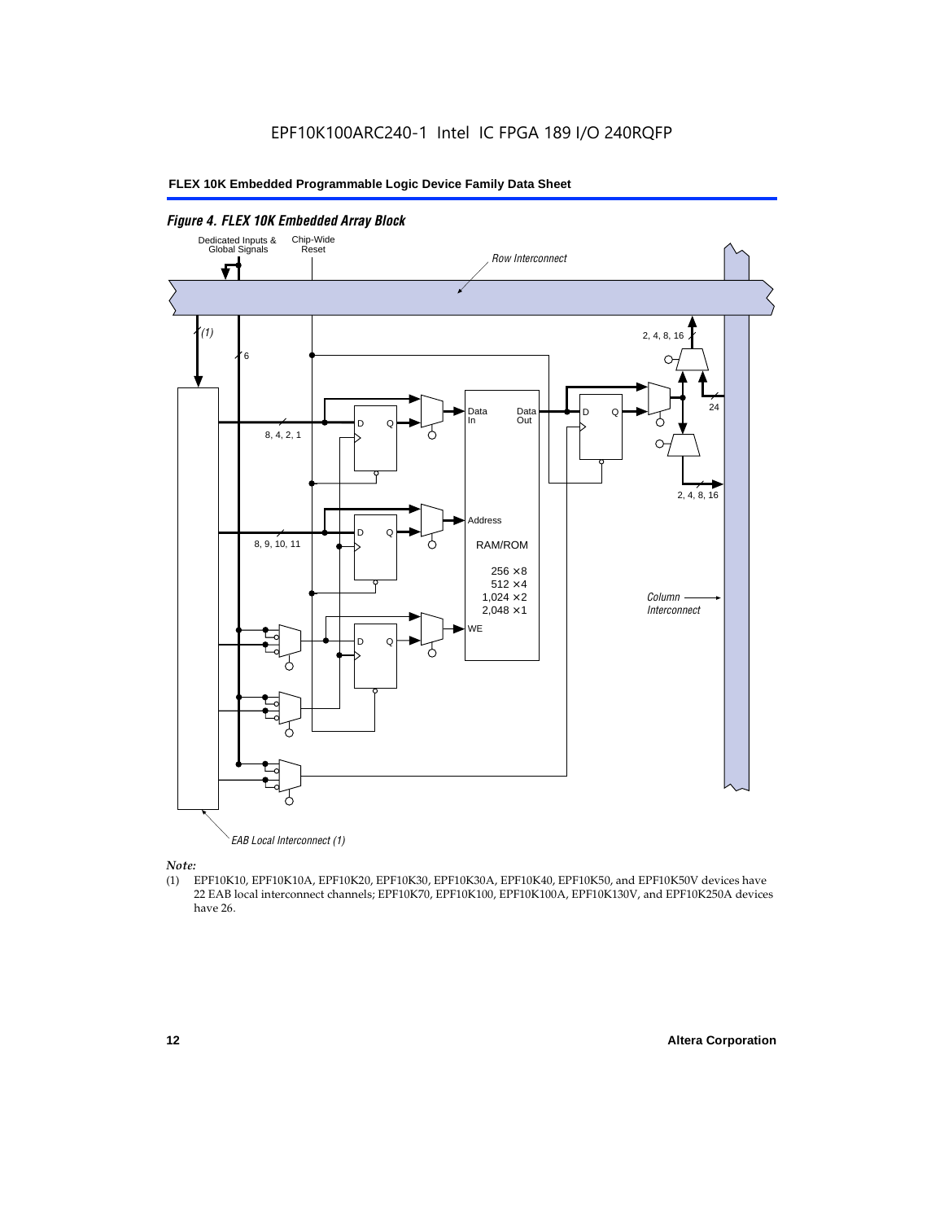*Figure 4. FLEX 10K Embedded Array Block*

Dedicated Inputs & Global Signals

Chip-Wide Reset

Row Interconnect

(1)

6

2, 4, 8, 16

24

8, 4, 2, 1

Data In

Data Out

D Q

2, 4, 8, 16

Address

8, 9, 10, 11

RAM/ROM

256 × 8
512 × 4
1,024 × 2
2,048 × 1

Column Interconnect

WE

EAB Local Interconnect (1)

*Note:*

(1) EPF10K10, EPF10K10A, EPF10K20, EPF10K30, EPF10K30A, EPF10K40, EPF10K50, and EPF10K50V devices have 22 EAB local interconnect channels; EPF10K70, EPF10K100, EPF10K100A, EPF10K130V, and EPF10K250A devices have 26.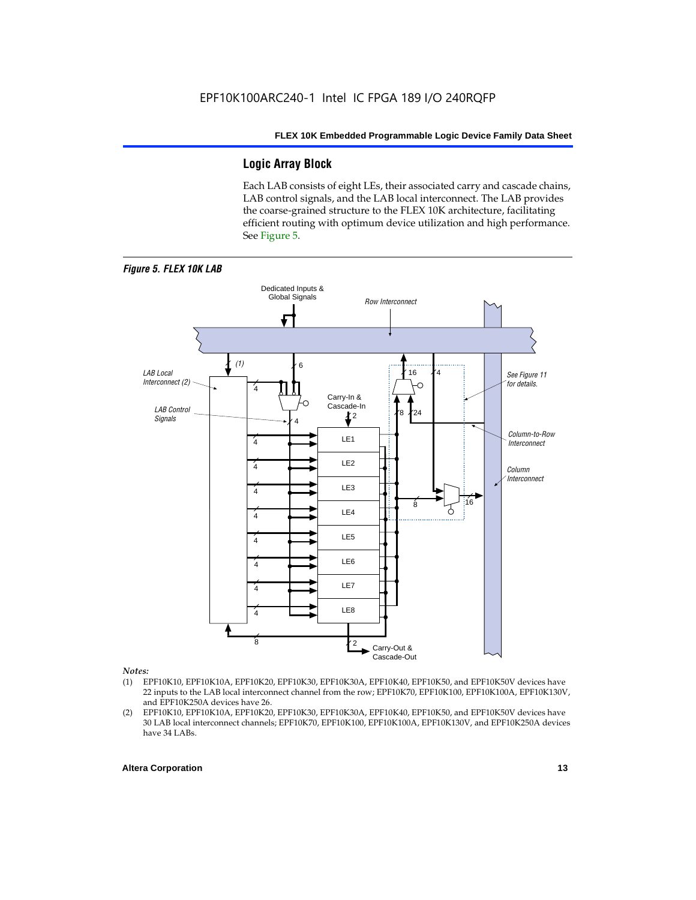## Logic Array Block

Each LAB consists of eight LEs, their associated carry and cascade chains, LAB control signals, and the LAB local interconnect. The LAB provides the coarse-grained structure to the FLEX 10K architecture, facilitating efficient routing with optimum device utilization and high performance. See Figure 5.

*Figure 5. FLEX 10K LAB*

*Notes:*

(1) EPF10K10, EPF10K10A, EPF10K20, EPF10K30, EPF10K30A, EPF10K40, EPF10K50, and EPF10K50V devices have 22 inputs to the LAB local interconnect channel from the row; EPF10K70, EPF10K100, EPF10K100A, EPF10K130V, and EPF10K250A devices have 26.

(2) EPF10K10, EPF10K10A, EPF10K20, EPF10K30, EPF10K30A, EPF10K40, EPF10K50, and EPF10K50V devices have 30 LAB local interconnect channels; EPF10K70, EPF10K100, EPF10K100A, EPF10K130V, and EPF10K250A devices have 34 LABs.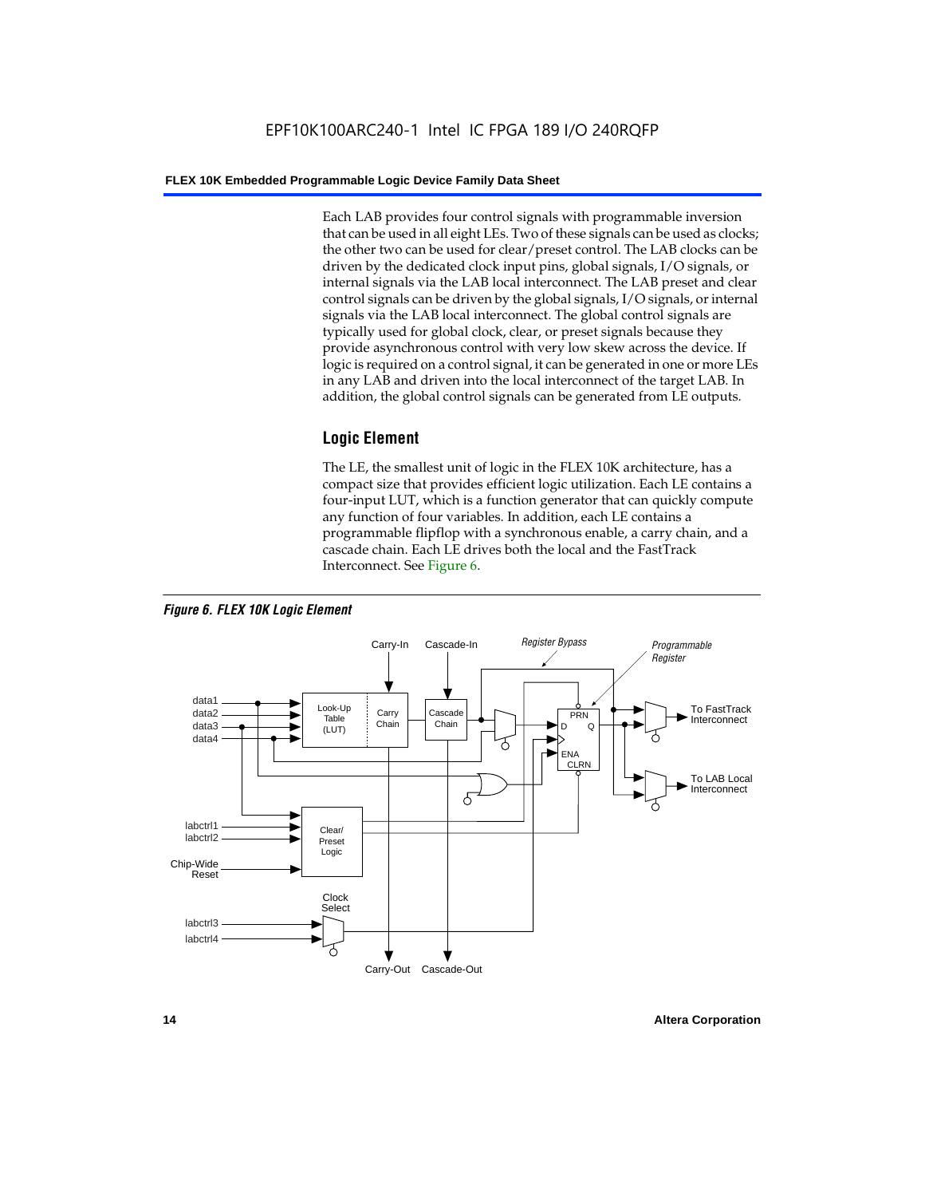Each LAB provides four control signals with programmable inversion that can be used in all eight LEs. Two of these signals can be used as clocks; the other two can be used for clear/preset control. The LAB clocks can be driven by the dedicated clock input pins, global signals, I/O signals, or internal signals via the LAB local interconnect. The LAB preset and clear control signals can be driven by the global signals, I/O signals, or internal signals via the LAB local interconnect. The global control signals are typically used for global clock, clear, or preset signals because they provide asynchronous control with very low skew across the device. If logic is required on a control signal, it can be generated in one or more LEs in any LAB and driven into the local interconnect of the target LAB. In addition, the global control signals can be generated from LE outputs.

## Logic Element

The LE, the smallest unit of logic in the FLEX 10K architecture, has a compact size that provides efficient logic utilization. Each LE contains a four-input LUT, which is a function generator that can quickly compute any function of four variables. In addition, each LE contains a programmable flipflop with a synchronous enable, a carry chain, and a cascade chain. Each LE drives both the local and the FastTrack Interconnect. See Figure 6.

*Figure 6. FLEX 10K Logic Element*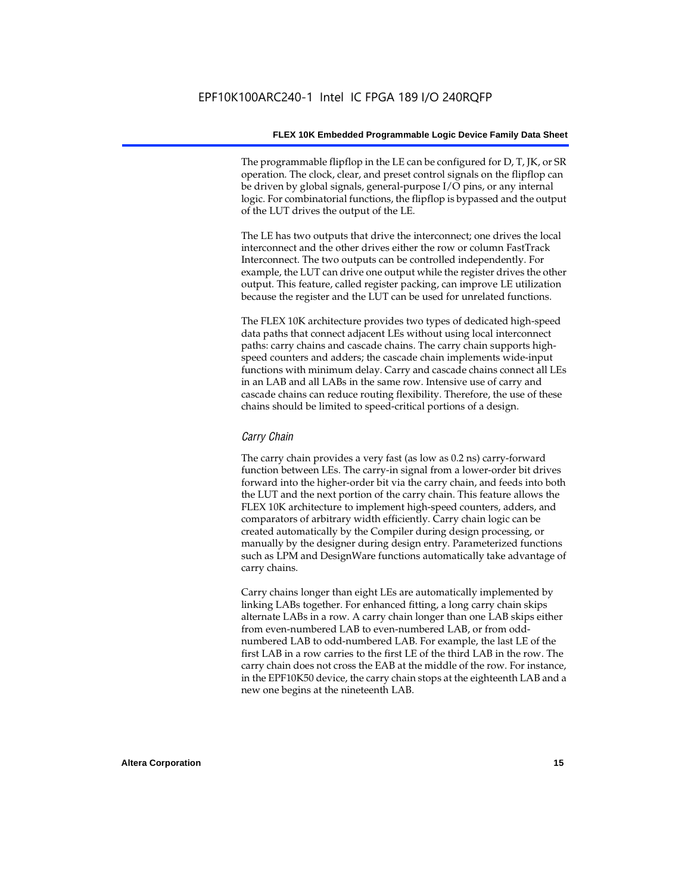The programmable flipflop in the LE can be configured for D, T, JK, or SR operation. The clock, clear, and preset control signals on the flipflop can be driven by global signals, general-purpose I/O pins, or any internal logic. For combinatorial functions, the flipflop is bypassed and the output of the LUT drives the output of the LE.

The LE has two outputs that drive the interconnect; one drives the local interconnect and the other drives either the row or column FastTrack Interconnect. The two outputs can be controlled independently. For example, the LUT can drive one output while the register drives the other output. This feature, called register packing, can improve LE utilization because the register and the LUT can be used for unrelated functions.

The FLEX 10K architecture provides two types of dedicated high-speed data paths that connect adjacent LEs without using local interconnect paths: carry chains and cascade chains. The carry chain supports high-speed counters and adders; the cascade chain implements wide-input functions with minimum delay. Carry and cascade chains connect all LEs in an LAB and all LABs in the same row. Intensive use of carry and cascade chains can reduce routing flexibility. Therefore, the use of these chains should be limited to speed-critical portions of a design.

### *Carry Chain*

The carry chain provides a very fast (as low as 0.2 ns) carry-forward function between LEs. The carry-in signal from a lower-order bit drives forward into the higher-order bit via the carry chain, and feeds into both the LUT and the next portion of the carry chain. This feature allows the FLEX 10K architecture to implement high-speed counters, adders, and comparators of arbitrary width efficiently. Carry chain logic can be created automatically by the Compiler during design processing, or manually by the designer during design entry. Parameterized functions such as LPM and DesignWare functions automatically take advantage of carry chains.

Carry chains longer than eight LEs are automatically implemented by linking LABs together. For enhanced fitting, a long carry chain skips alternate LABs in a row. A carry chain longer than one LAB skips either from even-numbered LAB to even-numbered LAB, or from odd-numbered LAB to odd-numbered LAB. For example, the last LE of the first LAB in a row carries to the first LE of the third LAB in the row. The carry chain does not cross the EAB at the middle of the row. For instance, in the EPF10K50 device, the carry chain stops at the eighteenth LAB and a new one begins at the nineteenth LAB.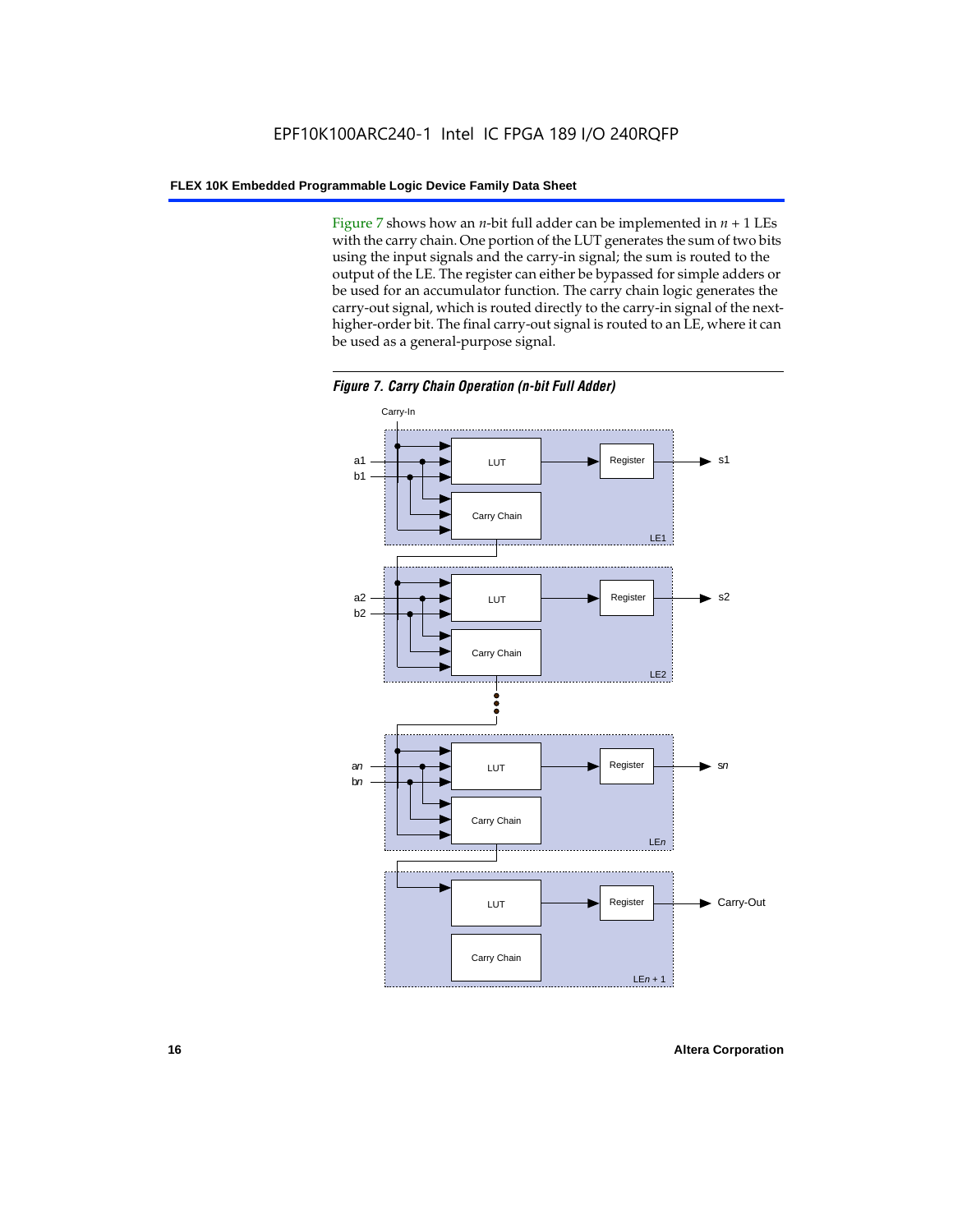Figure 7 shows how an $n$-bit full adder can be implemented in $n + 1$ LEs with the carry chain. One portion of the LUT generates the sum of two bits using the input signals and the carry-in signal; the sum is routed to the output of the LE. The register can either be bypassed for simple adders or be used for an accumulator function. The carry chain logic generates the carry-out signal, which is routed directly to the carry-in signal of the next-higher-order bit. The final carry-out signal is routed to an LE, where it can be used as a general-purpose signal.

***Figure 7. Carry Chain Operation (n-bit Full Adder)***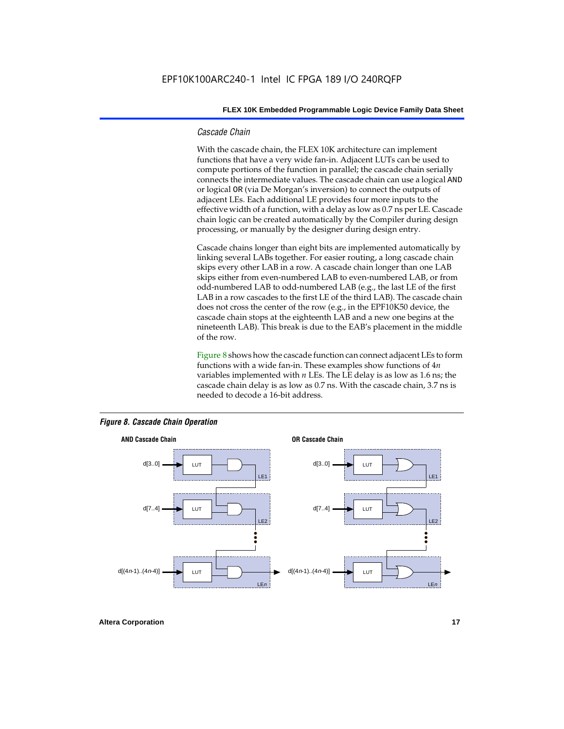### *Cascade Chain*

With the cascade chain, the FLEX 10K architecture can implement functions that have a very wide fan-in. Adjacent LUTs can be used to compute portions of the function in parallel; the cascade chain serially connects the intermediate values. The cascade chain can use a logical `AND` or logical `OR` (via De Morgan's inversion) to connect the outputs of adjacent LEs. Each additional LE provides four more inputs to the effective width of a function, with a delay as low as 0.7 ns per LE. Cascade chain logic can be created automatically by the Compiler during design processing, or manually by the designer during design entry.

Cascade chains longer than eight bits are implemented automatically by linking several LABs together. For easier routing, a long cascade chain skips every other LAB in a row. A cascade chain longer than one LAB skips either from even-numbered LAB to even-numbered LAB, or from odd-numbered LAB to odd-numbered LAB (e.g., the last LE of the first LAB in a row cascades to the first LE of the third LAB). The cascade chain does not cross the center of the row (e.g., in the EPF10K50 device, the cascade chain stops at the eighteenth LAB and a new one begins at the nineteenth LAB). This break is due to the EAB's placement in the middle of the row.

Figure 8 shows how the cascade function can connect adjacent LEs to form functions with a wide fan-in. These examples show functions of $4n$ variables implemented with $n$ LEs. The LE delay is as low as 1.6 ns; the cascade chain delay is as low as 0.7 ns. With the cascade chain, 3.7 ns is needed to decode a 16-bit address.

***Figure 8. Cascade Chain Operation***

**AND Cascade Chain** — d[3..0] → LUT (LE1); d[7..4] → LUT (LE2); ... ; d[(4n-1)..(4n-4)] → LUT (LEn)

**OR Cascade Chain** — d[3..0] → LUT (LE1); d[7..4] → LUT (LE2); ... ; d[(4n-1)..(4n-4)] → LUT (LEn)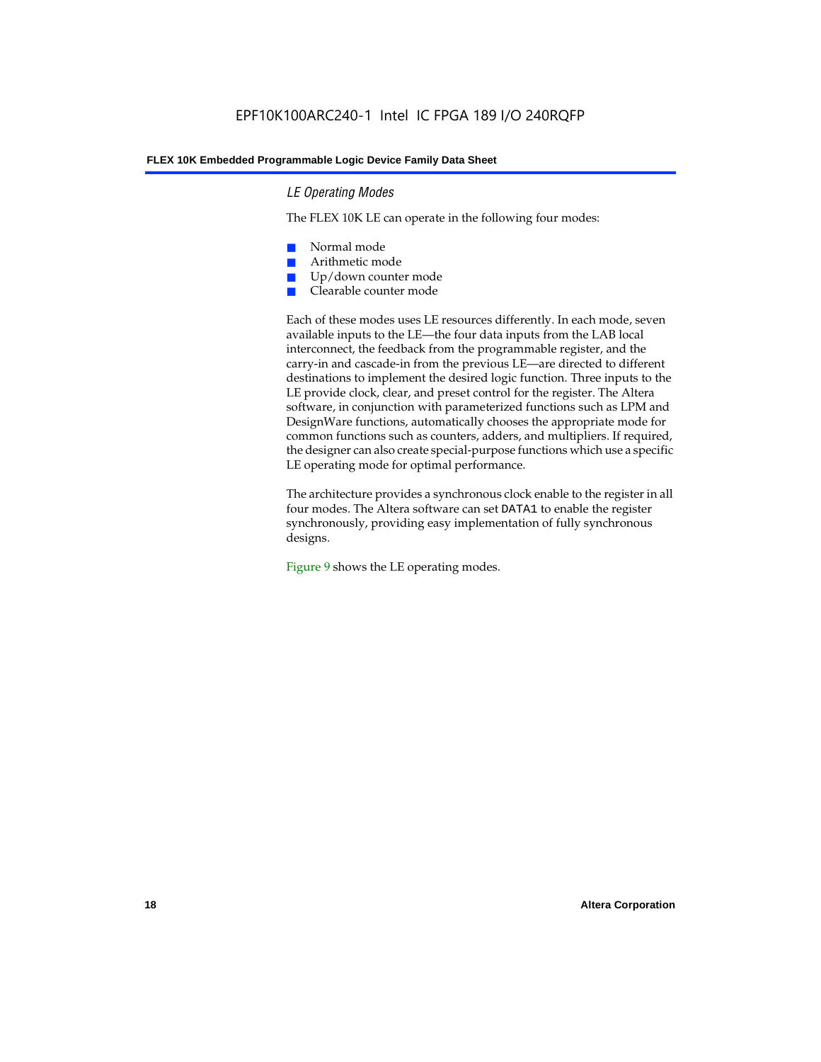### *LE Operating Modes*

The FLEX 10K LE can operate in the following four modes:

- Normal mode
- Arithmetic mode
- Up/down counter mode
- Clearable counter mode

Each of these modes uses LE resources differently. In each mode, seven available inputs to the LE—the four data inputs from the LAB local interconnect, the feedback from the programmable register, and the carry-in and cascade-in from the previous LE—are directed to different destinations to implement the desired logic function. Three inputs to the LE provide clock, clear, and preset control for the register. The Altera software, in conjunction with parameterized functions such as LPM and DesignWare functions, automatically chooses the appropriate mode for common functions such as counters, adders, and multipliers. If required, the designer can also create special-purpose functions which use a specific LE operating mode for optimal performance.

The architecture provides a synchronous clock enable to the register in all four modes. The Altera software can set `DATA1` to enable the register synchronously, providing easy implementation of fully synchronous designs.

Figure 9 shows the LE operating modes.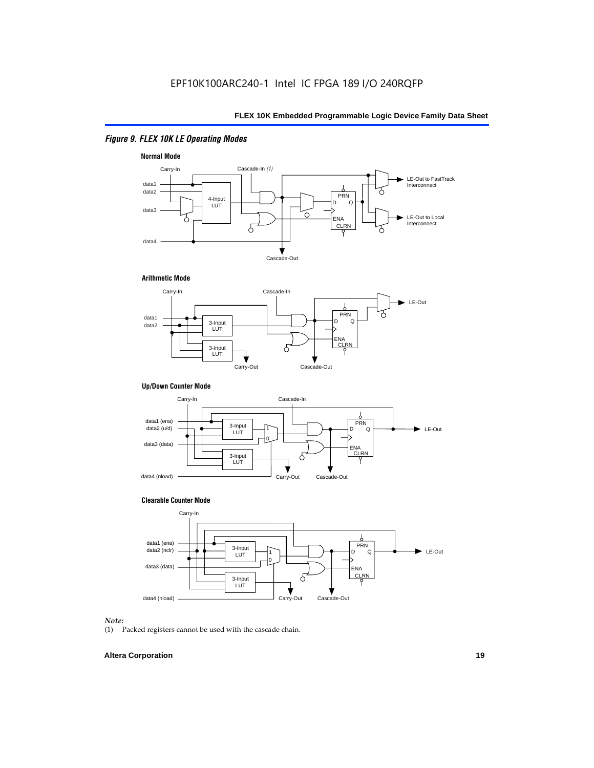EPF10K100ARC240-1 Intel IC FPGA 189 I/O 240RQFP

## *Figure 9. FLEX 10K LE Operating Modes*

**Normal Mode**

Carry-In, Cascade-In *(1)*, data1, data2, data3, data4, 4-Input LUT, PRN, D, Q, ENA, CLRN, LE-Out to FastTrack Interconnect, LE-Out to Local Interconnect, Cascade-Out

**Arithmetic Mode**

Carry-In, Cascade-In, data1, data2, 3-Input LUT, 3-Input LUT, PRN, D, Q, ENA, CLRN, LE-Out, Carry-Out, Cascade-Out

**Up/Down Counter Mode**

Carry-In, Cascade-In, data1 (ena), data2 (u/d), data3 (data), data4 (nload), 3-Input LUT, 3-Input LUT, 1, 0, PRN, D, Q, ENA, CLRN, LE-Out, Carry-Out, Cascade-Out

**Clearable Counter Mode**

Carry-In, data1 (ena), data2 (nclr), data3 (data), data4 (nload), 3-Input LUT, 3-Input LUT, 1, 0, PRN, D, Q, ENA, CLRN, LE-Out, Carry-Out, Cascade-Out

*Note:*

(1) Packed registers cannot be used with the cascade chain.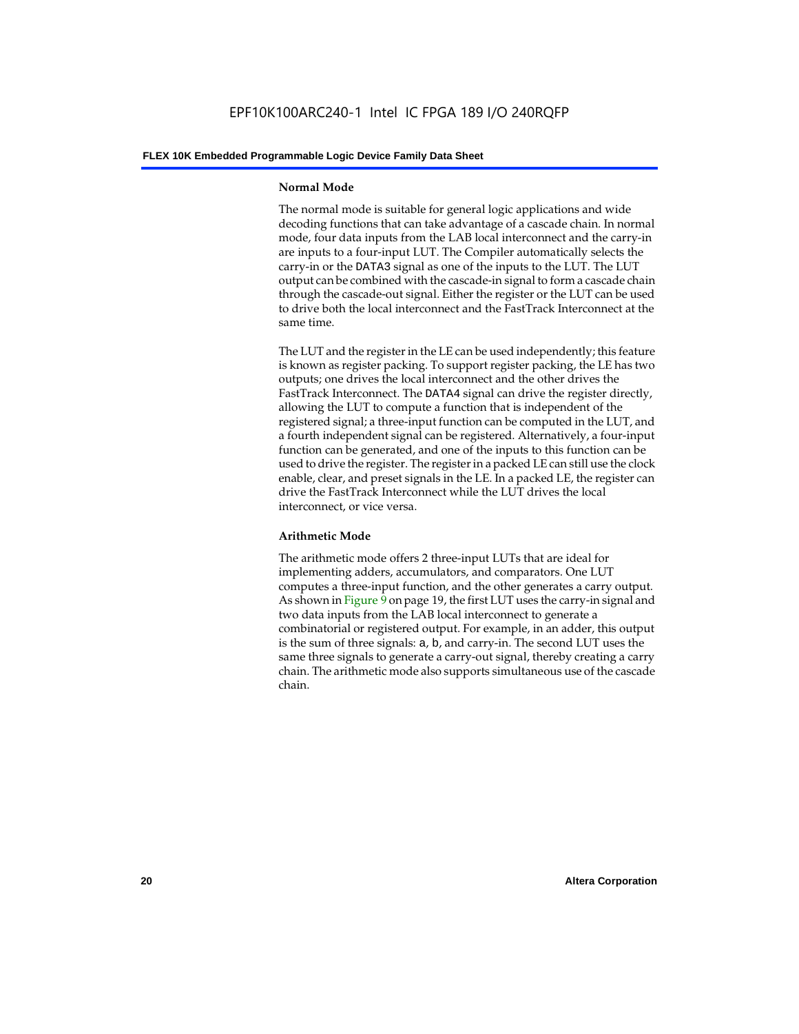### Normal Mode

The normal mode is suitable for general logic applications and wide decoding functions that can take advantage of a cascade chain. In normal mode, four data inputs from the LAB local interconnect and the carry-in are inputs to a four-input LUT. The Compiler automatically selects the carry-in or the DATA3 signal as one of the inputs to the LUT. The LUT output can be combined with the cascade-in signal to form a cascade chain through the cascade-out signal. Either the register or the LUT can be used to drive both the local interconnect and the FastTrack Interconnect at the same time.

The LUT and the register in the LE can be used independently; this feature is known as register packing. To support register packing, the LE has two outputs; one drives the local interconnect and the other drives the FastTrack Interconnect. The DATA4 signal can drive the register directly, allowing the LUT to compute a function that is independent of the registered signal; a three-input function can be computed in the LUT, and a fourth independent signal can be registered. Alternatively, a four-input function can be generated, and one of the inputs to this function can be used to drive the register. The register in a packed LE can still use the clock enable, clear, and preset signals in the LE. In a packed LE, the register can drive the FastTrack Interconnect while the LUT drives the local interconnect, or vice versa.

### Arithmetic Mode

The arithmetic mode offers 2 three-input LUTs that are ideal for implementing adders, accumulators, and comparators. One LUT computes a three-input function, and the other generates a carry output. As shown in Figure 9 on page 19, the first LUT uses the carry-in signal and two data inputs from the LAB local interconnect to generate a combinatorial or registered output. For example, in an adder, this output is the sum of three signals: a, b, and carry-in. The second LUT uses the same three signals to generate a carry-out signal, thereby creating a carry chain. The arithmetic mode also supports simultaneous use of the cascade chain.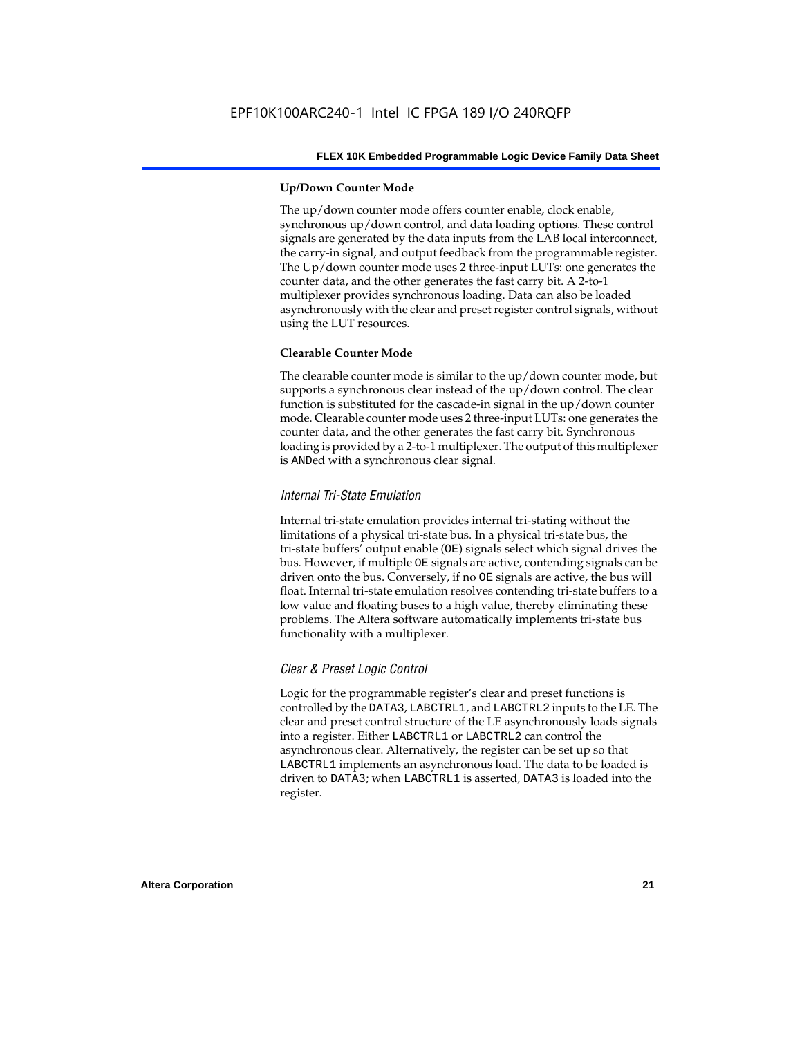#### Up/Down Counter Mode

The up/down counter mode offers counter enable, clock enable, synchronous up/down control, and data loading options. These control signals are generated by the data inputs from the LAB local interconnect, the carry-in signal, and output feedback from the programmable register. The Up/down counter mode uses 2 three-input LUTs: one generates the counter data, and the other generates the fast carry bit. A 2-to-1 multiplexer provides synchronous loading. Data can also be loaded asynchronously with the clear and preset register control signals, without using the LUT resources.

#### Clearable Counter Mode

The clearable counter mode is similar to the up/down counter mode, but supports a synchronous clear instead of the up/down control. The clear function is substituted for the cascade-in signal in the up/down counter mode. Clearable counter mode uses 2 three-input LUTs: one generates the counter data, and the other generates the fast carry bit. Synchronous loading is provided by a 2-to-1 multiplexer. The output of this multiplexer is ANDed with a synchronous clear signal.

### *Internal Tri-State Emulation*

Internal tri-state emulation provides internal tri-stating without the limitations of a physical tri-state bus. In a physical tri-state bus, the tri-state buffers' output enable (OE) signals select which signal drives the bus. However, if multiple OE signals are active, contending signals can be driven onto the bus. Conversely, if no OE signals are active, the bus will float. Internal tri-state emulation resolves contending tri-state buffers to a low value and floating buses to a high value, thereby eliminating these problems. The Altera software automatically implements tri-state bus functionality with a multiplexer.

### *Clear & Preset Logic Control*

Logic for the programmable register's clear and preset functions is controlled by the DATA3, LABCTRL1, and LABCTRL2 inputs to the LE. The clear and preset control structure of the LE asynchronously loads signals into a register. Either LABCTRL1 or LABCTRL2 can control the asynchronous clear. Alternatively, the register can be set up so that LABCTRL1 implements an asynchronous load. The data to be loaded is driven to DATA3; when LABCTRL1 is asserted, DATA3 is loaded into the register.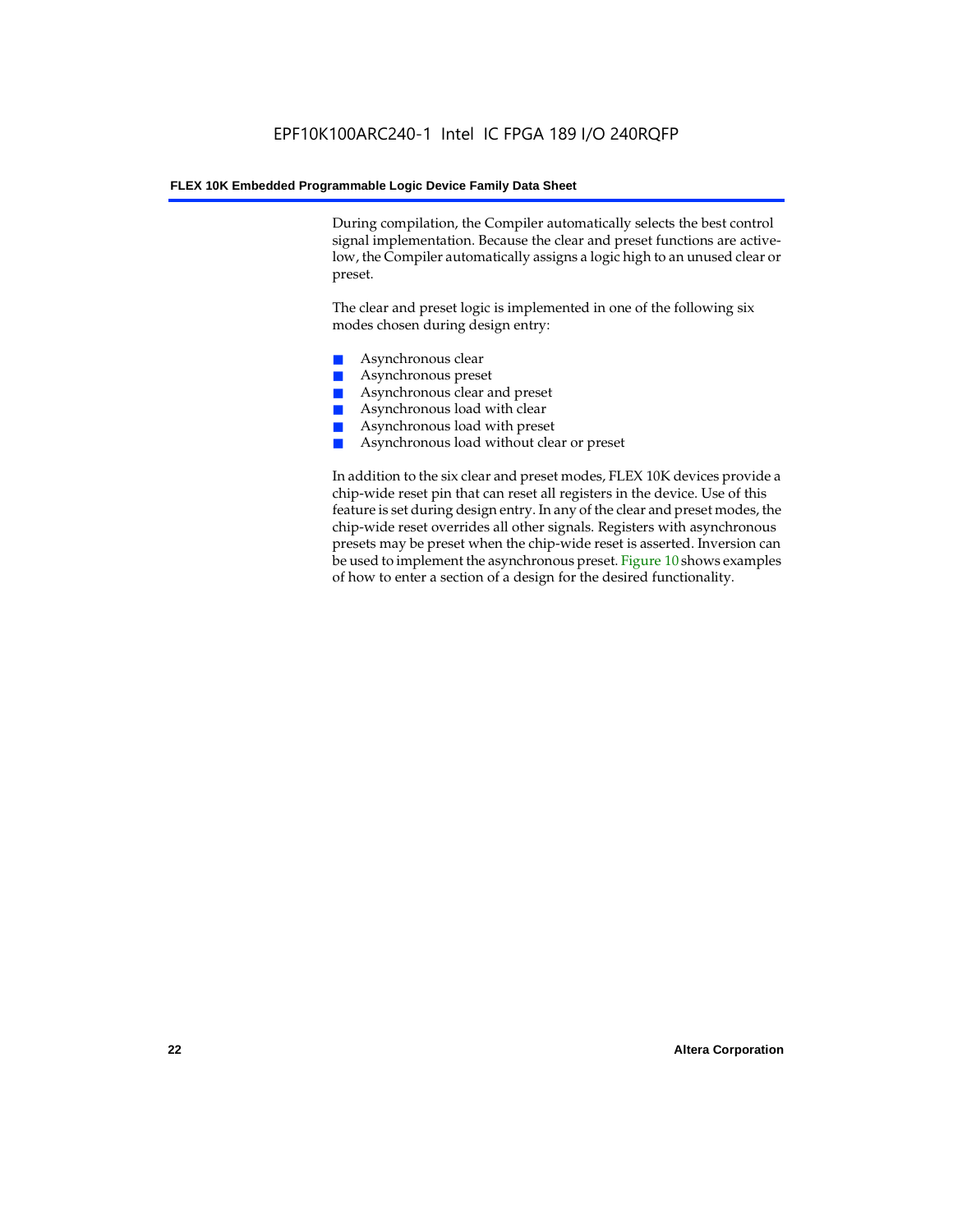During compilation, the Compiler automatically selects the best control signal implementation. Because the clear and preset functions are active-low, the Compiler automatically assigns a logic high to an unused clear or preset.

The clear and preset logic is implemented in one of the following six modes chosen during design entry:

- Asynchronous clear
- Asynchronous preset
- Asynchronous clear and preset
- Asynchronous load with clear
- Asynchronous load with preset
- Asynchronous load without clear or preset

In addition to the six clear and preset modes, FLEX 10K devices provide a chip-wide reset pin that can reset all registers in the device. Use of this feature is set during design entry. In any of the clear and preset modes, the chip-wide reset overrides all other signals. Registers with asynchronous presets may be preset when the chip-wide reset is asserted. Inversion can be used to implement the asynchronous preset. Figure 10 shows examples of how to enter a section of a design for the desired functionality.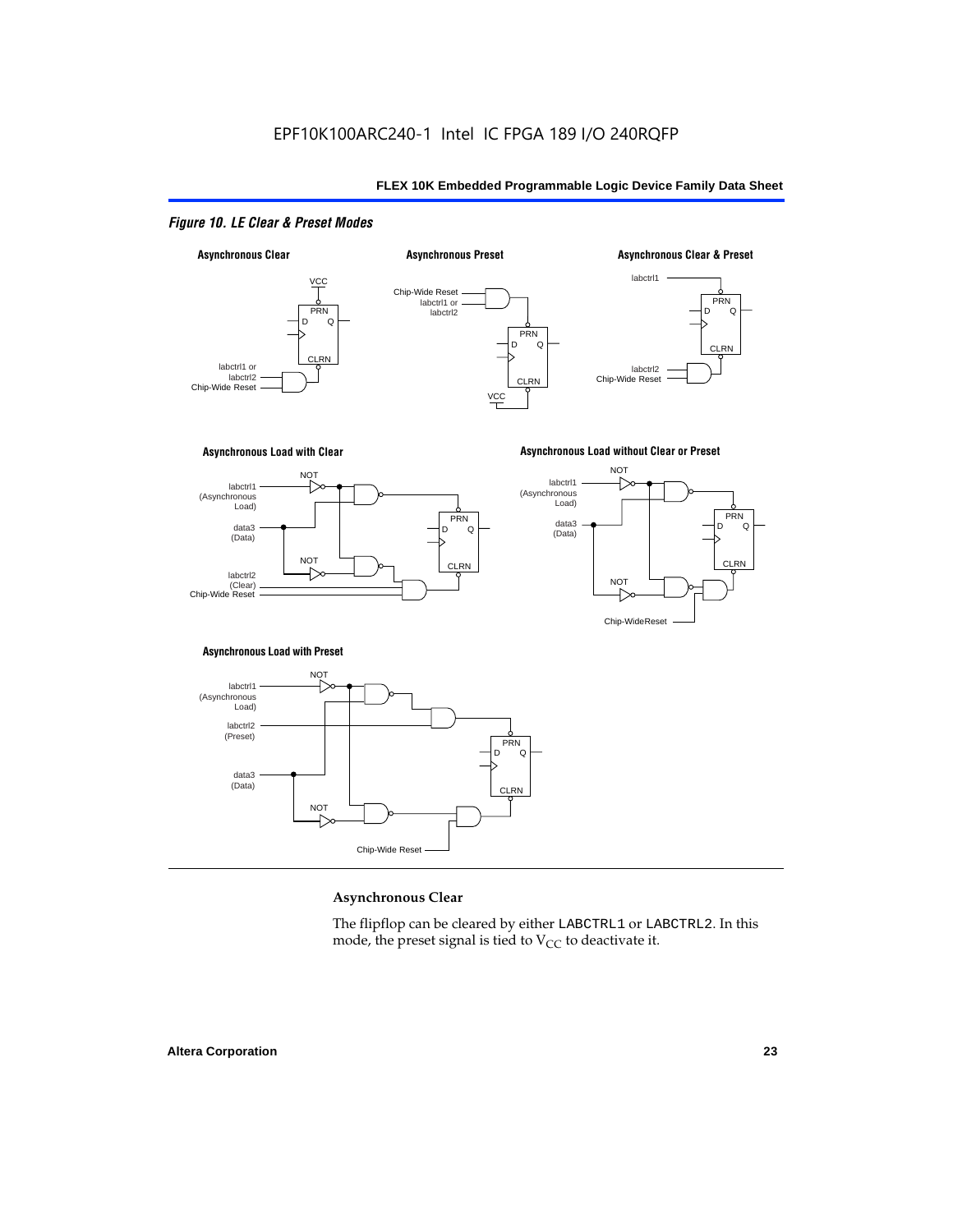*Figure 10. LE Clear & Preset Modes*

### Asynchronous Clear

The flipflop can be cleared by either LABCTRL1 or LABCTRL2. In this mode, the preset signal is tied to $V_{CC}$ to deactivate it.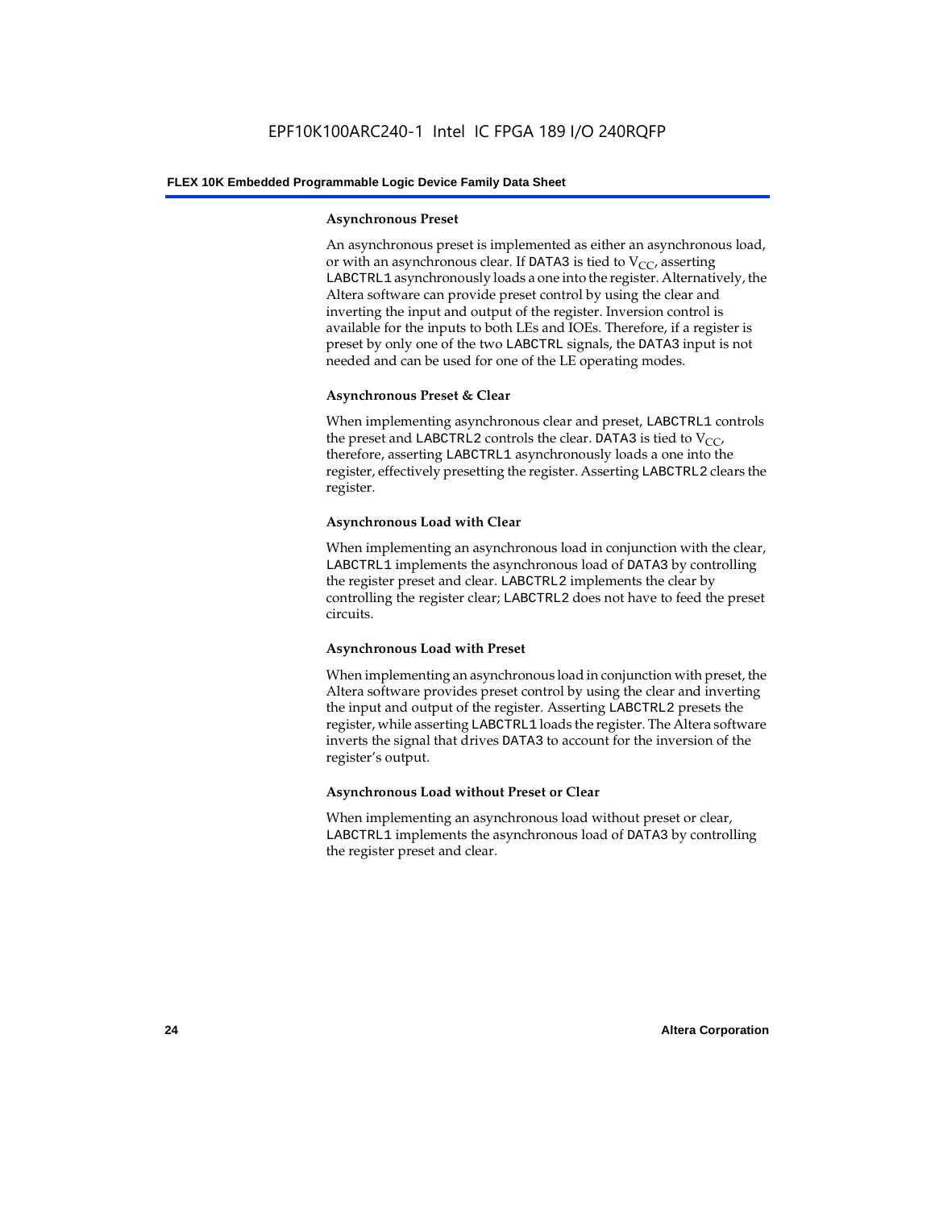#### Asynchronous Preset

An asynchronous preset is implemented as either an asynchronous load, or with an asynchronous clear. If DATA3 is tied to $V_{CC}$, asserting LABCTRL1 asynchronously loads a one into the register. Alternatively, the Altera software can provide preset control by using the clear and inverting the input and output of the register. Inversion control is available for the inputs to both LEs and IOEs. Therefore, if a register is preset by only one of the two LABCTRL signals, the DATA3 input is not needed and can be used for one of the LE operating modes.

#### Asynchronous Preset & Clear

When implementing asynchronous clear and preset, LABCTRL1 controls the preset and LABCTRL2 controls the clear. DATA3 is tied to $V_{CC}$, therefore, asserting LABCTRL1 asynchronously loads a one into the register, effectively presetting the register. Asserting LABCTRL2 clears the register.

#### Asynchronous Load with Clear

When implementing an asynchronous load in conjunction with the clear, LABCTRL1 implements the asynchronous load of DATA3 by controlling the register preset and clear. LABCTRL2 implements the clear by controlling the register clear; LABCTRL2 does not have to feed the preset circuits.

#### Asynchronous Load with Preset

When implementing an asynchronous load in conjunction with preset, the Altera software provides preset control by using the clear and inverting the input and output of the register. Asserting LABCTRL2 presets the register, while asserting LABCTRL1 loads the register. The Altera software inverts the signal that drives DATA3 to account for the inversion of the register's output.

#### Asynchronous Load without Preset or Clear

When implementing an asynchronous load without preset or clear, LABCTRL1 implements the asynchronous load of DATA3 by controlling the register preset and clear.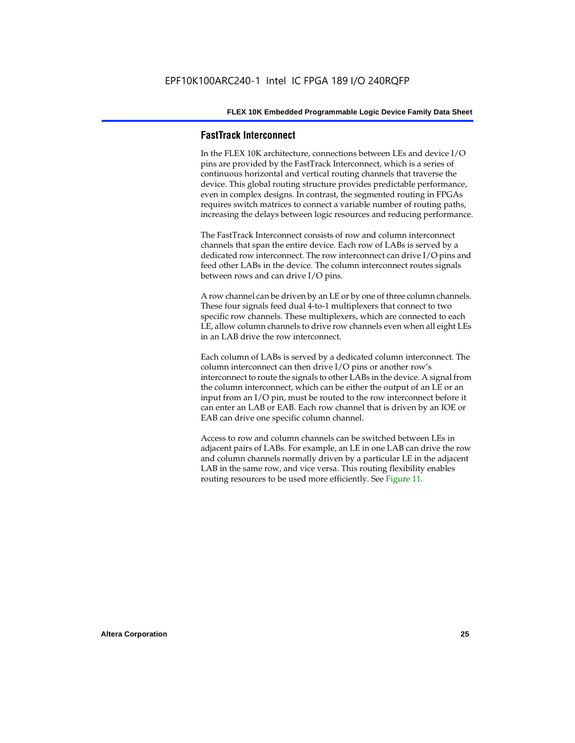## FastTrack Interconnect

In the FLEX 10K architecture, connections between LEs and device I/O pins are provided by the FastTrack Interconnect, which is a series of continuous horizontal and vertical routing channels that traverse the device. This global routing structure provides predictable performance, even in complex designs. In contrast, the segmented routing in FPGAs requires switch matrices to connect a variable number of routing paths, increasing the delays between logic resources and reducing performance.

The FastTrack Interconnect consists of row and column interconnect channels that span the entire device. Each row of LABs is served by a dedicated row interconnect. The row interconnect can drive I/O pins and feed other LABs in the device. The column interconnect routes signals between rows and can drive I/O pins.

A row channel can be driven by an LE or by one of three column channels. These four signals feed dual 4-to-1 multiplexers that connect to two specific row channels. These multiplexers, which are connected to each LE, allow column channels to drive row channels even when all eight LEs in an LAB drive the row interconnect.

Each column of LABs is served by a dedicated column interconnect. The column interconnect can then drive I/O pins or another row's interconnect to route the signals to other LABs in the device. A signal from the column interconnect, which can be either the output of an LE or an input from an I/O pin, must be routed to the row interconnect before it can enter an LAB or EAB. Each row channel that is driven by an IOE or EAB can drive one specific column channel.

Access to row and column channels can be switched between LEs in adjacent pairs of LABs. For example, an LE in one LAB can drive the row and column channels normally driven by a particular LE in the adjacent LAB in the same row, and vice versa. This routing flexibility enables routing resources to be used more efficiently. See Figure 11.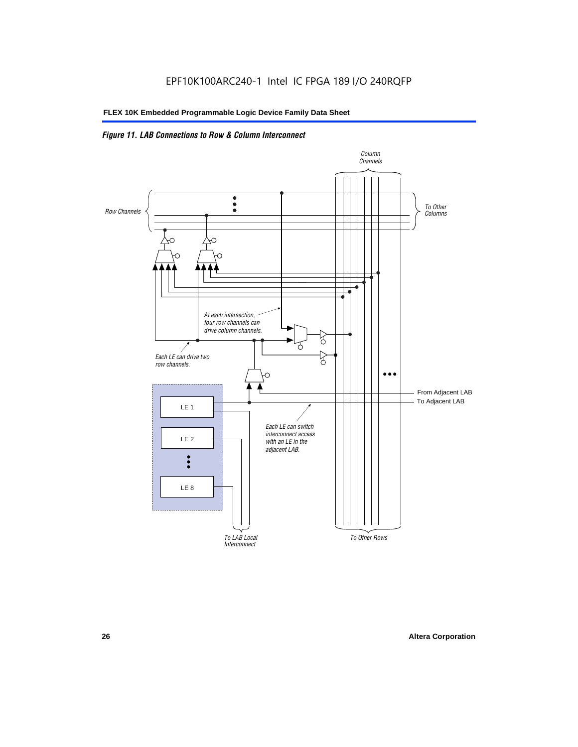*Figure 11. LAB Connections to Row & Column Interconnect*

Column Channels

Row Channels

To Other Columns

At each intersection, four row channels can drive column channels.

Each LE can drive two row channels.

From Adjacent LAB

To Adjacent LAB

LE 1

LE 2

LE 8

Each LE can switch interconnect access with an LE in the adjacent LAB.

To LAB Local Interconnect

To Other Rows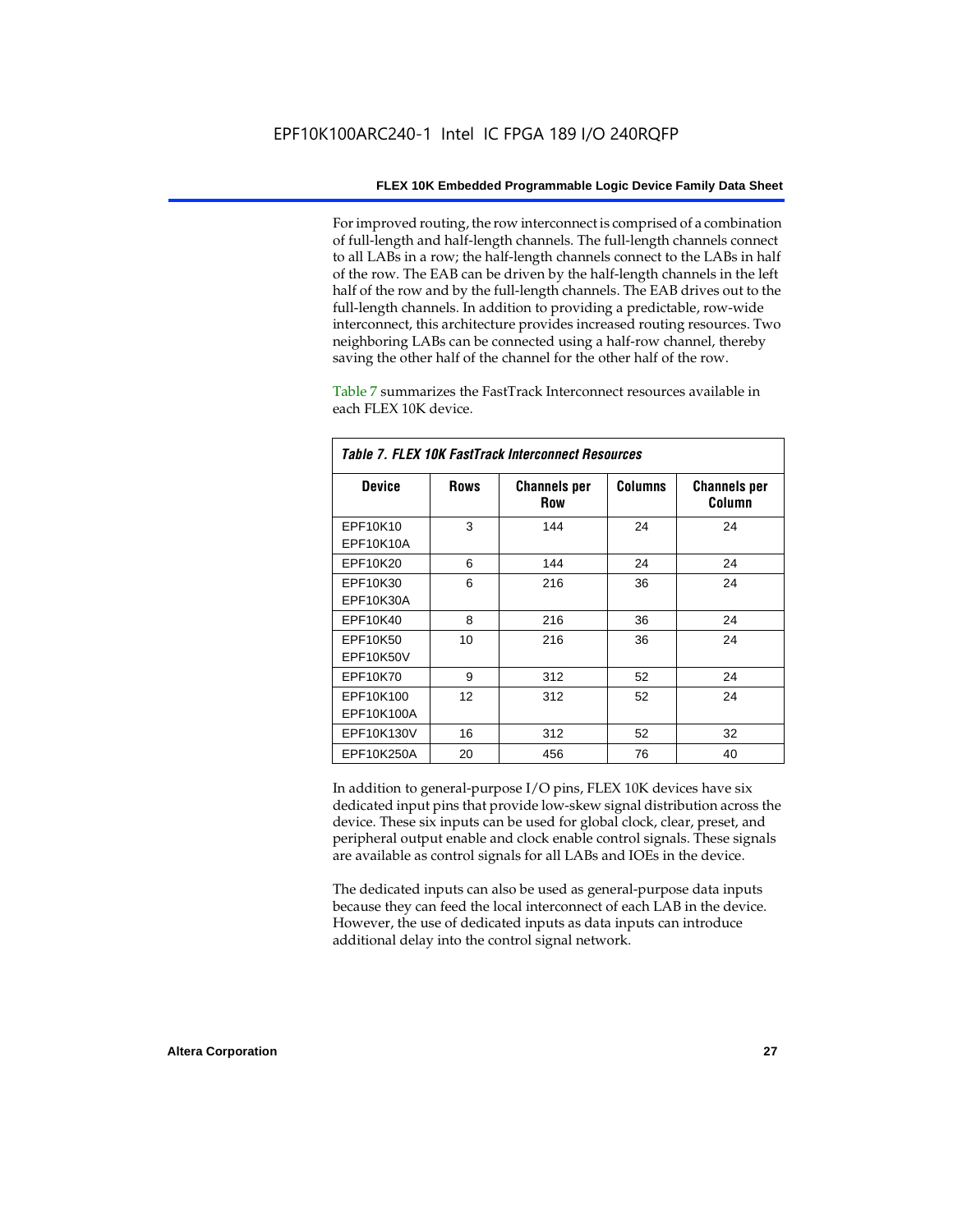For improved routing, the row interconnect is comprised of a combination of full-length and half-length channels. The full-length channels connect to all LABs in a row; the half-length channels connect to the LABs in half of the row. The EAB can be driven by the half-length channels in the left half of the row and by the full-length channels. The EAB drives out to the full-length channels. In addition to providing a predictable, row-wide interconnect, this architecture provides increased routing resources. Two neighboring LABs can be connected using a half-row channel, thereby saving the other half of the channel for the other half of the row.

Table 7 summarizes the FastTrack Interconnect resources available in each FLEX 10K device.

*Table 7. FLEX 10K FastTrack Interconnect Resources*

| Device | Rows | Channels per Row | Columns | Channels per Column |
|---|---|---|---|---|
| EPF10K10<br>EPF10K10A | 3 | 144 | 24 | 24 |
| EPF10K20 | 6 | 144 | 24 | 24 |
| EPF10K30<br>EPF10K30A | 6 | 216 | 36 | 24 |
| EPF10K40 | 8 | 216 | 36 | 24 |
| EPF10K50<br>EPF10K50V | 10 | 216 | 36 | 24 |
| EPF10K70 | 9 | 312 | 52 | 24 |
| EPF10K100<br>EPF10K100A | 12 | 312 | 52 | 24 |
| EPF10K130V | 16 | 312 | 52 | 32 |
| EPF10K250A | 20 | 456 | 76 | 40 |

In addition to general-purpose I/O pins, FLEX 10K devices have six dedicated input pins that provide low-skew signal distribution across the device. These six inputs can be used for global clock, clear, preset, and peripheral output enable and clock enable control signals. These signals are available as control signals for all LABs and IOEs in the device.

The dedicated inputs can also be used as general-purpose data inputs because they can feed the local interconnect of each LAB in the device. However, the use of dedicated inputs as data inputs can introduce additional delay into the control signal network.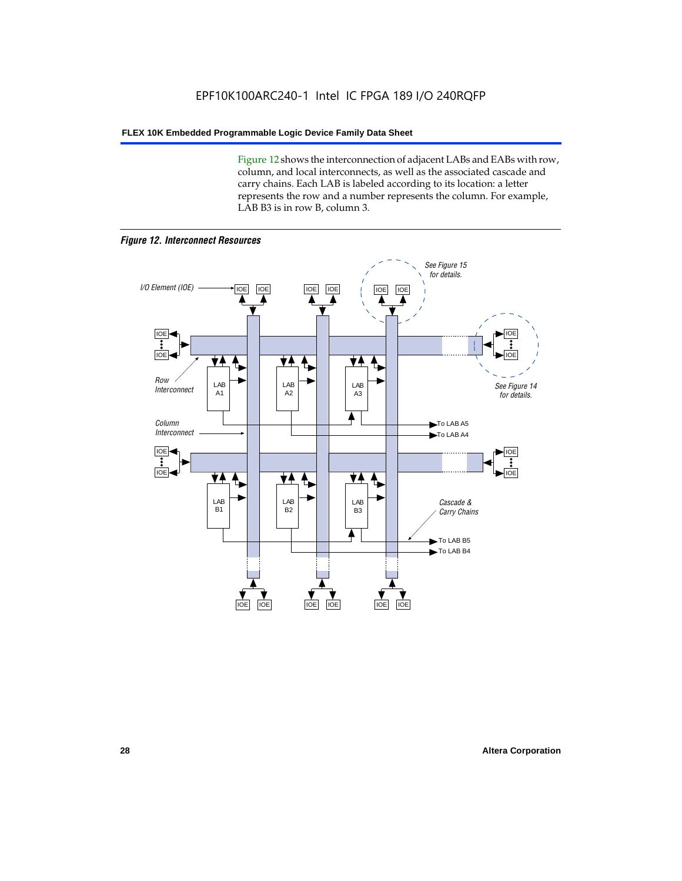Figure 12 shows the interconnection of adjacent LABs and EABs with row, column, and local interconnects, as well as the associated cascade and carry chains. Each LAB is labeled according to its location: a letter represents the row and a number represents the column. For example, LAB B3 is in row B, column 3.

*Figure 12. Interconnect Resources*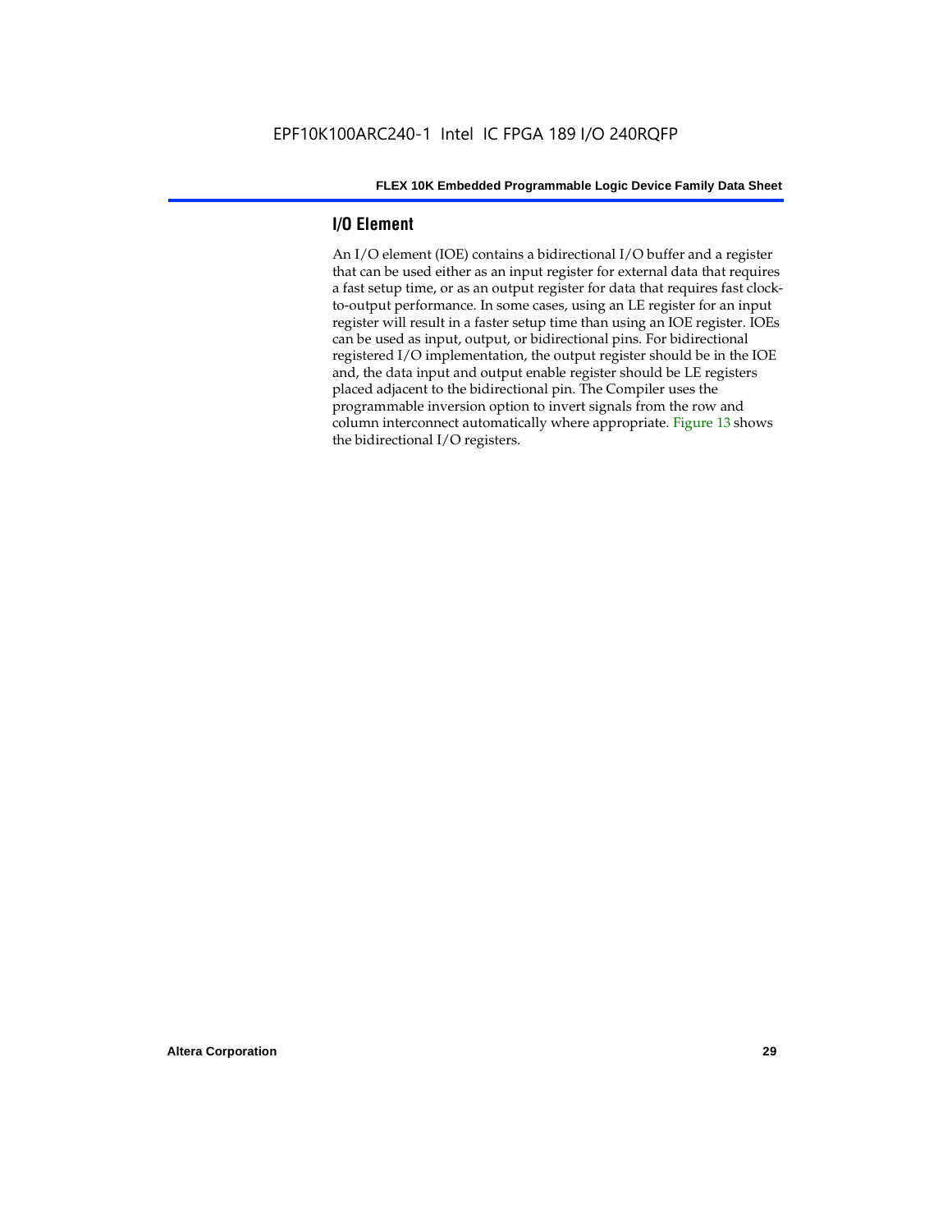## I/O Element

An I/O element (IOE) contains a bidirectional I/O buffer and a register that can be used either as an input register for external data that requires a fast setup time, or as an output register for data that requires fast clock-to-output performance. In some cases, using an LE register for an input register will result in a faster setup time than using an IOE register. IOEs can be used as input, output, or bidirectional pins. For bidirectional registered I/O implementation, the output register should be in the IOE and, the data input and output enable register should be LE registers placed adjacent to the bidirectional pin. The Compiler uses the programmable inversion option to invert signals from the row and column interconnect automatically where appropriate. Figure 13 shows the bidirectional I/O registers.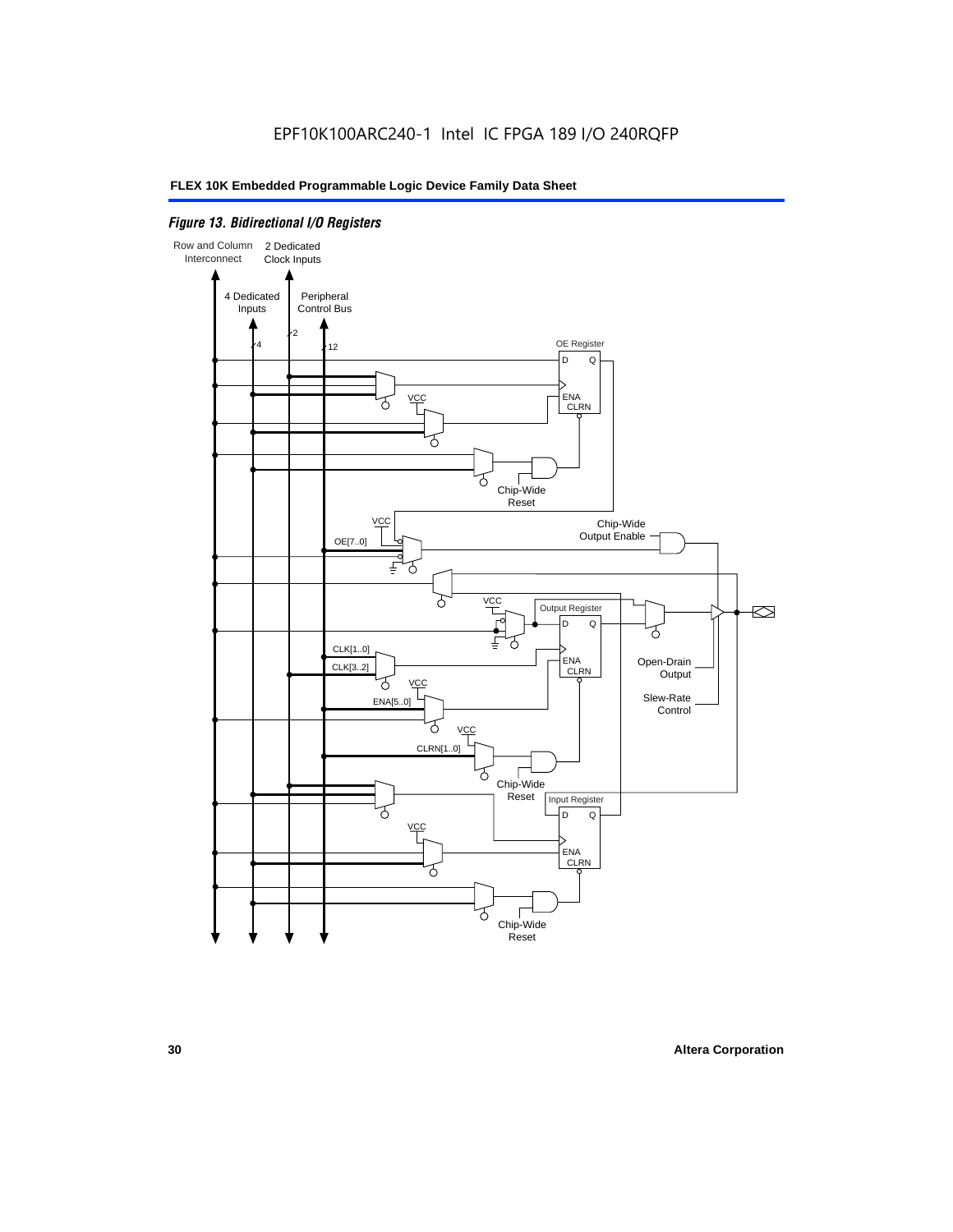EPF10K100ARC240-1 Intel IC FPGA 189 I/O 240RQFP

*Figure 13. Bidirectional I/O Registers*

Row and Column Interconnect

2 Dedicated Clock Inputs

4 Dedicated Inputs

Peripheral Control Bus

4

2

12

OE Register

D Q

ENA CLRN

VCC

Chip-Wide Reset

VCC

OE[7..0]

Chip-Wide Output Enable

VCC

Output Register

D Q

CLK[1..0]

CLK[3..2]

ENA CLRN

VCC

ENA[5..0]

Open-Drain Output

Slew-Rate Control

VCC

CLRN[1..0]

Chip-Wide Reset

Input Register

D Q

VCC

ENA CLRN

Chip-Wide Reset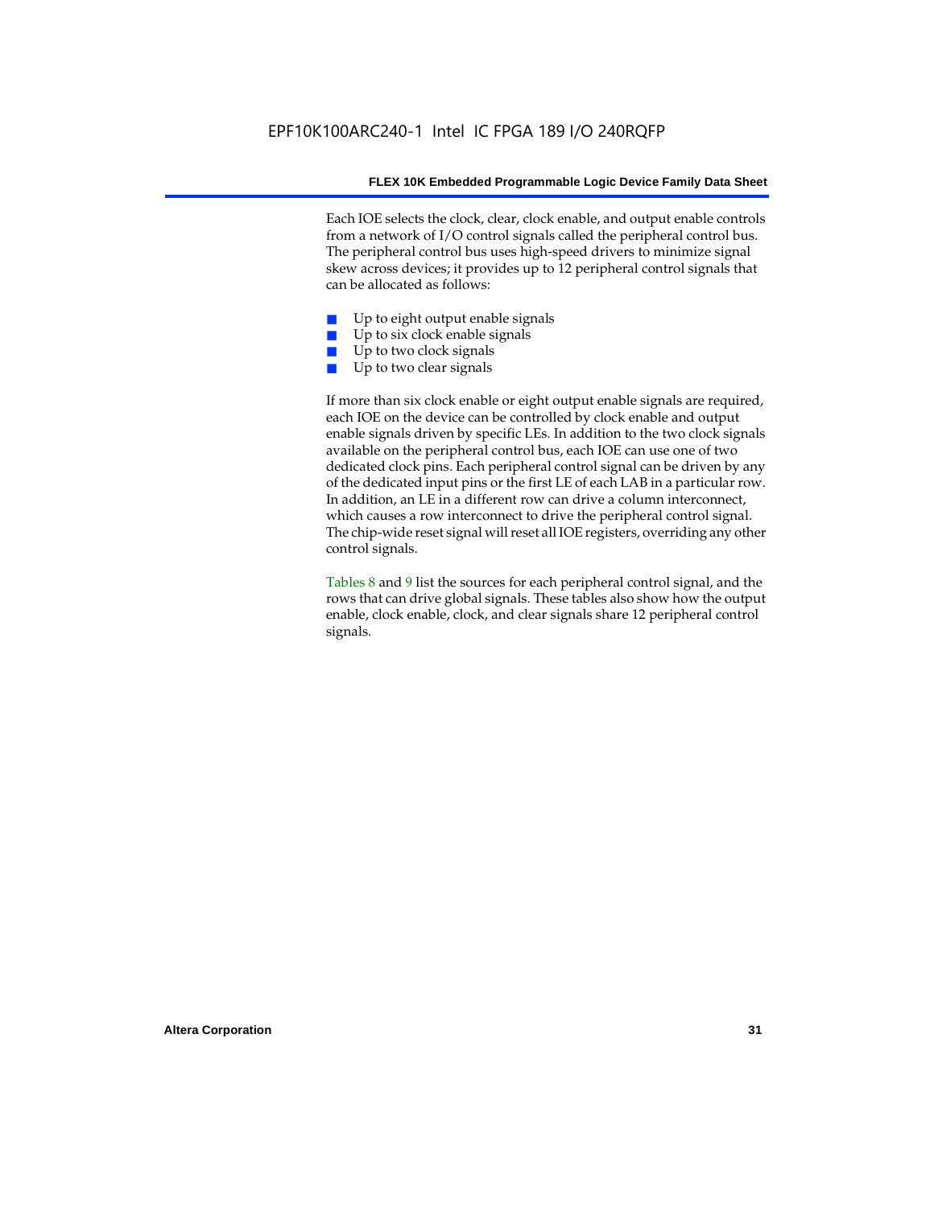Each IOE selects the clock, clear, clock enable, and output enable controls from a network of I/O control signals called the peripheral control bus. The peripheral control bus uses high-speed drivers to minimize signal skew across devices; it provides up to 12 peripheral control signals that can be allocated as follows:

- Up to eight output enable signals
- Up to six clock enable signals
- Up to two clock signals
- Up to two clear signals

If more than six clock enable or eight output enable signals are required, each IOE on the device can be controlled by clock enable and output enable signals driven by specific LEs. In addition to the two clock signals available on the peripheral control bus, each IOE can use one of two dedicated clock pins. Each peripheral control signal can be driven by any of the dedicated input pins or the first LE of each LAB in a particular row. In addition, an LE in a different row can drive a column interconnect, which causes a row interconnect to drive the peripheral control signal. The chip-wide reset signal will reset all IOE registers, overriding any other control signals.

Tables 8 and 9 list the sources for each peripheral control signal, and the rows that can drive global signals. These tables also show how the output enable, clock enable, clock, and clear signals share 12 peripheral control signals.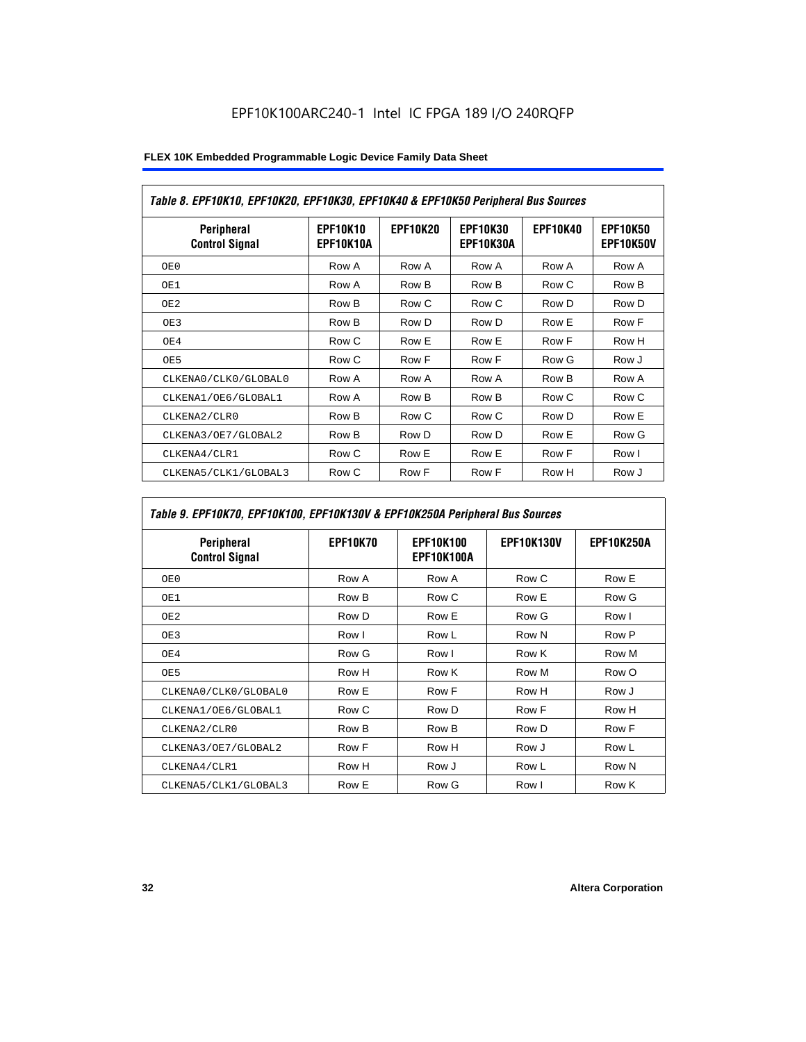EPF10K100ARC240-1 Intel IC FPGA 189 I/O 240RQFP

| Table 8. EPF10K10, EPF10K20, EPF10K30, EPF10K40 & EPF10K50 Peripheral Bus Sources | | | | | |
|---|---|---|---|---|---|
| Peripheral Control Signal | EPF10K10 EPF10K10A | EPF10K20 | EPF10K30 EPF10K30A | EPF10K40 | EPF10K50 EPF10K50V |
| OE0 | Row A | Row A | Row A | Row A | Row A |
| OE1 | Row A | Row B | Row B | Row C | Row B |
| OE2 | Row B | Row C | Row C | Row D | Row D |
| OE3 | Row B | Row D | Row D | Row E | Row F |
| OE4 | Row C | Row E | Row E | Row F | Row H |
| OE5 | Row C | Row F | Row F | Row G | Row J |
| CLKENA0/CLK0/GLOBAL0 | Row A | Row A | Row A | Row B | Row A |
| CLKENA1/OE6/GLOBAL1 | Row A | Row B | Row B | Row C | Row C |
| CLKENA2/CLR0 | Row B | Row C | Row C | Row D | Row E |
| CLKENA3/OE7/GLOBAL2 | Row B | Row D | Row D | Row E | Row G |
| CLKENA4/CLR1 | Row C | Row E | Row E | Row F | Row I |
| CLKENA5/CLK1/GLOBAL3 | Row C | Row F | Row F | Row H | Row J |

| Table 9. EPF10K70, EPF10K100, EPF10K130V & EPF10K250A Peripheral Bus Sources | | | | |
|---|---|---|---|---|
| Peripheral Control Signal | EPF10K70 | EPF10K100 EPF10K100A | EPF10K130V | EPF10K250A |
| OE0 | Row A | Row A | Row C | Row E |
| OE1 | Row B | Row C | Row E | Row G |
| OE2 | Row D | Row E | Row G | Row I |
| OE3 | Row I | Row L | Row N | Row P |
| OE4 | Row G | Row I | Row K | Row M |
| OE5 | Row H | Row K | Row M | Row O |
| CLKENA0/CLK0/GLOBAL0 | Row E | Row F | Row H | Row J |
| CLKENA1/OE6/GLOBAL1 | Row C | Row D | Row F | Row H |
| CLKENA2/CLR0 | Row B | Row B | Row D | Row F |
| CLKENA3/OE7/GLOBAL2 | Row F | Row H | Row J | Row L |
| CLKENA4/CLR1 | Row H | Row J | Row L | Row N |
| CLKENA5/CLK1/GLOBAL3 | Row E | Row G | Row I | Row K |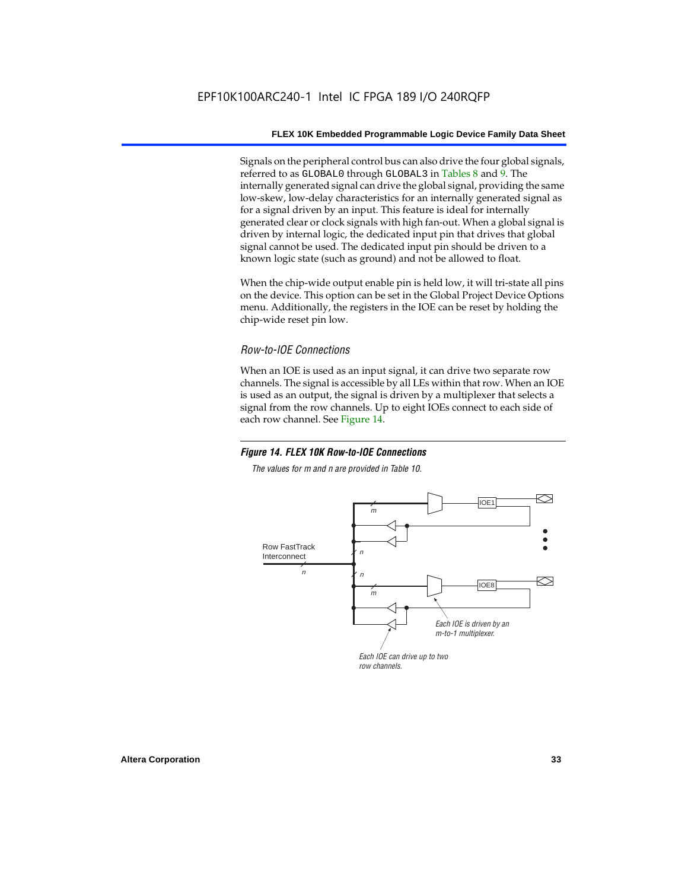Signals on the peripheral control bus can also drive the four global signals, referred to as GLOBAL0 through GLOBAL3 in Tables 8 and 9. The internally generated signal can drive the global signal, providing the same low-skew, low-delay characteristics for an internally generated signal as for a signal driven by an input. This feature is ideal for internally generated clear or clock signals with high fan-out. When a global signal is driven by internal logic, the dedicated input pin that drives that global signal cannot be used. The dedicated input pin should be driven to a known logic state (such as ground) and not be allowed to float.

When the chip-wide output enable pin is held low, it will tri-state all pins on the device. This option can be set in the Global Project Device Options menu. Additionally, the registers in the IOE can be reset by holding the chip-wide reset pin low.

### *Row-to-IOE Connections*

When an IOE is used as an input signal, it can drive two separate row channels. The signal is accessible by all LEs within that row. When an IOE is used as an output, the signal is driven by a multiplexer that selects a signal from the row channels. Up to eight IOEs connect to each side of each row channel. See Figure 14.

***Figure 14. FLEX 10K Row-to-IOE Connections***

*The values for m and n are provided in Table 10.*

Row FastTrack Interconnect

n

m

n

n

m

IOE1

IOE8

*Each IOE is driven by an m-to-1 multiplexer.*

*Each IOE can drive up to two row channels.*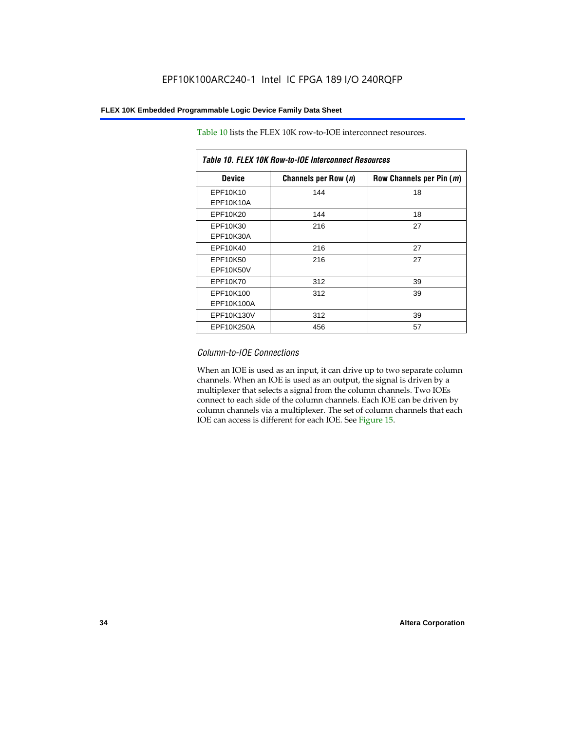Table 10 lists the FLEX 10K row-to-IOE interconnect resources.

*Table 10. FLEX 10K Row-to-IOE Interconnect Resources*

| Device | Channels per Row (*n*) | Row Channels per Pin (*m*) |
|---|---|---|
| EPF10K10<br>EPF10K10A | 144 | 18 |
| EPF10K20 | 144 | 18 |
| EPF10K30<br>EPF10K30A | 216 | 27 |
| EPF10K40 | 216 | 27 |
| EPF10K50<br>EPF10K50V | 216 | 27 |
| EPF10K70 | 312 | 39 |
| EPF10K100<br>EPF10K100A | 312 | 39 |
| EPF10K130V | 312 | 39 |
| EPF10K250A | 456 | 57 |

### *Column-to-IOE Connections*

When an IOE is used as an input, it can drive up to two separate column channels. When an IOE is used as an output, the signal is driven by a multiplexer that selects a signal from the column channels. Two IOEs connect to each side of the column channels. Each IOE can be driven by column channels via a multiplexer. The set of column channels that each IOE can access is different for each IOE. See Figure 15.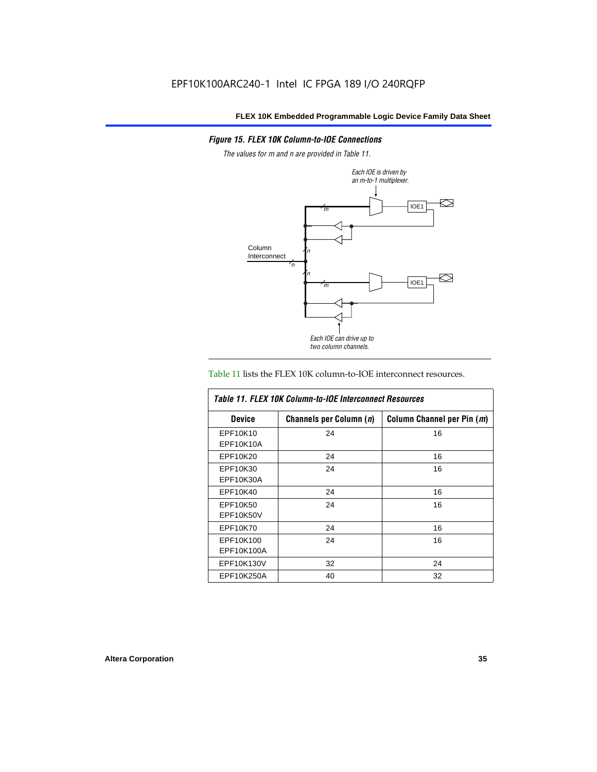*Figure 15. FLEX 10K Column-to-IOE Connections*

*The values for m and n are provided in Table 11.*

Table 11 lists the FLEX 10K column-to-IOE interconnect resources.

| *Table 11. FLEX 10K Column-to-IOE Interconnect Resources* | | |
|---|---|---|
| **Device** | **Channels per Column (*n*)** | **Column Channel per Pin (*m*)** |
| EPF10K10<br>EPF10K10A | 24 | 16 |
| EPF10K20 | 24 | 16 |
| EPF10K30<br>EPF10K30A | 24 | 16 |
| EPF10K40 | 24 | 16 |
| EPF10K50<br>EPF10K50V | 24 | 16 |
| EPF10K70 | 24 | 16 |
| EPF10K100<br>EPF10K100A | 24 | 16 |
| EPF10K130V | 32 | 24 |
| EPF10K250A | 40 | 32 |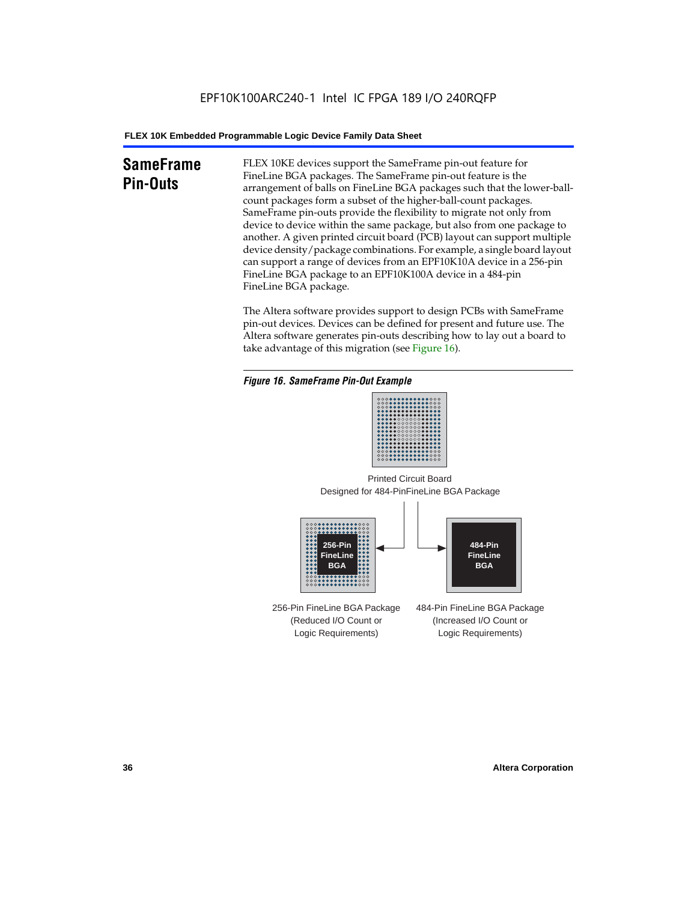## SameFrame Pin-Outs

FLEX 10KE devices support the SameFrame pin-out feature for FineLine BGA packages. The SameFrame pin-out feature is the arrangement of balls on FineLine BGA packages such that the lower-ball-count packages form a subset of the higher-ball-count packages. SameFrame pin-outs provide the flexibility to migrate not only from device to device within the same package, but also from one package to another. A given printed circuit board (PCB) layout can support multiple device density/package combinations. For example, a single board layout can support a range of devices from an EPF10K10A device in a 256-pin FineLine BGA package to an EPF10K100A device in a 484-pin FineLine BGA package.

The Altera software provides support to design PCBs with SameFrame pin-out devices. Devices can be defined for present and future use. The Altera software generates pin-outs describing how to lay out a board to take advantage of this migration (see Figure 16).

*Figure 16. SameFrame Pin-Out Example*

Printed Circuit Board Designed for 484-PinFineLine BGA Package

256-Pin FineLine BGA

484-Pin FineLine BGA

256-Pin FineLine BGA Package (Reduced I/O Count or Logic Requirements)

484-Pin FineLine BGA Package (Increased I/O Count or Logic Requirements)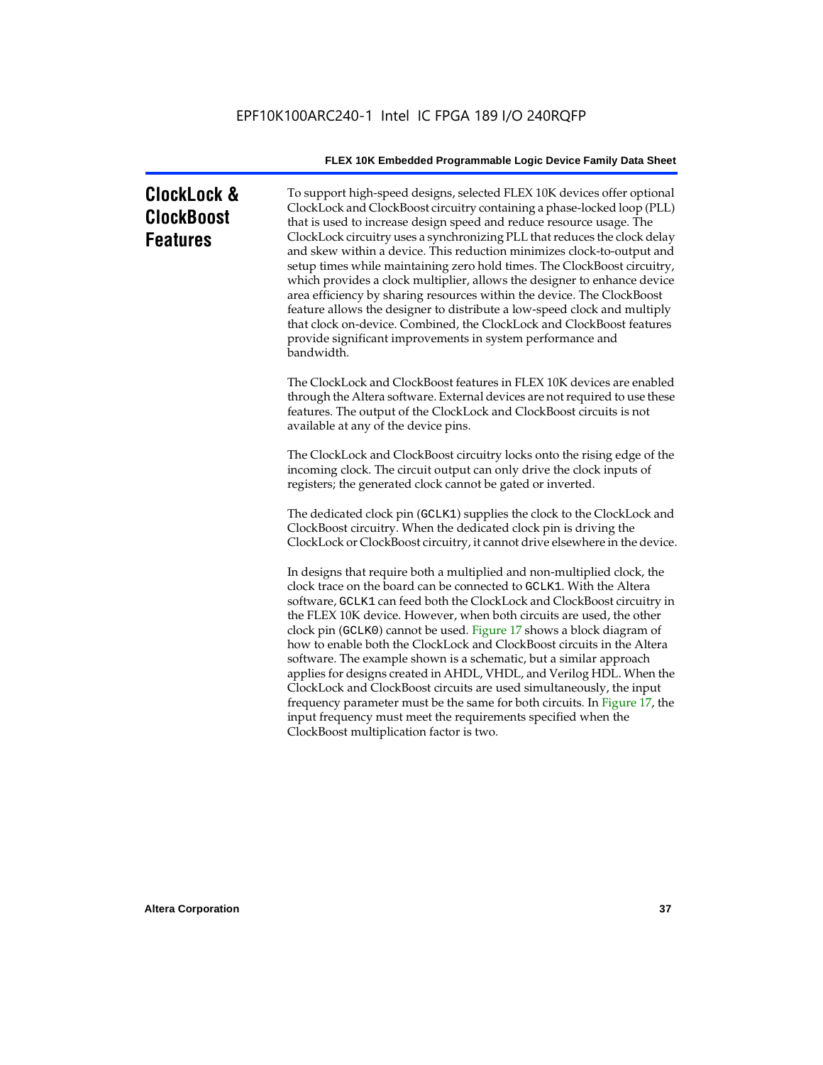## ClockLock & ClockBoost Features

To support high-speed designs, selected FLEX 10K devices offer optional ClockLock and ClockBoost circuitry containing a phase-locked loop (PLL) that is used to increase design speed and reduce resource usage. The ClockLock circuitry uses a synchronizing PLL that reduces the clock delay and skew within a device. This reduction minimizes clock-to-output and setup times while maintaining zero hold times. The ClockBoost circuitry, which provides a clock multiplier, allows the designer to enhance device area efficiency by sharing resources within the device. The ClockBoost feature allows the designer to distribute a low-speed clock and multiply that clock on-device. Combined, the ClockLock and ClockBoost features provide significant improvements in system performance and bandwidth.

The ClockLock and ClockBoost features in FLEX 10K devices are enabled through the Altera software. External devices are not required to use these features. The output of the ClockLock and ClockBoost circuits is not available at any of the device pins.

The ClockLock and ClockBoost circuitry locks onto the rising edge of the incoming clock. The circuit output can only drive the clock inputs of registers; the generated clock cannot be gated or inverted.

The dedicated clock pin (`GCLK1`) supplies the clock to the ClockLock and ClockBoost circuitry. When the dedicated clock pin is driving the ClockLock or ClockBoost circuitry, it cannot drive elsewhere in the device.

In designs that require both a multiplied and non-multiplied clock, the clock trace on the board can be connected to `GCLK1`. With the Altera software, `GCLK1` can feed both the ClockLock and ClockBoost circuitry in the FLEX 10K device. However, when both circuits are used, the other clock pin (`GCLK0`) cannot be used. Figure 17 shows a block diagram of how to enable both the ClockLock and ClockBoost circuits in the Altera software. The example shown is a schematic, but a similar approach applies for designs created in AHDL, VHDL, and Verilog HDL. When the ClockLock and ClockBoost circuits are used simultaneously, the input frequency parameter must be the same for both circuits. In Figure 17, the input frequency must meet the requirements specified when the ClockBoost multiplication factor is two.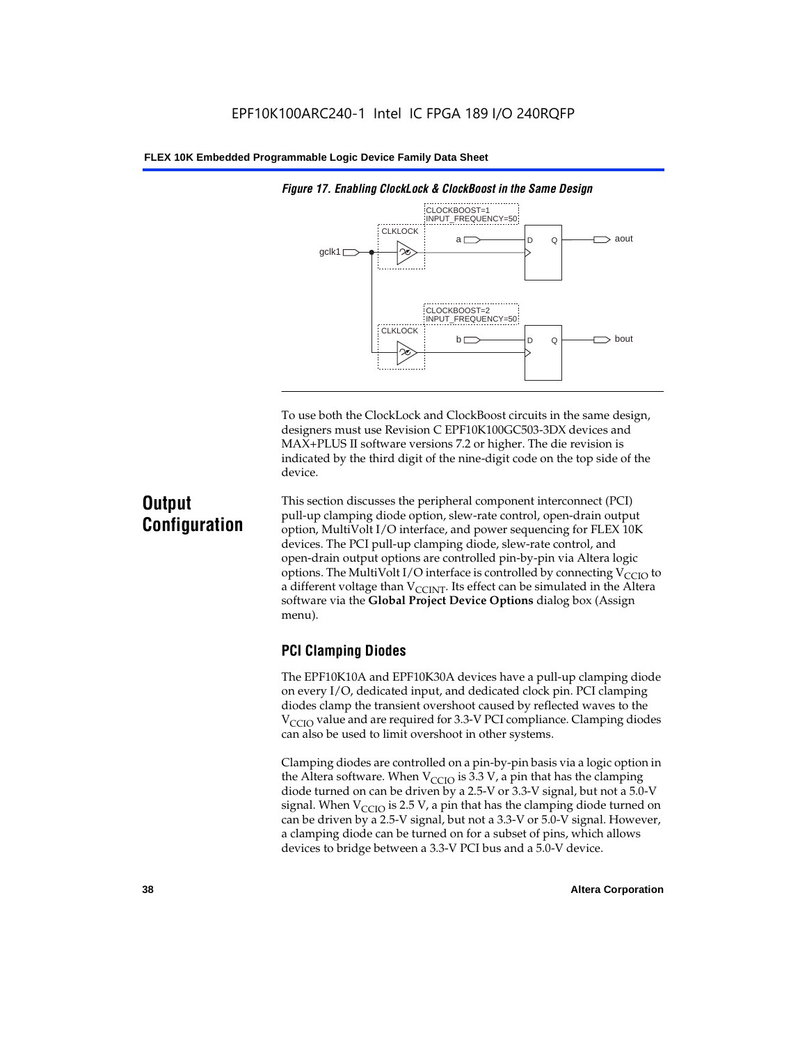*Figure 17. Enabling ClockLock & ClockBoost in the Same Design*

To use both the ClockLock and ClockBoost circuits in the same design, designers must use Revision C EPF10K100GC503-3DX devices and MAX+PLUS II software versions 7.2 or higher. The die revision is indicated by the third digit of the nine-digit code on the top side of the device.

## Output Configuration

This section discusses the peripheral component interconnect (PCI) pull-up clamping diode option, slew-rate control, open-drain output option, MultiVolt I/O interface, and power sequencing for FLEX 10K devices. The PCI pull-up clamping diode, slew-rate control, and open-drain output options are controlled pin-by-pin via Altera logic options. The MultiVolt I/O interface is controlled by connecting $V_{CCIO}$ to a different voltage than $V_{CCINT}$. Its effect can be simulated in the Altera software via the **Global Project Device Options** dialog box (Assign menu).

### PCI Clamping Diodes

The EPF10K10A and EPF10K30A devices have a pull-up clamping diode on every I/O, dedicated input, and dedicated clock pin. PCI clamping diodes clamp the transient overshoot caused by reflected waves to the $V_{CCIO}$ value and are required for 3.3-V PCI compliance. Clamping diodes can also be used to limit overshoot in other systems.

Clamping diodes are controlled on a pin-by-pin basis via a logic option in the Altera software. When $V_{CCIO}$ is 3.3 V, a pin that has the clamping diode turned on can be driven by a 2.5-V or 3.3-V signal, but not a 5.0-V signal. When $V_{CCIO}$ is 2.5 V, a pin that has the clamping diode turned on can be driven by a 2.5-V signal, but not a 3.3-V or 5.0-V signal. However, a clamping diode can be turned on for a subset of pins, which allows devices to bridge between a 3.3-V PCI bus and a 5.0-V device.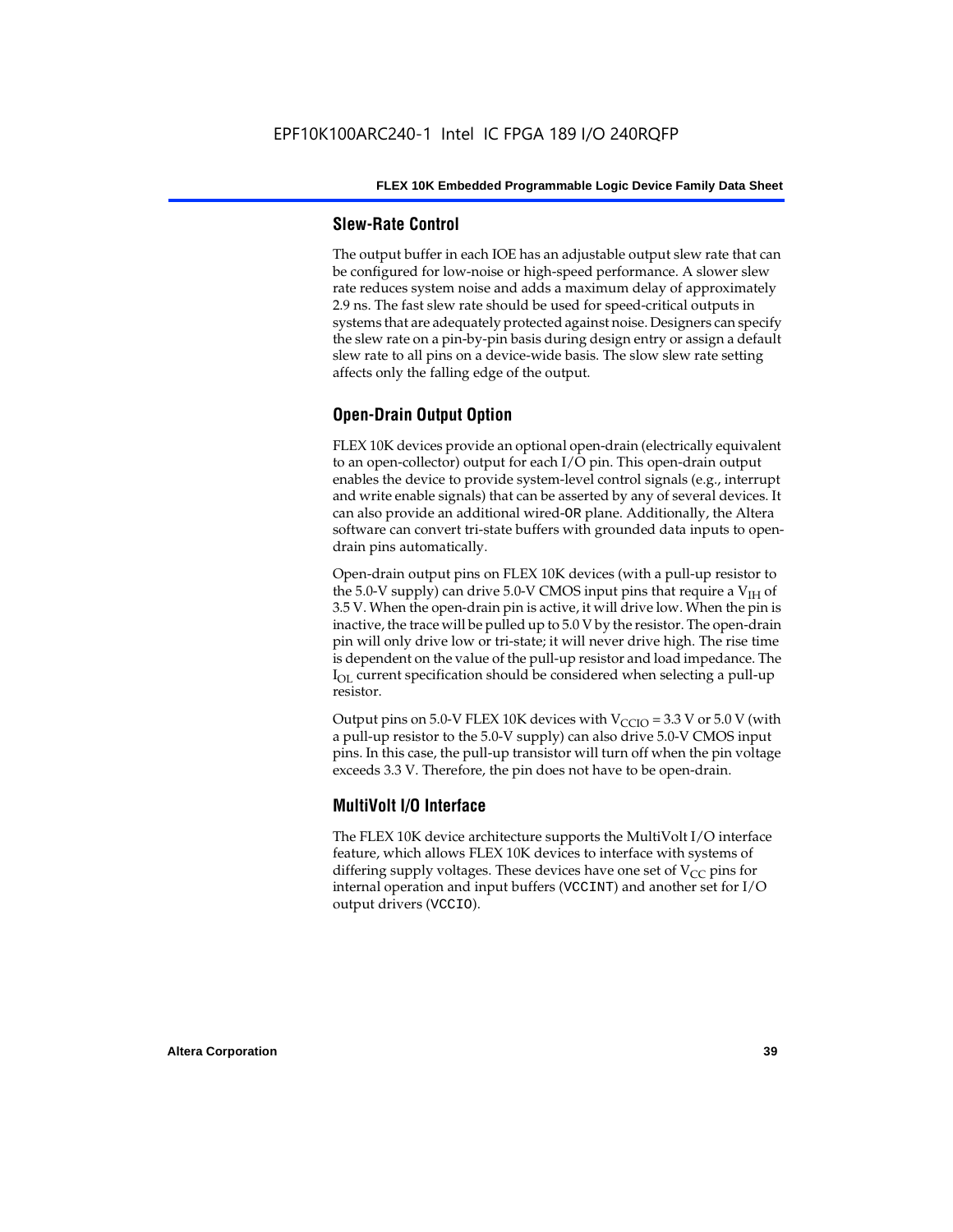### Slew-Rate Control

The output buffer in each IOE has an adjustable output slew rate that can be configured for low-noise or high-speed performance. A slower slew rate reduces system noise and adds a maximum delay of approximately 2.9 ns. The fast slew rate should be used for speed-critical outputs in systems that are adequately protected against noise. Designers can specify the slew rate on a pin-by-pin basis during design entry or assign a default slew rate to all pins on a device-wide basis. The slow slew rate setting affects only the falling edge of the output.

### Open-Drain Output Option

FLEX 10K devices provide an optional open-drain (electrically equivalent to an open-collector) output for each I/O pin. This open-drain output enables the device to provide system-level control signals (e.g., interrupt and write enable signals) that can be asserted by any of several devices. It can also provide an additional wired-`OR` plane. Additionally, the Altera software can convert tri-state buffers with grounded data inputs to open-drain pins automatically.

Open-drain output pins on FLEX 10K devices (with a pull-up resistor to the 5.0-V supply) can drive 5.0-V CMOS input pins that require a $V_{IH}$ of 3.5 V. When the open-drain pin is active, it will drive low. When the pin is inactive, the trace will be pulled up to 5.0 V by the resistor. The open-drain pin will only drive low or tri-state; it will never drive high. The rise time is dependent on the value of the pull-up resistor and load impedance. The $I_{OL}$ current specification should be considered when selecting a pull-up resistor.

Output pins on 5.0-V FLEX 10K devices with $V_{CCIO}$ = 3.3 V or 5.0 V (with a pull-up resistor to the 5.0-V supply) can also drive 5.0-V CMOS input pins. In this case, the pull-up transistor will turn off when the pin voltage exceeds 3.3 V. Therefore, the pin does not have to be open-drain.

### MultiVolt I/O Interface

The FLEX 10K device architecture supports the MultiVolt I/O interface feature, which allows FLEX 10K devices to interface with systems of differing supply voltages. These devices have one set of $V_{CC}$ pins for internal operation and input buffers (`VCCINT`) and another set for I/O output drivers (`VCCIO`).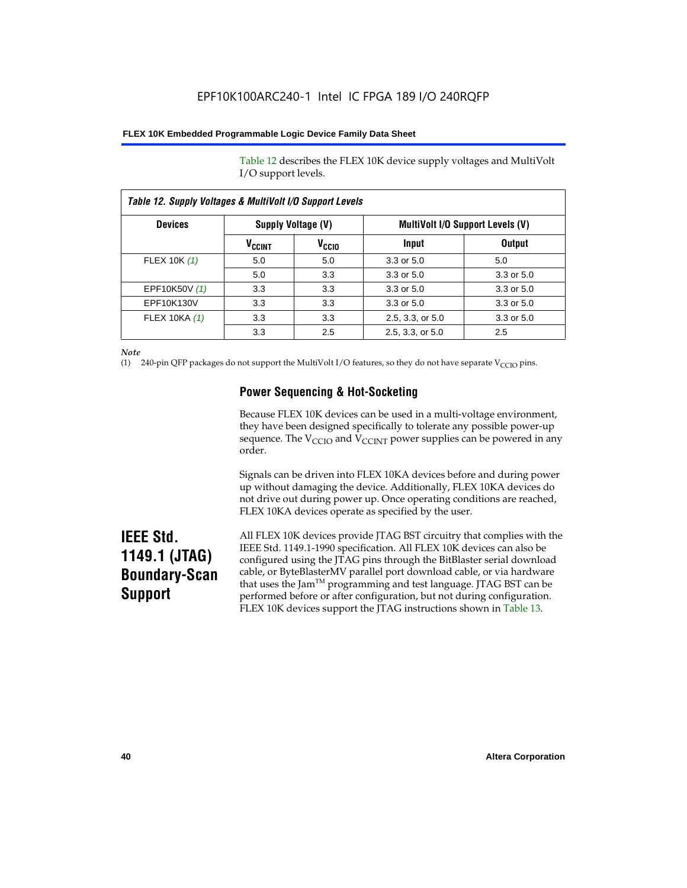Table 12 describes the FLEX 10K device supply voltages and MultiVolt I/O support levels.

*Table 12. Supply Voltages & MultiVolt I/O Support Levels*

| Devices | Supply Voltage (V) | | MultiVolt I/O Support Levels (V) | |
|---|---|---|---|---|
| | $V_{CCINT}$ | $V_{CCIO}$ | Input | Output |
| FLEX 10K *(1)* | 5.0 | 5.0 | 3.3 or 5.0 | 5.0 |
| | 5.0 | 3.3 | 3.3 or 5.0 | 3.3 or 5.0 |
| EPF10K50V *(1)* | 3.3 | 3.3 | 3.3 or 5.0 | 3.3 or 5.0 |
| EPF10K130V | 3.3 | 3.3 | 3.3 or 5.0 | 3.3 or 5.0 |
| FLEX 10KA *(1)* | 3.3 | 3.3 | 2.5, 3.3, or 5.0 | 3.3 or 5.0 |
| | 3.3 | 2.5 | 2.5, 3.3, or 5.0 | 2.5 |

*Note*

(1) 240-pin QFP packages do not support the MultiVolt I/O features, so they do not have separate $V_{CCIO}$ pins.

### Power Sequencing & Hot-Socketing

Because FLEX 10K devices can be used in a multi-voltage environment, they have been designed specifically to tolerate any possible power-up sequence. The $V_{CCIO}$ and $V_{CCINT}$ power supplies can be powered in any order.

Signals can be driven into FLEX 10KA devices before and during power up without damaging the device. Additionally, FLEX 10KA devices do not drive out during power up. Once operating conditions are reached, FLEX 10KA devices operate as specified by the user.

## IEEE Std. 1149.1 (JTAG) Boundary-Scan Support

All FLEX 10K devices provide JTAG BST circuitry that complies with the IEEE Std. 1149.1-1990 specification. All FLEX 10K devices can also be configured using the JTAG pins through the BitBlaster serial download cable, or ByteBlasterMV parallel port download cable, or via hardware that uses the Jam™ programming and test language. JTAG BST can be performed before or after configuration, but not during configuration. FLEX 10K devices support the JTAG instructions shown in Table 13.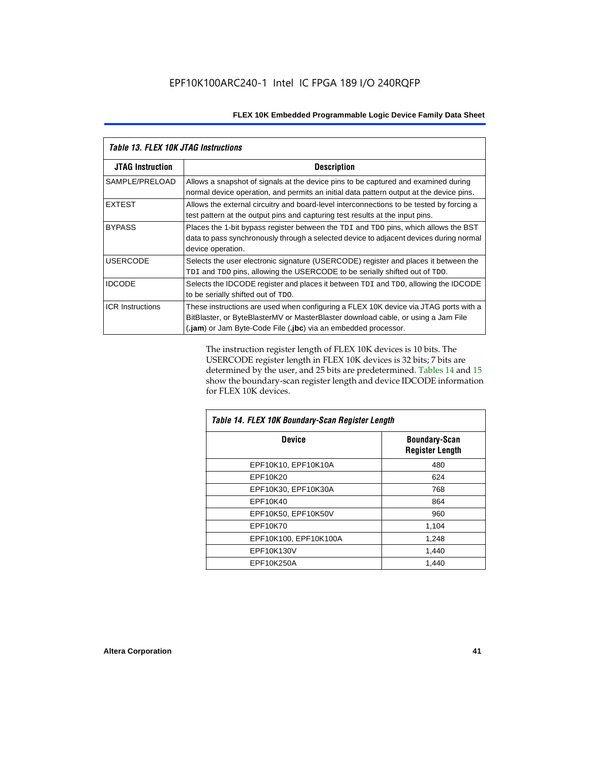*Table 13. FLEX 10K JTAG Instructions*

| JTAG Instruction | Description |
|---|---|
| SAMPLE/PRELOAD | Allows a snapshot of signals at the device pins to be captured and examined during normal device operation, and permits an initial data pattern output at the device pins. |
| EXTEST | Allows the external circuitry and board-level interconnections to be tested by forcing a test pattern at the output pins and capturing test results at the input pins. |
| BYPASS | Places the 1-bit bypass register between the `TDI` and `TDO` pins, which allows the BST data to pass synchronously through a selected device to adjacent devices during normal device operation. |
| USERCODE | Selects the user electronic signature (USERCODE) register and places it between the `TDI` and `TDO` pins, allowing the USERCODE to be serially shifted out of `TDO`. |
| IDCODE | Selects the IDCODE register and places it between `TDI` and `TDO`, allowing the IDCODE to be serially shifted out of `TDO`. |
| ICR Instructions | These instructions are used when configuring a FLEX 10K device via JTAG ports with a BitBlaster, or ByteBlasterMV or MasterBlaster download cable, or using a Jam File (**.jam**) or Jam Byte-Code File (**.jbc**) via an embedded processor. |

The instruction register length of FLEX 10K devices is 10 bits. The USERCODE register length in FLEX 10K devices is 32 bits; 7 bits are determined by the user, and 25 bits are predetermined. Tables 14 and 15 show the boundary-scan register length and device IDCODE information for FLEX 10K devices.

*Table 14. FLEX 10K Boundary-Scan Register Length*

| Device | Boundary-Scan Register Length |
|---|---|
| EPF10K10, EPF10K10A | 480 |
| EPF10K20 | 624 |
| EPF10K30, EPF10K30A | 768 |
| EPF10K40 | 864 |
| EPF10K50, EPF10K50V | 960 |
| EPF10K70 | 1,104 |
| EPF10K100, EPF10K100A | 1,248 |
| EPF10K130V | 1,440 |
| EPF10K250A | 1,440 |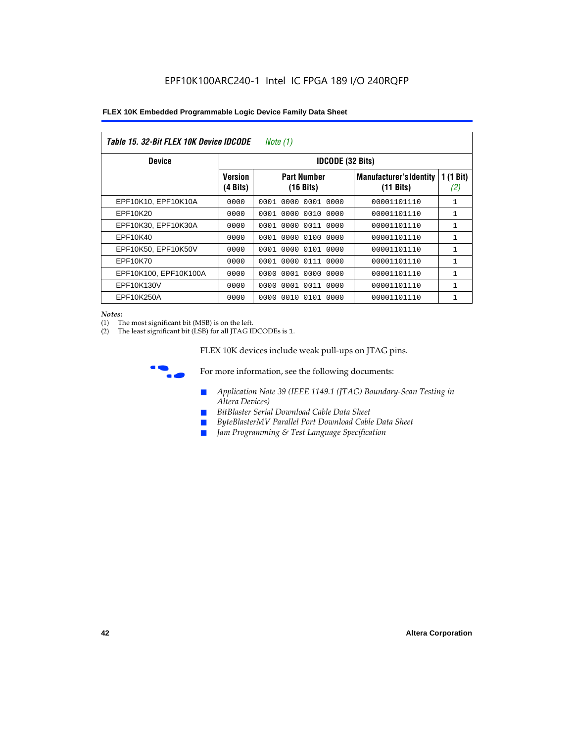EPF10K100ARC240-1 Intel IC FPGA 189 I/O 240RQFP

| *Table 15. 32-Bit FLEX 10K Device IDCODE* *Note (1)* | | | | |
|---|---|---|---|---|
| **Device** | **IDCODE (32 Bits)** | | | |
| | **Version (4 Bits)** | **Part Number (16 Bits)** | **Manufacturer's Identity (11 Bits)** | **1 (1 Bit)** *(2)* |
| EPF10K10, EPF10K10A | 0000 | 0001 0000 0001 0000 | 00001101110 | 1 |
| EPF10K20 | 0000 | 0001 0000 0010 0000 | 00001101110 | 1 |
| EPF10K30, EPF10K30A | 0000 | 0001 0000 0011 0000 | 00001101110 | 1 |
| EPF10K40 | 0000 | 0001 0000 0100 0000 | 00001101110 | 1 |
| EPF10K50, EPF10K50V | 0000 | 0001 0000 0101 0000 | 00001101110 | 1 |
| EPF10K70 | 0000 | 0001 0000 0111 0000 | 00001101110 | 1 |
| EPF10K100, EPF10K100A | 0000 | 0000 0001 0000 0000 | 00001101110 | 1 |
| EPF10K130V | 0000 | 0000 0001 0011 0000 | 00001101110 | 1 |
| EPF10K250A | 0000 | 0000 0010 0101 0000 | 00001101110 | 1 |

*Notes:*
(1) The most significant bit (MSB) is on the left.
(2) The least significant bit (LSB) for all JTAG IDCODEs is 1.

FLEX 10K devices include weak pull-ups on JTAG pins.

For more information, see the following documents:

- *Application Note 39 (IEEE 1149.1 (JTAG) Boundary-Scan Testing in Altera Devices)*
- *BitBlaster Serial Download Cable Data Sheet*
- *ByteBlasterMV Parallel Port Download Cable Data Sheet*
- *Jam Programming & Test Language Specification*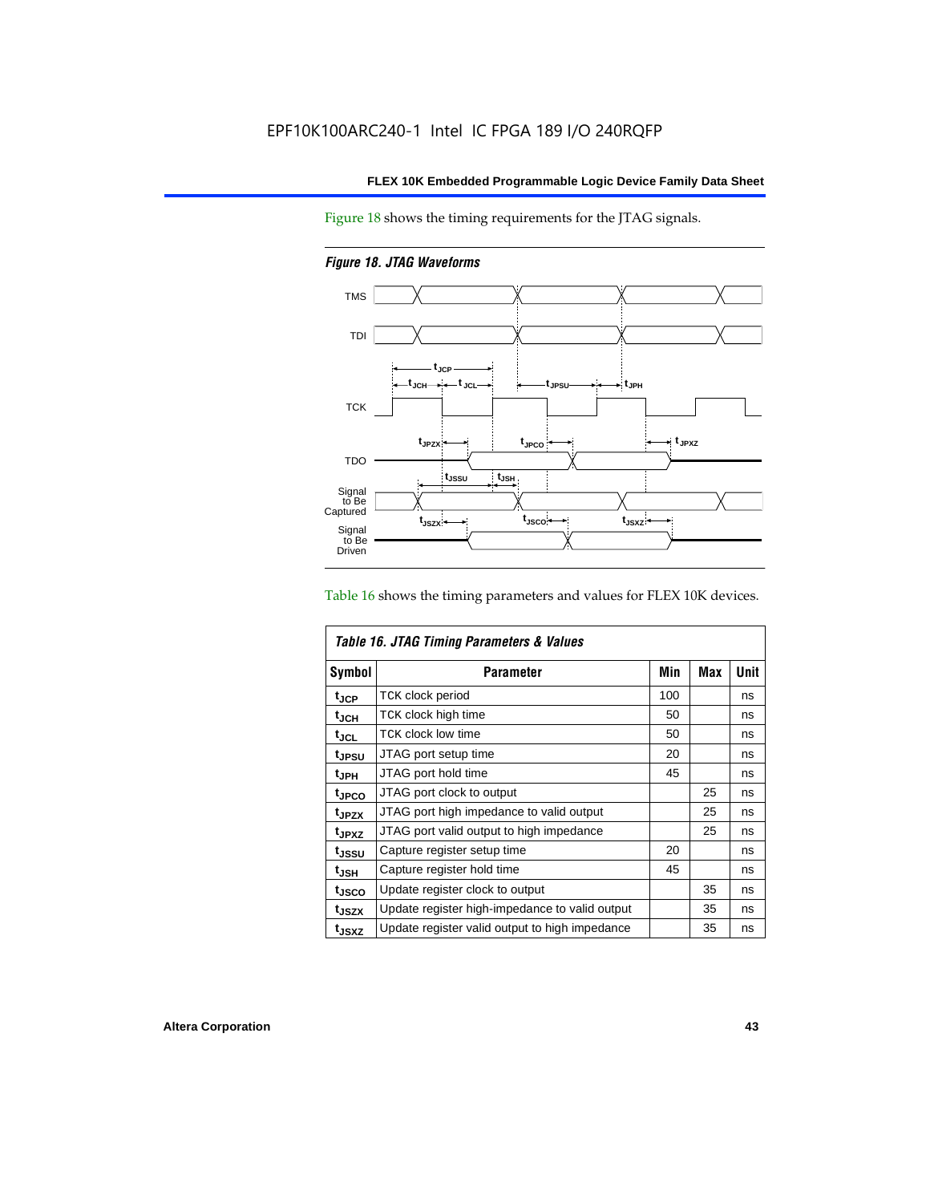Figure 18 shows the timing requirements for the JTAG signals.

*Figure 18. JTAG Waveforms*

Table 16 shows the timing parameters and values for FLEX 10K devices.

| *Table 16. JTAG Timing Parameters & Values* | | | | |
|---|---|---|---|---|
| **Symbol** | **Parameter** | **Min** | **Max** | **Unit** |
| $t_{JCP}$ | TCK clock period | 100 | | ns |
| $t_{JCH}$ | TCK clock high time | 50 | | ns |
| $t_{JCL}$ | TCK clock low time | 50 | | ns |
| $t_{JPSU}$ | JTAG port setup time | 20 | | ns |
| $t_{JPH}$ | JTAG port hold time | 45 | | ns |
| $t_{JPCO}$ | JTAG port clock to output | | 25 | ns |
| $t_{JPZX}$ | JTAG port high impedance to valid output | | 25 | ns |
| $t_{JPXZ}$ | JTAG port valid output to high impedance | | 25 | ns |
| $t_{JSSU}$ | Capture register setup time | 20 | | ns |
| $t_{JSH}$ | Capture register hold time | 45 | | ns |
| $t_{JSCO}$ | Update register clock to output | | 35 | ns |
| $t_{JSZX}$ | Update register high-impedance to valid output | | 35 | ns |
| $t_{JSXZ}$ | Update register valid output to high impedance | | 35 | ns |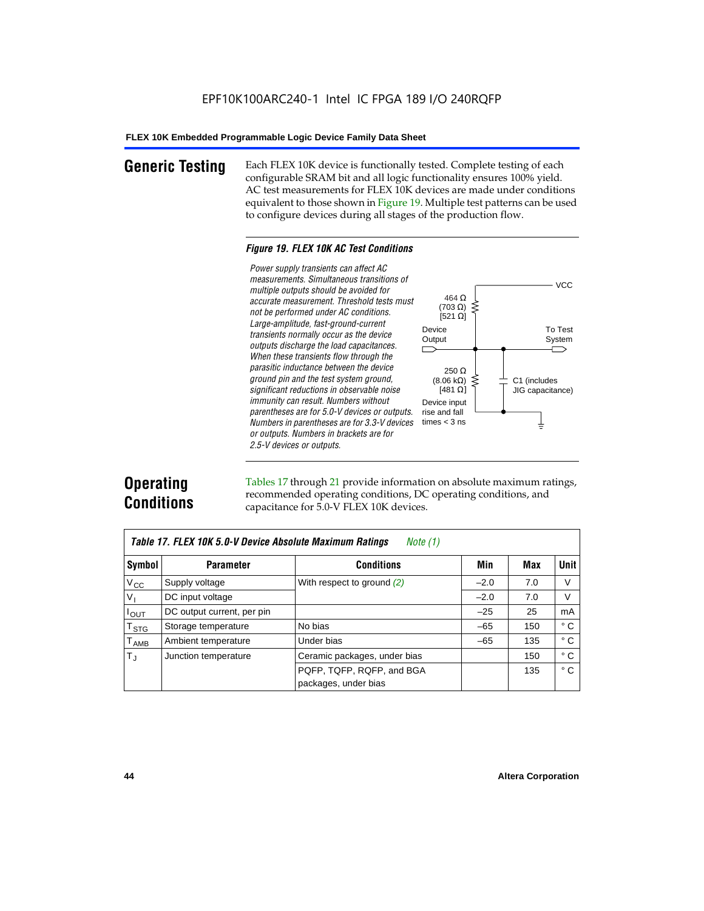EPF10K100ARC240-1 Intel IC FPGA 189 I/O 240RQFP

## Generic Testing

Each FLEX 10K device is functionally tested. Complete testing of each configurable SRAM bit and all logic functionality ensures 100% yield. AC test measurements for FLEX 10K devices are made under conditions equivalent to those shown in Figure 19. Multiple test patterns can be used to configure devices during all stages of the production flow.

*Figure 19. FLEX 10K AC Test Conditions*

*Power supply transients can affect AC measurements. Simultaneous transitions of multiple outputs should be avoided for accurate measurement. Threshold tests must not be performed under AC conditions. Large-amplitude, fast-ground-current transients normally occur as the device outputs discharge the load capacitances. When these transients flow through the parasitic inductance between the device ground pin and the test system ground, significant reductions in observable noise immunity can result. Numbers without parentheses are for 5.0-V devices or outputs. Numbers in parentheses are for 3.3-V devices or outputs. Numbers in brackets are for 2.5-V devices or outputs.*

VCC

464 Ω (703 Ω) [521 Ω]

Device Output

To Test System

250 Ω (8.06 kΩ) [481 Ω]

C1 (includes JIG capacitance)

Device input rise and fall times < 3 ns

## Operating Conditions

Tables 17 through 21 provide information on absolute maximum ratings, recommended operating conditions, DC operating conditions, and capacitance for 5.0-V FLEX 10K devices.

| *Table 17. FLEX 10K 5.0-V Device Absolute Maximum Ratings* *Note (1)* | | | | | |
|---|---|---|---|---|---|
| **Symbol** | **Parameter** | **Conditions** | **Min** | **Max** | **Unit** |
| $V_{CC}$ | Supply voltage | With respect to ground *(2)* | –2.0 | 7.0 | V |
| $V_I$ | DC input voltage | | –2.0 | 7.0 | V |
| $I_{OUT}$ | DC output current, per pin | | –25 | 25 | mA |
| $T_{STG}$ | Storage temperature | No bias | –65 | 150 | ° C |
| $T_{AMB}$ | Ambient temperature | Under bias | –65 | 135 | ° C |
| $T_J$ | Junction temperature | Ceramic packages, under bias | | 150 | ° C |
| | | PQFP, TQFP, RQFP, and BGA packages, under bias | | 135 | ° C |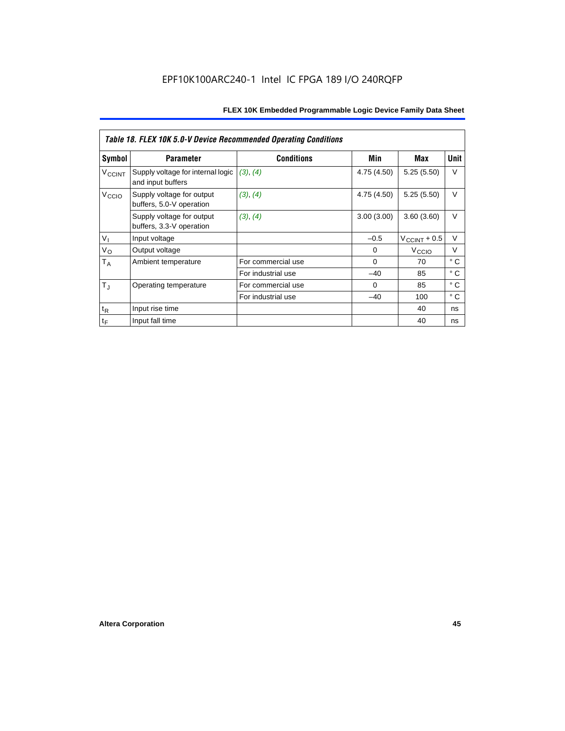*Table 18. FLEX 10K 5.0-V Device Recommended Operating Conditions*

| Symbol | Parameter | Conditions | Min | Max | Unit |
|---|---|---|---|---|---|
| $V_{CCINT}$ | Supply voltage for internal logic and input buffers | *(3)*, *(4)* | 4.75 (4.50) | 5.25 (5.50) | V |
| $V_{CCIO}$ | Supply voltage for output buffers, 5.0-V operation | *(3)*, *(4)* | 4.75 (4.50) | 5.25 (5.50) | V |
| | Supply voltage for output buffers, 3.3-V operation | *(3)*, *(4)* | 3.00 (3.00) | 3.60 (3.60) | V |
| $V_I$ | Input voltage | | –0.5 | $V_{CCINT}$ + 0.5 | V |
| $V_O$ | Output voltage | | 0 | $V_{CCIO}$ | V |
| $T_A$ | Ambient temperature | For commercial use | 0 | 70 | ° C |
| | | For industrial use | –40 | 85 | ° C |
| $T_J$ | Operating temperature | For commercial use | 0 | 85 | ° C |
| | | For industrial use | –40 | 100 | ° C |
| $t_R$ | Input rise time | | | 40 | ns |
| $t_F$ | Input fall time | | | 40 | ns |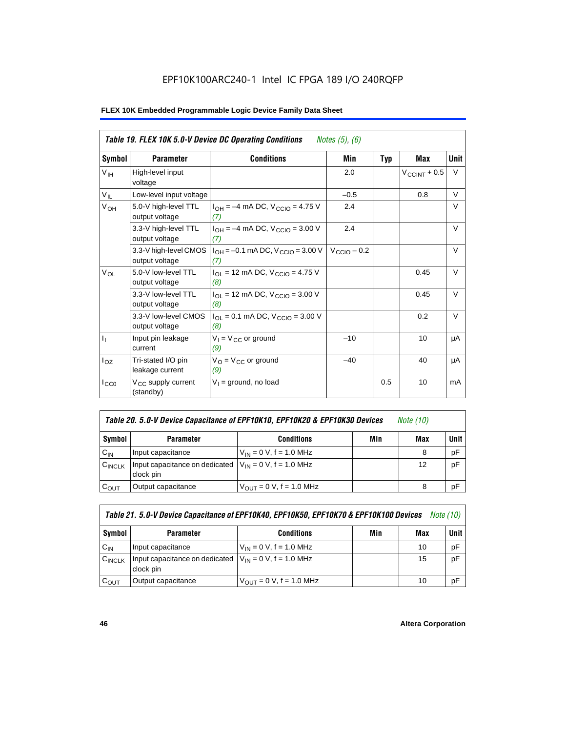EPF10K100ARC240-1 Intel IC FPGA 189 I/O 240RQFP

**Table 19. FLEX 10K 5.0-V Device DC Operating Conditions** *Notes (5), (6)*

| Symbol | Parameter | Conditions | Min | Typ | Max | Unit |
|---|---|---|---|---|---|---|
| $V_{IH}$ | High-level input voltage | | 2.0 | | $V_{CCINT}$ + 0.5 | V |
| $V_{IL}$ | Low-level input voltage | | –0.5 | | 0.8 | V |
| $V_{OH}$ | 5.0-V high-level TTL output voltage | $I_{OH}$ = –4 mA DC, $V_{CCIO}$ = 4.75 V *(7)* | 2.4 | | | V |
| | 3.3-V high-level TTL output voltage | $I_{OH}$ = –4 mA DC, $V_{CCIO}$ = 3.00 V *(7)* | 2.4 | | | V |
| | 3.3-V high-level CMOS output voltage | $I_{OH}$ = –0.1 mA DC, $V_{CCIO}$ = 3.00 V *(7)* | $V_{CCIO}$ – 0.2 | | | V |
| $V_{OL}$ | 5.0-V low-level TTL output voltage | $I_{OL}$ = 12 mA DC, $V_{CCIO}$ = 4.75 V *(8)* | | | 0.45 | V |
| | 3.3-V low-level TTL output voltage | $I_{OL}$ = 12 mA DC, $V_{CCIO}$ = 3.00 V *(8)* | | | 0.45 | V |
| | 3.3-V low-level CMOS output voltage | $I_{OL}$ = 0.1 mA DC, $V_{CCIO}$ = 3.00 V *(8)* | | | 0.2 | V |
| $I_I$ | Input pin leakage current | $V_I$ = $V_{CC}$ or ground *(9)* | –10 | | 10 | μA |
| $I_{OZ}$ | Tri-stated I/O pin leakage current | $V_O$ = $V_{CC}$ or ground *(9)* | –40 | | 40 | μA |
| $I_{CC0}$ | $V_{CC}$ supply current (standby) | $V_I$ = ground, no load | | 0.5 | 10 | mA |

**Table 20. 5.0-V Device Capacitance of EPF10K10, EPF10K20 & EPF10K30 Devices** *Note (10)*

| Symbol | Parameter | Conditions | Min | Max | Unit |
|---|---|---|---|---|---|
| $C_{IN}$ | Input capacitance | $V_{IN}$ = 0 V, f = 1.0 MHz | | 8 | pF |
| $C_{INCLK}$ | Input capacitance on dedicated clock pin | $V_{IN}$ = 0 V, f = 1.0 MHz | | 12 | pF |
| $C_{OUT}$ | Output capacitance | $V_{OUT}$ = 0 V, f = 1.0 MHz | | 8 | pF |

**Table 21. 5.0-V Device Capacitance of EPF10K40, EPF10K50, EPF10K70 & EPF10K100 Devices** *Note (10)*

| Symbol | Parameter | Conditions | Min | Max | Unit |
|---|---|---|---|---|---|
| $C_{IN}$ | Input capacitance | $V_{IN}$ = 0 V, f = 1.0 MHz | | 10 | pF |
| $C_{INCLK}$ | Input capacitance on dedicated clock pin | $V_{IN}$ = 0 V, f = 1.0 MHz | | 15 | pF |
| $C_{OUT}$ | Output capacitance | $V_{OUT}$ = 0 V, f = 1.0 MHz | | 10 | pF |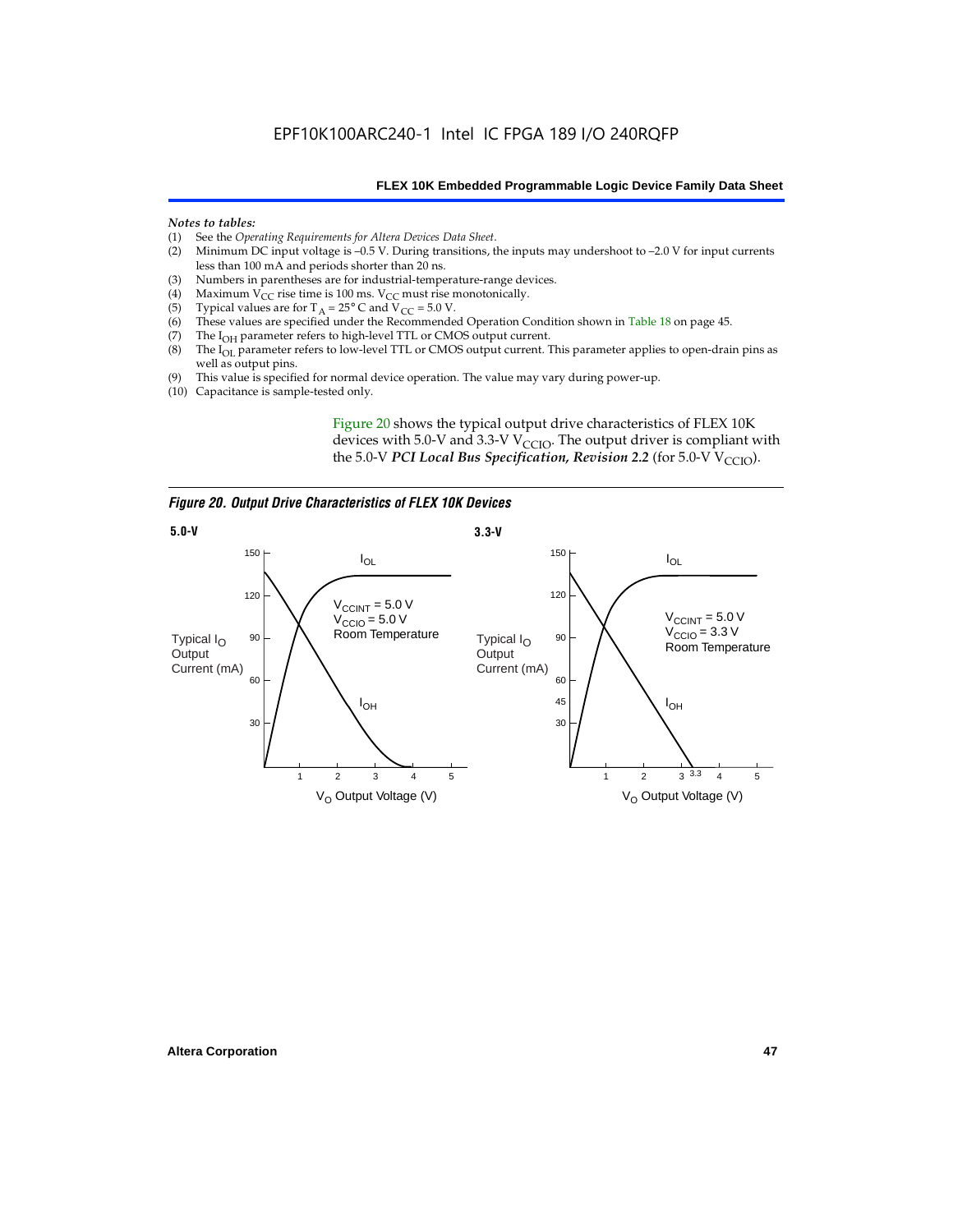*Notes to tables:*

(1) See the *Operating Requirements for Altera Devices Data Sheet*.
(2) Minimum DC input voltage is –0.5 V. During transitions, the inputs may undershoot to –2.0 V for input currents less than 100 mA and periods shorter than 20 ns.
(3) Numbers in parentheses are for industrial-temperature-range devices.
(4) Maximum $V_{CC}$ rise time is 100 ms. $V_{CC}$ must rise monotonically.
(5) Typical values are for $T_A = 25°$ C and $V_{CC} = 5.0$ V.
(6) These values are specified under the Recommended Operation Condition shown in Table 18 on page 45.
(7) The $I_{OH}$ parameter refers to high-level TTL or CMOS output current.
(8) The $I_{OL}$ parameter refers to low-level TTL or CMOS output current. This parameter applies to open-drain pins as well as output pins.
(9) This value is specified for normal device operation. The value may vary during power-up.
(10) Capacitance is sample-tested only.

Figure 20 shows the typical output drive characteristics of FLEX 10K devices with 5.0-V and 3.3-V $V_{CCIO}$. The output driver is compliant with the 5.0-V ***PCI Local Bus Specification, Revision 2.2*** (for 5.0-V $V_{CCIO}$).

***Figure 20. Output Drive Characteristics of FLEX 10K Devices***

**5.0-V** — Typical $I_O$ Output Current (mA) vs. $V_O$ Output Voltage (V); $I_{OL}$, $I_{OH}$; $V_{CCINT} = 5.0$ V, $V_{CCIO} = 5.0$ V, Room Temperature

**3.3-V** — Typical $I_O$ Output Current (mA) vs. $V_O$ Output Voltage (V); $I_{OL}$, $I_{OH}$; $V_{CCINT} = 5.0$ V, $V_{CCIO} = 3.3$ V, Room Temperature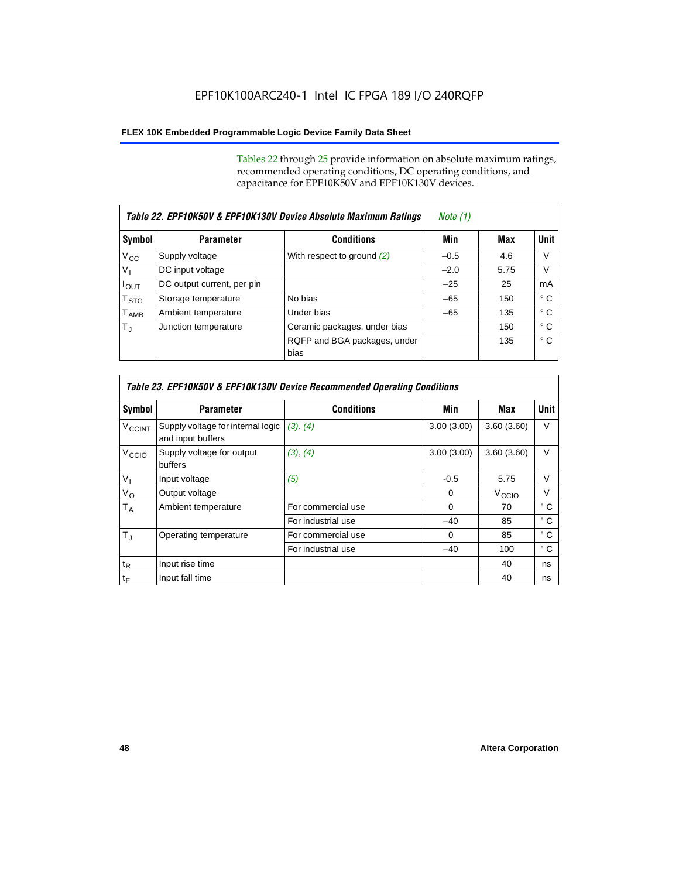Tables 22 through 25 provide information on absolute maximum ratings, recommended operating conditions, DC operating conditions, and capacitance for EPF10K50V and EPF10K130V devices.

| *Table 22. EPF10K50V & EPF10K130V Device Absolute Maximum Ratings* *Note (1)* | | | | | |
|---|---|---|---|---|---|
| **Symbol** | **Parameter** | **Conditions** | **Min** | **Max** | **Unit** |
| $V_{CC}$ | Supply voltage | With respect to ground *(2)* | –0.5 | 4.6 | V |
| $V_I$ | DC input voltage | | –2.0 | 5.75 | V |
| $I_{OUT}$ | DC output current, per pin | | –25 | 25 | mA |
| $T_{STG}$ | Storage temperature | No bias | –65 | 150 | ° C |
| $T_{AMB}$ | Ambient temperature | Under bias | –65 | 135 | ° C |
| $T_J$ | Junction temperature | Ceramic packages, under bias | | 150 | ° C |
| | | RQFP and BGA packages, under bias | | 135 | ° C |

| *Table 23. EPF10K50V & EPF10K130V Device Recommended Operating Conditions* | | | | | |
|---|---|---|---|---|---|
| **Symbol** | **Parameter** | **Conditions** | **Min** | **Max** | **Unit** |
| $V_{CCINT}$ | Supply voltage for internal logic and input buffers | *(3)*, *(4)* | 3.00 (3.00) | 3.60 (3.60) | V |
| $V_{CCIO}$ | Supply voltage for output buffers | *(3)*, *(4)* | 3.00 (3.00) | 3.60 (3.60) | V |
| $V_I$ | Input voltage | *(5)* | -0.5 | 5.75 | V |
| $V_O$ | Output voltage | | 0 | $V_{CCIO}$ | V |
| $T_A$ | Ambient temperature | For commercial use | 0 | 70 | ° C |
| | | For industrial use | –40 | 85 | ° C |
| $T_J$ | Operating temperature | For commercial use | 0 | 85 | ° C |
| | | For industrial use | –40 | 100 | ° C |
| $t_R$ | Input rise time | | | 40 | ns |
| $t_F$ | Input fall time | | | 40 | ns |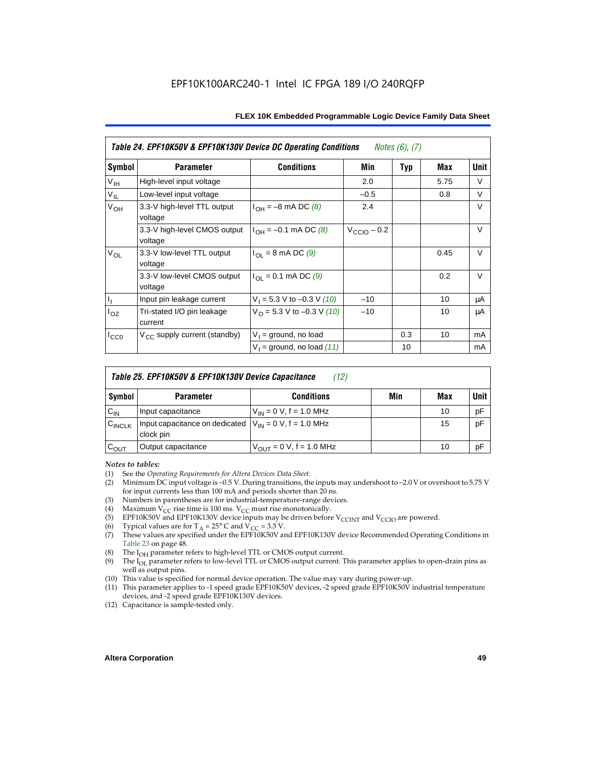## Table 24. EPF10K50V & EPF10K130V Device DC Operating Conditions *Notes (6), (7)*

| Symbol | Parameter | Conditions | Min | Typ | Max | Unit |
|---|---|---|---|---|---|---|
| $V_{IH}$ | High-level input voltage | | 2.0 | | 5.75 | V |
| $V_{IL}$ | Low-level input voltage | | –0.5 | | 0.8 | V |
| $V_{OH}$ | 3.3-V high-level TTL output voltage | $I_{OH}$ = –8 mA DC *(8)* | 2.4 | | | V |
| | 3.3-V high-level CMOS output voltage | $I_{OH}$ = –0.1 mA DC *(8)* | $V_{CCIO}$ – 0.2 | | | V |
| $V_{OL}$ | 3.3-V low-level TTL output voltage | $I_{OL}$ = 8 mA DC *(9)* | | | 0.45 | V |
| | 3.3-V low-level CMOS output voltage | $I_{OL}$ = 0.1 mA DC *(9)* | | | 0.2 | V |
| $I_I$ | Input pin leakage current | $V_I$ = 5.3 V to –0.3 V *(10)* | –10 | | 10 | μA |
| $I_{OZ}$ | Tri-stated I/O pin leakage current | $V_O$ = 5.3 V to –0.3 V *(10)* | –10 | | 10 | μA |
| $I_{CC0}$ | $V_{CC}$ supply current (standby) | $V_I$ = ground, no load | | 0.3 | 10 | mA |
| | | $V_I$ = ground, no load *(11)* | | 10 | | mA |

## Table 25. EPF10K50V & EPF10K130V Device Capacitance *(12)*

| Symbol | Parameter | Conditions | Min | Max | Unit |
|---|---|---|---|---|---|
| $C_{IN}$ | Input capacitance | $V_{IN}$ = 0 V, f = 1.0 MHz | | 10 | pF |
| $C_{INCLK}$ | Input capacitance on dedicated clock pin | $V_{IN}$ = 0 V, f = 1.0 MHz | | 15 | pF |
| $C_{OUT}$ | Output capacitance | $V_{OUT}$ = 0 V, f = 1.0 MHz | | 10 | pF |

*Notes to tables:*

(1) See the *Operating Requirements for Altera Devices Data Sheet*.
(2) Minimum DC input voltage is –0.5 V. During transitions, the inputs may undershoot to –2.0 V or overshoot to 5.75 V for input currents less than 100 mA and periods shorter than 20 ns.
(3) Numbers in parentheses are for industrial-temperature-range devices.
(4) Maximum $V_{CC}$ rise time is 100 ms. $V_{CC}$ must rise monotonically.
(5) EPF10K50V and EPF10K130V device inputs may be driven before $V_{CCINT}$ and $V_{CCIO}$ are powered.
(6) Typical values are for $T_A$ = 25° C and $V_{CC}$ = 3.3 V.
(7) These values are specified under the EPF10K50V and EPF10K130V device Recommended Operating Conditions in Table 23 on page 48.
(8) The $I_{OH}$ parameter refers to high-level TTL or CMOS output current.
(9) The $I_{OL}$ parameter refers to low-level TTL or CMOS output current. This parameter applies to open-drain pins as well as output pins.
(10) This value is specified for normal device operation. The value may vary during power-up.
(11) This parameter applies to -1 speed grade EPF10K50V devices, -2 speed grade EPF10K50V industrial temperature devices, and -2 speed grade EPF10K130V devices.
(12) Capacitance is sample-tested only.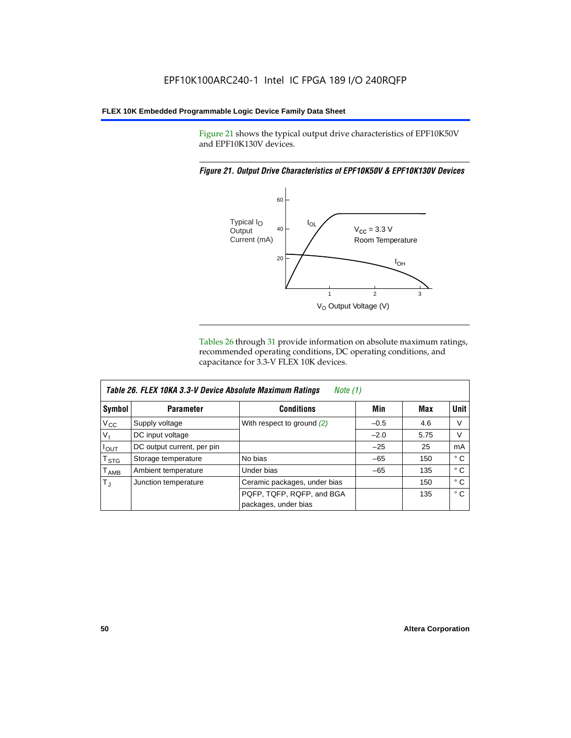Figure 21 shows the typical output drive characteristics of EPF10K50V and EPF10K130V devices.

*Figure 21. Output Drive Characteristics of EPF10K50V & EPF10K130V Devices*

Tables 26 through 31 provide information on absolute maximum ratings, recommended operating conditions, DC operating conditions, and capacitance for 3.3-V FLEX 10K devices.

*Table 26. FLEX 10KA 3.3-V Device Absolute Maximum Ratings* *Note (1)*

| Symbol | Parameter | Conditions | Min | Max | Unit |
|---|---|---|---|---|---|
| $V_{CC}$ | Supply voltage | With respect to ground *(2)* | –0.5 | 4.6 | V |
| $V_I$ | DC input voltage | | –2.0 | 5.75 | V |
| $I_{OUT}$ | DC output current, per pin | | –25 | 25 | mA |
| $T_{STG}$ | Storage temperature | No bias | –65 | 150 | ° C |
| $T_{AMB}$ | Ambient temperature | Under bias | –65 | 135 | ° C |
| $T_J$ | Junction temperature | Ceramic packages, under bias | | 150 | ° C |
| | | PQFP, TQFP, RQFP, and BGA packages, under bias | | 135 | ° C |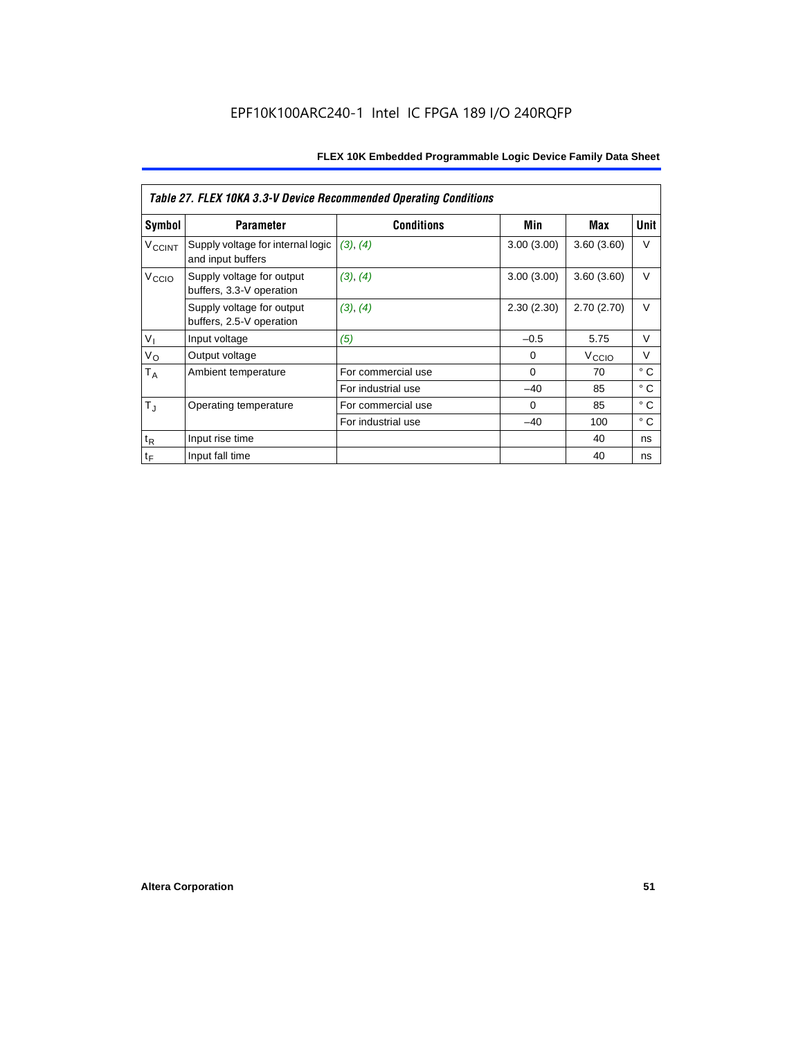EPF10K100ARC240-1 Intel IC FPGA 189 I/O 240RQFP

| *Table 27. FLEX 10KA 3.3-V Device Recommended Operating Conditions* | | | | | |
|---|---|---|---|---|---|
| **Symbol** | **Parameter** | **Conditions** | **Min** | **Max** | **Unit** |
| $V_{CCINT}$ | Supply voltage for internal logic and input buffers | *(3)*, *(4)* | 3.00 (3.00) | 3.60 (3.60) | V |
| $V_{CCIO}$ | Supply voltage for output buffers, 3.3-V operation | *(3)*, *(4)* | 3.00 (3.00) | 3.60 (3.60) | V |
| | Supply voltage for output buffers, 2.5-V operation | *(3)*, *(4)* | 2.30 (2.30) | 2.70 (2.70) | V |
| $V_I$ | Input voltage | *(5)* | –0.5 | 5.75 | V |
| $V_O$ | Output voltage | | 0 | $V_{CCIO}$ | V |
| $T_A$ | Ambient temperature | For commercial use | 0 | 70 | ° C |
| | | For industrial use | –40 | 85 | ° C |
| $T_J$ | Operating temperature | For commercial use | 0 | 85 | ° C |
| | | For industrial use | –40 | 100 | ° C |
| $t_R$ | Input rise time | | | 40 | ns |
| $t_F$ | Input fall time | | | 40 | ns |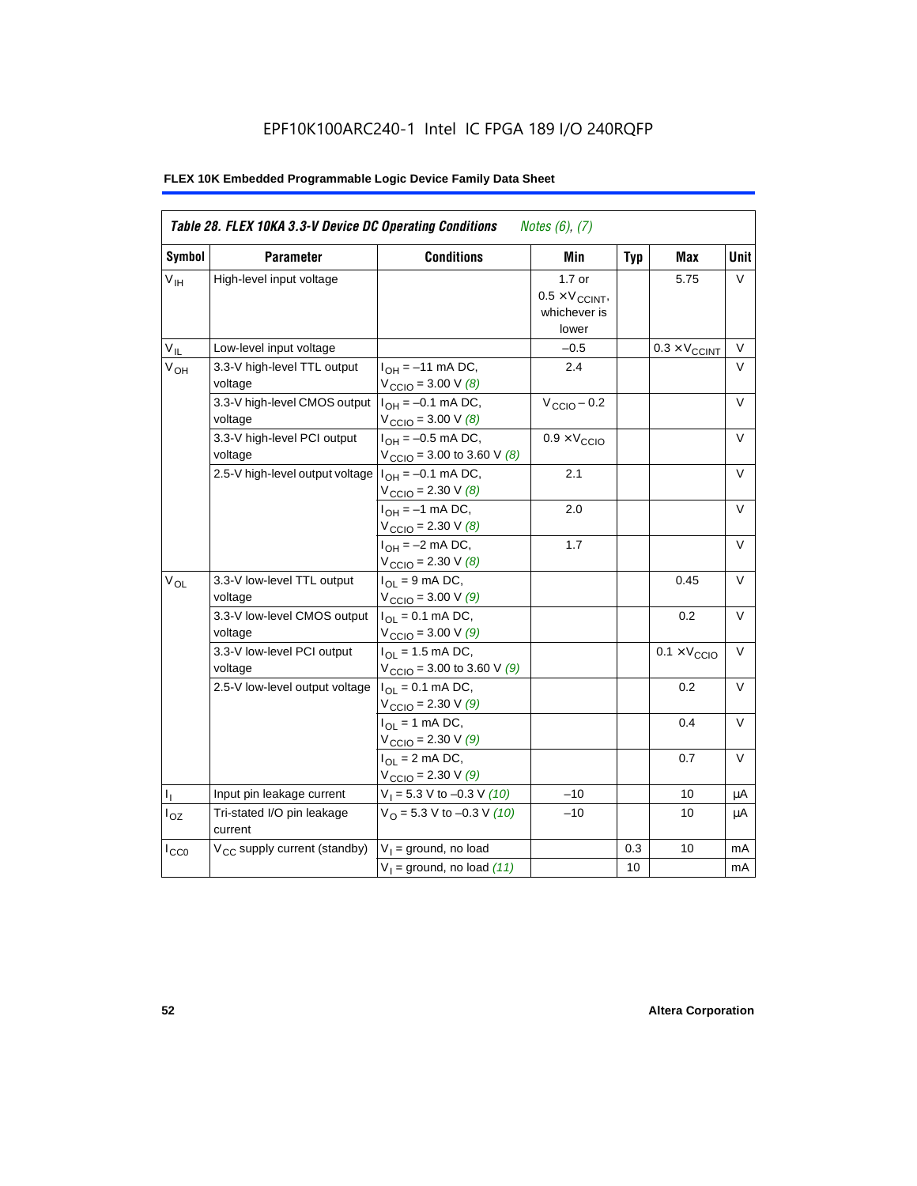EPF10K100ARC240-1 Intel IC FPGA 189 I/O 240RQFP

**Table 28. FLEX 10KA 3.3-V Device DC Operating Conditions** *Notes (6), (7)*

| Symbol | Parameter | Conditions | Min | Typ | Max | Unit |
|---|---|---|---|---|---|---|
| $V_{IH}$ | High-level input voltage | | 1.7 or $0.5 \times V_{CCINT}$, whichever is lower | | 5.75 | V |
| $V_{IL}$ | Low-level input voltage | | –0.5 | | $0.3 \times V_{CCINT}$ | V |
| $V_{OH}$ | 3.3-V high-level TTL output voltage | $I_{OH}$ = –11 mA DC, $V_{CCIO}$ = 3.00 V *(8)* | 2.4 | | | V |
| | 3.3-V high-level CMOS output voltage | $I_{OH}$ = –0.1 mA DC, $V_{CCIO}$ = 3.00 V *(8)* | $V_{CCIO}$ – 0.2 | | | V |
| | 3.3-V high-level PCI output voltage | $I_{OH}$ = –0.5 mA DC, $V_{CCIO}$ = 3.00 to 3.60 V *(8)* | $0.9 \times V_{CCIO}$ | | | V |
| | 2.5-V high-level output voltage | $I_{OH}$ = –0.1 mA DC, $V_{CCIO}$ = 2.30 V *(8)* | 2.1 | | | V |
| | | $I_{OH}$ = –1 mA DC, $V_{CCIO}$ = 2.30 V *(8)* | 2.0 | | | V |
| | | $I_{OH}$ = –2 mA DC, $V_{CCIO}$ = 2.30 V *(8)* | 1.7 | | | V |
| $V_{OL}$ | 3.3-V low-level TTL output voltage | $I_{OL}$ = 9 mA DC, $V_{CCIO}$ = 3.00 V *(9)* | | | 0.45 | V |
| | 3.3-V low-level CMOS output voltage | $I_{OL}$ = 0.1 mA DC, $V_{CCIO}$ = 3.00 V *(9)* | | | 0.2 | V |
| | 3.3-V low-level PCI output voltage | $I_{OL}$ = 1.5 mA DC, $V_{CCIO}$ = 3.00 to 3.60 V *(9)* | | | $0.1 \times V_{CCIO}$ | V |
| | 2.5-V low-level output voltage | $I_{OL}$ = 0.1 mA DC, $V_{CCIO}$ = 2.30 V *(9)* | | | 0.2 | V |
| | | $I_{OL}$ = 1 mA DC, $V_{CCIO}$ = 2.30 V *(9)* | | | 0.4 | V |
| | | $I_{OL}$ = 2 mA DC, $V_{CCIO}$ = 2.30 V *(9)* | | | 0.7 | V |
| $I_I$ | Input pin leakage current | $V_I$ = 5.3 V to –0.3 V *(10)* | –10 | | 10 | μA |
| $I_{OZ}$ | Tri-stated I/O pin leakage current | $V_O$ = 5.3 V to –0.3 V *(10)* | –10 | | 10 | μA |
| $I_{CC0}$ | $V_{CC}$ supply current (standby) | $V_I$ = ground, no load | | 0.3 | 10 | mA |
| | | $V_I$ = ground, no load *(11)* | | 10 | | mA |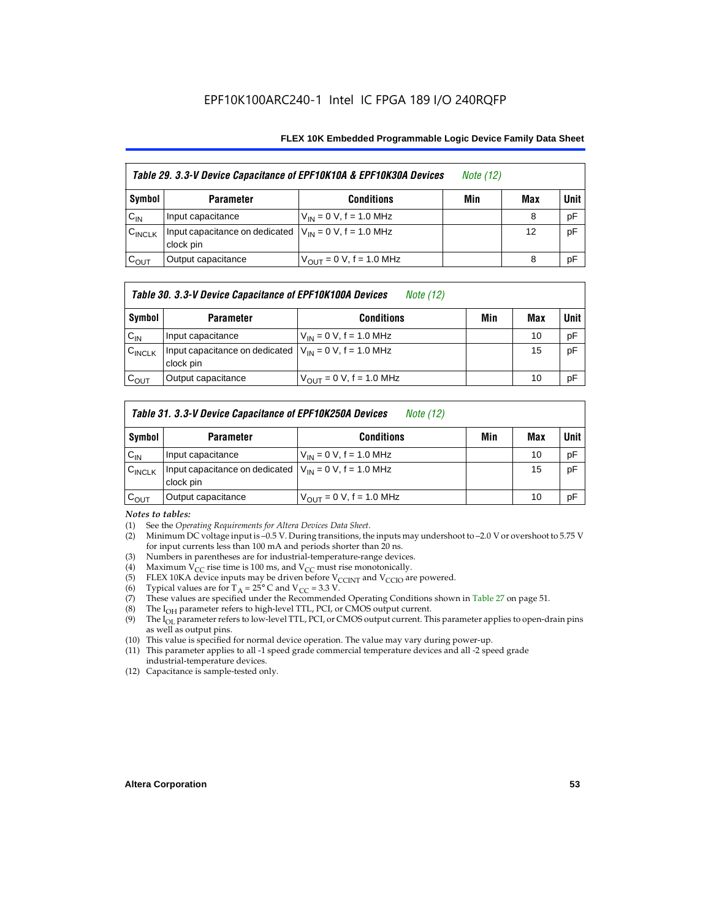Table 29. 3.3-V Device Capacitance of EPF10K10A & EPF10K30A Devices *Note (12)*

| Symbol | Parameter | Conditions | Min | Max | Unit |
|---|---|---|---|---|---|
| $C_{IN}$ | Input capacitance | $V_{IN}$ = 0 V, f = 1.0 MHz | | 8 | pF |
| $C_{INCLK}$ | Input capacitance on dedicated clock pin | $V_{IN}$ = 0 V, f = 1.0 MHz | | 12 | pF |
| $C_{OUT}$ | Output capacitance | $V_{OUT}$ = 0 V, f = 1.0 MHz | | 8 | pF |

Table 30. 3.3-V Device Capacitance of EPF10K100A Devices *Note (12)*

| Symbol | Parameter | Conditions | Min | Max | Unit |
|---|---|---|---|---|---|
| $C_{IN}$ | Input capacitance | $V_{IN}$ = 0 V, f = 1.0 MHz | | 10 | pF |
| $C_{INCLK}$ | Input capacitance on dedicated clock pin | $V_{IN}$ = 0 V, f = 1.0 MHz | | 15 | pF |
| $C_{OUT}$ | Output capacitance | $V_{OUT}$ = 0 V, f = 1.0 MHz | | 10 | pF |

Table 31. 3.3-V Device Capacitance of EPF10K250A Devices *Note (12)*

| Symbol | Parameter | Conditions | Min | Max | Unit |
|---|---|---|---|---|---|
| $C_{IN}$ | Input capacitance | $V_{IN}$ = 0 V, f = 1.0 MHz | | 10 | pF |
| $C_{INCLK}$ | Input capacitance on dedicated clock pin | $V_{IN}$ = 0 V, f = 1.0 MHz | | 15 | pF |
| $C_{OUT}$ | Output capacitance | $V_{OUT}$ = 0 V, f = 1.0 MHz | | 10 | pF |

*Notes to tables:*

(1) See the *Operating Requirements for Altera Devices Data Sheet*.
(2) Minimum DC voltage input is –0.5 V. During transitions, the inputs may undershoot to –2.0 V or overshoot to 5.75 V for input currents less than 100 mA and periods shorter than 20 ns.
(3) Numbers in parentheses are for industrial-temperature-range devices.
(4) Maximum $V_{CC}$ rise time is 100 ms, and $V_{CC}$ must rise monotonically.
(5) FLEX 10KA device inputs may be driven before $V_{CCINT}$ and $V_{CCIO}$ are powered.
(6) Typical values are for $T_A$ = 25° C and $V_{CC}$ = 3.3 V.
(7) These values are specified under the Recommended Operating Conditions shown in Table 27 on page 51.
(8) The $I_{OH}$ parameter refers to high-level TTL, PCI, or CMOS output current.
(9) The $I_{OL}$ parameter refers to low-level TTL, PCI, or CMOS output current. This parameter applies to open-drain pins as well as output pins.
(10) This value is specified for normal device operation. The value may vary during power-up.
(11) This parameter applies to all -1 speed grade commercial temperature devices and all -2 speed grade industrial-temperature devices.
(12) Capacitance is sample-tested only.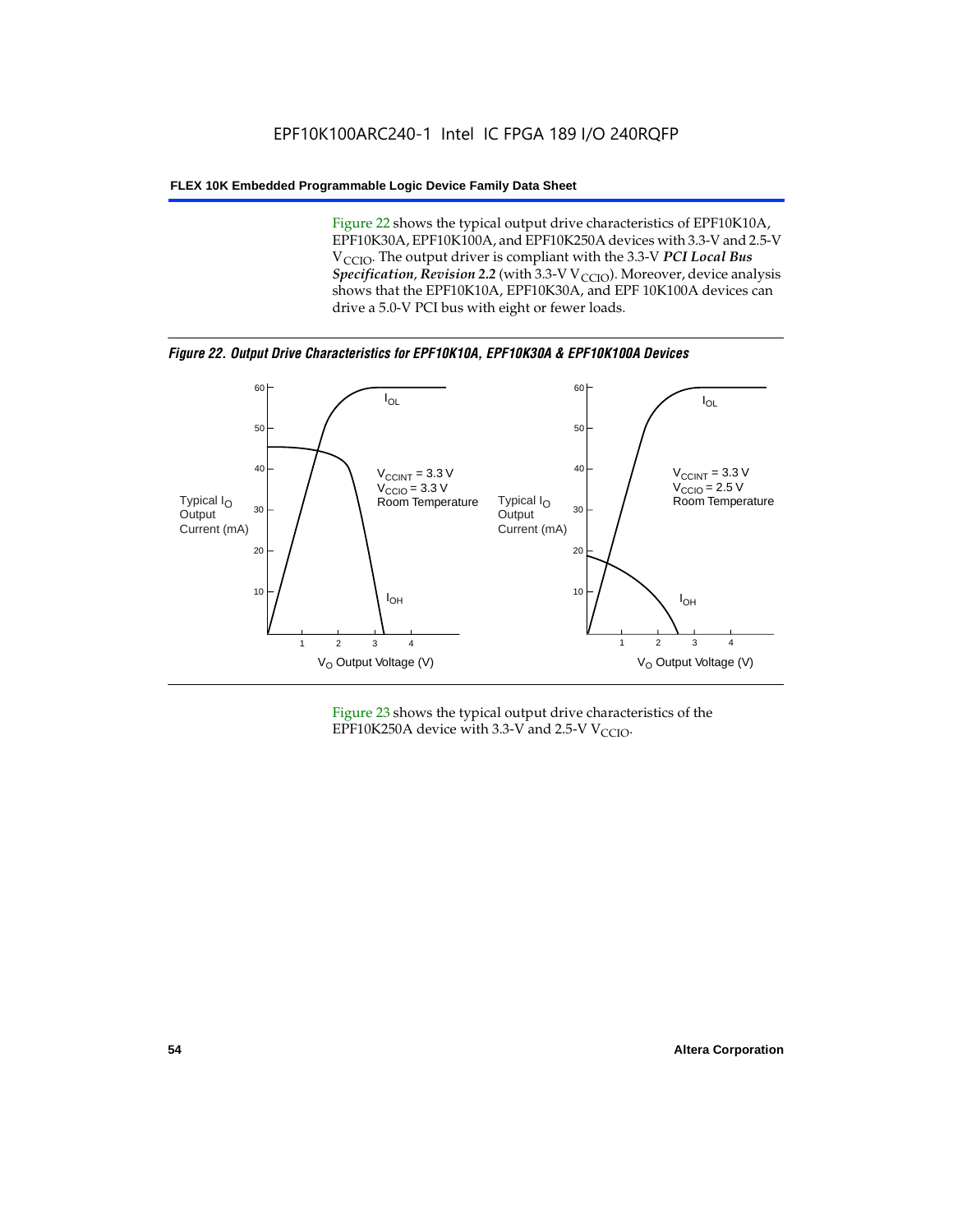Figure 22 shows the typical output drive characteristics of EPF10K10A, EPF10K30A, EPF10K100A, and EPF10K250A devices with 3.3-V and 2.5-V $V_{CCIO}$. The output driver is compliant with the 3.3-V ***PCI Local Bus Specification*, *Revision 2.2*** (with 3.3-V $V_{CCIO}$). Moreover, device analysis shows that the EPF10K10A, EPF10K30A, and EPF 10K100A devices can drive a 5.0-V PCI bus with eight or fewer loads.

***Figure 22. Output Drive Characteristics for EPF10K10A, EPF10K30A & EPF10K100A Devices***

Figure 23 shows the typical output drive characteristics of the EPF10K250A device with 3.3-V and 2.5-V $V_{CCIO}$.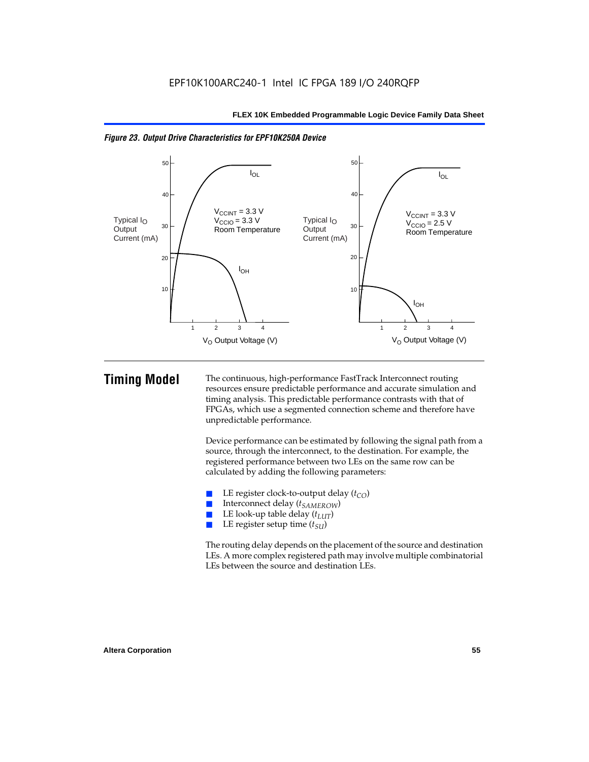*Figure 23. Output Drive Characteristics for EPF10K250A Device*

# Timing Model

The continuous, high-performance FastTrack Interconnect routing resources ensure predictable performance and accurate simulation and timing analysis. This predictable performance contrasts with that of FPGAs, which use a segmented connection scheme and therefore have unpredictable performance.

Device performance can be estimated by following the signal path from a source, through the interconnect, to the destination. For example, the registered performance between two LEs on the same row can be calculated by adding the following parameters:

- LE register clock-to-output delay ($t_{CO}$)
- Interconnect delay ($t_{SAMEROW}$)
- LE look-up table delay ($t_{LUT}$)
- LE register setup time ($t_{SU}$)

The routing delay depends on the placement of the source and destination LEs. A more complex registered path may involve multiple combinatorial LEs between the source and destination LEs.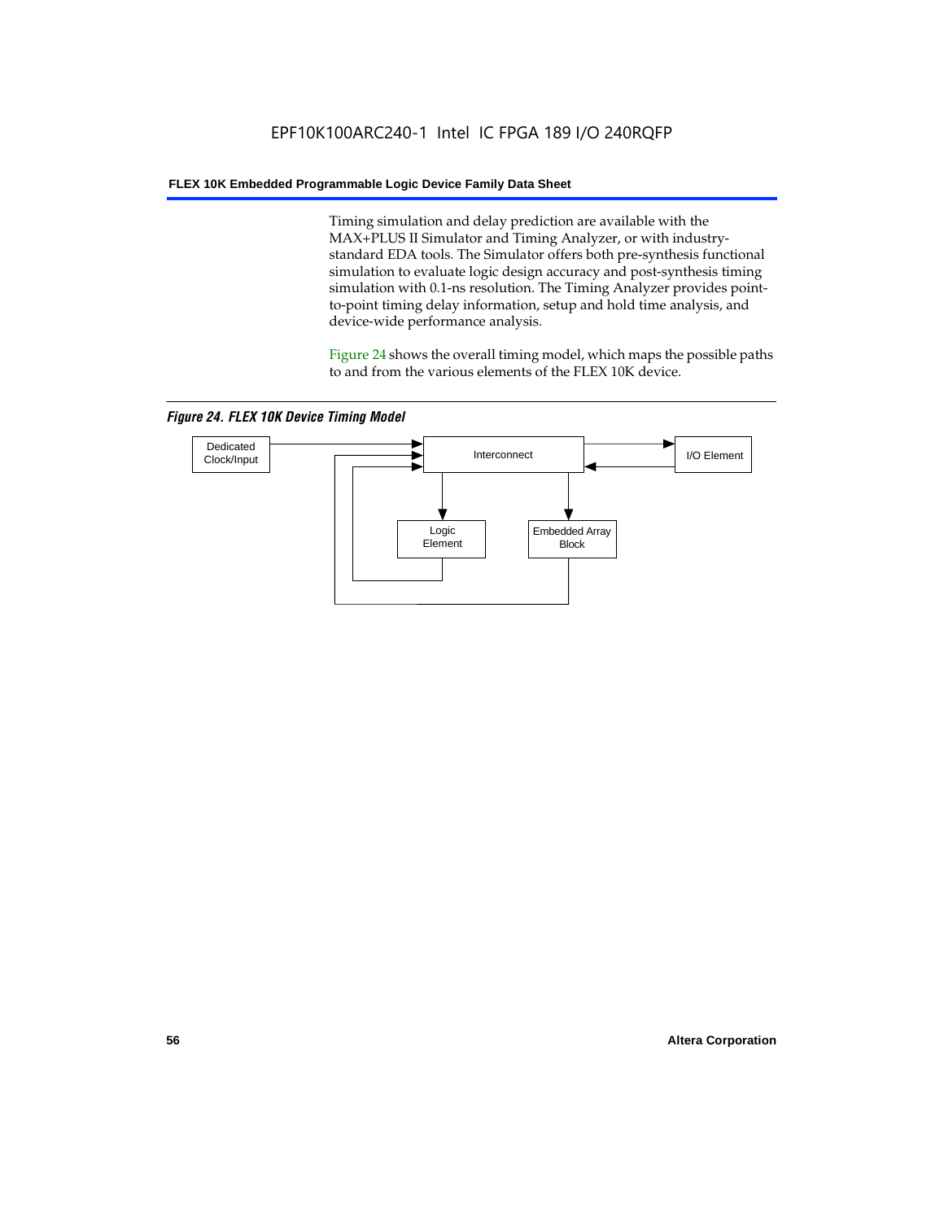Timing simulation and delay prediction are available with the MAX+PLUS II Simulator and Timing Analyzer, or with industry-standard EDA tools. The Simulator offers both pre-synthesis functional simulation to evaluate logic design accuracy and post-synthesis timing simulation with 0.1-ns resolution. The Timing Analyzer provides point-to-point timing delay information, setup and hold time analysis, and device-wide performance analysis.

Figure 24 shows the overall timing model, which maps the possible paths to and from the various elements of the FLEX 10K device.

*Figure 24. FLEX 10K Device Timing Model*

Dedicated Clock/Input

Interconnect

I/O Element

Logic Element

Embedded Array Block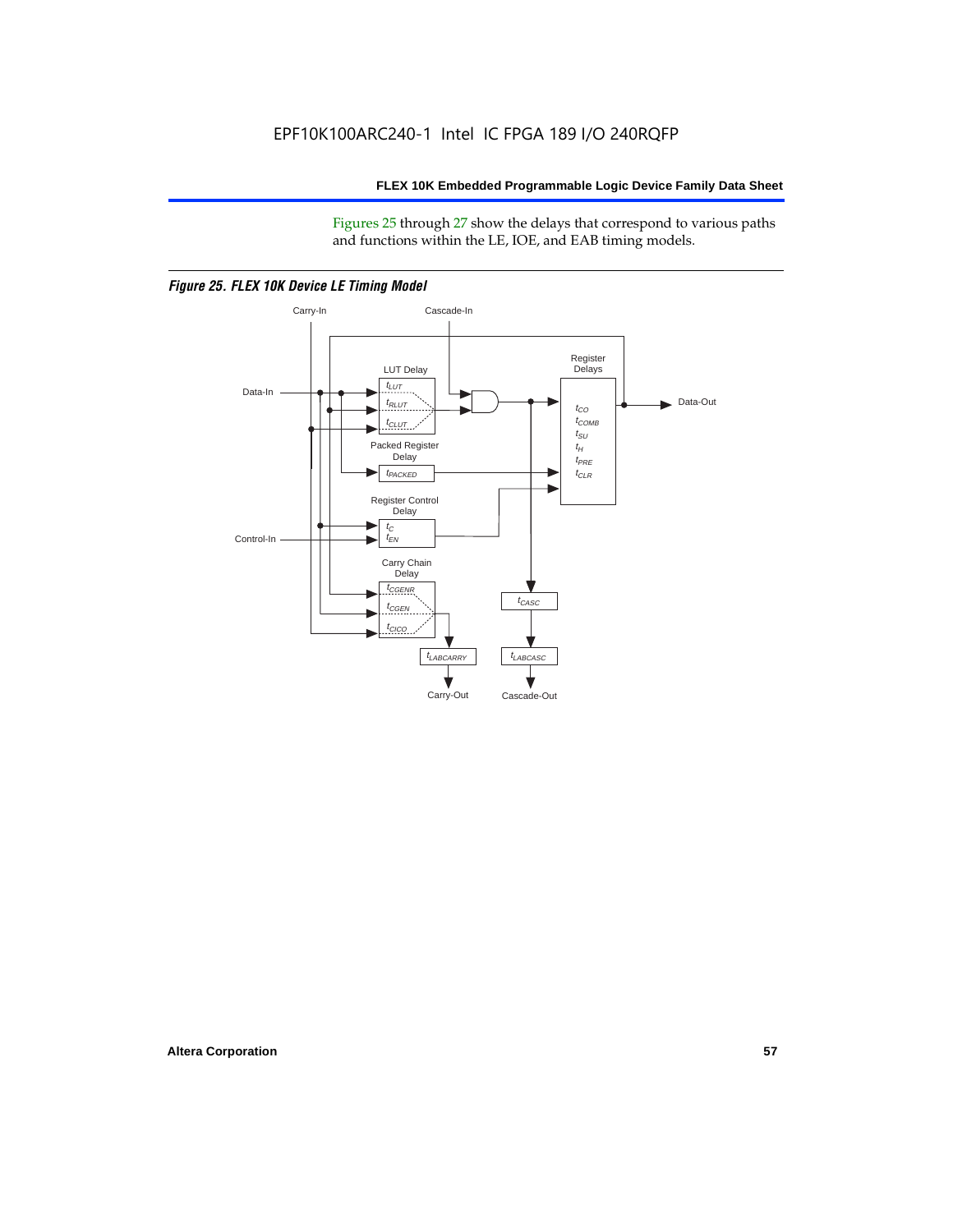Figures 25 through 27 show the delays that correspond to various paths and functions within the LE, IOE, and EAB timing models.

*Figure 25. FLEX 10K Device LE Timing Model*

Carry-In

Cascade-In

Data-In

LUT Delay

$t_{LUT}$

$t_{RLUT}$

$t_{CLUT}$

Packed Register Delay

$t_{PACKED}$

Register Delays

$t_{CO}$

$t_{COMB}$

$t_{SU}$

$t_H$

$t_{PRE}$

$t_{CLR}$

Data-Out

Register Control Delay

$t_C$

$t_{EN}$

Control-In

Carry Chain Delay

$t_{CGENR}$

$t_{CGEN}$

$t_{CICO}$

$t_{CASC}$

$t_{LABCARRY}$

$t_{LABCASC}$

Carry-Out

Cascade-Out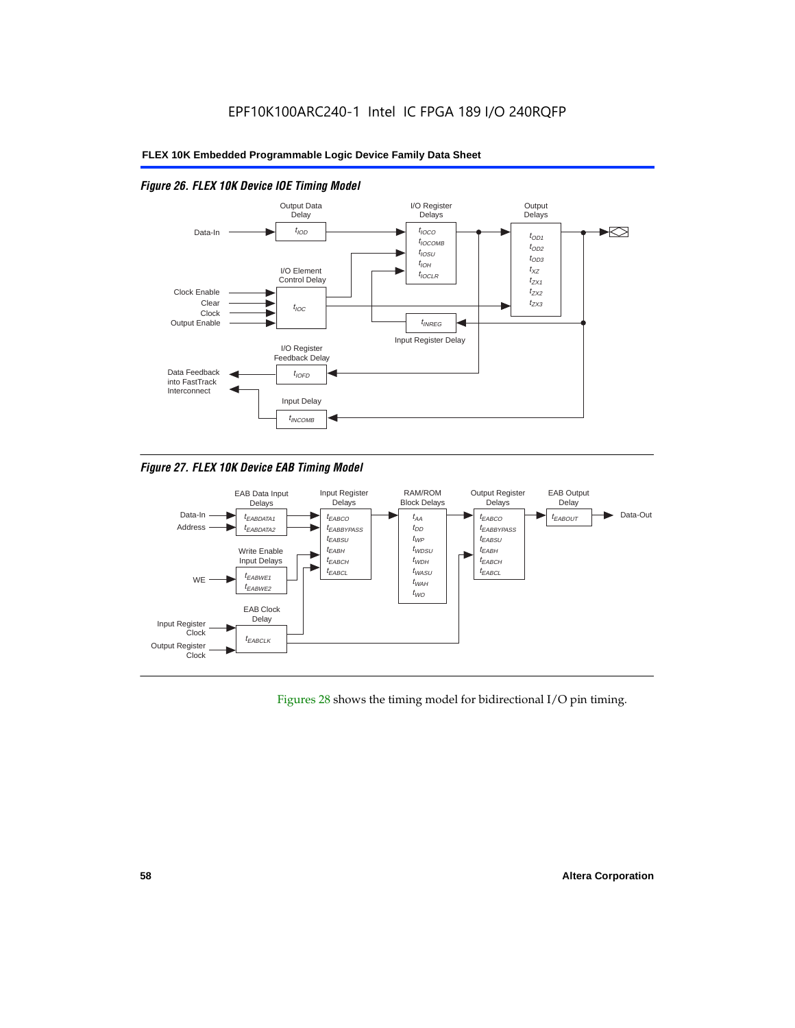EPF10K100ARC240-1 Intel IC FPGA 189 I/O 240RQFP

*Figure 26. FLEX 10K Device IOE Timing Model*

Output Data Delay

I/O Register Delays

Output Delays

Data-In

$t_{IOD}$

$t_{IOCO}$
$t_{IOCOMB}$
$t_{IOSU}$
$t_{IOH}$
$t_{IOCLR}$

$t_{OD1}$
$t_{OD2}$
$t_{OD3}$
$t_{XZ}$
$t_{ZX1}$
$t_{ZX2}$
$t_{ZX3}$

I/O Element Control Delay

Clock Enable
Clear
Clock
Output Enable

$t_{IOC}$

$t_{INREG}$

Input Register Delay

I/O Register Feedback Delay

Data Feedback into FastTrack Interconnect

$t_{IOFD}$

Input Delay

$t_{INCOMB}$

*Figure 27. FLEX 10K Device EAB Timing Model*

EAB Data Input Delays

Input Register Delays

RAM/ROM Block Delays

Output Register Delays

EAB Output Delay

Data-In
Address

$t_{EABDATA1}$
$t_{EABDATA2}$

$t_{EABCO}$
$t_{EABBYPASS}$
$t_{EABSU}$
$t_{EABH}$
$t_{EABCH}$
$t_{EABCL}$

$t_{AA}$
$t_{DD}$
$t_{WP}$
$t_{WDSU}$
$t_{WDH}$
$t_{WASU}$
$t_{WAH}$
$t_{WO}$

$t_{EABCO}$
$t_{EABBYPASS}$
$t_{EABSU}$
$t_{EABH}$
$t_{EABCH}$
$t_{EABCL}$

$t_{EABOUT}$

Data-Out

Write Enable Input Delays

WE

$t_{EABWE1}$
$t_{EABWE2}$

EAB Clock Delay

Input Register Clock

Output Register Clock

$t_{EABCLK}$

Figures 28 shows the timing model for bidirectional I/O pin timing.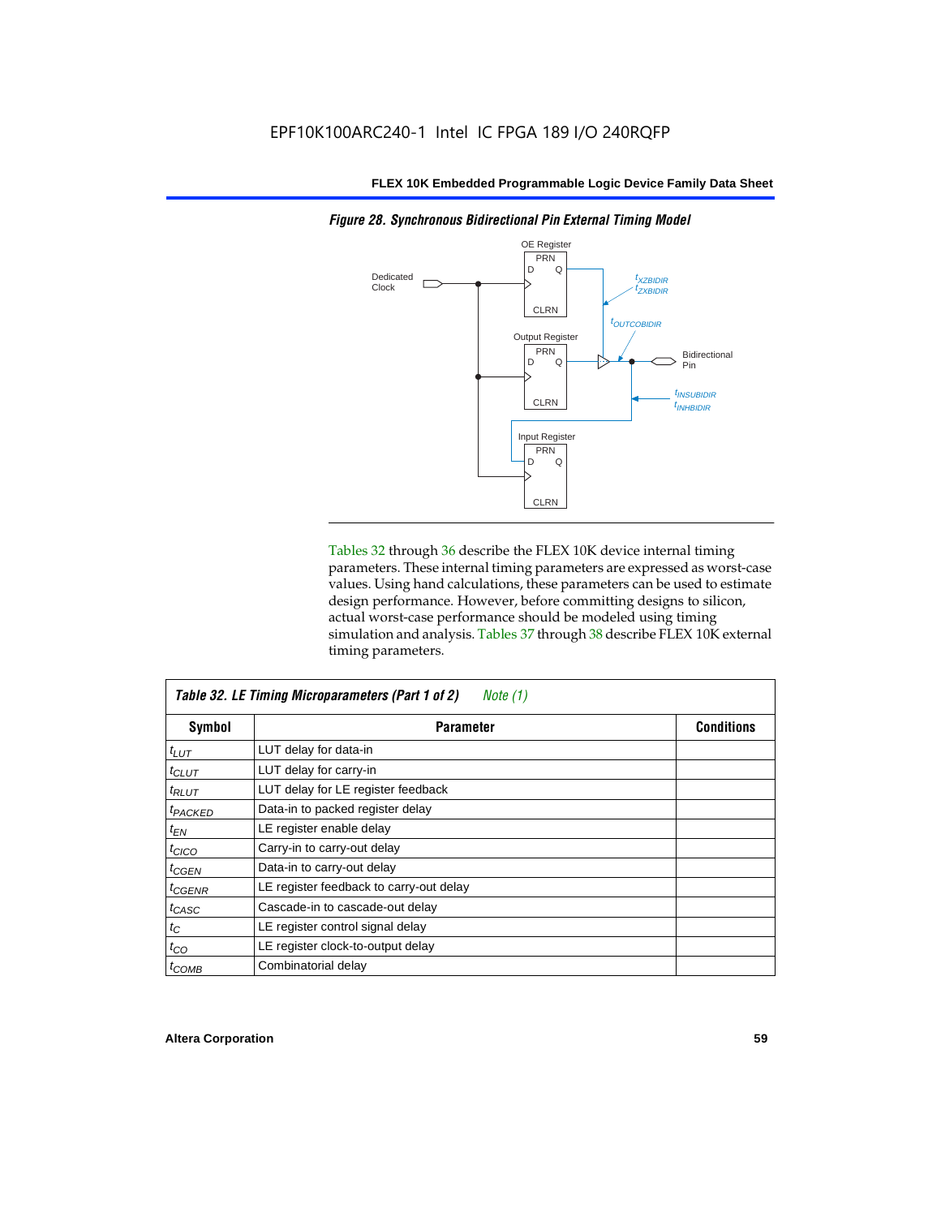*Figure 28. Synchronous Bidirectional Pin External Timing Model*

Tables 32 through 36 describe the FLEX 10K device internal timing parameters. These internal timing parameters are expressed as worst-case values. Using hand calculations, these parameters can be used to estimate design performance. However, before committing designs to silicon, actual worst-case performance should be modeled using timing simulation and analysis. Tables 37 through 38 describe FLEX 10K external timing parameters.

*Table 32. LE Timing Microparameters (Part 1 of 2)* *Note (1)*

| Symbol | Parameter | Conditions |
|---|---|---|
| $t_{LUT}$ | LUT delay for data-in | |
| $t_{CLUT}$ | LUT delay for carry-in | |
| $t_{RLUT}$ | LUT delay for LE register feedback | |
| $t_{PACKED}$ | Data-in to packed register delay | |
| $t_{EN}$ | LE register enable delay | |
| $t_{CICO}$ | Carry-in to carry-out delay | |
| $t_{CGEN}$ | Data-in to carry-out delay | |
| $t_{CGENR}$ | LE register feedback to carry-out delay | |
| $t_{CASC}$ | Cascade-in to cascade-out delay | |
| $t_{C}$ | LE register control signal delay | |
| $t_{CO}$ | LE register clock-to-output delay | |
| $t_{COMB}$ | Combinatorial delay | |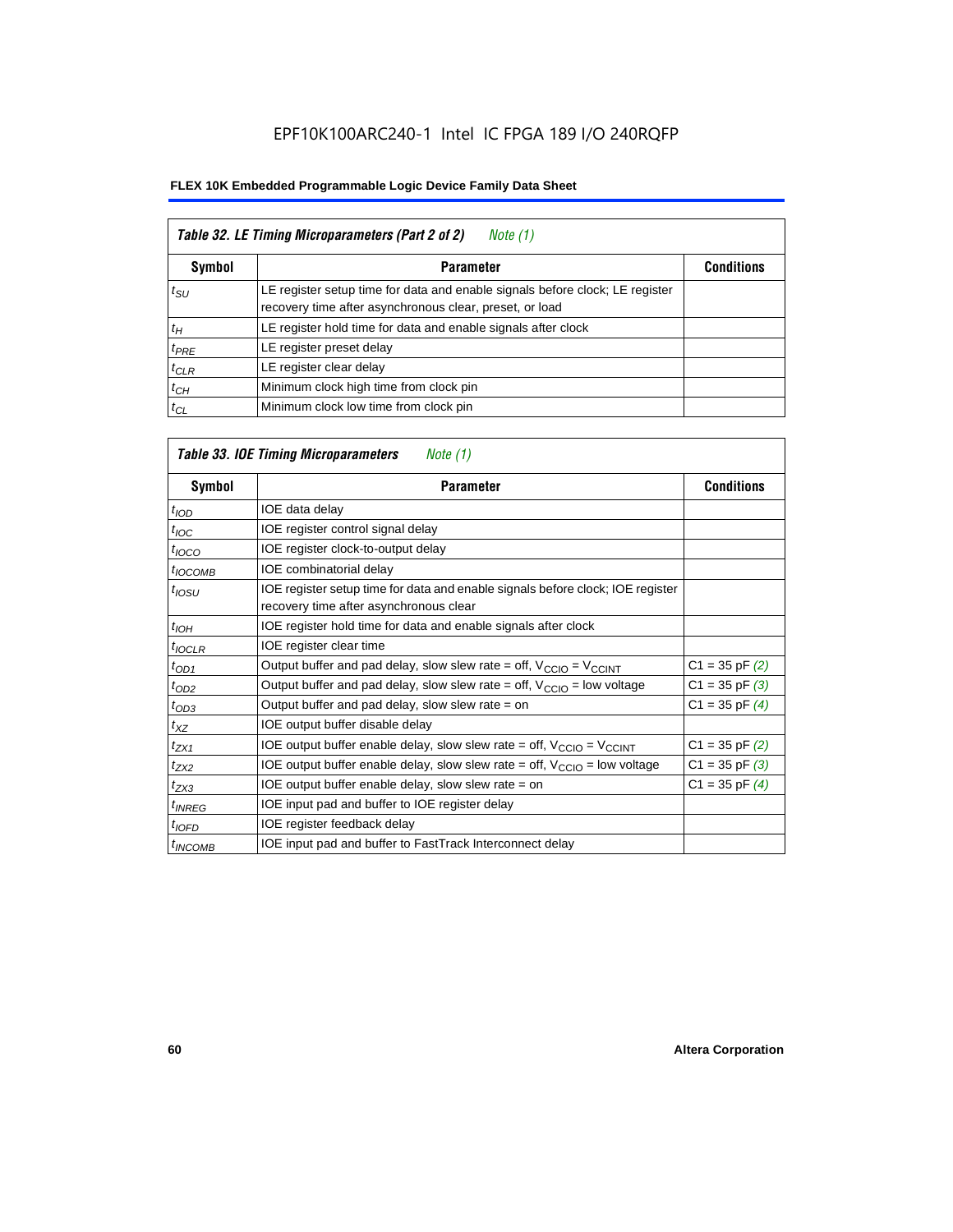EPF10K100ARC240-1 Intel IC FPGA 189 I/O 240RQFP

**FLEX 10K Embedded Programmable Logic Device Family Data Sheet**

*Table 32. LE Timing Microparameters (Part 2 of 2) Note (1)*

| Symbol | Parameter | Conditions |
|---|---|---|
| $t_{SU}$ | LE register setup time for data and enable signals before clock; LE register recovery time after asynchronous clear, preset, or load | |
| $t_H$ | LE register hold time for data and enable signals after clock | |
| $t_{PRE}$ | LE register preset delay | |
| $t_{CLR}$ | LE register clear delay | |
| $t_{CH}$ | Minimum clock high time from clock pin | |
| $t_{CL}$ | Minimum clock low time from clock pin | |

*Table 33. IOE Timing Microparameters Note (1)*

| Symbol | Parameter | Conditions |
|---|---|---|
| $t_{IOD}$ | IOE data delay | |
| $t_{IOC}$ | IOE register control signal delay | |
| $t_{IOCO}$ | IOE register clock-to-output delay | |
| $t_{IOCOMB}$ | IOE combinatorial delay | |
| $t_{IOSU}$ | IOE register setup time for data and enable signals before clock; IOE register recovery time after asynchronous clear | |
| $t_{IOH}$ | IOE register hold time for data and enable signals after clock | |
| $t_{IOCLR}$ | IOE register clear time | |
| $t_{OD1}$ | Output buffer and pad delay, slow slew rate = off, $V_{CCIO} = V_{CCINT}$ | C1 = 35 pF *(2)* |
| $t_{OD2}$ | Output buffer and pad delay, slow slew rate = off, $V_{CCIO}$ = low voltage | C1 = 35 pF *(3)* |
| $t_{OD3}$ | Output buffer and pad delay, slow slew rate = on | C1 = 35 pF *(4)* |
| $t_{XZ}$ | IOE output buffer disable delay | |
| $t_{ZX1}$ | IOE output buffer enable delay, slow slew rate = off, $V_{CCIO} = V_{CCINT}$ | C1 = 35 pF *(2)* |
| $t_{ZX2}$ | IOE output buffer enable delay, slow slew rate = off, $V_{CCIO}$ = low voltage | C1 = 35 pF *(3)* |
| $t_{ZX3}$ | IOE output buffer enable delay, slow slew rate = on | C1 = 35 pF *(4)* |
| $t_{INREG}$ | IOE input pad and buffer to IOE register delay | |
| $t_{IOFD}$ | IOE register feedback delay | |
| $t_{INCOMB}$ | IOE input pad and buffer to FastTrack Interconnect delay | |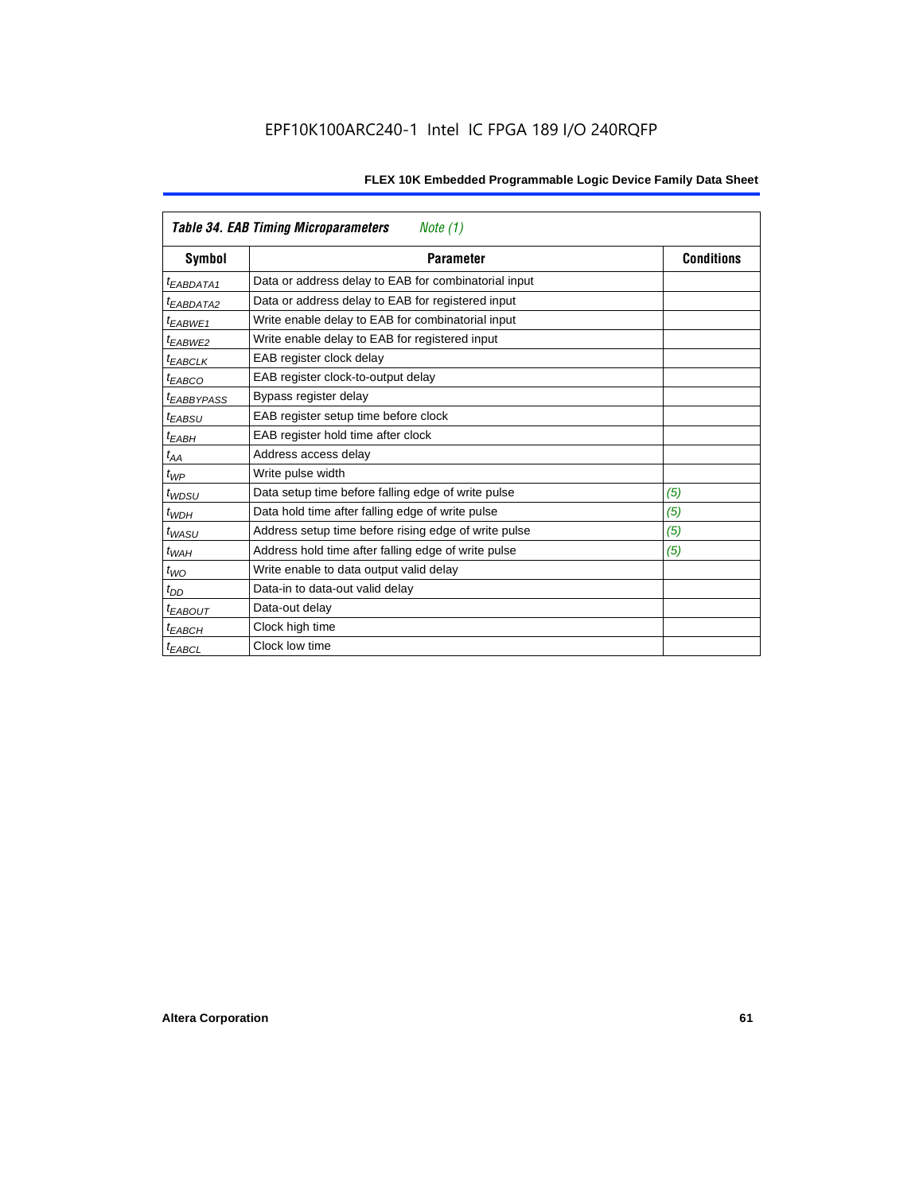| *Table 34. EAB Timing Microparameters* *Note (1)* | | |
|---|---|---|
| **Symbol** | **Parameter** | **Conditions** |
| $t_{EABDATA1}$ | Data or address delay to EAB for combinatorial input | |
| $t_{EABDATA2}$ | Data or address delay to EAB for registered input | |
| $t_{EABWE1}$ | Write enable delay to EAB for combinatorial input | |
| $t_{EABWE2}$ | Write enable delay to EAB for registered input | |
| $t_{EABCLK}$ | EAB register clock delay | |
| $t_{EABCO}$ | EAB register clock-to-output delay | |
| $t_{EABBYPASS}$ | Bypass register delay | |
| $t_{EABSU}$ | EAB register setup time before clock | |
| $t_{EABH}$ | EAB register hold time after clock | |
| $t_{AA}$ | Address access delay | |
| $t_{WP}$ | Write pulse width | |
| $t_{WDSU}$ | Data setup time before falling edge of write pulse | *(5)* |
| $t_{WDH}$ | Data hold time after falling edge of write pulse | *(5)* |
| $t_{WASU}$ | Address setup time before rising edge of write pulse | *(5)* |
| $t_{WAH}$ | Address hold time after falling edge of write pulse | *(5)* |
| $t_{WO}$ | Write enable to data output valid delay | |
| $t_{DD}$ | Data-in to data-out valid delay | |
| $t_{EABOUT}$ | Data-out delay | |
| $t_{EABCH}$ | Clock high time | |
| $t_{EABCL}$ | Clock low time | |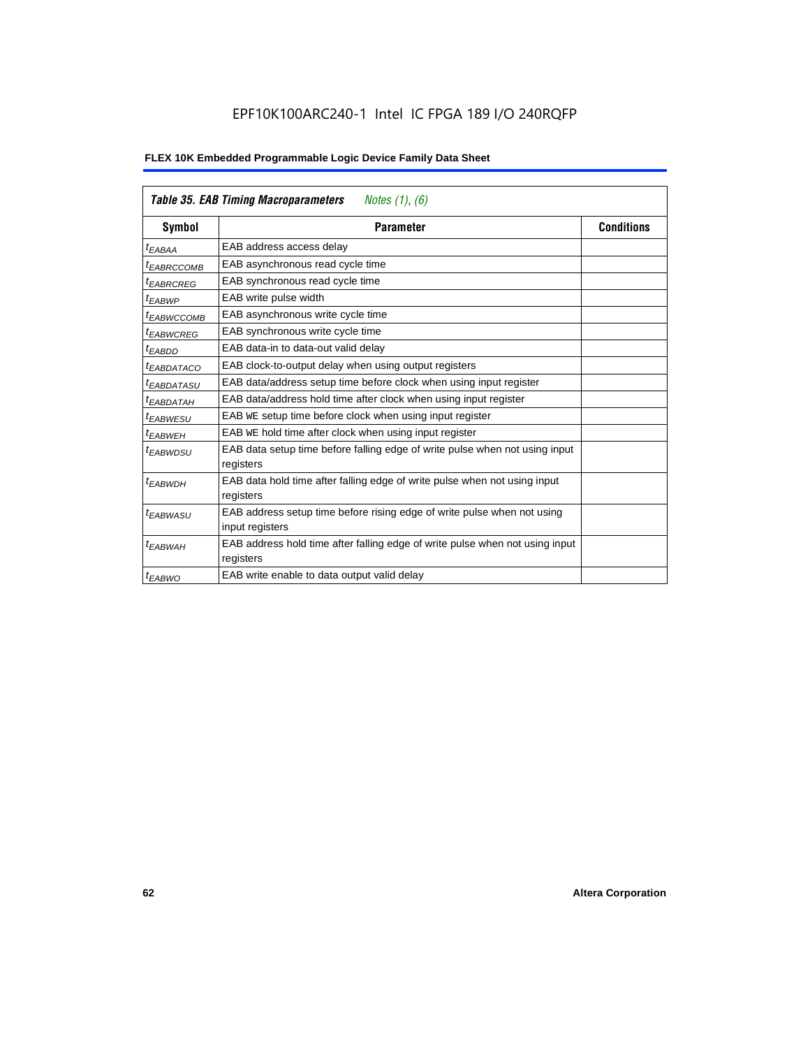EPF10K100ARC240-1 Intel IC FPGA 189 I/O 240RQFP

| *Table 35. EAB Timing Macroparameters* *Notes (1), (6)* | | |
|---|---|---|
| **Symbol** | **Parameter** | **Conditions** |
| $t_{EABAA}$ | EAB address access delay | |
| $t_{EABRCCOMB}$ | EAB asynchronous read cycle time | |
| $t_{EABRCREG}$ | EAB synchronous read cycle time | |
| $t_{EABWP}$ | EAB write pulse width | |
| $t_{EABWCCOMB}$ | EAB asynchronous write cycle time | |
| $t_{EABWCREG}$ | EAB synchronous write cycle time | |
| $t_{EABDD}$ | EAB data-in to data-out valid delay | |
| $t_{EABDATACO}$ | EAB clock-to-output delay when using output registers | |
| $t_{EABDATASU}$ | EAB data/address setup time before clock when using input register | |
| $t_{EABDATAH}$ | EAB data/address hold time after clock when using input register | |
| $t_{EABWESU}$ | EAB WE setup time before clock when using input register | |
| $t_{EABWEH}$ | EAB WE hold time after clock when using input register | |
| $t_{EABWDSU}$ | EAB data setup time before falling edge of write pulse when not using input registers | |
| $t_{EABWDH}$ | EAB data hold time after falling edge of write pulse when not using input registers | |
| $t_{EABWASU}$ | EAB address setup time before rising edge of write pulse when not using input registers | |
| $t_{EABWAH}$ | EAB address hold time after falling edge of write pulse when not using input registers | |
| $t_{EABWO}$ | EAB write enable to data output valid delay | |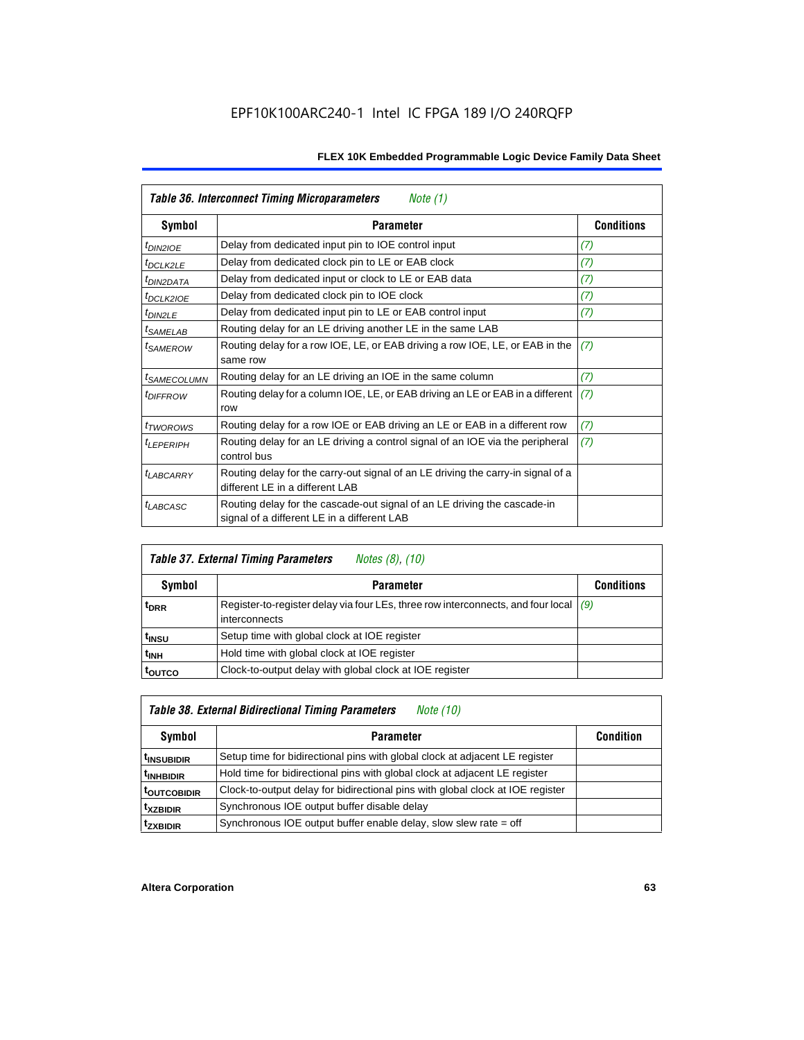EPF10K100ARC240-1 Intel IC FPGA 189 I/O 240RQFP

| *Table 36. Interconnect Timing Microparameters* *Note (1)* | | |
|---|---|---|
| **Symbol** | **Parameter** | **Conditions** |
| $t_{DIN2IOE}$ | Delay from dedicated input pin to IOE control input | (7) |
| $t_{DCLK2LE}$ | Delay from dedicated clock pin to LE or EAB clock | (7) |
| $t_{DIN2DATA}$ | Delay from dedicated input or clock to LE or EAB data | (7) |
| $t_{DCLK2IOE}$ | Delay from dedicated clock pin to IOE clock | (7) |
| $t_{DIN2LE}$ | Delay from dedicated input pin to LE or EAB control input | (7) |
| $t_{SAMELAB}$ | Routing delay for an LE driving another LE in the same LAB | |
| $t_{SAMEROW}$ | Routing delay for a row IOE, LE, or EAB driving a row IOE, LE, or EAB in the same row | (7) |
| $t_{SAMECOLUMN}$ | Routing delay for an LE driving an IOE in the same column | (7) |
| $t_{DIFFROW}$ | Routing delay for a column IOE, LE, or EAB driving an LE or EAB in a different row | (7) |
| $t_{TWOROWS}$ | Routing delay for a row IOE or EAB driving an LE or EAB in a different row | (7) |
| $t_{LEPERIPH}$ | Routing delay for an LE driving a control signal of an IOE via the peripheral control bus | (7) |
| $t_{LABCARRY}$ | Routing delay for the carry-out signal of an LE driving the carry-in signal of a different LE in a different LAB | |
| $t_{LABCASC}$ | Routing delay for the cascade-out signal of an LE driving the cascade-in signal of a different LE in a different LAB | |

| *Table 37. External Timing Parameters* *Notes (8), (10)* | | |
|---|---|---|
| **Symbol** | **Parameter** | **Conditions** |
| $t_{DRR}$ | Register-to-register delay via four LEs, three row interconnects, and four local interconnects | (9) |
| $t_{INSU}$ | Setup time with global clock at IOE register | |
| $t_{INH}$ | Hold time with global clock at IOE register | |
| $t_{OUTCO}$ | Clock-to-output delay with global clock at IOE register | |

| *Table 38. External Bidirectional Timing Parameters* *Note (10)* | | |
|---|---|---|
| **Symbol** | **Parameter** | **Condition** |
| $t_{INSUBIDIR}$ | Setup time for bidirectional pins with global clock at adjacent LE register | |
| $t_{INHBIDIR}$ | Hold time for bidirectional pins with global clock at adjacent LE register | |
| $t_{OUTCOBIDIR}$ | Clock-to-output delay for bidirectional pins with global clock at IOE register | |
| $t_{XZBIDIR}$ | Synchronous IOE output buffer disable delay | |
| $t_{ZXBIDIR}$ | Synchronous IOE output buffer enable delay, slow slew rate = off | |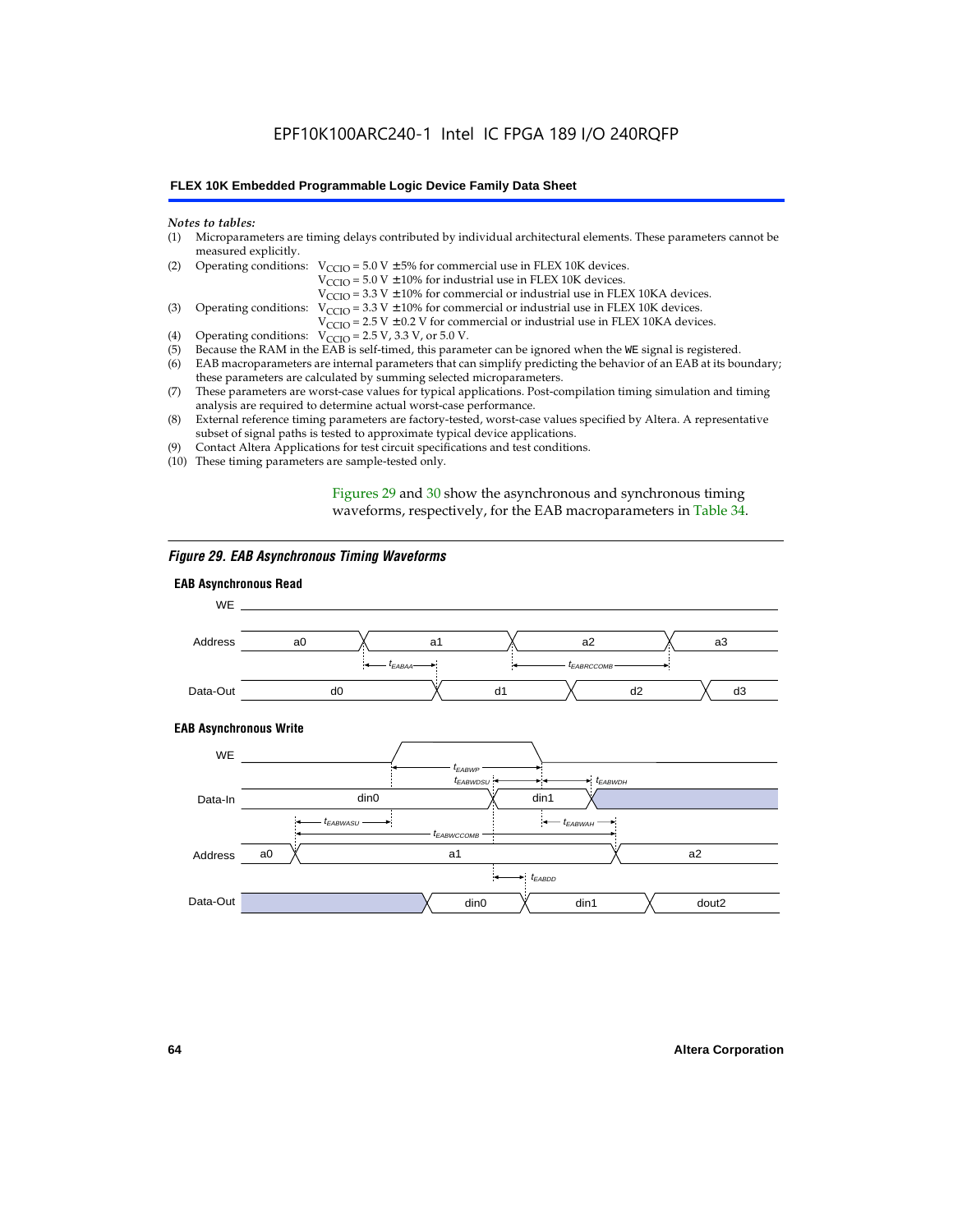*Notes to tables:*

(1) Microparameters are timing delays contributed by individual architectural elements. These parameters cannot be measured explicitly.

(2) Operating conditions: $V_{CCIO}$ = 5.0 V ± 5% for commercial use in FLEX 10K devices.
$V_{CCIO}$ = 5.0 V ± 10% for industrial use in FLEX 10K devices.
$V_{CCIO}$ = 3.3 V ± 10% for commercial or industrial use in FLEX 10KA devices.

(3) Operating conditions: $V_{CCIO}$ = 3.3 V ± 10% for commercial or industrial use in FLEX 10K devices.
$V_{CCIO}$ = 2.5 V ± 0.2 V for commercial or industrial use in FLEX 10KA devices.

(4) Operating conditions: $V_{CCIO}$ = 2.5 V, 3.3 V, or 5.0 V.

(5) Because the RAM in the EAB is self-timed, this parameter can be ignored when the WE signal is registered.

(6) EAB macroparameters are internal parameters that can simplify predicting the behavior of an EAB at its boundary; these parameters are calculated by summing selected microparameters.

(7) These parameters are worst-case values for typical applications. Post-compilation timing simulation and timing analysis are required to determine actual worst-case performance.

(8) External reference timing parameters are factory-tested, worst-case values specified by Altera. A representative subset of signal paths is tested to approximate typical device applications.

(9) Contact Altera Applications for test circuit specifications and test conditions.

(10) These timing parameters are sample-tested only.

Figures 29 and 30 show the asynchronous and synchronous timing waveforms, respectively, for the EAB macroparameters in Table 34.

*Figure 29. EAB Asynchronous Timing Waveforms*

**EAB Asynchronous Read**

WE; Address: a0, a1, a2, a3; $t_{EABAA}$; $t_{EABRCCOMB}$; Data-Out: d0, d1, d2, d3

**EAB Asynchronous Write**

WE; $t_{EABWP}$; $t_{EABWDSU}$; $t_{EABWDH}$; Data-In: din0, din1; $t_{EABWASU}$; $t_{EABWAH}$; $t_{EABWCCOMB}$; Address: a0, a1, a2; $t_{EABDD}$; Data-Out: din0, din1, dout2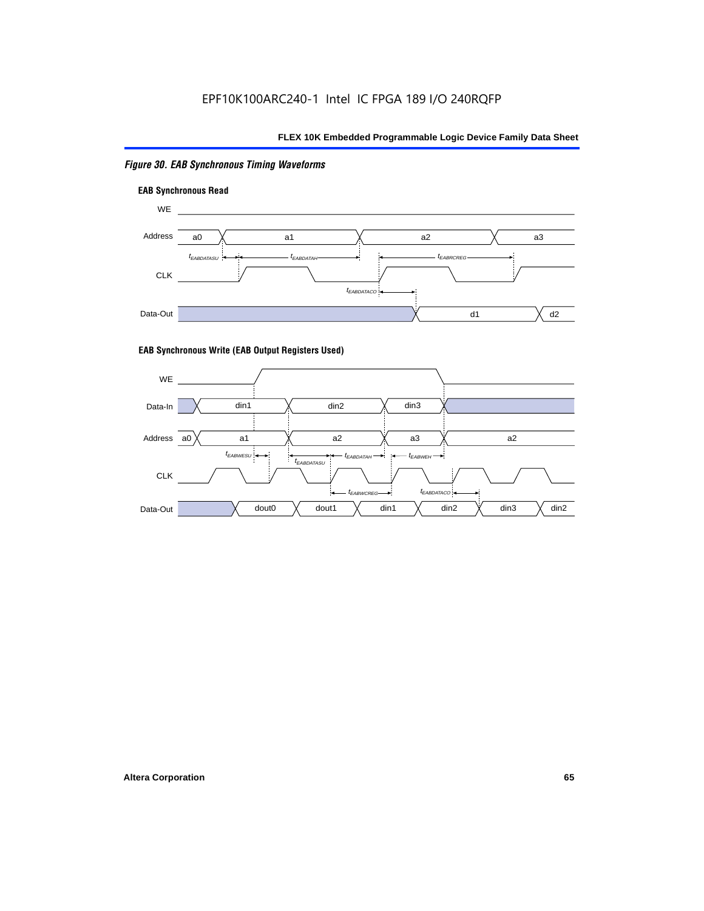*Figure 30. EAB Synchronous Timing Waveforms*

**EAB Synchronous Read**

**EAB Synchronous Write (EAB Output Registers Used)**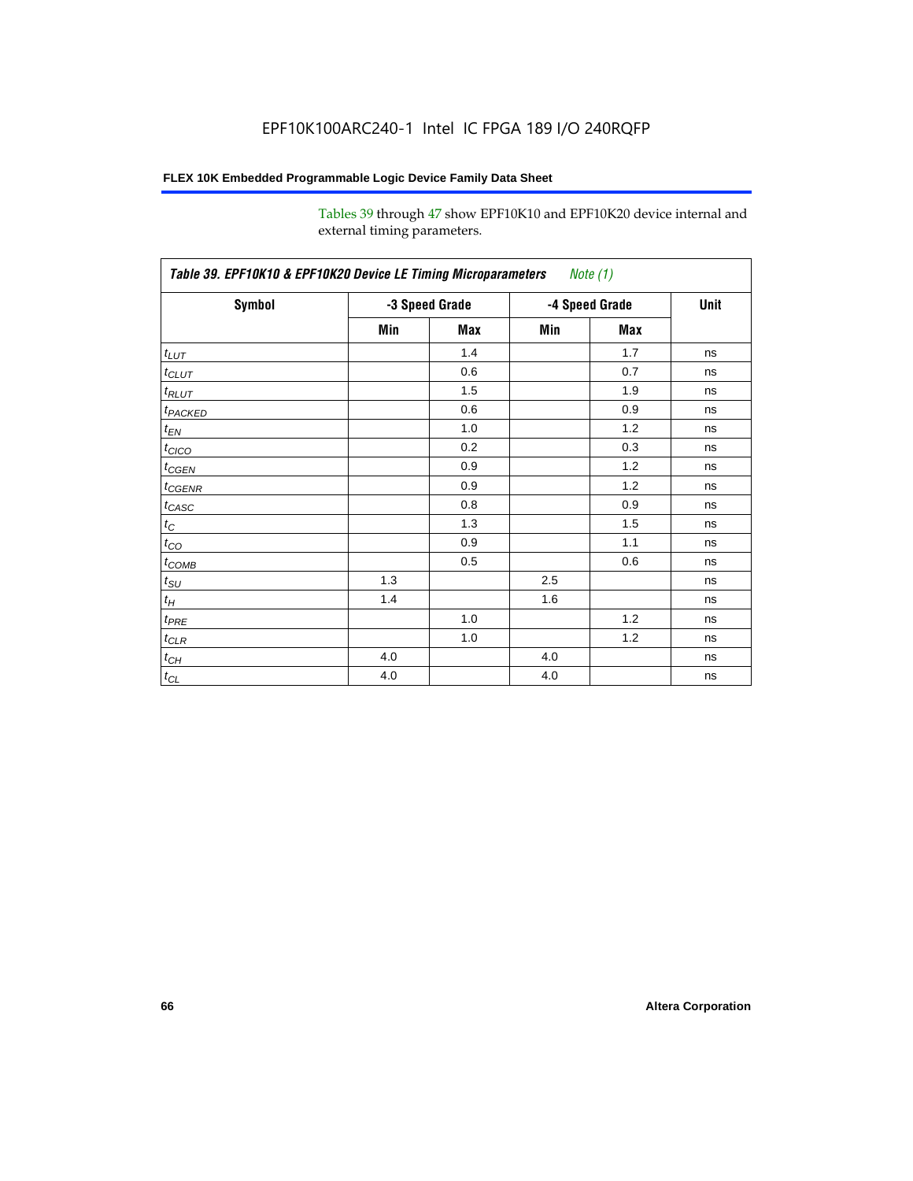Tables 39 through 47 show EPF10K10 and EPF10K20 device internal and external timing parameters.

| *Table 39. EPF10K10 & EPF10K20 Device LE Timing Microparameters Note (1)* | | | | | |
|---|---|---|---|---|---|
| **Symbol** | **-3 Speed Grade** | | **-4 Speed Grade** | | **Unit** |
| | **Min** | **Max** | **Min** | **Max** | |
| $t_{LUT}$ | | 1.4 | | 1.7 | ns |
| $t_{CLUT}$ | | 0.6 | | 0.7 | ns |
| $t_{RLUT}$ | | 1.5 | | 1.9 | ns |
| $t_{PACKED}$ | | 0.6 | | 0.9 | ns |
| $t_{EN}$ | | 1.0 | | 1.2 | ns |
| $t_{CICO}$ | | 0.2 | | 0.3 | ns |
| $t_{CGEN}$ | | 0.9 | | 1.2 | ns |
| $t_{CGENR}$ | | 0.9 | | 1.2 | ns |
| $t_{CASC}$ | | 0.8 | | 0.9 | ns |
| $t_{C}$ | | 1.3 | | 1.5 | ns |
| $t_{CO}$ | | 0.9 | | 1.1 | ns |
| $t_{COMB}$ | | 0.5 | | 0.6 | ns |
| $t_{SU}$ | 1.3 | | 2.5 | | ns |
| $t_{H}$ | 1.4 | | 1.6 | | ns |
| $t_{PRE}$ | | 1.0 | | 1.2 | ns |
| $t_{CLR}$ | | 1.0 | | 1.2 | ns |
| $t_{CH}$ | 4.0 | | 4.0 | | ns |
| $t_{CL}$ | 4.0 | | 4.0 | | ns |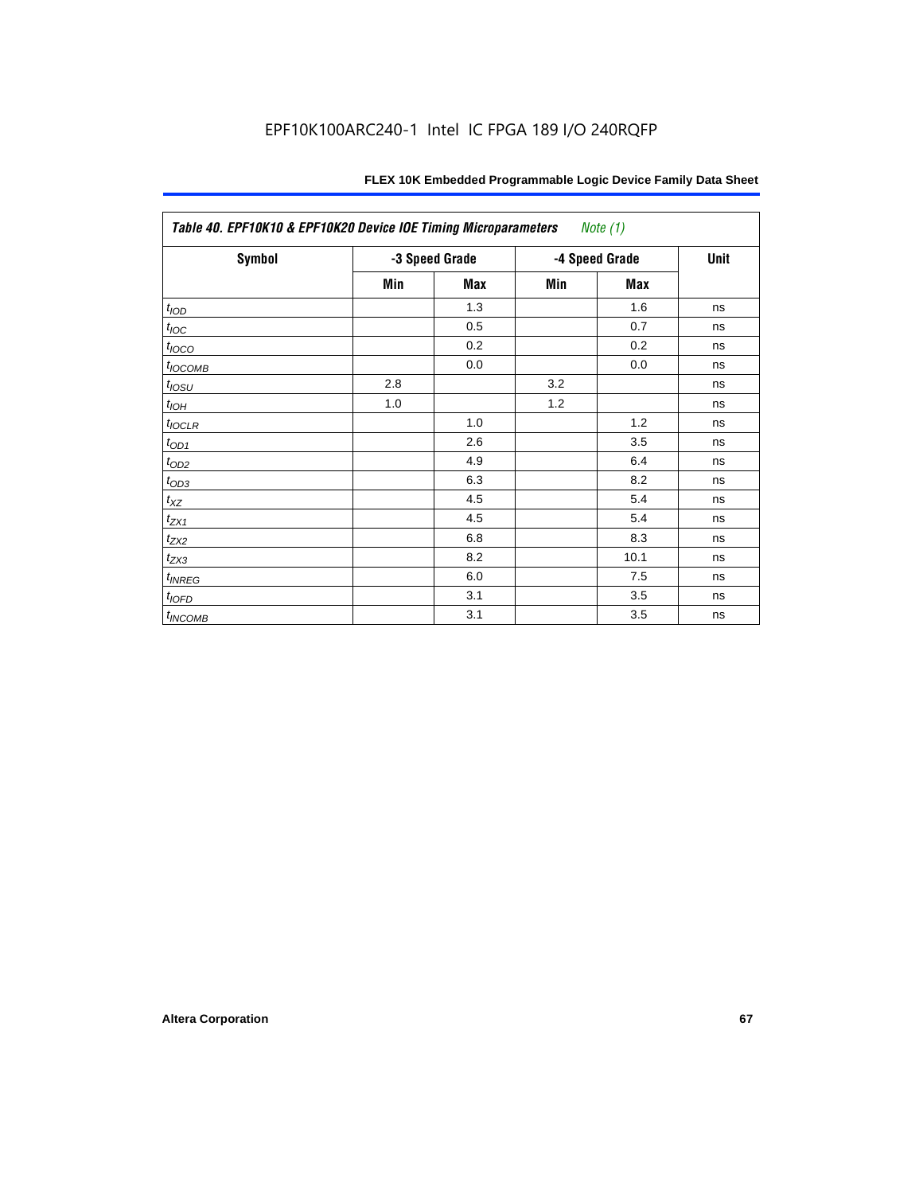| *Table 40. EPF10K10 & EPF10K20 Device IOE Timing Microparameters* *Note (1)* | | | | | |
|---|---|---|---|---|---|
| **Symbol** | **-3 Speed Grade** | | **-4 Speed Grade** | | **Unit** |
| | **Min** | **Max** | **Min** | **Max** | |
| $t_{IOD}$ | | 1.3 | | 1.6 | ns |
| $t_{IOC}$ | | 0.5 | | 0.7 | ns |
| $t_{IOCO}$ | | 0.2 | | 0.2 | ns |
| $t_{IOCOMB}$ | | 0.0 | | 0.0 | ns |
| $t_{IOSU}$ | 2.8 | | 3.2 | | ns |
| $t_{IOH}$ | 1.0 | | 1.2 | | ns |
| $t_{IOCLR}$ | | 1.0 | | 1.2 | ns |
| $t_{OD1}$ | | 2.6 | | 3.5 | ns |
| $t_{OD2}$ | | 4.9 | | 6.4 | ns |
| $t_{OD3}$ | | 6.3 | | 8.2 | ns |
| $t_{XZ}$ | | 4.5 | | 5.4 | ns |
| $t_{ZX1}$ | | 4.5 | | 5.4 | ns |
| $t_{ZX2}$ | | 6.8 | | 8.3 | ns |
| $t_{ZX3}$ | | 8.2 | | 10.1 | ns |
| $t_{INREG}$ | | 6.0 | | 7.5 | ns |
| $t_{IOFD}$ | | 3.1 | | 3.5 | ns |
| $t_{INCOMB}$ | | 3.1 | | 3.5 | ns |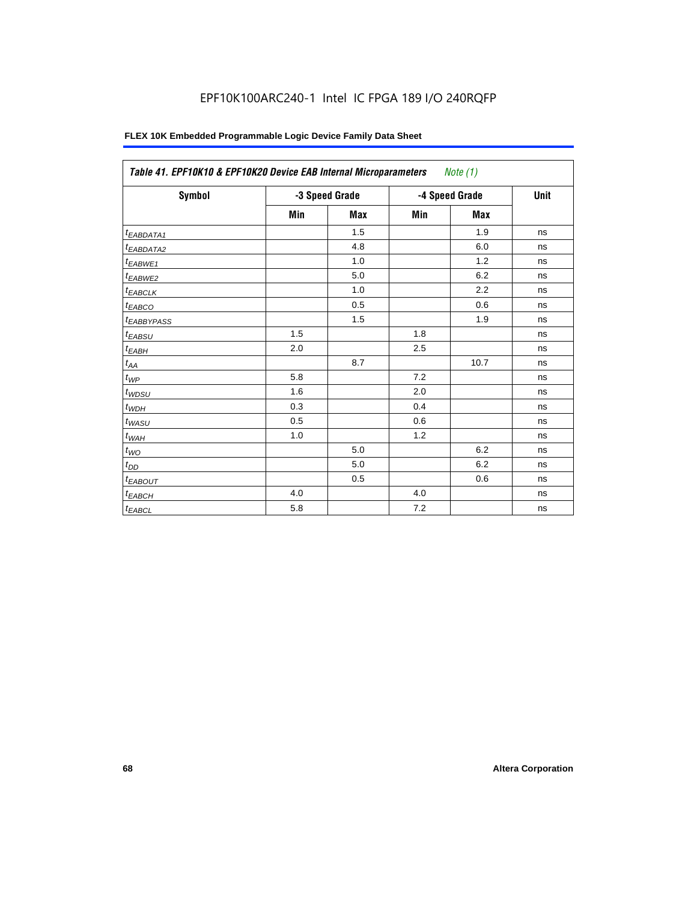EPF10K100ARC240-1 Intel IC FPGA 189 I/O 240RQFP

| Table 41. EPF10K10 & EPF10K20 Device EAB Internal Microparameters *Note (1)* | | | | | |
|---|---|---|---|---|---|
| **Symbol** | **-3 Speed Grade** | | **-4 Speed Grade** | | **Unit** |
| | **Min** | **Max** | **Min** | **Max** | |
| $t_{EABDATA1}$ | | 1.5 | | 1.9 | ns |
| $t_{EABDATA2}$ | | 4.8 | | 6.0 | ns |
| $t_{EABWE1}$ | | 1.0 | | 1.2 | ns |
| $t_{EABWE2}$ | | 5.0 | | 6.2 | ns |
| $t_{EABCLK}$ | | 1.0 | | 2.2 | ns |
| $t_{EABCO}$ | | 0.5 | | 0.6 | ns |
| $t_{EABBYPASS}$ | | 1.5 | | 1.9 | ns |
| $t_{EABSU}$ | 1.5 | | 1.8 | | ns |
| $t_{EABH}$ | 2.0 | | 2.5 | | ns |
| $t_{AA}$ | | 8.7 | | 10.7 | ns |
| $t_{WP}$ | 5.8 | | 7.2 | | ns |
| $t_{WDSU}$ | 1.6 | | 2.0 | | ns |
| $t_{WDH}$ | 0.3 | | 0.4 | | ns |
| $t_{WASU}$ | 0.5 | | 0.6 | | ns |
| $t_{WAH}$ | 1.0 | | 1.2 | | ns |
| $t_{WO}$ | | 5.0 | | 6.2 | ns |
| $t_{DD}$ | | 5.0 | | 6.2 | ns |
| $t_{EABOUT}$ | | 0.5 | | 0.6 | ns |
| $t_{EABCH}$ | 4.0 | | 4.0 | | ns |
| $t_{EABCL}$ | 5.8 | | 7.2 | | ns |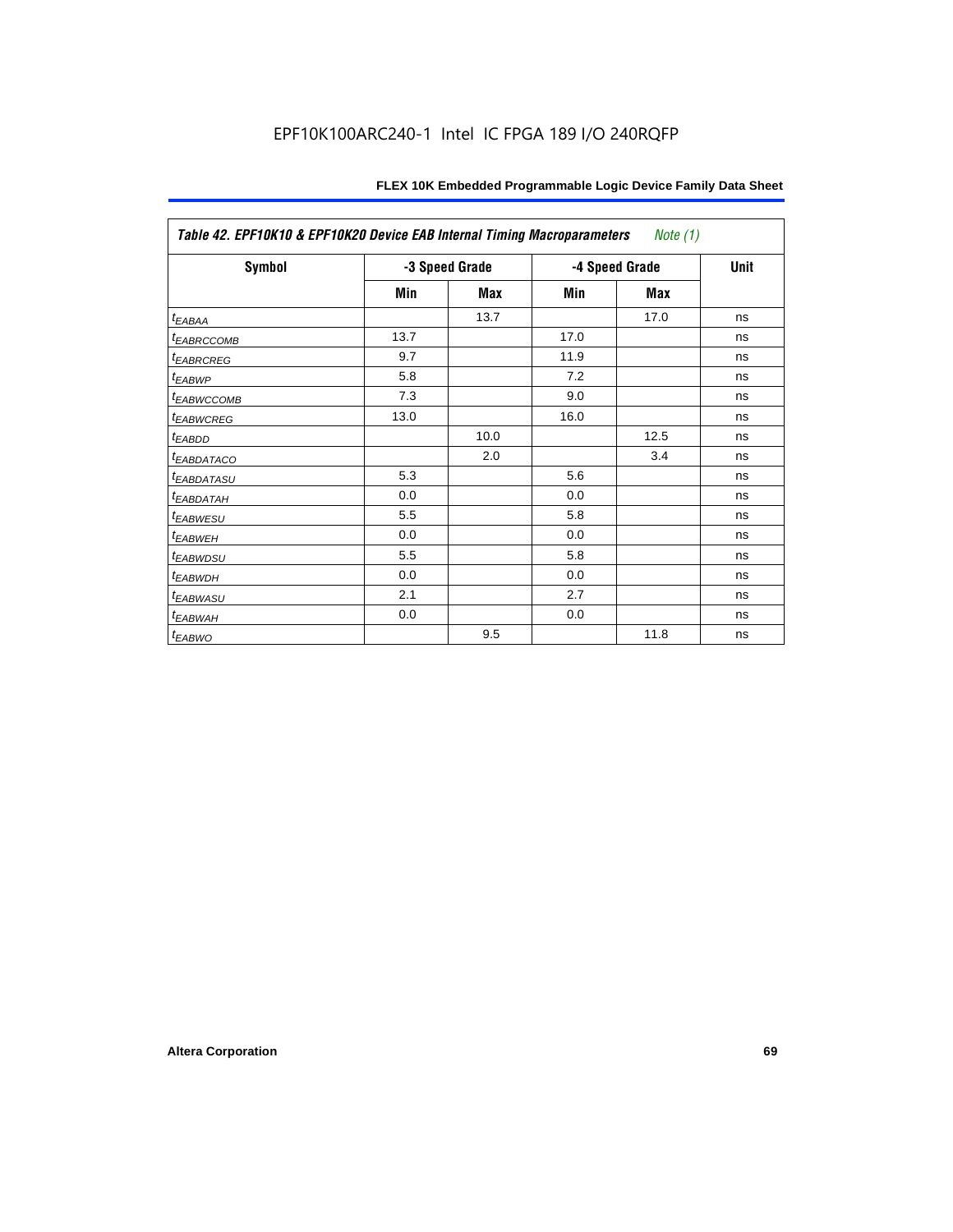EPF10K100ARC240-1 Intel IC FPGA 189 I/O 240RQFP

| Table 42. EPF10K10 & EPF10K20 Device EAB Internal Timing Macroparameters *Note (1)* | | | | | |
|---|---|---|---|---|---|
| **Symbol** | **-3 Speed Grade** | | **-4 Speed Grade** | | **Unit** |
| | **Min** | **Max** | **Min** | **Max** | |
| $t_{EABAA}$ | | 13.7 | | 17.0 | ns |
| $t_{EABRCCOMB}$ | 13.7 | | 17.0 | | ns |
| $t_{EABRCREG}$ | 9.7 | | 11.9 | | ns |
| $t_{EABWP}$ | 5.8 | | 7.2 | | ns |
| $t_{EABWCCOMB}$ | 7.3 | | 9.0 | | ns |
| $t_{EABWCREG}$ | 13.0 | | 16.0 | | ns |
| $t_{EABDD}$ | | 10.0 | | 12.5 | ns |
| $t_{EABDATACO}$ | | 2.0 | | 3.4 | ns |
| $t_{EABDATASU}$ | 5.3 | | 5.6 | | ns |
| $t_{EABDATAH}$ | 0.0 | | 0.0 | | ns |
| $t_{EABWESU}$ | 5.5 | | 5.8 | | ns |
| $t_{EABWEH}$ | 0.0 | | 0.0 | | ns |
| $t_{EABWDSU}$ | 5.5 | | 5.8 | | ns |
| $t_{EABWDH}$ | 0.0 | | 0.0 | | ns |
| $t_{EABWASU}$ | 2.1 | | 2.7 | | ns |
| $t_{EABWAH}$ | 0.0 | | 0.0 | | ns |
| $t_{EABWO}$ | | 9.5 | | 11.8 | ns |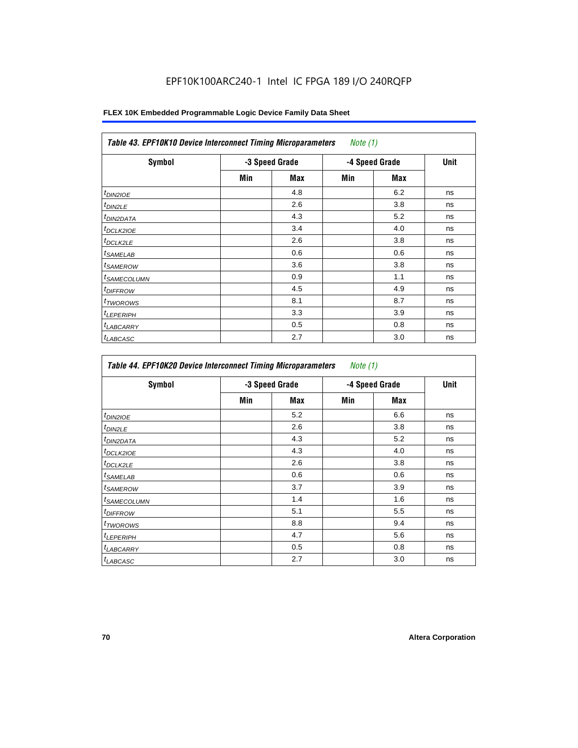EPF10K100ARC240-1 Intel IC FPGA 189 I/O 240RQFP

| *Table 43. EPF10K10 Device Interconnect Timing Microparameters Note (1)* | | | | | |
|---|---|---|---|---|---|
| **Symbol** | **-3 Speed Grade** | | **-4 Speed Grade** | | **Unit** |
| | **Min** | **Max** | **Min** | **Max** | |
| $t_{DIN2IOE}$ | | 4.8 | | 6.2 | ns |
| $t_{DIN2LE}$ | | 2.6 | | 3.8 | ns |
| $t_{DIN2DATA}$ | | 4.3 | | 5.2 | ns |
| $t_{DCLK2IOE}$ | | 3.4 | | 4.0 | ns |
| $t_{DCLK2LE}$ | | 2.6 | | 3.8 | ns |
| $t_{SAMELAB}$ | | 0.6 | | 0.6 | ns |
| $t_{SAMEROW}$ | | 3.6 | | 3.8 | ns |
| $t_{SAMECOLUMN}$ | | 0.9 | | 1.1 | ns |
| $t_{DIFFROW}$ | | 4.5 | | 4.9 | ns |
| $t_{TWOROWS}$ | | 8.1 | | 8.7 | ns |
| $t_{LEPERIPH}$ | | 3.3 | | 3.9 | ns |
| $t_{LABCARRY}$ | | 0.5 | | 0.8 | ns |
| $t_{LABCASC}$ | | 2.7 | | 3.0 | ns |

| *Table 44. EPF10K20 Device Interconnect Timing Microparameters Note (1)* | | | | | |
|---|---|---|---|---|---|
| **Symbol** | **-3 Speed Grade** | | **-4 Speed Grade** | | **Unit** |
| | **Min** | **Max** | **Min** | **Max** | |
| $t_{DIN2IOE}$ | | 5.2 | | 6.6 | ns |
| $t_{DIN2LE}$ | | 2.6 | | 3.8 | ns |
| $t_{DIN2DATA}$ | | 4.3 | | 5.2 | ns |
| $t_{DCLK2IOE}$ | | 4.3 | | 4.0 | ns |
| $t_{DCLK2LE}$ | | 2.6 | | 3.8 | ns |
| $t_{SAMELAB}$ | | 0.6 | | 0.6 | ns |
| $t_{SAMEROW}$ | | 3.7 | | 3.9 | ns |
| $t_{SAMECOLUMN}$ | | 1.4 | | 1.6 | ns |
| $t_{DIFFROW}$ | | 5.1 | | 5.5 | ns |
| $t_{TWOROWS}$ | | 8.8 | | 9.4 | ns |
| $t_{LEPERIPH}$ | | 4.7 | | 5.6 | ns |
| $t_{LABCARRY}$ | | 0.5 | | 0.8 | ns |
| $t_{LABCASC}$ | | 2.7 | | 3.0 | ns |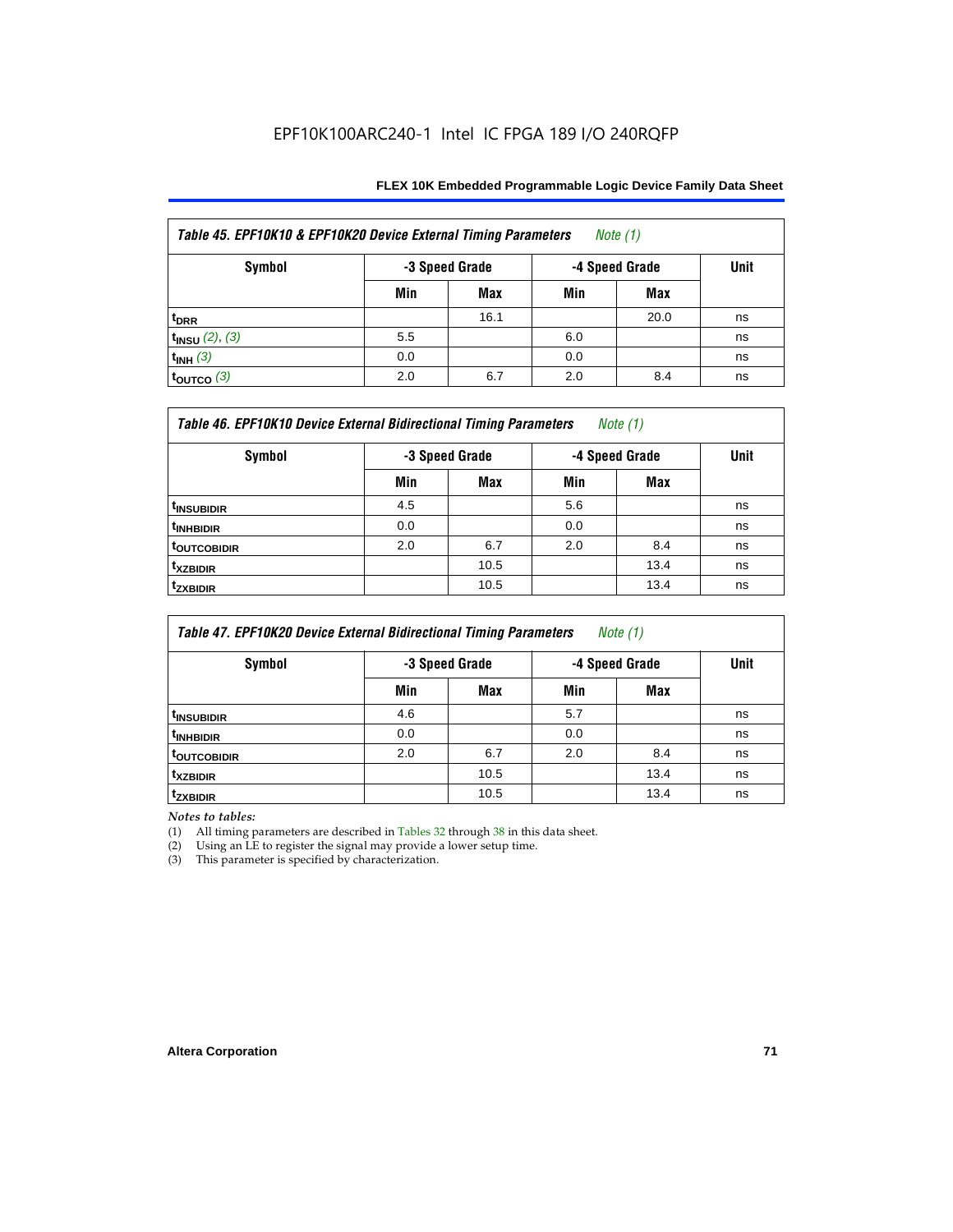EPF10K100ARC240-1 Intel IC FPGA 189 I/O 240RQFP

| *Table 45. EPF10K10 & EPF10K20 Device External Timing Parameters* *Note (1)* | | | | | |
|---|---|---|---|---|---|
| **Symbol** | **-3 Speed Grade** | | **-4 Speed Grade** | | **Unit** |
| | **Min** | **Max** | **Min** | **Max** | |
| $t_{DRR}$ | | 16.1 | | 20.0 | ns |
| $t_{INSU}$ *(2)*, *(3)* | 5.5 | | 6.0 | | ns |
| $t_{INH}$ *(3)* | 0.0 | | 0.0 | | ns |
| $t_{OUTCO}$ *(3)* | 2.0 | 6.7 | 2.0 | 8.4 | ns |

| *Table 46. EPF10K10 Device External Bidirectional Timing Parameters* *Note (1)* | | | | | |
|---|---|---|---|---|---|
| **Symbol** | **-3 Speed Grade** | | **-4 Speed Grade** | | **Unit** |
| | **Min** | **Max** | **Min** | **Max** | |
| $t_{INSUBIDIR}$ | 4.5 | | 5.6 | | ns |
| $t_{INHBIDIR}$ | 0.0 | | 0.0 | | ns |
| $t_{OUTCOBIDIR}$ | 2.0 | 6.7 | 2.0 | 8.4 | ns |
| $t_{XZBIDIR}$ | | 10.5 | | 13.4 | ns |
| $t_{ZXBIDIR}$ | | 10.5 | | 13.4 | ns |

| *Table 47. EPF10K20 Device External Bidirectional Timing Parameters* *Note (1)* | | | | | |
|---|---|---|---|---|---|
| **Symbol** | **-3 Speed Grade** | | **-4 Speed Grade** | | **Unit** |
| | **Min** | **Max** | **Min** | **Max** | |
| $t_{INSUBIDIR}$ | 4.6 | | 5.7 | | ns |
| $t_{INHBIDIR}$ | 0.0 | | 0.0 | | ns |
| $t_{OUTCOBIDIR}$ | 2.0 | 6.7 | 2.0 | 8.4 | ns |
| $t_{XZBIDIR}$ | | 10.5 | | 13.4 | ns |
| $t_{ZXBIDIR}$ | | 10.5 | | 13.4 | ns |

*Notes to tables:*

(1) All timing parameters are described in Tables 32 through 38 in this data sheet.
(2) Using an LE to register the signal may provide a lower setup time.
(3) This parameter is specified by characterization.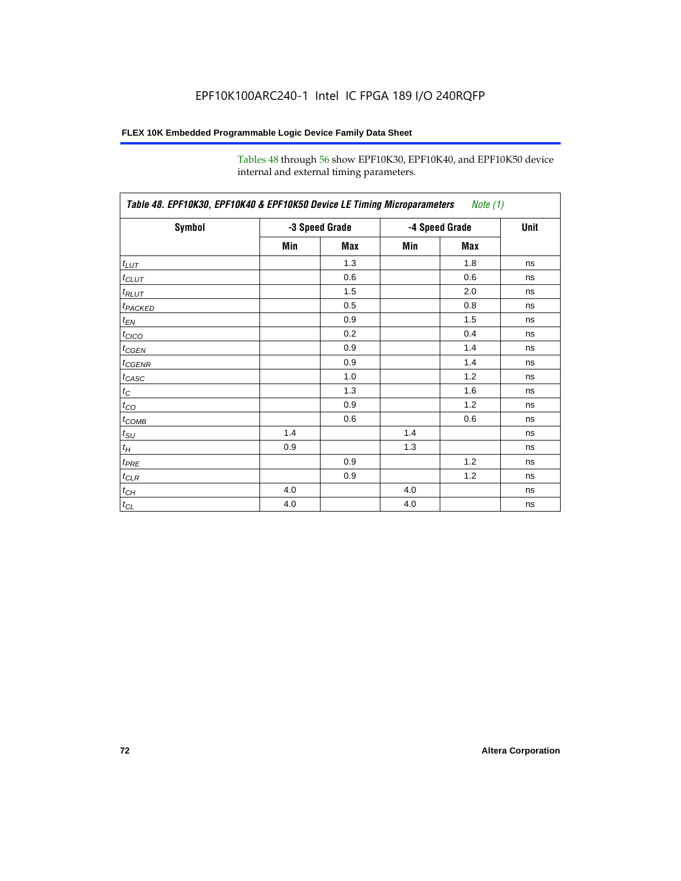Tables 48 through 56 show EPF10K30, EPF10K40, and EPF10K50 device internal and external timing parameters.

| *Table 48. EPF10K30, EPF10K40 & EPF10K50 Device LE Timing Microparameters* *Note (1)* | | | | | |
|---|---|---|---|---|---|
| **Symbol** | **-3 Speed Grade** | | **-4 Speed Grade** | | **Unit** |
| | **Min** | **Max** | **Min** | **Max** | |
| $t_{LUT}$ | | 1.3 | | 1.8 | ns |
| $t_{CLUT}$ | | 0.6 | | 0.6 | ns |
| $t_{RLUT}$ | | 1.5 | | 2.0 | ns |
| $t_{PACKED}$ | | 0.5 | | 0.8 | ns |
| $t_{EN}$ | | 0.9 | | 1.5 | ns |
| $t_{CICO}$ | | 0.2 | | 0.4 | ns |
| $t_{CGEN}$ | | 0.9 | | 1.4 | ns |
| $t_{CGENR}$ | | 0.9 | | 1.4 | ns |
| $t_{CASC}$ | | 1.0 | | 1.2 | ns |
| $t_{C}$ | | 1.3 | | 1.6 | ns |
| $t_{CO}$ | | 0.9 | | 1.2 | ns |
| $t_{COMB}$ | | 0.6 | | 0.6 | ns |
| $t_{SU}$ | 1.4 | | 1.4 | | ns |
| $t_{H}$ | 0.9 | | 1.3 | | ns |
| $t_{PRE}$ | | 0.9 | | 1.2 | ns |
| $t_{CLR}$ | | 0.9 | | 1.2 | ns |
| $t_{CH}$ | 4.0 | | 4.0 | | ns |
| $t_{CL}$ | 4.0 | | 4.0 | | ns |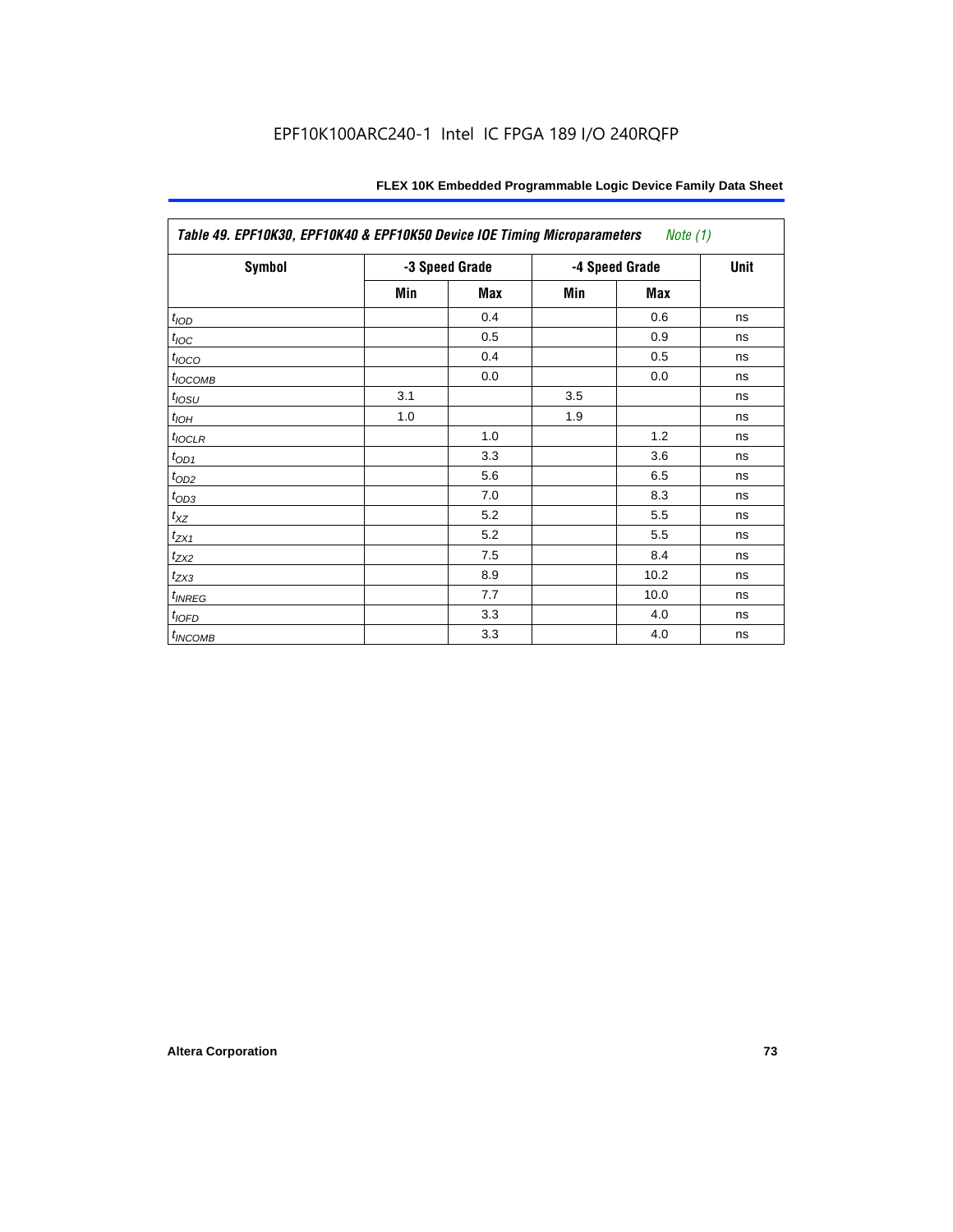EPF10K100ARC240-1 Intel IC FPGA 189 I/O 240RQFP

| *Table 49. EPF10K30, EPF10K40 & EPF10K50 Device IOE Timing Microparameters* *Note (1)* | | | | | |
|---|---|---|---|---|---|
| **Symbol** | **-3 Speed Grade** | | **-4 Speed Grade** | | **Unit** |
| | **Min** | **Max** | **Min** | **Max** | |
| $t_{IOD}$ | | 0.4 | | 0.6 | ns |
| $t_{IOC}$ | | 0.5 | | 0.9 | ns |
| $t_{IOCO}$ | | 0.4 | | 0.5 | ns |
| $t_{IOCOMB}$ | | 0.0 | | 0.0 | ns |
| $t_{IOSU}$ | 3.1 | | 3.5 | | ns |
| $t_{IOH}$ | 1.0 | | 1.9 | | ns |
| $t_{IOCLR}$ | | 1.0 | | 1.2 | ns |
| $t_{OD1}$ | | 3.3 | | 3.6 | ns |
| $t_{OD2}$ | | 5.6 | | 6.5 | ns |
| $t_{OD3}$ | | 7.0 | | 8.3 | ns |
| $t_{XZ}$ | | 5.2 | | 5.5 | ns |
| $t_{ZX1}$ | | 5.2 | | 5.5 | ns |
| $t_{ZX2}$ | | 7.5 | | 8.4 | ns |
| $t_{ZX3}$ | | 8.9 | | 10.2 | ns |
| $t_{INREG}$ | | 7.7 | | 10.0 | ns |
| $t_{IOFD}$ | | 3.3 | | 4.0 | ns |
| $t_{INCOMB}$ | | 3.3 | | 4.0 | ns |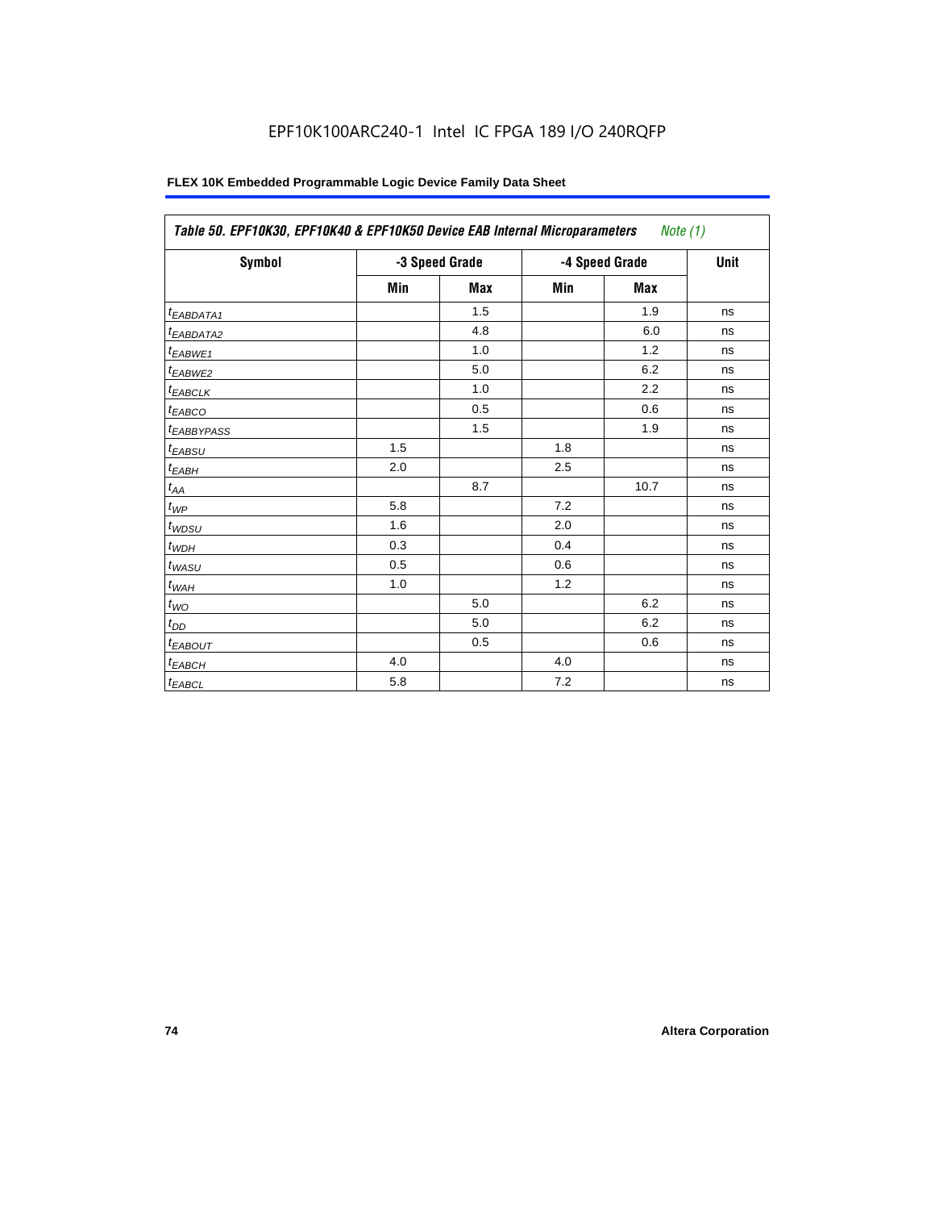**Table 50. EPF10K30, EPF10K40 & EPF10K50 Device EAB Internal Microparameters** *Note (1)*

| Symbol | -3 Speed Grade | | -4 Speed Grade | | Unit |
|---|---|---|---|---|---|
| | Min | Max | Min | Max | |
| $t_{EABDATA1}$ | | 1.5 | | 1.9 | ns |
| $t_{EABDATA2}$ | | 4.8 | | 6.0 | ns |
| $t_{EABWE1}$ | | 1.0 | | 1.2 | ns |
| $t_{EABWE2}$ | | 5.0 | | 6.2 | ns |
| $t_{EABCLK}$ | | 1.0 | | 2.2 | ns |
| $t_{EABCO}$ | | 0.5 | | 0.6 | ns |
| $t_{EABBYPASS}$ | | 1.5 | | 1.9 | ns |
| $t_{EABSU}$ | 1.5 | | 1.8 | | ns |
| $t_{EABH}$ | 2.0 | | 2.5 | | ns |
| $t_{AA}$ | | 8.7 | | 10.7 | ns |
| $t_{WP}$ | 5.8 | | 7.2 | | ns |
| $t_{WDSU}$ | 1.6 | | 2.0 | | ns |
| $t_{WDH}$ | 0.3 | | 0.4 | | ns |
| $t_{WASU}$ | 0.5 | | 0.6 | | ns |
| $t_{WAH}$ | 1.0 | | 1.2 | | ns |
| $t_{WO}$ | | 5.0 | | 6.2 | ns |
| $t_{DD}$ | | 5.0 | | 6.2 | ns |
| $t_{EABOUT}$ | | 0.5 | | 0.6 | ns |
| $t_{EABCH}$ | 4.0 | | 4.0 | | ns |
| $t_{EABCL}$ | 5.8 | | 7.2 | | ns |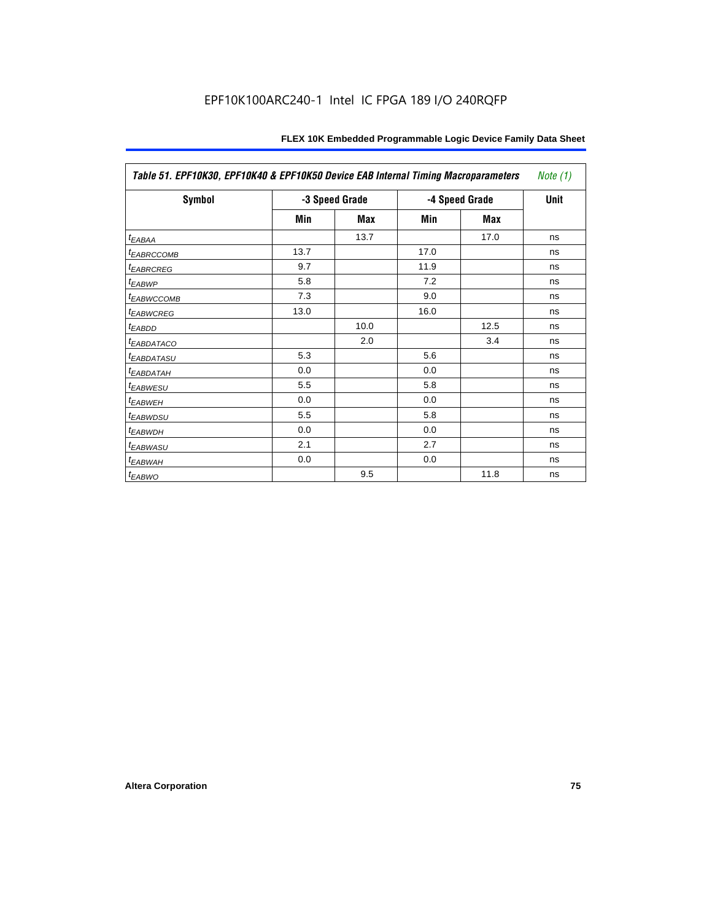| Table 51. EPF10K30, EPF10K40 & EPF10K50 Device EAB Internal Timing Macroparameters *Note (1)* | | | | | |
|---|---|---|---|---|---|
| **Symbol** | **-3 Speed Grade** | | **-4 Speed Grade** | | **Unit** |
| | **Min** | **Max** | **Min** | **Max** | |
| $t_{EABAA}$ | | 13.7 | | 17.0 | ns |
| $t_{EABRCCOMB}$ | 13.7 | | 17.0 | | ns |
| $t_{EABRCREG}$ | 9.7 | | 11.9 | | ns |
| $t_{EABWP}$ | 5.8 | | 7.2 | | ns |
| $t_{EABWCCOMB}$ | 7.3 | | 9.0 | | ns |
| $t_{EABWCREG}$ | 13.0 | | 16.0 | | ns |
| $t_{EABDD}$ | | 10.0 | | 12.5 | ns |
| $t_{EABDATACO}$ | | 2.0 | | 3.4 | ns |
| $t_{EABDATASU}$ | 5.3 | | 5.6 | | ns |
| $t_{EABDATAH}$ | 0.0 | | 0.0 | | ns |
| $t_{EABWESU}$ | 5.5 | | 5.8 | | ns |
| $t_{EABWEH}$ | 0.0 | | 0.0 | | ns |
| $t_{EABWDSU}$ | 5.5 | | 5.8 | | ns |
| $t_{EABWDH}$ | 0.0 | | 0.0 | | ns |
| $t_{EABWASU}$ | 2.1 | | 2.7 | | ns |
| $t_{EABWAH}$ | 0.0 | | 0.0 | | ns |
| $t_{EABWO}$ | | 9.5 | | 11.8 | ns |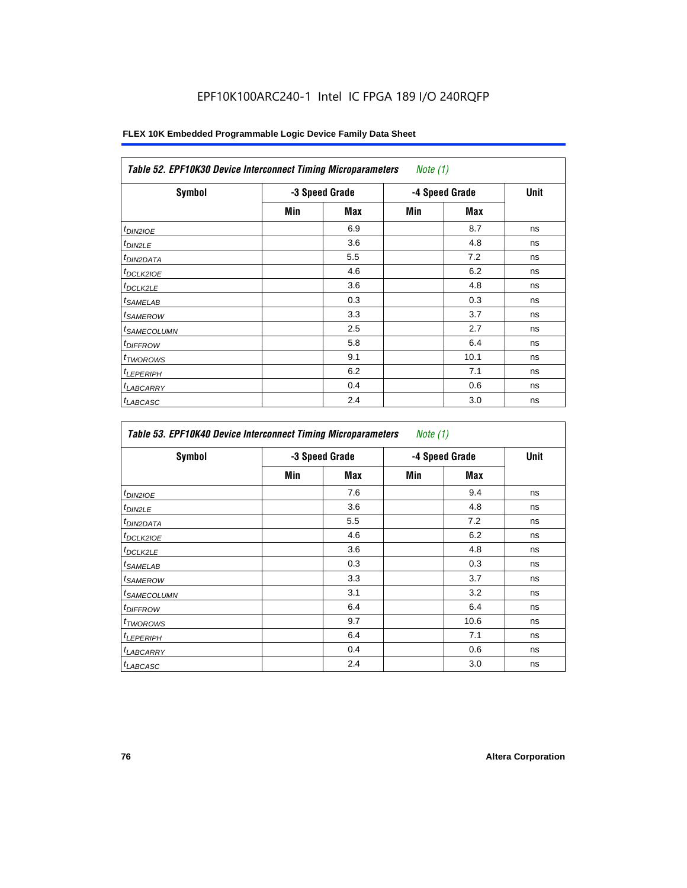EPF10K100ARC240-1 Intel IC FPGA 189 I/O 240RQFP

**FLEX 10K Embedded Programmable Logic Device Family Data Sheet**

| *Table 52. EPF10K30 Device Interconnect Timing Microparameters* *Note (1)* | | | | | |
|---|---|---|---|---|---|
| **Symbol** | **-3 Speed Grade** | | **-4 Speed Grade** | | **Unit** |
| | **Min** | **Max** | **Min** | **Max** | |
| $t_{DIN2IOE}$ | | 6.9 | | 8.7 | ns |
| $t_{DIN2LE}$ | | 3.6 | | 4.8 | ns |
| $t_{DIN2DATA}$ | | 5.5 | | 7.2 | ns |
| $t_{DCLK2IOE}$ | | 4.6 | | 6.2 | ns |
| $t_{DCLK2LE}$ | | 3.6 | | 4.8 | ns |
| $t_{SAMELAB}$ | | 0.3 | | 0.3 | ns |
| $t_{SAMEROW}$ | | 3.3 | | 3.7 | ns |
| $t_{SAMECOLUMN}$ | | 2.5 | | 2.7 | ns |
| $t_{DIFFROW}$ | | 5.8 | | 6.4 | ns |
| $t_{TWOROWS}$ | | 9.1 | | 10.1 | ns |
| $t_{LEPERIPH}$ | | 6.2 | | 7.1 | ns |
| $t_{LABCARRY}$ | | 0.4 | | 0.6 | ns |
| $t_{LABCASC}$ | | 2.4 | | 3.0 | ns |

| *Table 53. EPF10K40 Device Interconnect Timing Microparameters* *Note (1)* | | | | | |
|---|---|---|---|---|---|
| **Symbol** | **-3 Speed Grade** | | **-4 Speed Grade** | | **Unit** |
| | **Min** | **Max** | **Min** | **Max** | |
| $t_{DIN2IOE}$ | | 7.6 | | 9.4 | ns |
| $t_{DIN2LE}$ | | 3.6 | | 4.8 | ns |
| $t_{DIN2DATA}$ | | 5.5 | | 7.2 | ns |
| $t_{DCLK2IOE}$ | | 4.6 | | 6.2 | ns |
| $t_{DCLK2LE}$ | | 3.6 | | 4.8 | ns |
| $t_{SAMELAB}$ | | 0.3 | | 0.3 | ns |
| $t_{SAMEROW}$ | | 3.3 | | 3.7 | ns |
| $t_{SAMECOLUMN}$ | | 3.1 | | 3.2 | ns |
| $t_{DIFFROW}$ | | 6.4 | | 6.4 | ns |
| $t_{TWOROWS}$ | | 9.7 | | 10.6 | ns |
| $t_{LEPERIPH}$ | | 6.4 | | 7.1 | ns |
| $t_{LABCARRY}$ | | 0.4 | | 0.6 | ns |
| $t_{LABCASC}$ | | 2.4 | | 3.0 | ns |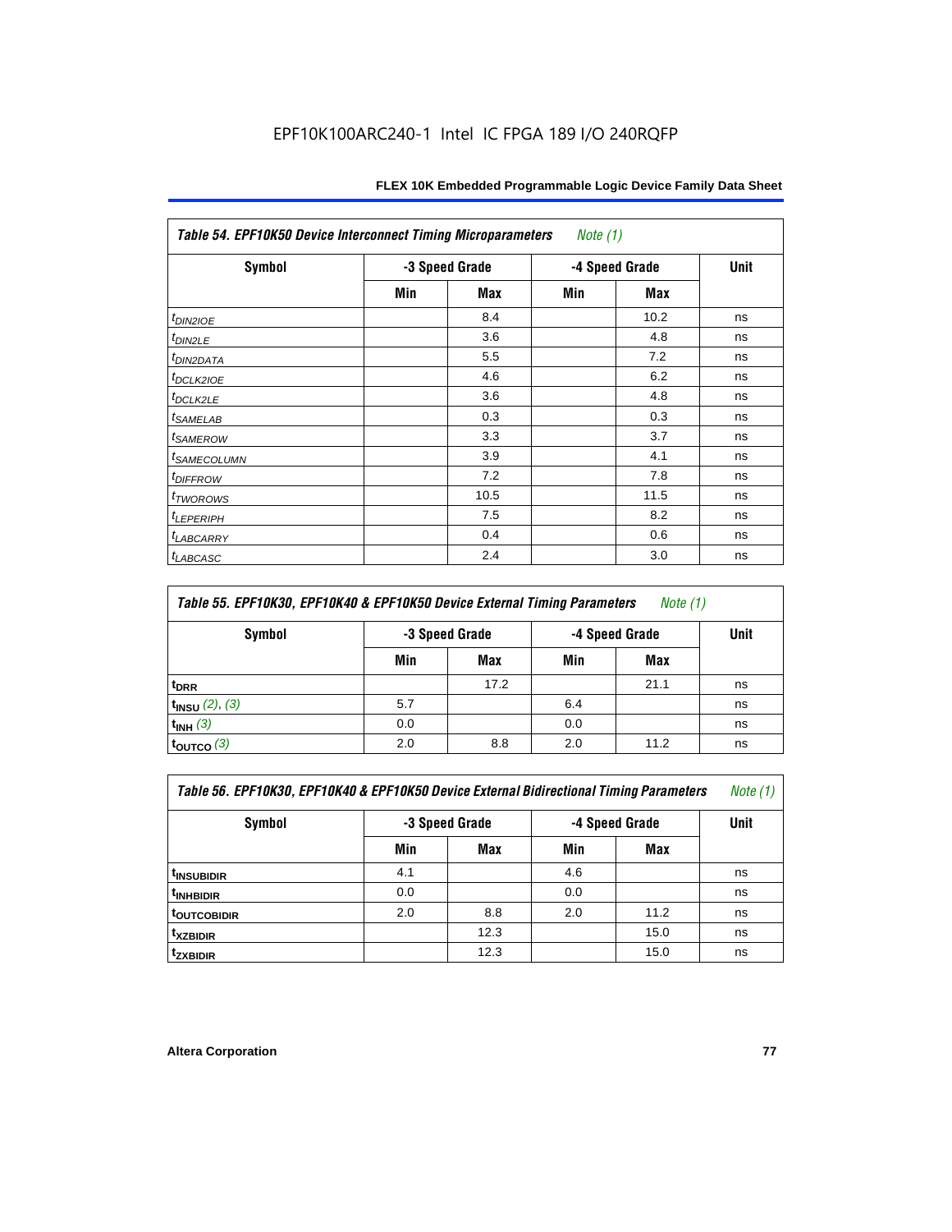**Table 54. EPF10K50 Device Interconnect Timing Microparameters** *Note (1)*

| Symbol | -3 Speed Grade | | -4 Speed Grade | | Unit |
|---|---|---|---|---|---|
| | Min | Max | Min | Max | |
| $t_{DIN2IOE}$ | | 8.4 | | 10.2 | ns |
| $t_{DIN2LE}$ | | 3.6 | | 4.8 | ns |
| $t_{DIN2DATA}$ | | 5.5 | | 7.2 | ns |
| $t_{DCLK2IOE}$ | | 4.6 | | 6.2 | ns |
| $t_{DCLK2LE}$ | | 3.6 | | 4.8 | ns |
| $t_{SAMELAB}$ | | 0.3 | | 0.3 | ns |
| $t_{SAMEROW}$ | | 3.3 | | 3.7 | ns |
| $t_{SAMECOLUMN}$ | | 3.9 | | 4.1 | ns |
| $t_{DIFFROW}$ | | 7.2 | | 7.8 | ns |
| $t_{TWOROWS}$ | | 10.5 | | 11.5 | ns |
| $t_{LEPERIPH}$ | | 7.5 | | 8.2 | ns |
| $t_{LABCARRY}$ | | 0.4 | | 0.6 | ns |
| $t_{LABCASC}$ | | 2.4 | | 3.0 | ns |

**Table 55. EPF10K30, EPF10K40 & EPF10K50 Device External Timing Parameters** *Note (1)*

| Symbol | -3 Speed Grade | | -4 Speed Grade | | Unit |
|---|---|---|---|---|---|
| | Min | Max | Min | Max | |
| $t_{DRR}$ | | 17.2 | | 21.1 | ns |
| $t_{INSU}$ *(2), (3)* | 5.7 | | 6.4 | | ns |
| $t_{INH}$ *(3)* | 0.0 | | 0.0 | | ns |
| $t_{OUTCO}$ *(3)* | 2.0 | 8.8 | 2.0 | 11.2 | ns |

**Table 56. EPF10K30, EPF10K40 & EPF10K50 Device External Bidirectional Timing Parameters** *Note (1)*

| Symbol | -3 Speed Grade | | -4 Speed Grade | | Unit |
|---|---|---|---|---|---|
| | Min | Max | Min | Max | |
| $t_{INSUBIDIR}$ | 4.1 | | 4.6 | | ns |
| $t_{INHBIDIR}$ | 0.0 | | 0.0 | | ns |
| $t_{OUTCOBIDIR}$ | 2.0 | 8.8 | 2.0 | 11.2 | ns |
| $t_{XZBIDIR}$ | | 12.3 | | 15.0 | ns |
| $t_{ZXBIDIR}$ | | 12.3 | | 15.0 | ns |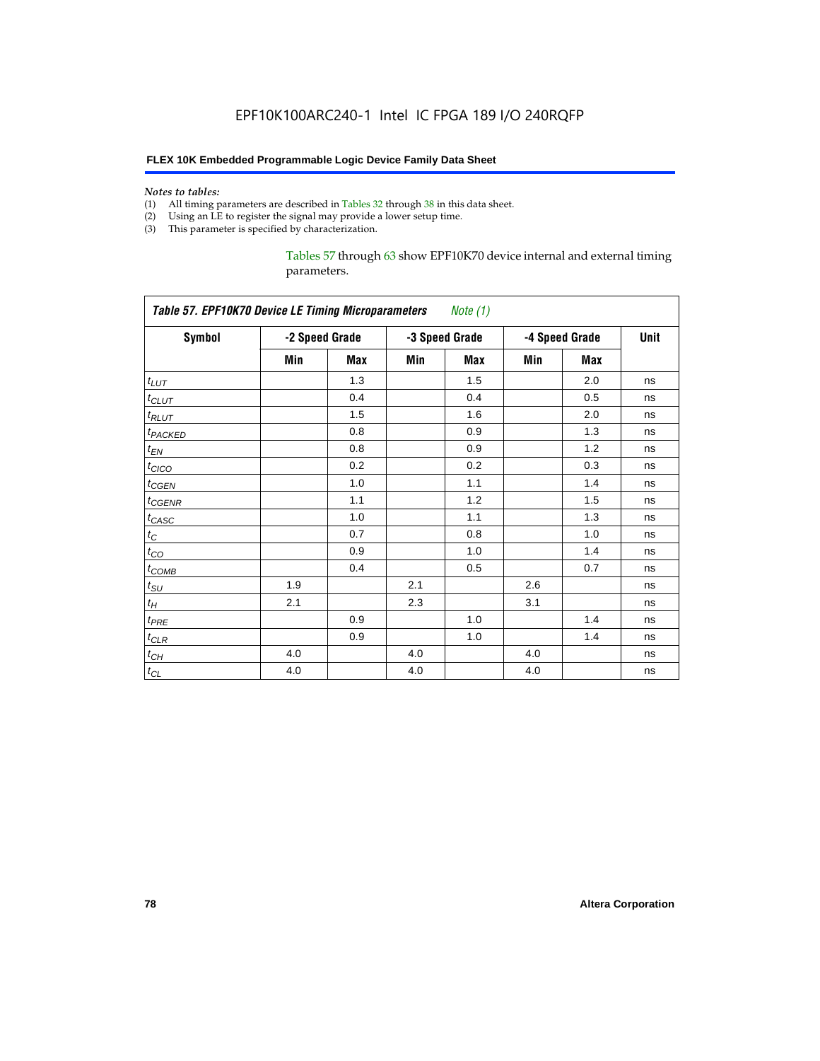*Notes to tables:*
(1) All timing parameters are described in Tables 32 through 38 in this data sheet.
(2) Using an LE to register the signal may provide a lower setup time.
(3) This parameter is specified by characterization.

Tables 57 through 63 show EPF10K70 device internal and external timing parameters.

**Table 57. EPF10K70 Device LE Timing Microparameters** *Note (1)*

| Symbol | -2 Speed Grade | | -3 Speed Grade | | -4 Speed Grade | | Unit |
|---|---|---|---|---|---|---|---|
| | Min | Max | Min | Max | Min | Max | |
| $t_{LUT}$ | | 1.3 | | 1.5 | | 2.0 | ns |
| $t_{CLUT}$ | | 0.4 | | 0.4 | | 0.5 | ns |
| $t_{RLUT}$ | | 1.5 | | 1.6 | | 2.0 | ns |
| $t_{PACKED}$ | | 0.8 | | 0.9 | | 1.3 | ns |
| $t_{EN}$ | | 0.8 | | 0.9 | | 1.2 | ns |
| $t_{CICO}$ | | 0.2 | | 0.2 | | 0.3 | ns |
| $t_{CGEN}$ | | 1.0 | | 1.1 | | 1.4 | ns |
| $t_{CGENR}$ | | 1.1 | | 1.2 | | 1.5 | ns |
| $t_{CASC}$ | | 1.0 | | 1.1 | | 1.3 | ns |
| $t_{C}$ | | 0.7 | | 0.8 | | 1.0 | ns |
| $t_{CO}$ | | 0.9 | | 1.0 | | 1.4 | ns |
| $t_{COMB}$ | | 0.4 | | 0.5 | | 0.7 | ns |
| $t_{SU}$ | 1.9 | | 2.1 | | 2.6 | | ns |
| $t_{H}$ | 2.1 | | 2.3 | | 3.1 | | ns |
| $t_{PRE}$ | | 0.9 | | 1.0 | | 1.4 | ns |
| $t_{CLR}$ | | 0.9 | | 1.0 | | 1.4 | ns |
| $t_{CH}$ | 4.0 | | 4.0 | | 4.0 | | ns |
| $t_{CL}$ | 4.0 | | 4.0 | | 4.0 | | ns |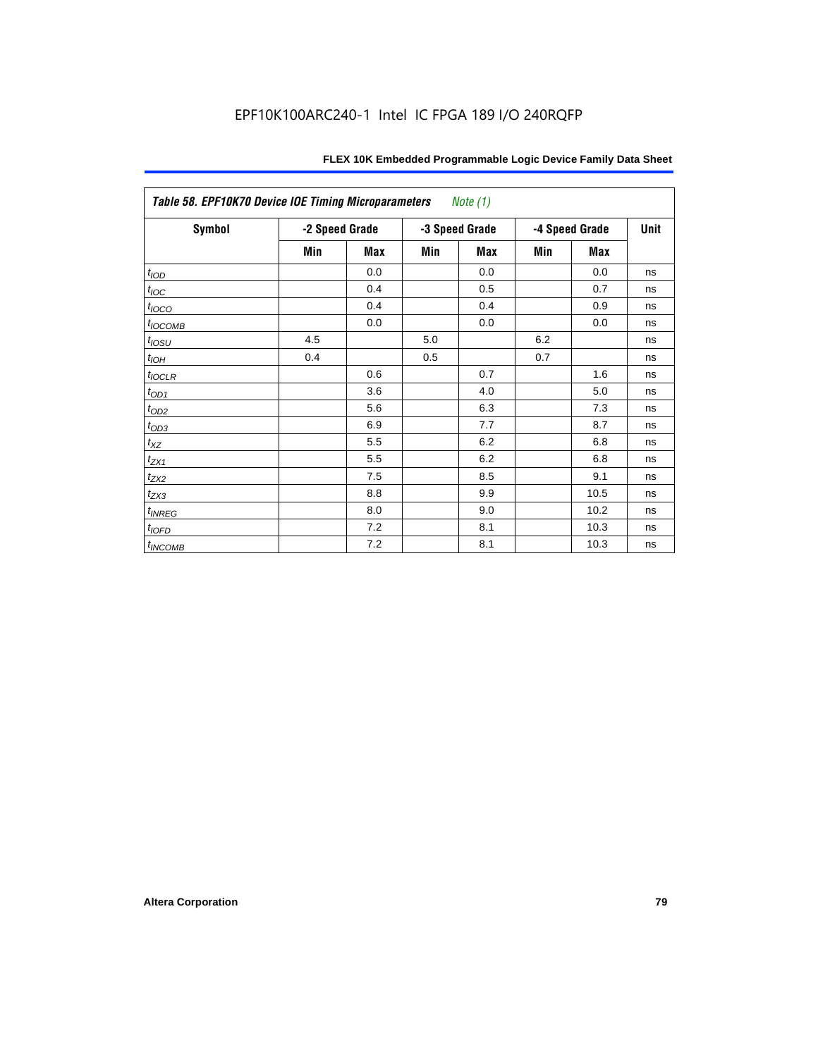EPF10K100ARC240-1 Intel IC FPGA 189 I/O 240RQFP

| Table 58. EPF10K70 Device IOE Timing Microparameters *Note (1)* | | | | | | | |
|---|---|---|---|---|---|---|---|
| Symbol | -2 Speed Grade | | -3 Speed Grade | | -4 Speed Grade | | Unit |
| | Min | Max | Min | Max | Min | Max | |
| $t_{IOD}$ | | 0.0 | | 0.0 | | 0.0 | ns |
| $t_{IOC}$ | | 0.4 | | 0.5 | | 0.7 | ns |
| $t_{IOCO}$ | | 0.4 | | 0.4 | | 0.9 | ns |
| $t_{IOCOMB}$ | | 0.0 | | 0.0 | | 0.0 | ns |
| $t_{IOSU}$ | 4.5 | | 5.0 | | 6.2 | | ns |
| $t_{IOH}$ | 0.4 | | 0.5 | | 0.7 | | ns |
| $t_{IOCLR}$ | | 0.6 | | 0.7 | | 1.6 | ns |
| $t_{OD1}$ | | 3.6 | | 4.0 | | 5.0 | ns |
| $t_{OD2}$ | | 5.6 | | 6.3 | | 7.3 | ns |
| $t_{OD3}$ | | 6.9 | | 7.7 | | 8.7 | ns |
| $t_{XZ}$ | | 5.5 | | 6.2 | | 6.8 | ns |
| $t_{ZX1}$ | | 5.5 | | 6.2 | | 6.8 | ns |
| $t_{ZX2}$ | | 7.5 | | 8.5 | | 9.1 | ns |
| $t_{ZX3}$ | | 8.8 | | 9.9 | | 10.5 | ns |
| $t_{INREG}$ | | 8.0 | | 9.0 | | 10.2 | ns |
| $t_{IOFD}$ | | 7.2 | | 8.1 | | 10.3 | ns |
| $t_{INCOMB}$ | | 7.2 | | 8.1 | | 10.3 | ns |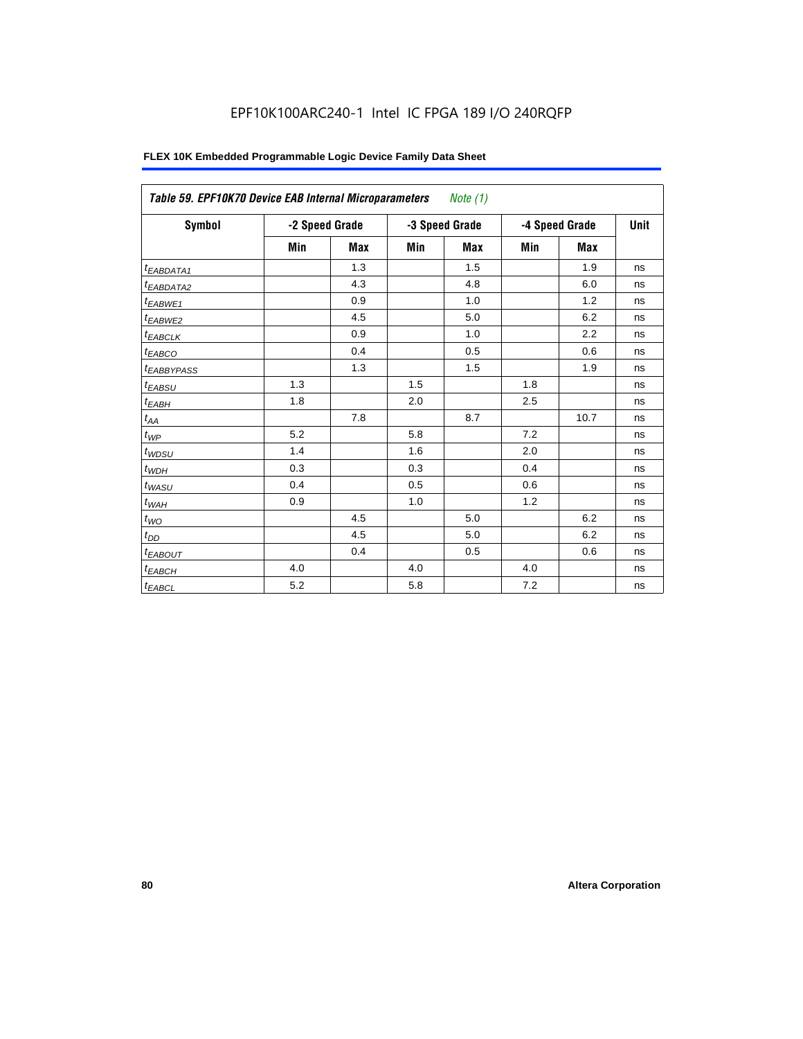EPF10K100ARC240-1 Intel IC FPGA 189 I/O 240RQFP

| Table 59. EPF10K70 Device EAB Internal Microparameters Note (1) | | | | | | | |
|---|---|---|---|---|---|---|---|
| Symbol | -2 Speed Grade | | -3 Speed Grade | | -4 Speed Grade | | Unit |
| | Min | Max | Min | Max | Min | Max | |
| $t_{EABDATA1}$ | | 1.3 | | 1.5 | | 1.9 | ns |
| $t_{EABDATA2}$ | | 4.3 | | 4.8 | | 6.0 | ns |
| $t_{EABWE1}$ | | 0.9 | | 1.0 | | 1.2 | ns |
| $t_{EABWE2}$ | | 4.5 | | 5.0 | | 6.2 | ns |
| $t_{EABCLK}$ | | 0.9 | | 1.0 | | 2.2 | ns |
| $t_{EABCO}$ | | 0.4 | | 0.5 | | 0.6 | ns |
| $t_{EABBYPASS}$ | | 1.3 | | 1.5 | | 1.9 | ns |
| $t_{EABSU}$ | 1.3 | | 1.5 | | 1.8 | | ns |
| $t_{EABH}$ | 1.8 | | 2.0 | | 2.5 | | ns |
| $t_{AA}$ | | 7.8 | | 8.7 | | 10.7 | ns |
| $t_{WP}$ | 5.2 | | 5.8 | | 7.2 | | ns |
| $t_{WDSU}$ | 1.4 | | 1.6 | | 2.0 | | ns |
| $t_{WDH}$ | 0.3 | | 0.3 | | 0.4 | | ns |
| $t_{WASU}$ | 0.4 | | 0.5 | | 0.6 | | ns |
| $t_{WAH}$ | 0.9 | | 1.0 | | 1.2 | | ns |
| $t_{WO}$ | | 4.5 | | 5.0 | | 6.2 | ns |
| $t_{DD}$ | | 4.5 | | 5.0 | | 6.2 | ns |
| $t_{EABOUT}$ | | 0.4 | | 0.5 | | 0.6 | ns |
| $t_{EABCH}$ | 4.0 | | 4.0 | | 4.0 | | ns |
| $t_{EABCL}$ | 5.2 | | 5.8 | | 7.2 | | ns |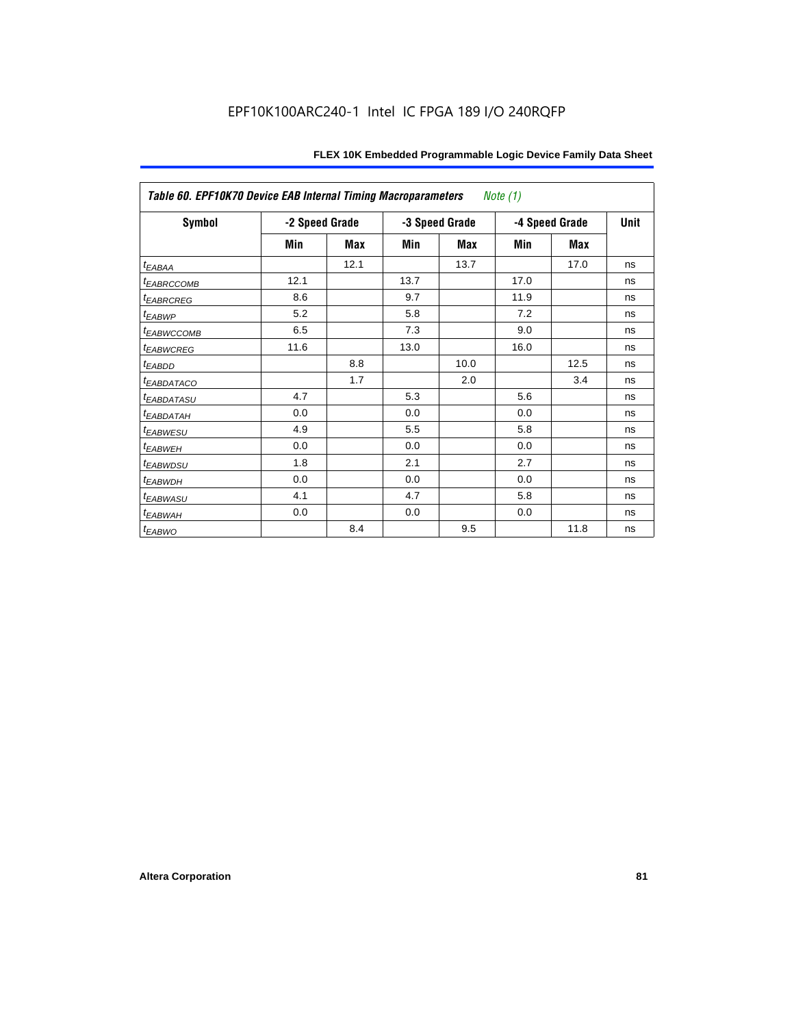**Table 60. EPF10K70 Device EAB Internal Timing Macroparameters** *Note (1)*

| Symbol | -2 Speed Grade | | -3 Speed Grade | | -4 Speed Grade | | Unit |
|---|---|---|---|---|---|---|---|
| | Min | Max | Min | Max | Min | Max | |
| $t_{EABAA}$ | | 12.1 | | 13.7 | | 17.0 | ns |
| $t_{EABRCCOMB}$ | 12.1 | | 13.7 | | 17.0 | | ns |
| $t_{EABRCREG}$ | 8.6 | | 9.7 | | 11.9 | | ns |
| $t_{EABWP}$ | 5.2 | | 5.8 | | 7.2 | | ns |
| $t_{EABWCCOMB}$ | 6.5 | | 7.3 | | 9.0 | | ns |
| $t_{EABWCREG}$ | 11.6 | | 13.0 | | 16.0 | | ns |
| $t_{EABDD}$ | | 8.8 | | 10.0 | | 12.5 | ns |
| $t_{EABDATACO}$ | | 1.7 | | 2.0 | | 3.4 | ns |
| $t_{EABDATASU}$ | 4.7 | | 5.3 | | 5.6 | | ns |
| $t_{EABDATAH}$ | 0.0 | | 0.0 | | 0.0 | | ns |
| $t_{EABWESU}$ | 4.9 | | 5.5 | | 5.8 | | ns |
| $t_{EABWEH}$ | 0.0 | | 0.0 | | 0.0 | | ns |
| $t_{EABWDSU}$ | 1.8 | | 2.1 | | 2.7 | | ns |
| $t_{EABWDH}$ | 0.0 | | 0.0 | | 0.0 | | ns |
| $t_{EABWASU}$ | 4.1 | | 4.7 | | 5.8 | | ns |
| $t_{EABWAH}$ | 0.0 | | 0.0 | | 0.0 | | ns |
| $t_{EABWO}$ | | 8.4 | | 9.5 | | 11.8 | ns |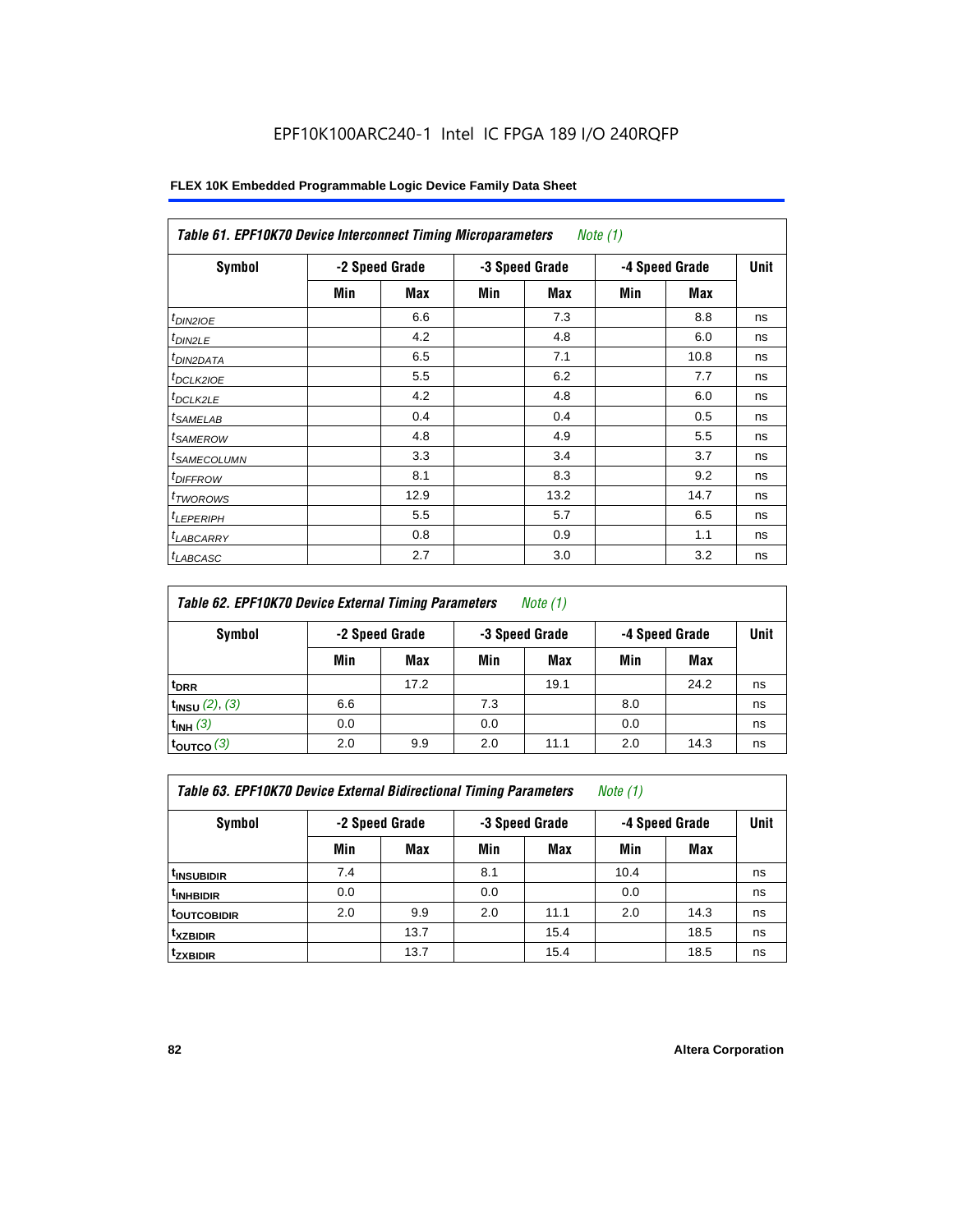EPF10K100ARC240-1 Intel IC FPGA 189 I/O 240RQFP

| Table 61. EPF10K70 Device Interconnect Timing Microparameters *Note (1)* | | | | | | | |
|---|---|---|---|---|---|---|---|
| Symbol | -2 Speed Grade | | -3 Speed Grade | | -4 Speed Grade | | Unit |
| | Min | Max | Min | Max | Min | Max | |
| $t_{DIN2IOE}$ | | 6.6 | | 7.3 | | 8.8 | ns |
| $t_{DIN2LE}$ | | 4.2 | | 4.8 | | 6.0 | ns |
| $t_{DIN2DATA}$ | | 6.5 | | 7.1 | | 10.8 | ns |
| $t_{DCLK2IOE}$ | | 5.5 | | 6.2 | | 7.7 | ns |
| $t_{DCLK2LE}$ | | 4.2 | | 4.8 | | 6.0 | ns |
| $t_{SAMELAB}$ | | 0.4 | | 0.4 | | 0.5 | ns |
| $t_{SAMEROW}$ | | 4.8 | | 4.9 | | 5.5 | ns |
| $t_{SAMECOLUMN}$ | | 3.3 | | 3.4 | | 3.7 | ns |
| $t_{DIFFROW}$ | | 8.1 | | 8.3 | | 9.2 | ns |
| $t_{TWOROWS}$ | | 12.9 | | 13.2 | | 14.7 | ns |
| $t_{LEPERIPH}$ | | 5.5 | | 5.7 | | 6.5 | ns |
| $t_{LABCARRY}$ | | 0.8 | | 0.9 | | 1.1 | ns |
| $t_{LABCASC}$ | | 2.7 | | 3.0 | | 3.2 | ns |

| Table 62. EPF10K70 Device External Timing Parameters *Note (1)* | | | | | | | |
|---|---|---|---|---|---|---|---|
| Symbol | -2 Speed Grade | | -3 Speed Grade | | -4 Speed Grade | | Unit |
| | Min | Max | Min | Max | Min | Max | |
| $t_{DRR}$ | | 17.2 | | 19.1 | | 24.2 | ns |
| $t_{INSU}$ *(2), (3)* | 6.6 | | 7.3 | | 8.0 | | ns |
| $t_{INH}$ *(3)* | 0.0 | | 0.0 | | 0.0 | | ns |
| $t_{OUTCO}$ *(3)* | 2.0 | 9.9 | 2.0 | 11.1 | 2.0 | 14.3 | ns |

| Table 63. EPF10K70 Device External Bidirectional Timing Parameters *Note (1)* | | | | | | | |
|---|---|---|---|---|---|---|---|
| Symbol | -2 Speed Grade | | -3 Speed Grade | | -4 Speed Grade | | Unit |
| | Min | Max | Min | Max | Min | Max | |
| $t_{INSUBIDIR}$ | 7.4 | | 8.1 | | 10.4 | | ns |
| $t_{INHBIDIR}$ | 0.0 | | 0.0 | | 0.0 | | ns |
| $t_{OUTCOBIDIR}$ | 2.0 | 9.9 | 2.0 | 11.1 | 2.0 | 14.3 | ns |
| $t_{XZBIDIR}$ | | 13.7 | | 15.4 | | 18.5 | ns |
| $t_{ZXBIDIR}$ | | 13.7 | | 15.4 | | 18.5 | ns |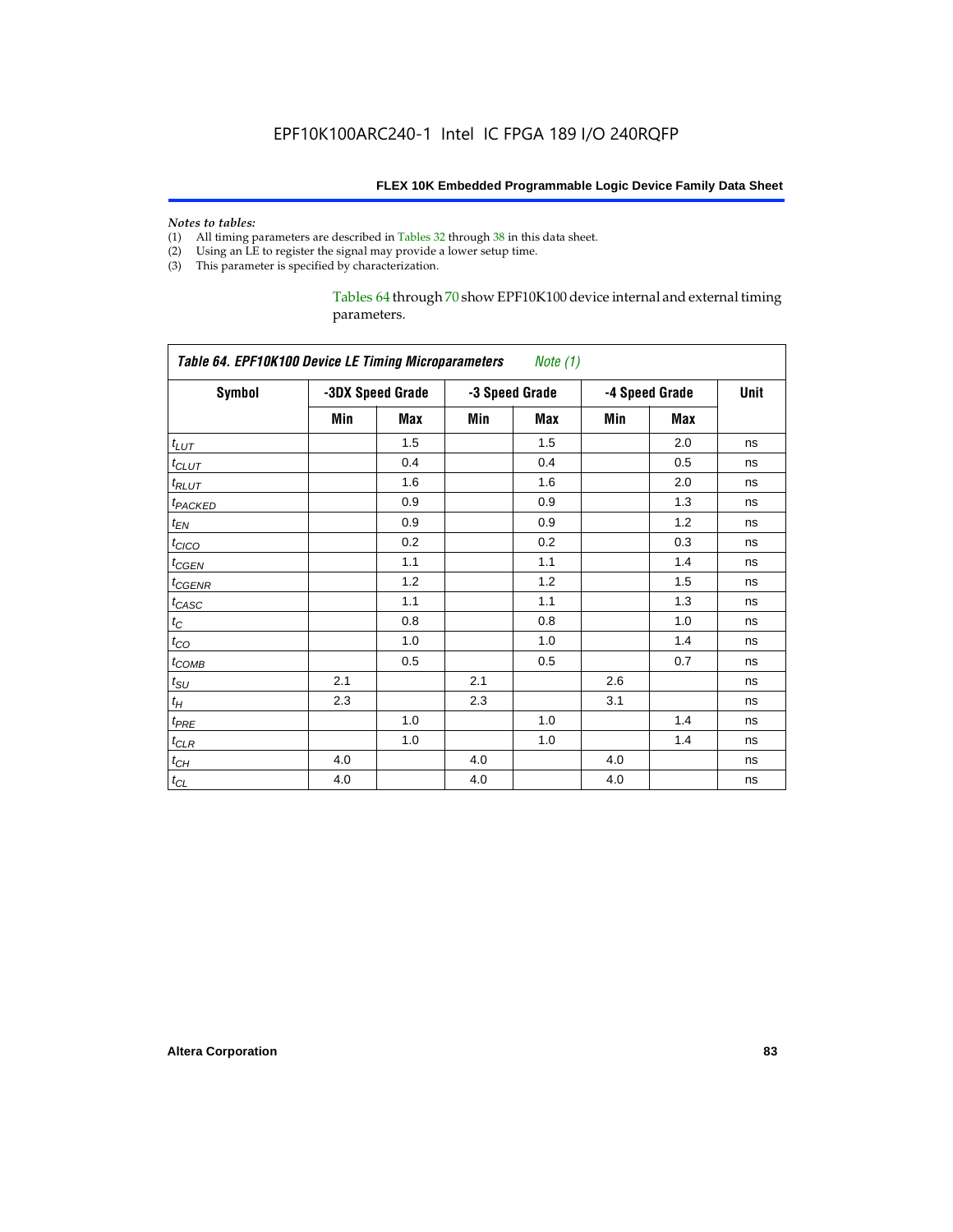*Notes to tables:*

(1) All timing parameters are described in Tables 32 through 38 in this data sheet.
(2) Using an LE to register the signal may provide a lower setup time.
(3) This parameter is specified by characterization.

Tables 64 through 70 show EPF10K100 device internal and external timing parameters.

**Table 64. EPF10K100 Device LE Timing Microparameters** *Note (1)*

| Symbol | -3DX Speed Grade | | -3 Speed Grade | | -4 Speed Grade | | Unit |
|---|---|---|---|---|---|---|---|
| | Min | Max | Min | Max | Min | Max | |
| $t_{LUT}$ | | 1.5 | | 1.5 | | 2.0 | ns |
| $t_{CLUT}$ | | 0.4 | | 0.4 | | 0.5 | ns |
| $t_{RLUT}$ | | 1.6 | | 1.6 | | 2.0 | ns |
| $t_{PACKED}$ | | 0.9 | | 0.9 | | 1.3 | ns |
| $t_{EN}$ | | 0.9 | | 0.9 | | 1.2 | ns |
| $t_{CICO}$ | | 0.2 | | 0.2 | | 0.3 | ns |
| $t_{CGEN}$ | | 1.1 | | 1.1 | | 1.4 | ns |
| $t_{CGENR}$ | | 1.2 | | 1.2 | | 1.5 | ns |
| $t_{CASC}$ | | 1.1 | | 1.1 | | 1.3 | ns |
| $t_{C}$ | | 0.8 | | 0.8 | | 1.0 | ns |
| $t_{CO}$ | | 1.0 | | 1.0 | | 1.4 | ns |
| $t_{COMB}$ | | 0.5 | | 0.5 | | 0.7 | ns |
| $t_{SU}$ | 2.1 | | 2.1 | | 2.6 | | ns |
| $t_{H}$ | 2.3 | | 2.3 | | 3.1 | | ns |
| $t_{PRE}$ | | 1.0 | | 1.0 | | 1.4 | ns |
| $t_{CLR}$ | | 1.0 | | 1.0 | | 1.4 | ns |
| $t_{CH}$ | 4.0 | | 4.0 | | 4.0 | | ns |
| $t_{CL}$ | 4.0 | | 4.0 | | 4.0 | | ns |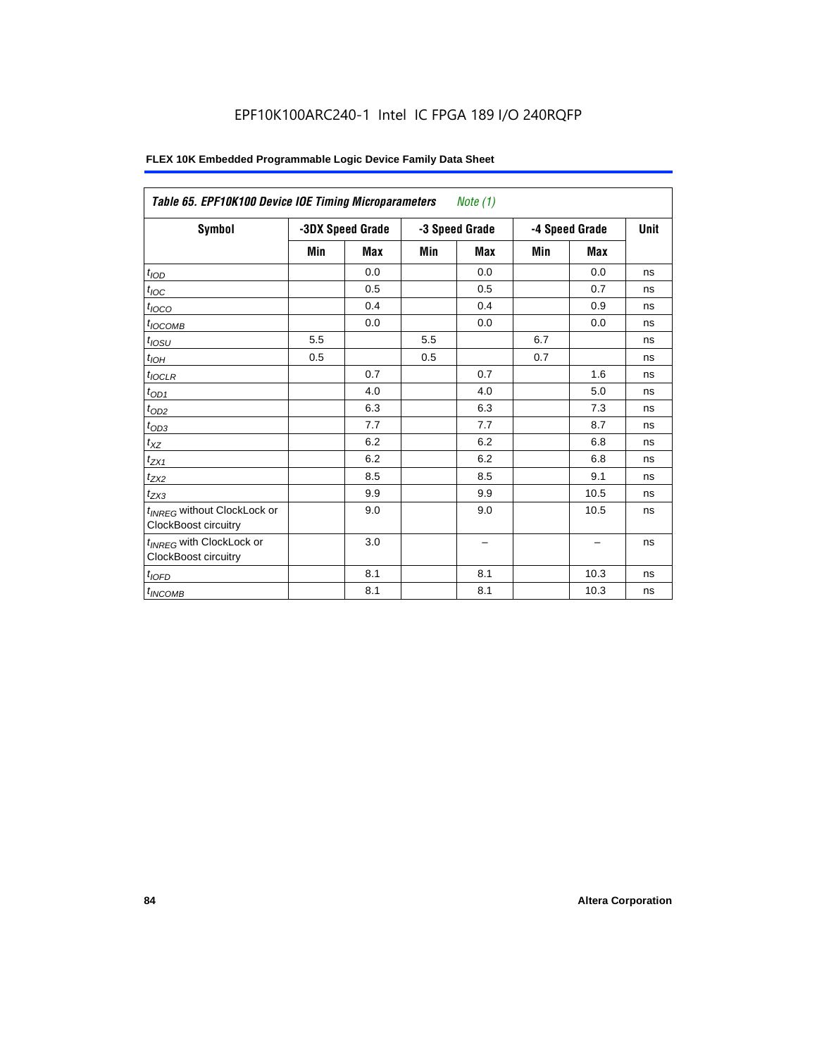EPF10K100ARC240-1 Intel IC FPGA 189 I/O 240RQFP

**FLEX 10K Embedded Programmable Logic Device Family Data Sheet**

| *Table 65. EPF10K100 Device IOE Timing Microparameters Note (1)* | | | | | | | |
|---|---|---|---|---|---|---|---|
| **Symbol** | **-3DX Speed Grade** | | **-3 Speed Grade** | | **-4 Speed Grade** | | **Unit** |
| | **Min** | **Max** | **Min** | **Max** | **Min** | **Max** | |
| $t_{IOD}$ | | 0.0 | | 0.0 | | 0.0 | ns |
| $t_{IOC}$ | | 0.5 | | 0.5 | | 0.7 | ns |
| $t_{IOCO}$ | | 0.4 | | 0.4 | | 0.9 | ns |
| $t_{IOCOMB}$ | | 0.0 | | 0.0 | | 0.0 | ns |
| $t_{IOSU}$ | 5.5 | | 5.5 | | 6.7 | | ns |
| $t_{IOH}$ | 0.5 | | 0.5 | | 0.7 | | ns |
| $t_{IOCLR}$ | | 0.7 | | 0.7 | | 1.6 | ns |
| $t_{OD1}$ | | 4.0 | | 4.0 | | 5.0 | ns |
| $t_{OD2}$ | | 6.3 | | 6.3 | | 7.3 | ns |
| $t_{OD3}$ | | 7.7 | | 7.7 | | 8.7 | ns |
| $t_{XZ}$ | | 6.2 | | 6.2 | | 6.8 | ns |
| $t_{ZX1}$ | | 6.2 | | 6.2 | | 6.8 | ns |
| $t_{ZX2}$ | | 8.5 | | 8.5 | | 9.1 | ns |
| $t_{ZX3}$ | | 9.9 | | 9.9 | | 10.5 | ns |
| $t_{INREG}$ without ClockLock or ClockBoost circuitry | | 9.0 | | 9.0 | | 10.5 | ns |
| $t_{INREG}$ with ClockLock or ClockBoost circuitry | | 3.0 | | – | | – | ns |
| $t_{IOFD}$ | | 8.1 | | 8.1 | | 10.3 | ns |
| $t_{INCOMB}$ | | 8.1 | | 8.1 | | 10.3 | ns |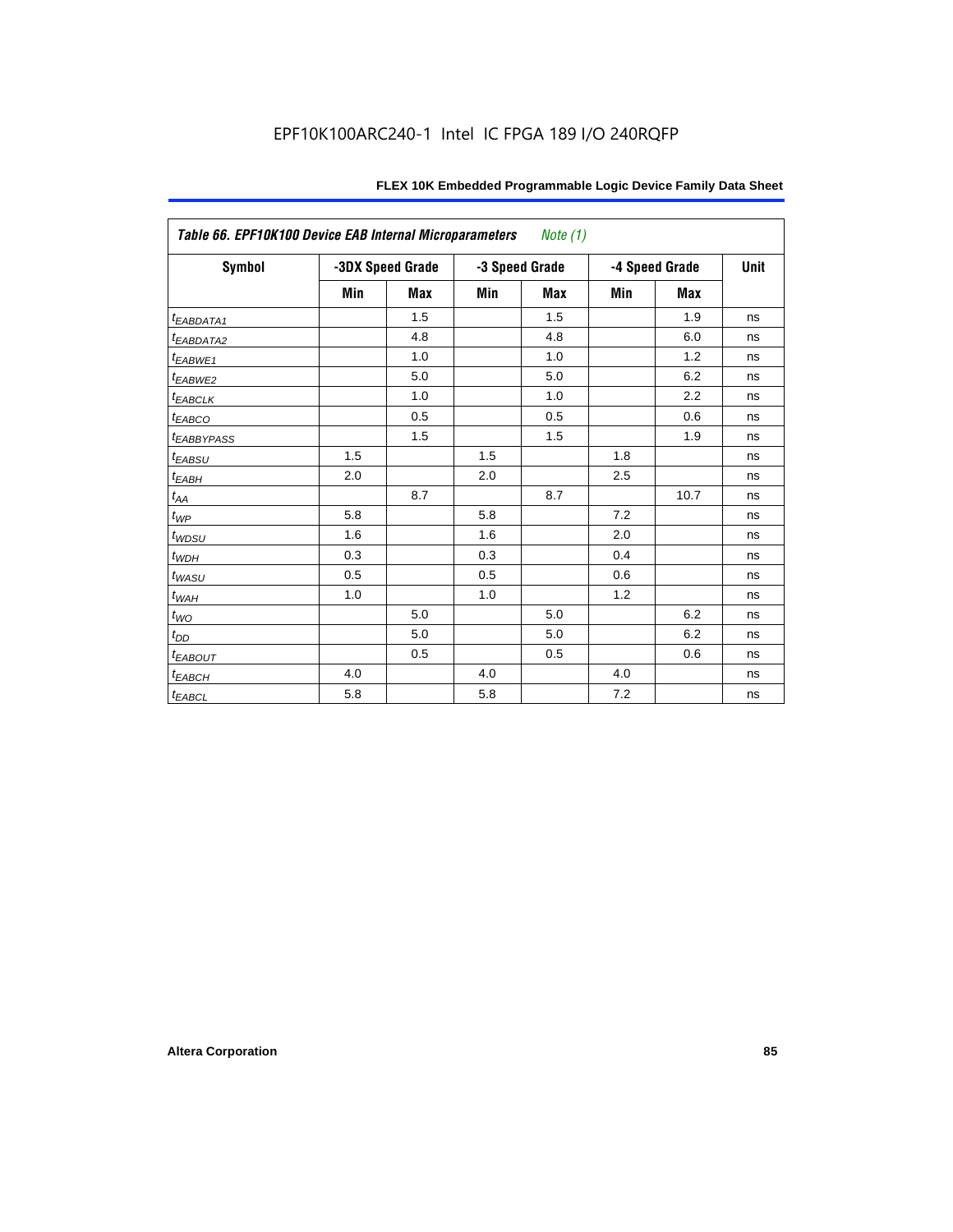| Table 66. EPF10K100 Device EAB Internal Microparameters *Note (1)* | | | | | | | |
|---|---|---|---|---|---|---|---|
| Symbol | -3DX Speed Grade | | -3 Speed Grade | | -4 Speed Grade | | Unit |
| | Min | Max | Min | Max | Min | Max | |
| $t_{EABDATA1}$ | | 1.5 | | 1.5 | | 1.9 | ns |
| $t_{EABDATA2}$ | | 4.8 | | 4.8 | | 6.0 | ns |
| $t_{EABWE1}$ | | 1.0 | | 1.0 | | 1.2 | ns |
| $t_{EABWE2}$ | | 5.0 | | 5.0 | | 6.2 | ns |
| $t_{EABCLK}$ | | 1.0 | | 1.0 | | 2.2 | ns |
| $t_{EABCO}$ | | 0.5 | | 0.5 | | 0.6 | ns |
| $t_{EABBYPASS}$ | | 1.5 | | 1.5 | | 1.9 | ns |
| $t_{EABSU}$ | 1.5 | | 1.5 | | 1.8 | | ns |
| $t_{EABH}$ | 2.0 | | 2.0 | | 2.5 | | ns |
| $t_{AA}$ | | 8.7 | | 8.7 | | 10.7 | ns |
| $t_{WP}$ | 5.8 | | 5.8 | | 7.2 | | ns |
| $t_{WDSU}$ | 1.6 | | 1.6 | | 2.0 | | ns |
| $t_{WDH}$ | 0.3 | | 0.3 | | 0.4 | | ns |
| $t_{WASU}$ | 0.5 | | 0.5 | | 0.6 | | ns |
| $t_{WAH}$ | 1.0 | | 1.0 | | 1.2 | | ns |
| $t_{WO}$ | | 5.0 | | 5.0 | | 6.2 | ns |
| $t_{DD}$ | | 5.0 | | 5.0 | | 6.2 | ns |
| $t_{EABOUT}$ | | 0.5 | | 0.5 | | 0.6 | ns |
| $t_{EABCH}$ | 4.0 | | 4.0 | | 4.0 | | ns |
| $t_{EABCL}$ | 5.8 | | 5.8 | | 7.2 | | ns |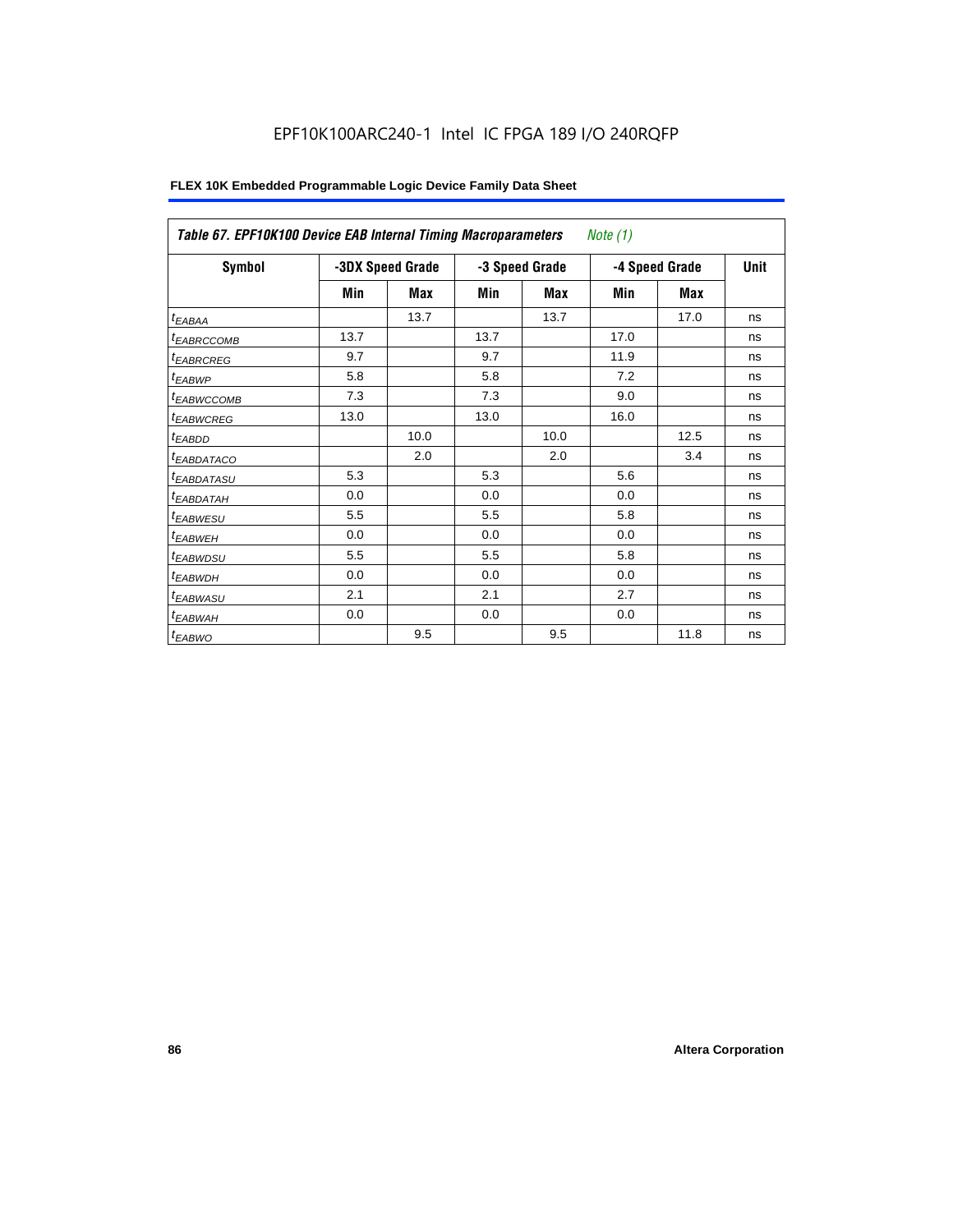EPF10K100ARC240-1 Intel IC FPGA 189 I/O 240RQFP

| Table 67. EPF10K100 Device EAB Internal Timing Macroparameters *Note (1)* | | | | | | | |
|---|---|---|---|---|---|---|---|
| Symbol | -3DX Speed Grade | | -3 Speed Grade | | -4 Speed Grade | | Unit |
| | Min | Max | Min | Max | Min | Max | |
| $t_{EABAA}$ | | 13.7 | | 13.7 | | 17.0 | ns |
| $t_{EABRCCOMB}$ | 13.7 | | 13.7 | | 17.0 | | ns |
| $t_{EABRCREG}$ | 9.7 | | 9.7 | | 11.9 | | ns |
| $t_{EABWP}$ | 5.8 | | 5.8 | | 7.2 | | ns |
| $t_{EABWCCOMB}$ | 7.3 | | 7.3 | | 9.0 | | ns |
| $t_{EABWCREG}$ | 13.0 | | 13.0 | | 16.0 | | ns |
| $t_{EABDD}$ | | 10.0 | | 10.0 | | 12.5 | ns |
| $t_{EABDATACO}$ | | 2.0 | | 2.0 | | 3.4 | ns |
| $t_{EABDATASU}$ | 5.3 | | 5.3 | | 5.6 | | ns |
| $t_{EABDATAH}$ | 0.0 | | 0.0 | | 0.0 | | ns |
| $t_{EABWESU}$ | 5.5 | | 5.5 | | 5.8 | | ns |
| $t_{EABWEH}$ | 0.0 | | 0.0 | | 0.0 | | ns |
| $t_{EABWDSU}$ | 5.5 | | 5.5 | | 5.8 | | ns |
| $t_{EABWDH}$ | 0.0 | | 0.0 | | 0.0 | | ns |
| $t_{EABWASU}$ | 2.1 | | 2.1 | | 2.7 | | ns |
| $t_{EABWAH}$ | 0.0 | | 0.0 | | 0.0 | | ns |
| $t_{EABWO}$ | | 9.5 | | 9.5 | | 11.8 | ns |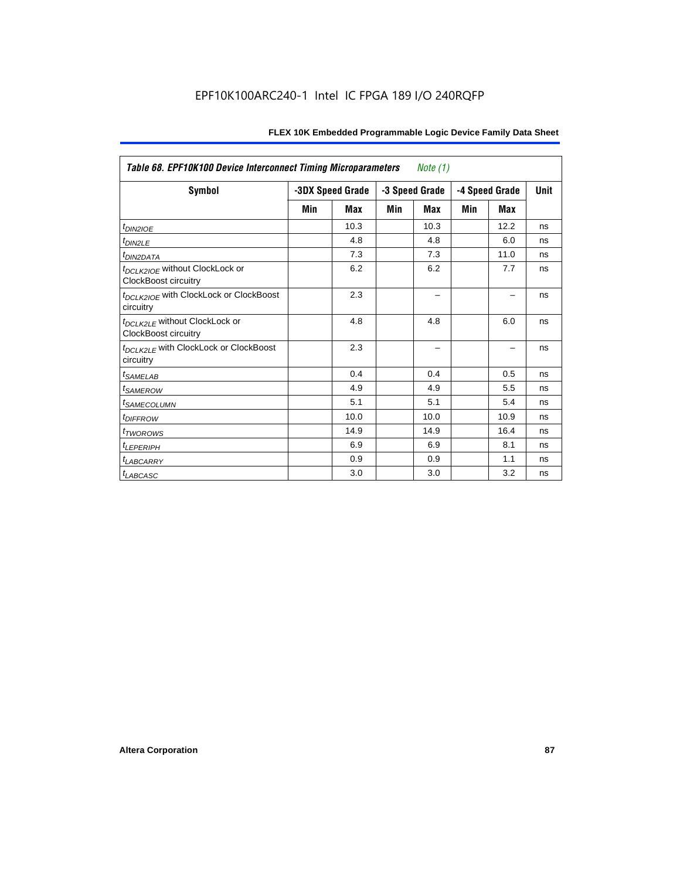*Table 68. EPF10K100 Device Interconnect Timing Microparameters* *Note (1)*

| Symbol | -3DX Speed Grade | | -3 Speed Grade | | -4 Speed Grade | | Unit |
|---|---|---|---|---|---|---|---|
| | Min | Max | Min | Max | Min | Max | |
| $t_{DIN2IOE}$ | | 10.3 | | 10.3 | | 12.2 | ns |
| $t_{DIN2LE}$ | | 4.8 | | 4.8 | | 6.0 | ns |
| $t_{DIN2DATA}$ | | 7.3 | | 7.3 | | 11.0 | ns |
| $t_{DCLK2IOE}$ without ClockLock or ClockBoost circuitry | | 6.2 | | 6.2 | | 7.7 | ns |
| $t_{DCLK2IOE}$ with ClockLock or ClockBoost circuitry | | 2.3 | | – | | – | ns |
| $t_{DCLK2LE}$ without ClockLock or ClockBoost circuitry | | 4.8 | | 4.8 | | 6.0 | ns |
| $t_{DCLK2LE}$ with ClockLock or ClockBoost circuitry | | 2.3 | | – | | – | ns |
| $t_{SAMELAB}$ | | 0.4 | | 0.4 | | 0.5 | ns |
| $t_{SAMEROW}$ | | 4.9 | | 4.9 | | 5.5 | ns |
| $t_{SAMECOLUMN}$ | | 5.1 | | 5.1 | | 5.4 | ns |
| $t_{DIFFROW}$ | | 10.0 | | 10.0 | | 10.9 | ns |
| $t_{TWOROWS}$ | | 14.9 | | 14.9 | | 16.4 | ns |
| $t_{LEPERIPH}$ | | 6.9 | | 6.9 | | 8.1 | ns |
| $t_{LABCARRY}$ | | 0.9 | | 0.9 | | 1.1 | ns |
| $t_{LABCASC}$ | | 3.0 | | 3.0 | | 3.2 | ns |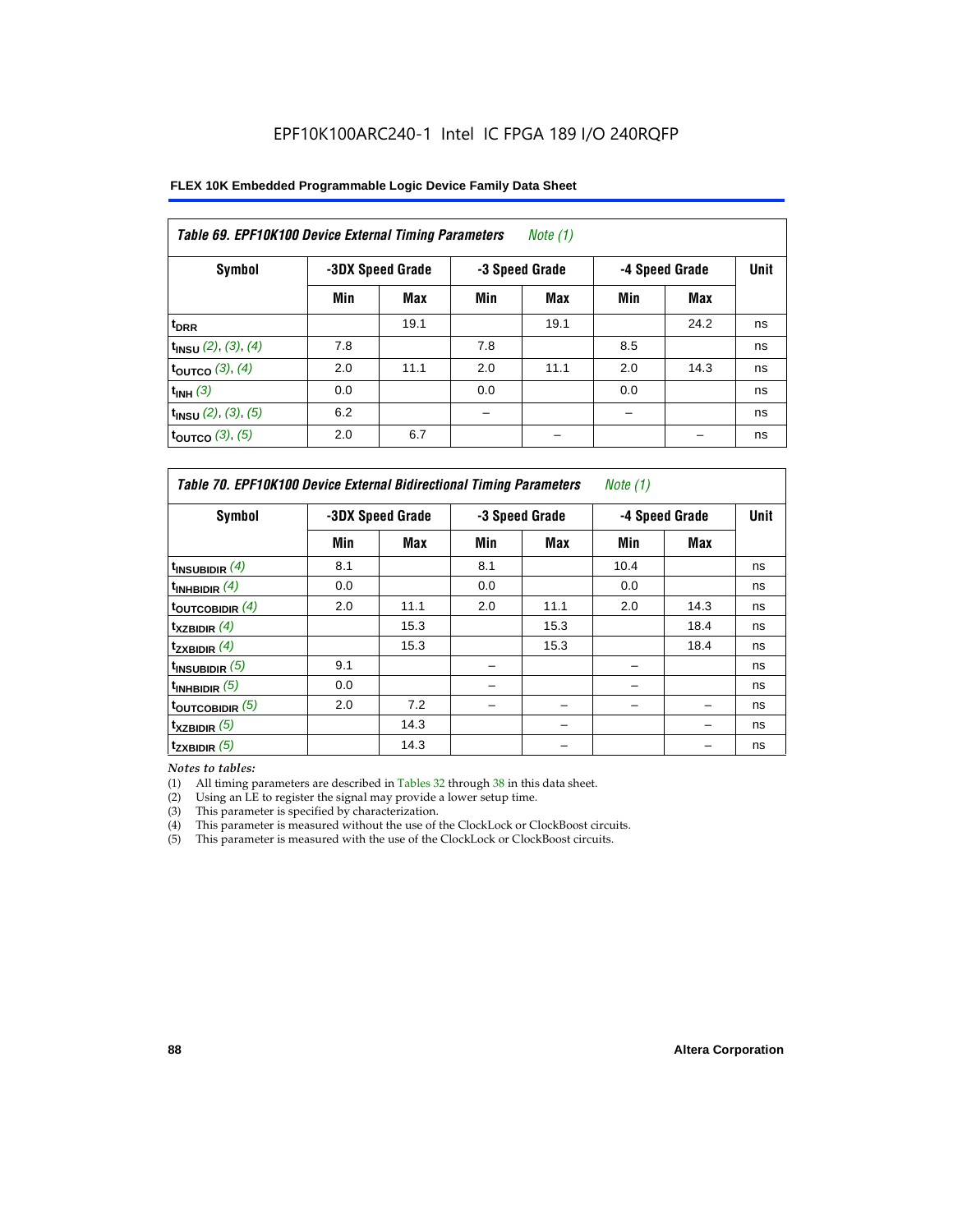EPF10K100ARC240-1 Intel IC FPGA 189 I/O 240RQFP

**Table 69. EPF10K100 Device External Timing Parameters** *Note (1)*

| Symbol | -3DX Speed Grade | | -3 Speed Grade | | -4 Speed Grade | | Unit |
|---|---|---|---|---|---|---|---|
| | Min | Max | Min | Max | Min | Max | |
| $t_{DRR}$ | | 19.1 | | 19.1 | | 24.2 | ns |
| $t_{INSU}$ *(2), (3), (4)* | 7.8 | | 7.8 | | 8.5 | | ns |
| $t_{OUTCO}$ *(3), (4)* | 2.0 | 11.1 | 2.0 | 11.1 | 2.0 | 14.3 | ns |
| $t_{INH}$ *(3)* | 0.0 | | 0.0 | | 0.0 | | ns |
| $t_{INSU}$ *(2), (3), (5)* | 6.2 | | – | | – | | ns |
| $t_{OUTCO}$ *(3), (5)* | 2.0 | 6.7 | | – | | – | ns |

**Table 70. EPF10K100 Device External Bidirectional Timing Parameters** *Note (1)*

| Symbol | -3DX Speed Grade | | -3 Speed Grade | | -4 Speed Grade | | Unit |
|---|---|---|---|---|---|---|---|
| | Min | Max | Min | Max | Min | Max | |
| $t_{INSUBIDIR}$ *(4)* | 8.1 | | 8.1 | | 10.4 | | ns |
| $t_{INHBIDIR}$ *(4)* | 0.0 | | 0.0 | | 0.0 | | ns |
| $t_{OUTCOBIDIR}$ *(4)* | 2.0 | 11.1 | 2.0 | 11.1 | 2.0 | 14.3 | ns |
| $t_{XZBIDIR}$ *(4)* | | 15.3 | | 15.3 | | 18.4 | ns |
| $t_{ZXBIDIR}$ *(4)* | | 15.3 | | 15.3 | | 18.4 | ns |
| $t_{INSUBIDIR}$ *(5)* | 9.1 | | – | | – | | ns |
| $t_{INHBIDIR}$ *(5)* | 0.0 | | – | | – | | ns |
| $t_{OUTCOBIDIR}$ *(5)* | 2.0 | 7.2 | – | – | – | – | ns |
| $t_{XZBIDIR}$ *(5)* | | 14.3 | | – | | – | ns |
| $t_{ZXBIDIR}$ *(5)* | | 14.3 | | – | | – | ns |

*Notes to tables:*

(1) All timing parameters are described in Tables 32 through 38 in this data sheet.
(2) Using an LE to register the signal may provide a lower setup time.
(3) This parameter is specified by characterization.
(4) This parameter is measured without the use of the ClockLock or ClockBoost circuits.
(5) This parameter is measured with the use of the ClockLock or ClockBoost circuits.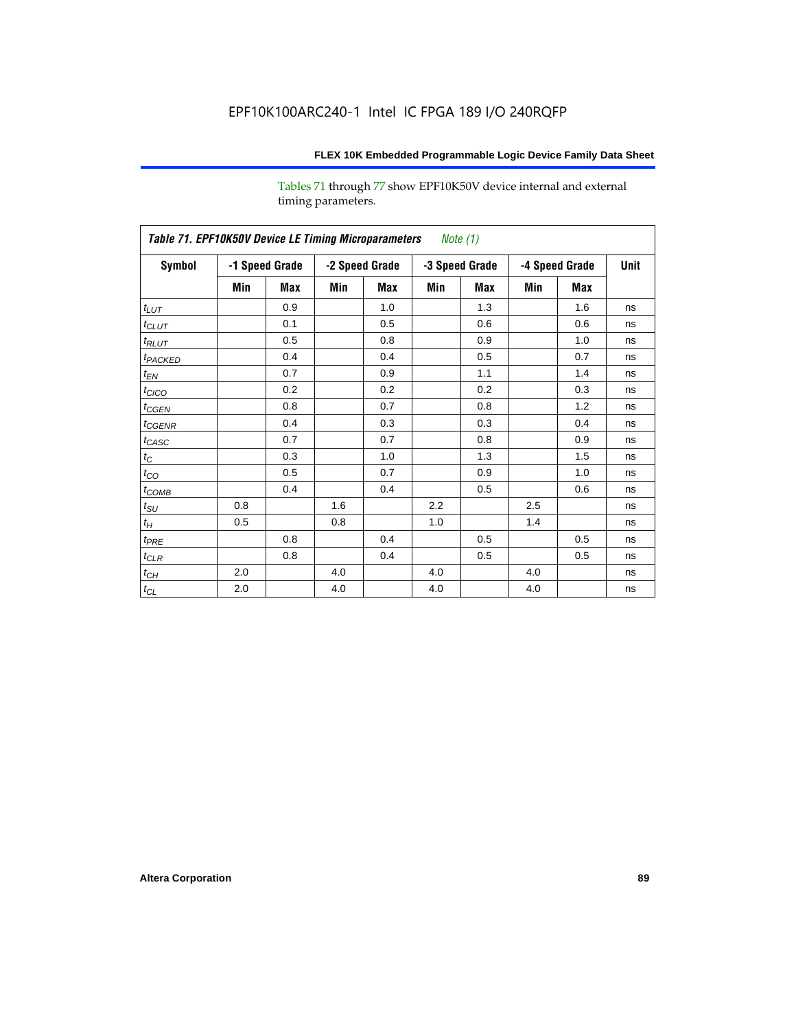Tables 71 through 77 show EPF10K50V device internal and external timing parameters.

**Table 71. EPF10K50V Device LE Timing Microparameters** *Note (1)*

| Symbol | -1 Speed Grade | | -2 Speed Grade | | -3 Speed Grade | | -4 Speed Grade | | Unit |
|---|---|---|---|---|---|---|---|---|---|
| | Min | Max | Min | Max | Min | Max | Min | Max | |
| $t_{LUT}$ | | 0.9 | | 1.0 | | 1.3 | | 1.6 | ns |
| $t_{CLUT}$ | | 0.1 | | 0.5 | | 0.6 | | 0.6 | ns |
| $t_{RLUT}$ | | 0.5 | | 0.8 | | 0.9 | | 1.0 | ns |
| $t_{PACKED}$ | | 0.4 | | 0.4 | | 0.5 | | 0.7 | ns |
| $t_{EN}$ | | 0.7 | | 0.9 | | 1.1 | | 1.4 | ns |
| $t_{CICO}$ | | 0.2 | | 0.2 | | 0.2 | | 0.3 | ns |
| $t_{CGEN}$ | | 0.8 | | 0.7 | | 0.8 | | 1.2 | ns |
| $t_{CGENR}$ | | 0.4 | | 0.3 | | 0.3 | | 0.4 | ns |
| $t_{CASC}$ | | 0.7 | | 0.7 | | 0.8 | | 0.9 | ns |
| $t_{C}$ | | 0.3 | | 1.0 | | 1.3 | | 1.5 | ns |
| $t_{CO}$ | | 0.5 | | 0.7 | | 0.9 | | 1.0 | ns |
| $t_{COMB}$ | | 0.4 | | 0.4 | | 0.5 | | 0.6 | ns |
| $t_{SU}$ | 0.8 | | 1.6 | | 2.2 | | 2.5 | | ns |
| $t_{H}$ | 0.5 | | 0.8 | | 1.0 | | 1.4 | | ns |
| $t_{PRE}$ | | 0.8 | | 0.4 | | 0.5 | | 0.5 | ns |
| $t_{CLR}$ | | 0.8 | | 0.4 | | 0.5 | | 0.5 | ns |
| $t_{CH}$ | 2.0 | | 4.0 | | 4.0 | | 4.0 | | ns |
| $t_{CL}$ | 2.0 | | 4.0 | | 4.0 | | 4.0 | | ns |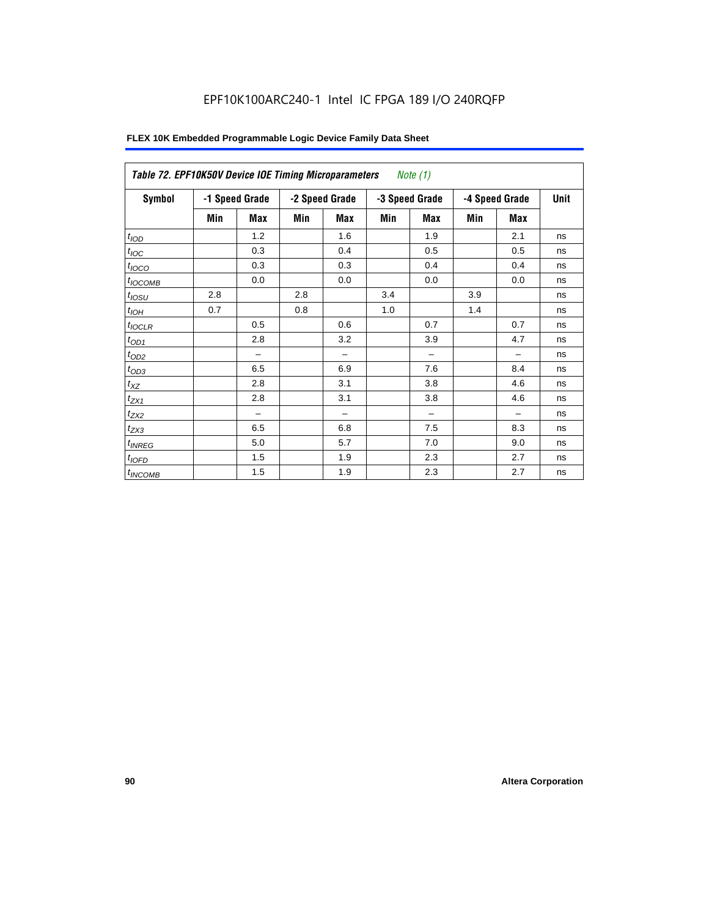EPF10K100ARC240-1 Intel IC FPGA 189 I/O 240RQFP

| *Table 72. EPF10K50V Device IOE Timing Microparameters* *Note (1)* | | | | | | | | | |
|---|---|---|---|---|---|---|---|---|---|
| **Symbol** | **-1 Speed Grade** | | **-2 Speed Grade** | | **-3 Speed Grade** | | **-4 Speed Grade** | | **Unit** |
| | **Min** | **Max** | **Min** | **Max** | **Min** | **Max** | **Min** | **Max** | |
| $t_{IOD}$ | | 1.2 | | 1.6 | | 1.9 | | 2.1 | ns |
| $t_{IOC}$ | | 0.3 | | 0.4 | | 0.5 | | 0.5 | ns |
| $t_{IOCO}$ | | 0.3 | | 0.3 | | 0.4 | | 0.4 | ns |
| $t_{IOCOMB}$ | | 0.0 | | 0.0 | | 0.0 | | 0.0 | ns |
| $t_{IOSU}$ | 2.8 | | 2.8 | | 3.4 | | 3.9 | | ns |
| $t_{IOH}$ | 0.7 | | 0.8 | | 1.0 | | 1.4 | | ns |
| $t_{IOCLR}$ | | 0.5 | | 0.6 | | 0.7 | | 0.7 | ns |
| $t_{OD1}$ | | 2.8 | | 3.2 | | 3.9 | | 4.7 | ns |
| $t_{OD2}$ | | – | | – | | – | | – | ns |
| $t_{OD3}$ | | 6.5 | | 6.9 | | 7.6 | | 8.4 | ns |
| $t_{XZ}$ | | 2.8 | | 3.1 | | 3.8 | | 4.6 | ns |
| $t_{ZX1}$ | | 2.8 | | 3.1 | | 3.8 | | 4.6 | ns |
| $t_{ZX2}$ | | – | | – | | – | | – | ns |
| $t_{ZX3}$ | | 6.5 | | 6.8 | | 7.5 | | 8.3 | ns |
| $t_{INREG}$ | | 5.0 | | 5.7 | | 7.0 | | 9.0 | ns |
| $t_{IOFD}$ | | 1.5 | | 1.9 | | 2.3 | | 2.7 | ns |
| $t_{INCOMB}$ | | 1.5 | | 1.9 | | 2.3 | | 2.7 | ns |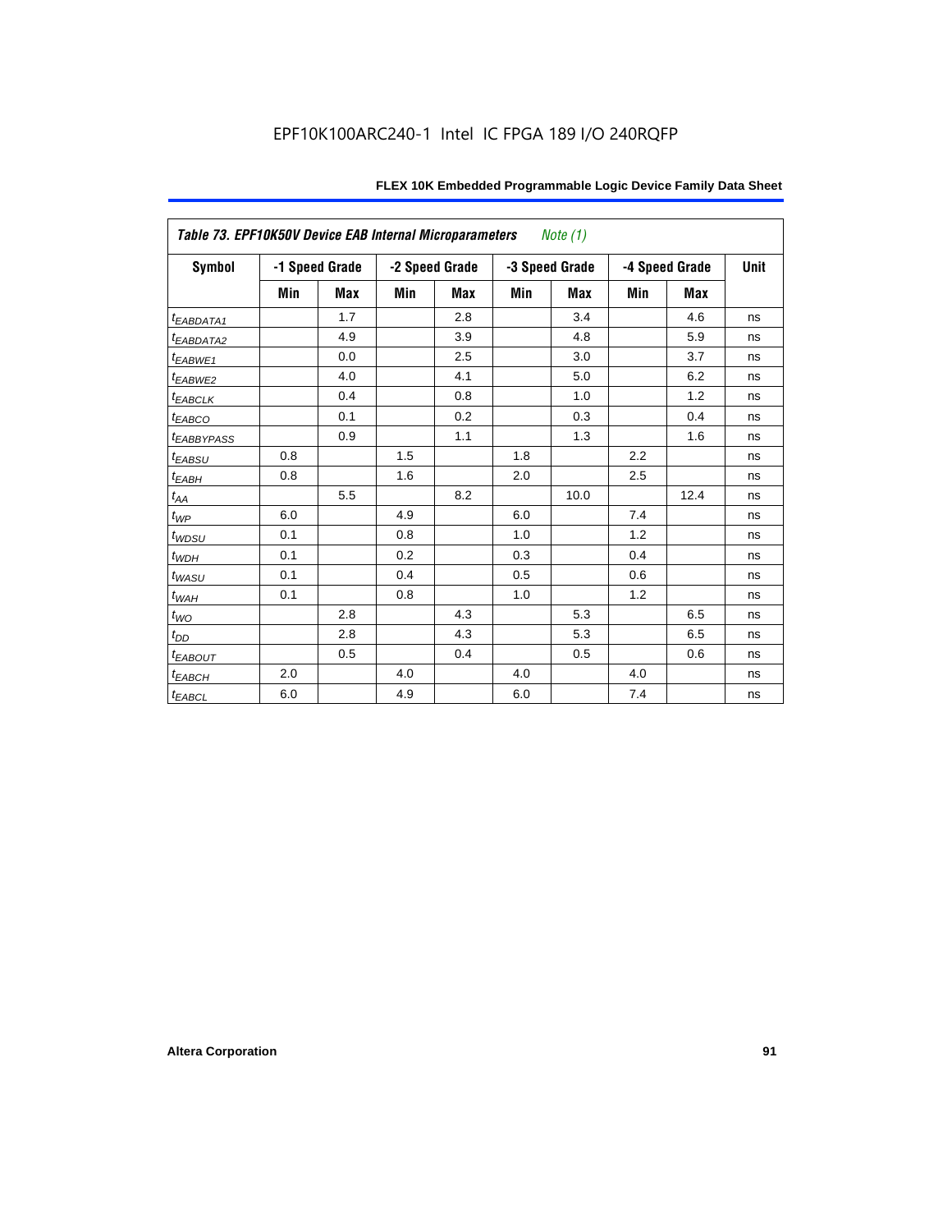Table 73. EPF10K50V Device EAB Internal Microparameters *Note (1)*

| Symbol | -1 Speed Grade | | -2 Speed Grade | | -3 Speed Grade | | -4 Speed Grade | | Unit |
|---|---|---|---|---|---|---|---|---|---|
| | Min | Max | Min | Max | Min | Max | Min | Max | |
| $t_{EABDATA1}$ | | 1.7 | | 2.8 | | 3.4 | | 4.6 | ns |
| $t_{EABDATA2}$ | | 4.9 | | 3.9 | | 4.8 | | 5.9 | ns |
| $t_{EABWE1}$ | | 0.0 | | 2.5 | | 3.0 | | 3.7 | ns |
| $t_{EABWE2}$ | | 4.0 | | 4.1 | | 5.0 | | 6.2 | ns |
| $t_{EABCLK}$ | | 0.4 | | 0.8 | | 1.0 | | 1.2 | ns |
| $t_{EABCO}$ | | 0.1 | | 0.2 | | 0.3 | | 0.4 | ns |
| $t_{EABBYPASS}$ | | 0.9 | | 1.1 | | 1.3 | | 1.6 | ns |
| $t_{EABSU}$ | 0.8 | | 1.5 | | 1.8 | | 2.2 | | ns |
| $t_{EABH}$ | 0.8 | | 1.6 | | 2.0 | | 2.5 | | ns |
| $t_{AA}$ | | 5.5 | | 8.2 | | 10.0 | | 12.4 | ns |
| $t_{WP}$ | 6.0 | | 4.9 | | 6.0 | | 7.4 | | ns |
| $t_{WDSU}$ | 0.1 | | 0.8 | | 1.0 | | 1.2 | | ns |
| $t_{WDH}$ | 0.1 | | 0.2 | | 0.3 | | 0.4 | | ns |
| $t_{WASU}$ | 0.1 | | 0.4 | | 0.5 | | 0.6 | | ns |
| $t_{WAH}$ | 0.1 | | 0.8 | | 1.0 | | 1.2 | | ns |
| $t_{WO}$ | | 2.8 | | 4.3 | | 5.3 | | 6.5 | ns |
| $t_{DD}$ | | 2.8 | | 4.3 | | 5.3 | | 6.5 | ns |
| $t_{EABOUT}$ | | 0.5 | | 0.4 | | 0.5 | | 0.6 | ns |
| $t_{EABCH}$ | 2.0 | | 4.0 | | 4.0 | | 4.0 | | ns |
| $t_{EABCL}$ | 6.0 | | 4.9 | | 6.0 | | 7.4 | | ns |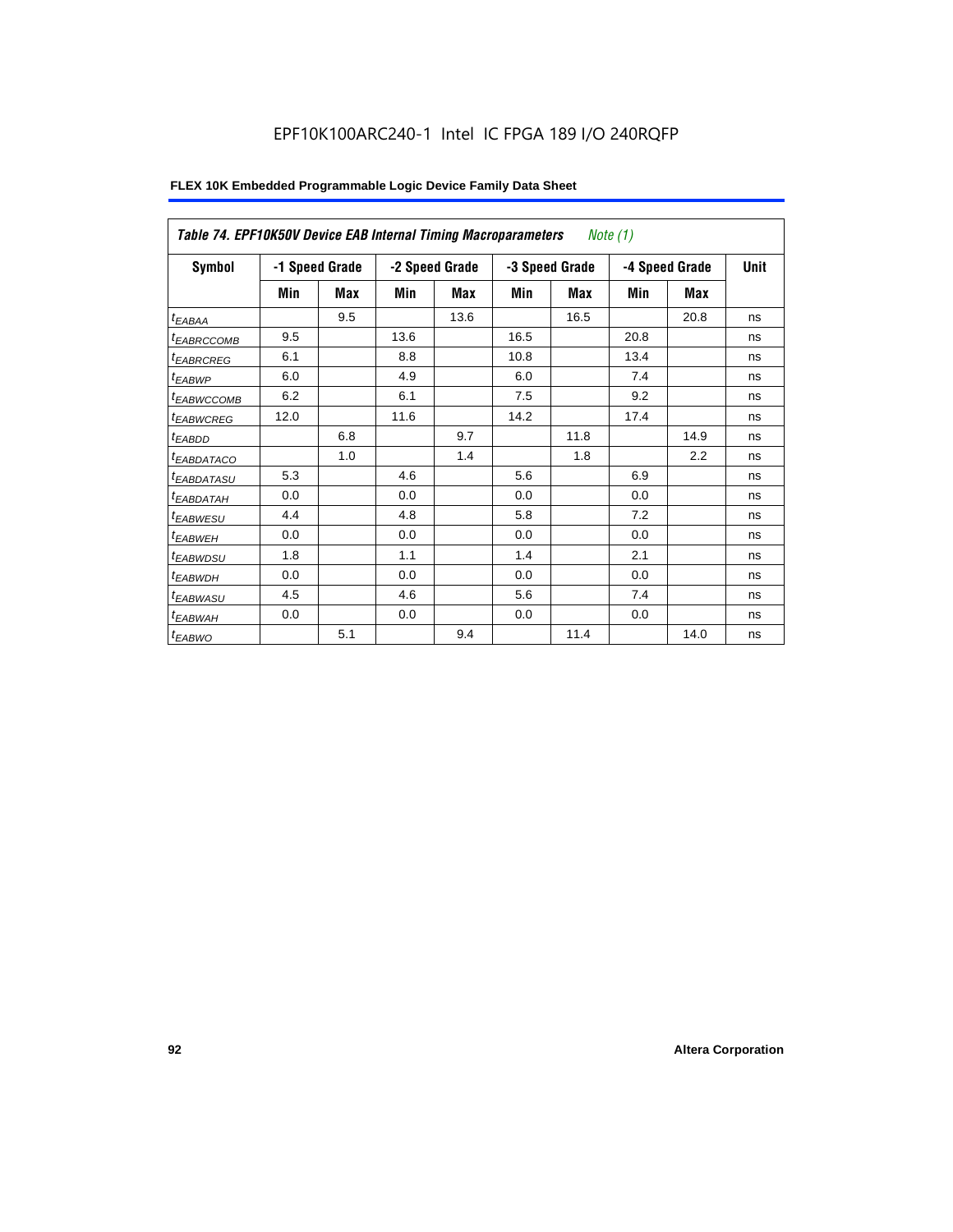EPF10K100ARC240-1 Intel IC FPGA 189 I/O 240RQFP

| Table 74. EPF10K50V Device EAB Internal Timing Macroparameters *Note (1)* | | | | | | | | | |
|---|---|---|---|---|---|---|---|---|---|
| Symbol | -1 Speed Grade | | -2 Speed Grade | | -3 Speed Grade | | -4 Speed Grade | | Unit |
| | Min | Max | Min | Max | Min | Max | Min | Max | |
| $t_{EABAA}$ | | 9.5 | | 13.6 | | 16.5 | | 20.8 | ns |
| $t_{EABRCCOMB}$ | 9.5 | | 13.6 | | 16.5 | | 20.8 | | ns |
| $t_{EABRCREG}$ | 6.1 | | 8.8 | | 10.8 | | 13.4 | | ns |
| $t_{EABWP}$ | 6.0 | | 4.9 | | 6.0 | | 7.4 | | ns |
| $t_{EABWCCOMB}$ | 6.2 | | 6.1 | | 7.5 | | 9.2 | | ns |
| $t_{EABWCREG}$ | 12.0 | | 11.6 | | 14.2 | | 17.4 | | ns |
| $t_{EABDD}$ | | 6.8 | | 9.7 | | 11.8 | | 14.9 | ns |
| $t_{EABDATACO}$ | | 1.0 | | 1.4 | | 1.8 | | 2.2 | ns |
| $t_{EABDATASU}$ | 5.3 | | 4.6 | | 5.6 | | 6.9 | | ns |
| $t_{EABDATAH}$ | 0.0 | | 0.0 | | 0.0 | | 0.0 | | ns |
| $t_{EABWESU}$ | 4.4 | | 4.8 | | 5.8 | | 7.2 | | ns |
| $t_{EABWEH}$ | 0.0 | | 0.0 | | 0.0 | | 0.0 | | ns |
| $t_{EABWDSU}$ | 1.8 | | 1.1 | | 1.4 | | 2.1 | | ns |
| $t_{EABWDH}$ | 0.0 | | 0.0 | | 0.0 | | 0.0 | | ns |
| $t_{EABWASU}$ | 4.5 | | 4.6 | | 5.6 | | 7.4 | | ns |
| $t_{EABWAH}$ | 0.0 | | 0.0 | | 0.0 | | 0.0 | | ns |
| $t_{EABWO}$ | | 5.1 | | 9.4 | | 11.4 | | 14.0 | ns |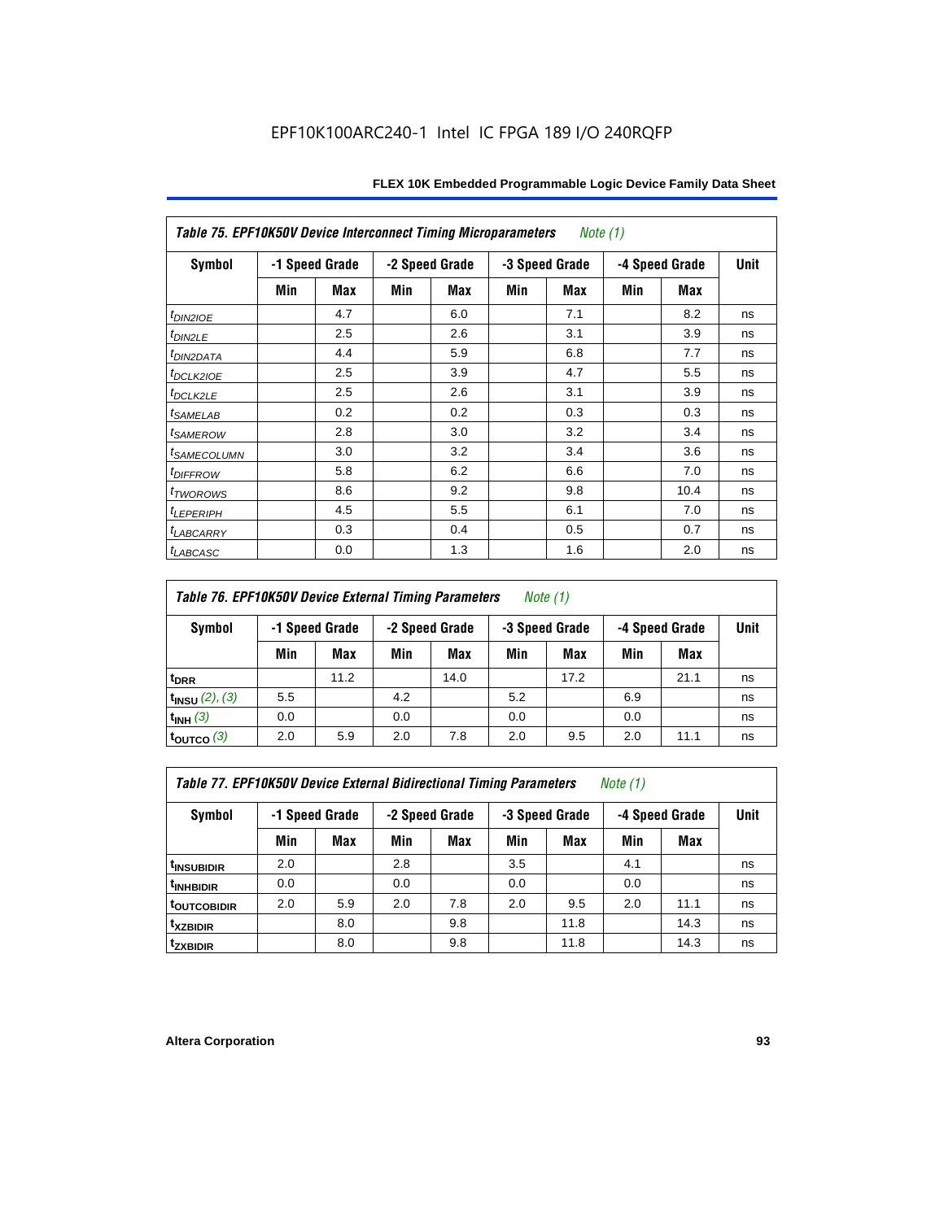**Table 75. EPF10K50V Device Interconnect Timing Microparameters** *Note (1)*

| Symbol | -1 Speed Grade | | -2 Speed Grade | | -3 Speed Grade | | -4 Speed Grade | | Unit |
|---|---|---|---|---|---|---|---|---|---|
| | Min | Max | Min | Max | Min | Max | Min | Max | |
| $t_{DIN2IOE}$ | | 4.7 | | 6.0 | | 7.1 | | 8.2 | ns |
| $t_{DIN2LE}$ | | 2.5 | | 2.6 | | 3.1 | | 3.9 | ns |
| $t_{DIN2DATA}$ | | 4.4 | | 5.9 | | 6.8 | | 7.7 | ns |
| $t_{DCLK2IOE}$ | | 2.5 | | 3.9 | | 4.7 | | 5.5 | ns |
| $t_{DCLK2LE}$ | | 2.5 | | 2.6 | | 3.1 | | 3.9 | ns |
| $t_{SAMELAB}$ | | 0.2 | | 0.2 | | 0.3 | | 0.3 | ns |
| $t_{SAMEROW}$ | | 2.8 | | 3.0 | | 3.2 | | 3.4 | ns |
| $t_{SAMECOLUMN}$ | | 3.0 | | 3.2 | | 3.4 | | 3.6 | ns |
| $t_{DIFFROW}$ | | 5.8 | | 6.2 | | 6.6 | | 7.0 | ns |
| $t_{TWOROWS}$ | | 8.6 | | 9.2 | | 9.8 | | 10.4 | ns |
| $t_{LEPERIPH}$ | | 4.5 | | 5.5 | | 6.1 | | 7.0 | ns |
| $t_{LABCARRY}$ | | 0.3 | | 0.4 | | 0.5 | | 0.7 | ns |
| $t_{LABCASC}$ | | 0.0 | | 1.3 | | 1.6 | | 2.0 | ns |

**Table 76. EPF10K50V Device External Timing Parameters** *Note (1)*

| Symbol | -1 Speed Grade | | -2 Speed Grade | | -3 Speed Grade | | -4 Speed Grade | | Unit |
|---|---|---|---|---|---|---|---|---|---|
| | Min | Max | Min | Max | Min | Max | Min | Max | |
| $t_{DRR}$ | | 11.2 | | 14.0 | | 17.2 | | 21.1 | ns |
| $t_{INSU}$ *(2), (3)* | 5.5 | | 4.2 | | 5.2 | | 6.9 | | ns |
| $t_{INH}$ *(3)* | 0.0 | | 0.0 | | 0.0 | | 0.0 | | ns |
| $t_{OUTCO}$ *(3)* | 2.0 | 5.9 | 2.0 | 7.8 | 2.0 | 9.5 | 2.0 | 11.1 | ns |

**Table 77. EPF10K50V Device External Bidirectional Timing Parameters** *Note (1)*

| Symbol | -1 Speed Grade | | -2 Speed Grade | | -3 Speed Grade | | -4 Speed Grade | | Unit |
|---|---|---|---|---|---|---|---|---|---|
| | Min | Max | Min | Max | Min | Max | Min | Max | |
| $t_{INSUBIDIR}$ | 2.0 | | 2.8 | | 3.5 | | 4.1 | | ns |
| $t_{INHBIDIR}$ | 0.0 | | 0.0 | | 0.0 | | 0.0 | | ns |
| $t_{OUTCOBIDIR}$ | 2.0 | 5.9 | 2.0 | 7.8 | 2.0 | 9.5 | 2.0 | 11.1 | ns |
| $t_{XZBIDIR}$ | | 8.0 | | 9.8 | | 11.8 | | 14.3 | ns |
| $t_{ZXBIDIR}$ | | 8.0 | | 9.8 | | 11.8 | | 14.3 | ns |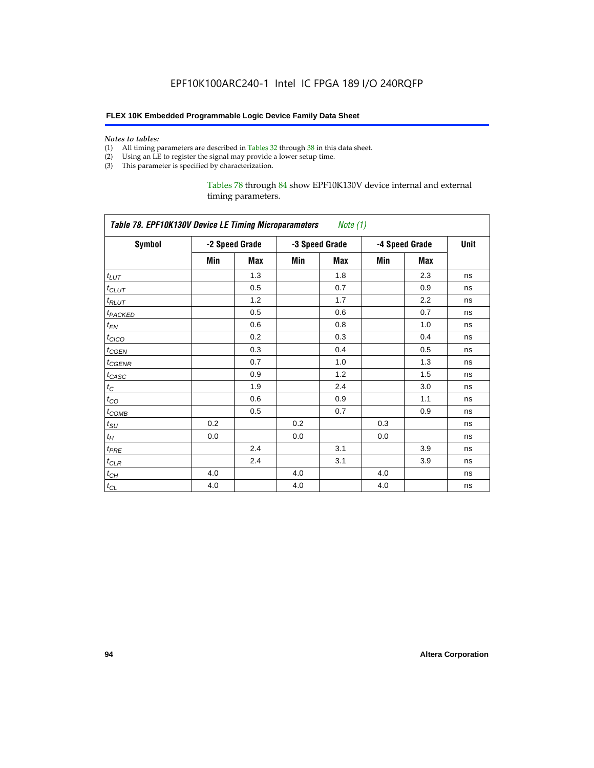*Notes to tables:*

(1) All timing parameters are described in Tables 32 through 38 in this data sheet.
(2) Using an LE to register the signal may provide a lower setup time.
(3) This parameter is specified by characterization.

Tables 78 through 84 show EPF10K130V device internal and external timing parameters.

| *Table 78. EPF10K130V Device LE Timing Microparameters* *Note (1)* | | | | | | | |
|---|---|---|---|---|---|---|---|
| **Symbol** | **-2 Speed Grade** | | **-3 Speed Grade** | | **-4 Speed Grade** | | **Unit** |
| | **Min** | **Max** | **Min** | **Max** | **Min** | **Max** | |
| $t_{LUT}$ | | 1.3 | | 1.8 | | 2.3 | ns |
| $t_{CLUT}$ | | 0.5 | | 0.7 | | 0.9 | ns |
| $t_{RLUT}$ | | 1.2 | | 1.7 | | 2.2 | ns |
| $t_{PACKED}$ | | 0.5 | | 0.6 | | 0.7 | ns |
| $t_{EN}$ | | 0.6 | | 0.8 | | 1.0 | ns |
| $t_{CICO}$ | | 0.2 | | 0.3 | | 0.4 | ns |
| $t_{CGEN}$ | | 0.3 | | 0.4 | | 0.5 | ns |
| $t_{CGENR}$ | | 0.7 | | 1.0 | | 1.3 | ns |
| $t_{CASC}$ | | 0.9 | | 1.2 | | 1.5 | ns |
| $t_{C}$ | | 1.9 | | 2.4 | | 3.0 | ns |
| $t_{CO}$ | | 0.6 | | 0.9 | | 1.1 | ns |
| $t_{COMB}$ | | 0.5 | | 0.7 | | 0.9 | ns |
| $t_{SU}$ | 0.2 | | 0.2 | | 0.3 | | ns |
| $t_{H}$ | 0.0 | | 0.0 | | 0.0 | | ns |
| $t_{PRE}$ | | 2.4 | | 3.1 | | 3.9 | ns |
| $t_{CLR}$ | | 2.4 | | 3.1 | | 3.9 | ns |
| $t_{CH}$ | 4.0 | | 4.0 | | 4.0 | | ns |
| $t_{CL}$ | 4.0 | | 4.0 | | 4.0 | | ns |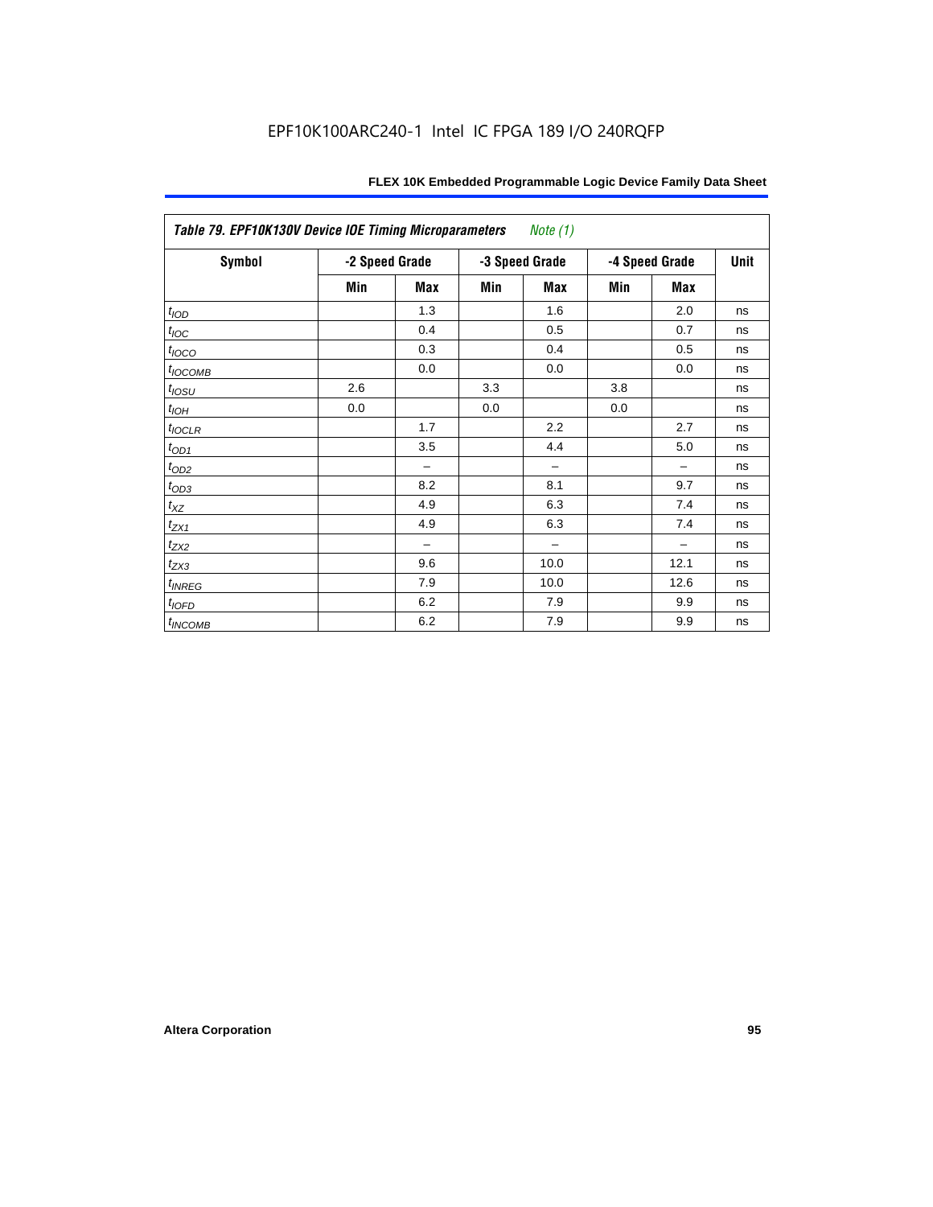| *Table 79. EPF10K130V Device IOE Timing Microparameters* *Note (1)* | | | | | | | |
|---|---|---|---|---|---|---|---|
| **Symbol** | **-2 Speed Grade** | | **-3 Speed Grade** | | **-4 Speed Grade** | | **Unit** |
| | **Min** | **Max** | **Min** | **Max** | **Min** | **Max** | |
| $t_{IOD}$ | | 1.3 | | 1.6 | | 2.0 | ns |
| $t_{IOC}$ | | 0.4 | | 0.5 | | 0.7 | ns |
| $t_{IOCO}$ | | 0.3 | | 0.4 | | 0.5 | ns |
| $t_{IOCOMB}$ | | 0.0 | | 0.0 | | 0.0 | ns |
| $t_{IOSU}$ | 2.6 | | 3.3 | | 3.8 | | ns |
| $t_{IOH}$ | 0.0 | | 0.0 | | 0.0 | | ns |
| $t_{IOCLR}$ | | 1.7 | | 2.2 | | 2.7 | ns |
| $t_{OD1}$ | | 3.5 | | 4.4 | | 5.0 | ns |
| $t_{OD2}$ | | – | | – | | – | ns |
| $t_{OD3}$ | | 8.2 | | 8.1 | | 9.7 | ns |
| $t_{XZ}$ | | 4.9 | | 6.3 | | 7.4 | ns |
| $t_{ZX1}$ | | 4.9 | | 6.3 | | 7.4 | ns |
| $t_{ZX2}$ | | – | | – | | – | ns |
| $t_{ZX3}$ | | 9.6 | | 10.0 | | 12.1 | ns |
| $t_{INREG}$ | | 7.9 | | 10.0 | | 12.6 | ns |
| $t_{IOFD}$ | | 6.2 | | 7.9 | | 9.9 | ns |
| $t_{INCOMB}$ | | 6.2 | | 7.9 | | 9.9 | ns |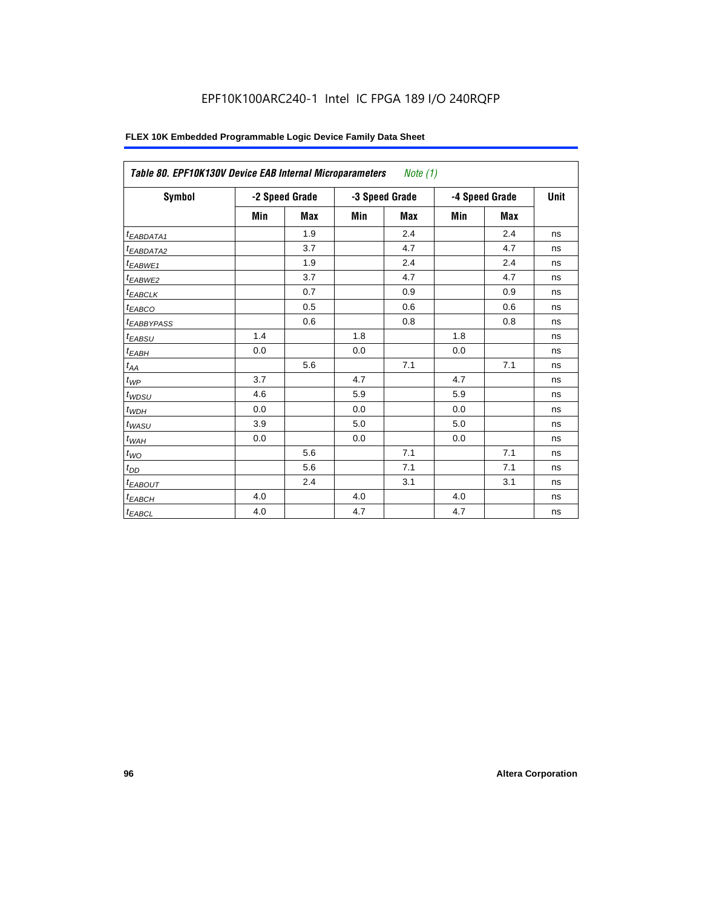EPF10K100ARC240-1 Intel IC FPGA 189 I/O 240RQFP

**FLEX 10K Embedded Programmable Logic Device Family Data Sheet**

| *Table 80. EPF10K130V Device EAB Internal Microparameters Note (1)* | | | | | | | |
|---|---|---|---|---|---|---|---|
| **Symbol** | **-2 Speed Grade** | | **-3 Speed Grade** | | **-4 Speed Grade** | | **Unit** |
| | **Min** | **Max** | **Min** | **Max** | **Min** | **Max** | |
| $t_{EABDATA1}$ | | 1.9 | | 2.4 | | 2.4 | ns |
| $t_{EABDATA2}$ | | 3.7 | | 4.7 | | 4.7 | ns |
| $t_{EABWE1}$ | | 1.9 | | 2.4 | | 2.4 | ns |
| $t_{EABWE2}$ | | 3.7 | | 4.7 | | 4.7 | ns |
| $t_{EABCLK}$ | | 0.7 | | 0.9 | | 0.9 | ns |
| $t_{EABCO}$ | | 0.5 | | 0.6 | | 0.6 | ns |
| $t_{EABBYPASS}$ | | 0.6 | | 0.8 | | 0.8 | ns |
| $t_{EABSU}$ | 1.4 | | 1.8 | | 1.8 | | ns |
| $t_{EABH}$ | 0.0 | | 0.0 | | 0.0 | | ns |
| $t_{AA}$ | | 5.6 | | 7.1 | | 7.1 | ns |
| $t_{WP}$ | 3.7 | | 4.7 | | 4.7 | | ns |
| $t_{WDSU}$ | 4.6 | | 5.9 | | 5.9 | | ns |
| $t_{WDH}$ | 0.0 | | 0.0 | | 0.0 | | ns |
| $t_{WASU}$ | 3.9 | | 5.0 | | 5.0 | | ns |
| $t_{WAH}$ | 0.0 | | 0.0 | | 0.0 | | ns |
| $t_{WO}$ | | 5.6 | | 7.1 | | 7.1 | ns |
| $t_{DD}$ | | 5.6 | | 7.1 | | 7.1 | ns |
| $t_{EABOUT}$ | | 2.4 | | 3.1 | | 3.1 | ns |
| $t_{EABCH}$ | 4.0 | | 4.0 | | 4.0 | | ns |
| $t_{EABCL}$ | 4.0 | | 4.7 | | 4.7 | | ns |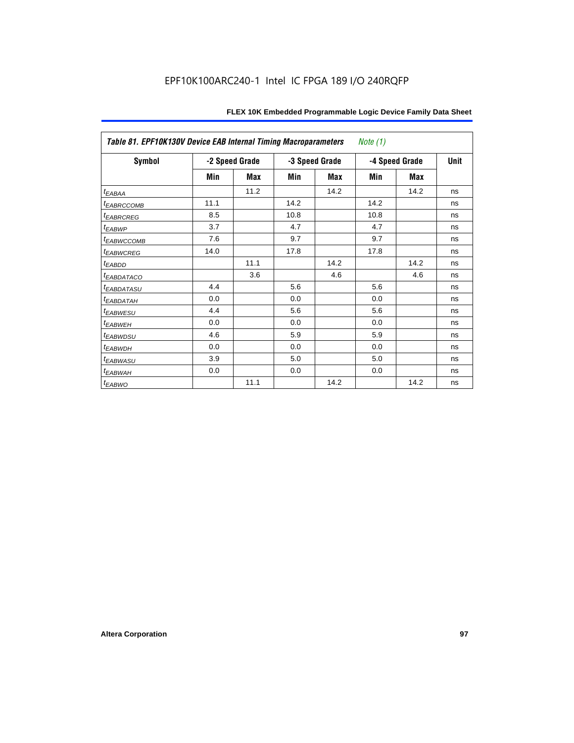EPF10K100ARC240-1 Intel IC FPGA 189 I/O 240RQFP

| *Table 81. EPF10K130V Device EAB Internal Timing Macroparameters* *Note (1)* | | | | | | | |
|---|---|---|---|---|---|---|---|
| **Symbol** | **-2 Speed Grade** | | **-3 Speed Grade** | | **-4 Speed Grade** | | **Unit** |
| | **Min** | **Max** | **Min** | **Max** | **Min** | **Max** | |
| $t_{EABAA}$ | | 11.2 | | 14.2 | | 14.2 | ns |
| $t_{EABRCCOMB}$ | 11.1 | | 14.2 | | 14.2 | | ns |
| $t_{EABRCREG}$ | 8.5 | | 10.8 | | 10.8 | | ns |
| $t_{EABWP}$ | 3.7 | | 4.7 | | 4.7 | | ns |
| $t_{EABWCCOMB}$ | 7.6 | | 9.7 | | 9.7 | | ns |
| $t_{EABWCREG}$ | 14.0 | | 17.8 | | 17.8 | | ns |
| $t_{EABDD}$ | | 11.1 | | 14.2 | | 14.2 | ns |
| $t_{EABDATACO}$ | | 3.6 | | 4.6 | | 4.6 | ns |
| $t_{EABDATASU}$ | 4.4 | | 5.6 | | 5.6 | | ns |
| $t_{EABDATAH}$ | 0.0 | | 0.0 | | 0.0 | | ns |
| $t_{EABWESU}$ | 4.4 | | 5.6 | | 5.6 | | ns |
| $t_{EABWEH}$ | 0.0 | | 0.0 | | 0.0 | | ns |
| $t_{EABWDSU}$ | 4.6 | | 5.9 | | 5.9 | | ns |
| $t_{EABWDH}$ | 0.0 | | 0.0 | | 0.0 | | ns |
| $t_{EABWASU}$ | 3.9 | | 5.0 | | 5.0 | | ns |
| $t_{EABWAH}$ | 0.0 | | 0.0 | | 0.0 | | ns |
| $t_{EABWO}$ | | 11.1 | | 14.2 | | 14.2 | ns |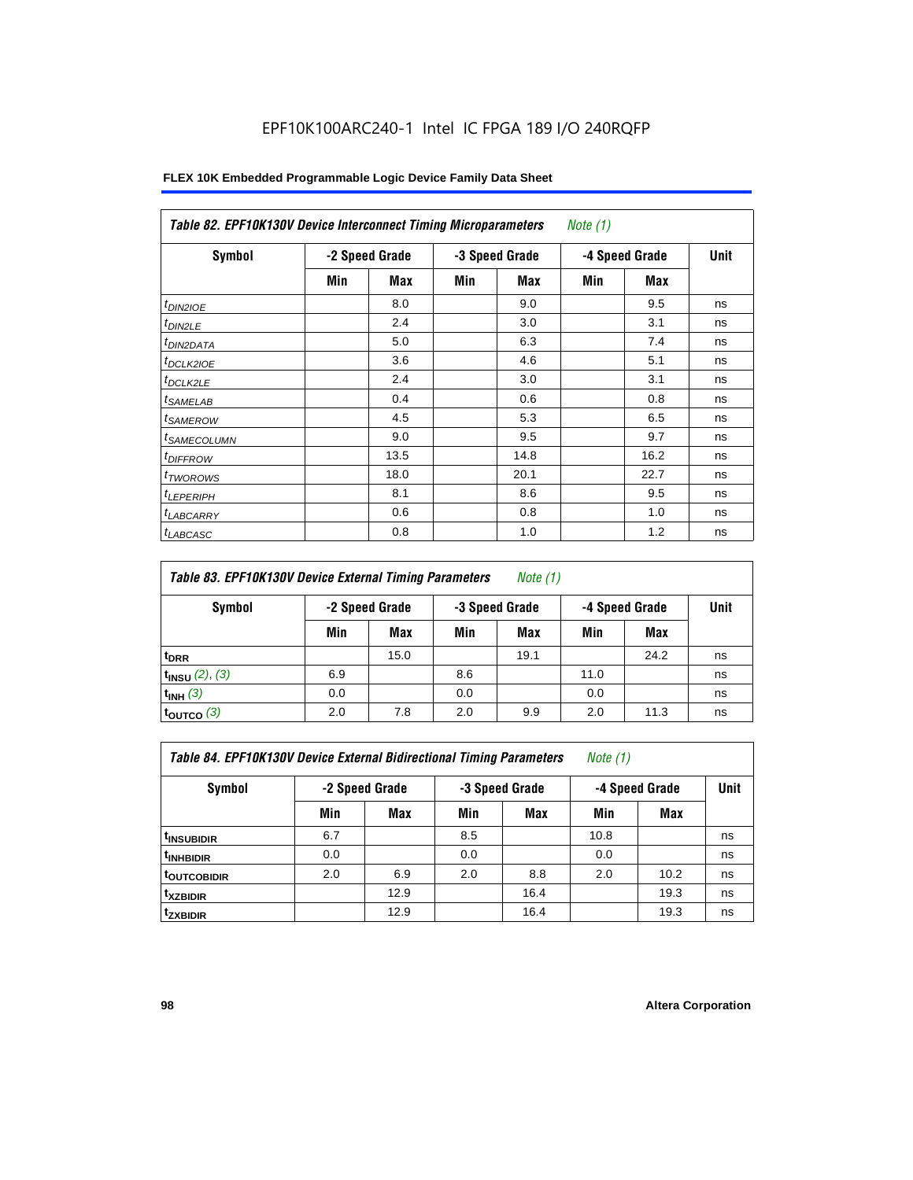EPF10K100ARC240-1 Intel IC FPGA 189 I/O 240RQFP

| Table 82. EPF10K130V Device Interconnect Timing Microparameters *Note (1)* | | | | | | | |
|---|---|---|---|---|---|---|---|
| Symbol | -2 Speed Grade | | -3 Speed Grade | | -4 Speed Grade | | Unit |
| | Min | Max | Min | Max | Min | Max | |
| $t_{DIN2IOE}$ | | 8.0 | | 9.0 | | 9.5 | ns |
| $t_{DIN2LE}$ | | 2.4 | | 3.0 | | 3.1 | ns |
| $t_{DIN2DATA}$ | | 5.0 | | 6.3 | | 7.4 | ns |
| $t_{DCLK2IOE}$ | | 3.6 | | 4.6 | | 5.1 | ns |
| $t_{DCLK2LE}$ | | 2.4 | | 3.0 | | 3.1 | ns |
| $t_{SAMELAB}$ | | 0.4 | | 0.6 | | 0.8 | ns |
| $t_{SAMEROW}$ | | 4.5 | | 5.3 | | 6.5 | ns |
| $t_{SAMECOLUMN}$ | | 9.0 | | 9.5 | | 9.7 | ns |
| $t_{DIFFROW}$ | | 13.5 | | 14.8 | | 16.2 | ns |
| $t_{TWOROWS}$ | | 18.0 | | 20.1 | | 22.7 | ns |
| $t_{LEPERIPH}$ | | 8.1 | | 8.6 | | 9.5 | ns |
| $t_{LABCARRY}$ | | 0.6 | | 0.8 | | 1.0 | ns |
| $t_{LABCASC}$ | | 0.8 | | 1.0 | | 1.2 | ns |

| Table 83. EPF10K130V Device External Timing Parameters *Note (1)* | | | | | | | |
|---|---|---|---|---|---|---|---|
| Symbol | -2 Speed Grade | | -3 Speed Grade | | -4 Speed Grade | | Unit |
| | Min | Max | Min | Max | Min | Max | |
| $t_{DRR}$ | | 15.0 | | 19.1 | | 24.2 | ns |
| $t_{INSU}$ *(2), (3)* | 6.9 | | 8.6 | | 11.0 | | ns |
| $t_{INH}$ *(3)* | 0.0 | | 0.0 | | 0.0 | | ns |
| $t_{OUTCO}$ *(3)* | 2.0 | 7.8 | 2.0 | 9.9 | 2.0 | 11.3 | ns |

| Table 84. EPF10K130V Device External Bidirectional Timing Parameters *Note (1)* | | | | | | | |
|---|---|---|---|---|---|---|---|
| Symbol | -2 Speed Grade | | -3 Speed Grade | | -4 Speed Grade | | Unit |
| | Min | Max | Min | Max | Min | Max | |
| $t_{INSUBIDIR}$ | 6.7 | | 8.5 | | 10.8 | | ns |
| $t_{INHBIDIR}$ | 0.0 | | 0.0 | | 0.0 | | ns |
| $t_{OUTCOBIDIR}$ | 2.0 | 6.9 | 2.0 | 8.8 | 2.0 | 10.2 | ns |
| $t_{XZBIDIR}$ | | 12.9 | | 16.4 | | 19.3 | ns |
| $t_{ZXBIDIR}$ | | 12.9 | | 16.4 | | 19.3 | ns |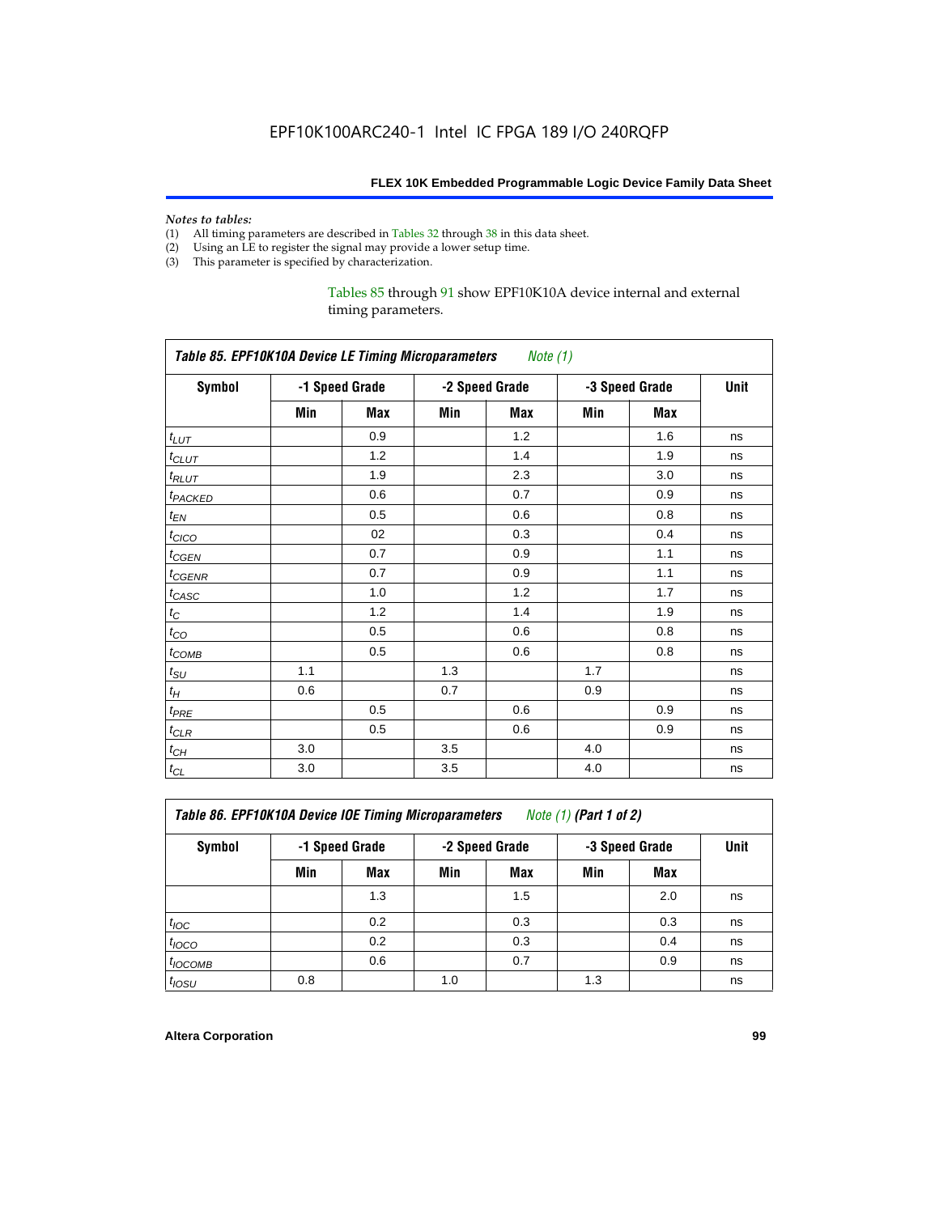*Notes to tables:*

(1) All timing parameters are described in Tables 32 through 38 in this data sheet.
(2) Using an LE to register the signal may provide a lower setup time.
(3) This parameter is specified by characterization.

Tables 85 through 91 show EPF10K10A device internal and external timing parameters.

**Table 85. EPF10K10A Device LE Timing Microparameters** *Note (1)*

| Symbol | -1 Speed Grade | | -2 Speed Grade | | -3 Speed Grade | | Unit |
|---|---|---|---|---|---|---|---|
| | Min | Max | Min | Max | Min | Max | |
| $t_{LUT}$ | | 0.9 | | 1.2 | | 1.6 | ns |
| $t_{CLUT}$ | | 1.2 | | 1.4 | | 1.9 | ns |
| $t_{RLUT}$ | | 1.9 | | 2.3 | | 3.0 | ns |
| $t_{PACKED}$ | | 0.6 | | 0.7 | | 0.9 | ns |
| $t_{EN}$ | | 0.5 | | 0.6 | | 0.8 | ns |
| $t_{CICO}$ | | 02 | | 0.3 | | 0.4 | ns |
| $t_{CGEN}$ | | 0.7 | | 0.9 | | 1.1 | ns |
| $t_{CGENR}$ | | 0.7 | | 0.9 | | 1.1 | ns |
| $t_{CASC}$ | | 1.0 | | 1.2 | | 1.7 | ns |
| $t_{C}$ | | 1.2 | | 1.4 | | 1.9 | ns |
| $t_{CO}$ | | 0.5 | | 0.6 | | 0.8 | ns |
| $t_{COMB}$ | | 0.5 | | 0.6 | | 0.8 | ns |
| $t_{SU}$ | 1.1 | | 1.3 | | 1.7 | | ns |
| $t_{H}$ | 0.6 | | 0.7 | | 0.9 | | ns |
| $t_{PRE}$ | | 0.5 | | 0.6 | | 0.9 | ns |
| $t_{CLR}$ | | 0.5 | | 0.6 | | 0.9 | ns |
| $t_{CH}$ | 3.0 | | 3.5 | | 4.0 | | ns |
| $t_{CL}$ | 3.0 | | 3.5 | | 4.0 | | ns |

**Table 86. EPF10K10A Device IOE Timing Microparameters** *Note (1)* **(Part 1 of 2)**

| Symbol | -1 Speed Grade | | -2 Speed Grade | | -3 Speed Grade | | Unit |
|---|---|---|---|---|---|---|---|
| | Min | Max | Min | Max | Min | Max | |
| | | 1.3 | | 1.5 | | 2.0 | ns |
| $t_{IOC}$ | | 0.2 | | 0.3 | | 0.3 | ns |
| $t_{IOCO}$ | | 0.2 | | 0.3 | | 0.4 | ns |
| $t_{IOCOMB}$ | | 0.6 | | 0.7 | | 0.9 | ns |
| $t_{IOSU}$ | 0.8 | | 1.0 | | 1.3 | | ns |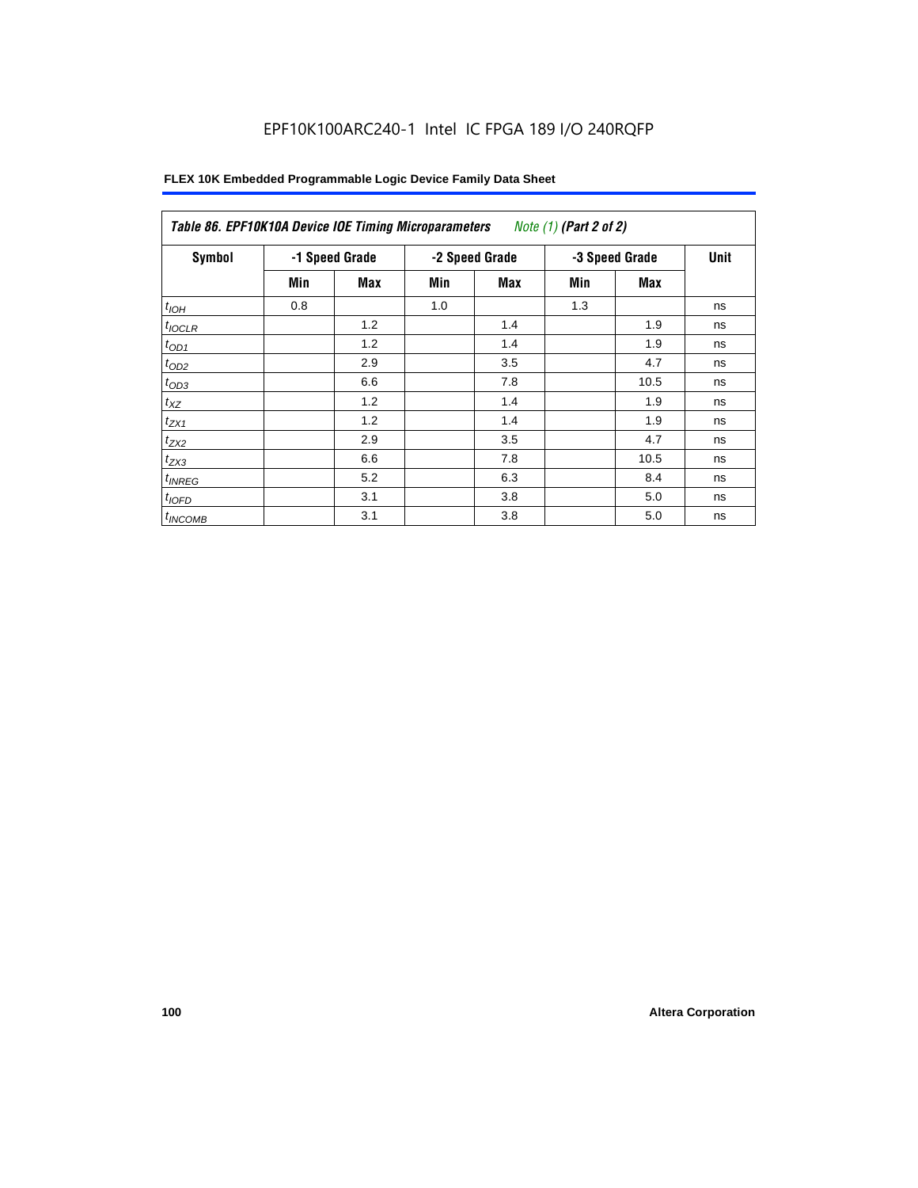EPF10K100ARC240-1 Intel IC FPGA 189 I/O 240RQFP

| *Table 86. EPF10K10A Device IOE Timing Microparameters* *Note (1)* ***(Part 2 of 2)*** | | | | | | | |
|---|---|---|---|---|---|---|---|
| **Symbol** | **-1 Speed Grade** | | **-2 Speed Grade** | | **-3 Speed Grade** | | **Unit** |
| | **Min** | **Max** | **Min** | **Max** | **Min** | **Max** | |
| $t_{IOH}$ | 0.8 | | 1.0 | | 1.3 | | ns |
| $t_{IOCLR}$ | | 1.2 | | 1.4 | | 1.9 | ns |
| $t_{OD1}$ | | 1.2 | | 1.4 | | 1.9 | ns |
| $t_{OD2}$ | | 2.9 | | 3.5 | | 4.7 | ns |
| $t_{OD3}$ | | 6.6 | | 7.8 | | 10.5 | ns |
| $t_{XZ}$ | | 1.2 | | 1.4 | | 1.9 | ns |
| $t_{ZX1}$ | | 1.2 | | 1.4 | | 1.9 | ns |
| $t_{ZX2}$ | | 2.9 | | 3.5 | | 4.7 | ns |
| $t_{ZX3}$ | | 6.6 | | 7.8 | | 10.5 | ns |
| $t_{INREG}$ | | 5.2 | | 6.3 | | 8.4 | ns |
| $t_{IOFD}$ | | 3.1 | | 3.8 | | 5.0 | ns |
| $t_{INCOMB}$ | | 3.1 | | 3.8 | | 5.0 | ns |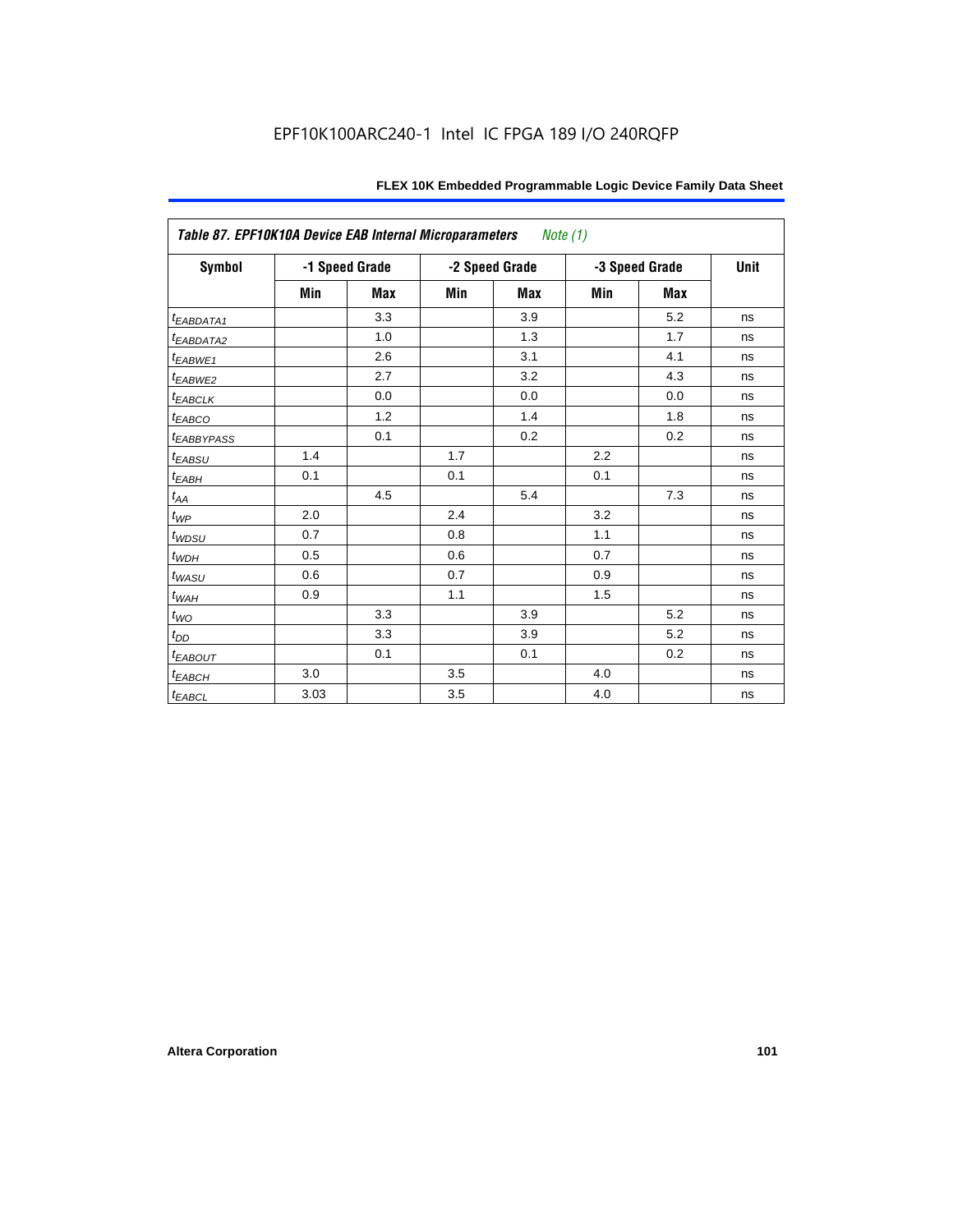EPF10K100ARC240-1 Intel IC FPGA 189 I/O 240RQFP

| *Table 87. EPF10K10A Device EAB Internal Microparameters Note (1)* | | | | | | | |
|---|---|---|---|---|---|---|---|
| **Symbol** | **-1 Speed Grade** | | **-2 Speed Grade** | | **-3 Speed Grade** | | **Unit** |
| | **Min** | **Max** | **Min** | **Max** | **Min** | **Max** | |
| $t_{EABDATA1}$ | | 3.3 | | 3.9 | | 5.2 | ns |
| $t_{EABDATA2}$ | | 1.0 | | 1.3 | | 1.7 | ns |
| $t_{EABWE1}$ | | 2.6 | | 3.1 | | 4.1 | ns |
| $t_{EABWE2}$ | | 2.7 | | 3.2 | | 4.3 | ns |
| $t_{EABCLK}$ | | 0.0 | | 0.0 | | 0.0 | ns |
| $t_{EABCO}$ | | 1.2 | | 1.4 | | 1.8 | ns |
| $t_{EABBYPASS}$ | | 0.1 | | 0.2 | | 0.2 | ns |
| $t_{EABSU}$ | 1.4 | | 1.7 | | 2.2 | | ns |
| $t_{EABH}$ | 0.1 | | 0.1 | | 0.1 | | ns |
| $t_{AA}$ | | 4.5 | | 5.4 | | 7.3 | ns |
| $t_{WP}$ | 2.0 | | 2.4 | | 3.2 | | ns |
| $t_{WDSU}$ | 0.7 | | 0.8 | | 1.1 | | ns |
| $t_{WDH}$ | 0.5 | | 0.6 | | 0.7 | | ns |
| $t_{WASU}$ | 0.6 | | 0.7 | | 0.9 | | ns |
| $t_{WAH}$ | 0.9 | | 1.1 | | 1.5 | | ns |
| $t_{WO}$ | | 3.3 | | 3.9 | | 5.2 | ns |
| $t_{DD}$ | | 3.3 | | 3.9 | | 5.2 | ns |
| $t_{EABOUT}$ | | 0.1 | | 0.1 | | 0.2 | ns |
| $t_{EABCH}$ | 3.0 | | 3.5 | | 4.0 | | ns |
| $t_{EABCL}$ | 3.03 | | 3.5 | | 4.0 | | ns |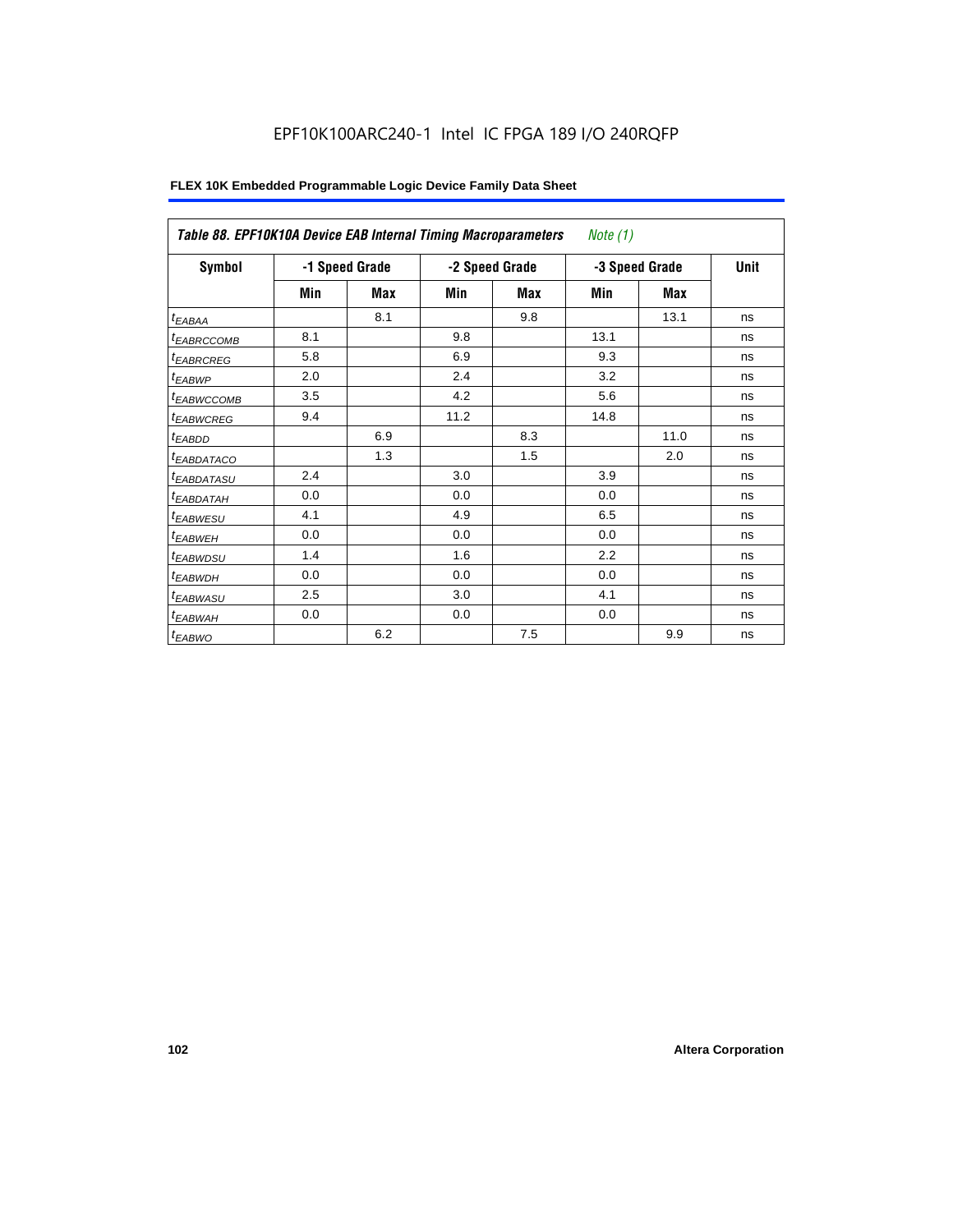EPF10K100ARC240-1 Intel IC FPGA 189 I/O 240RQFP

**FLEX 10K Embedded Programmable Logic Device Family Data Sheet**

| *Table 88. EPF10K10A Device EAB Internal Timing Macroparameters* *Note (1)* | | | | | | | |
|---|---|---|---|---|---|---|---|
| **Symbol** | **-1 Speed Grade** | | **-2 Speed Grade** | | **-3 Speed Grade** | | **Unit** |
| | **Min** | **Max** | **Min** | **Max** | **Min** | **Max** | |
| $t_{EABAA}$ | | 8.1 | | 9.8 | | 13.1 | ns |
| $t_{EABRCCOMB}$ | 8.1 | | 9.8 | | 13.1 | | ns |
| $t_{EABRCREG}$ | 5.8 | | 6.9 | | 9.3 | | ns |
| $t_{EABWP}$ | 2.0 | | 2.4 | | 3.2 | | ns |
| $t_{EABWCCOMB}$ | 3.5 | | 4.2 | | 5.6 | | ns |
| $t_{EABWCREG}$ | 9.4 | | 11.2 | | 14.8 | | ns |
| $t_{EABDD}$ | | 6.9 | | 8.3 | | 11.0 | ns |
| $t_{EABDATACO}$ | | 1.3 | | 1.5 | | 2.0 | ns |
| $t_{EABDATASU}$ | 2.4 | | 3.0 | | 3.9 | | ns |
| $t_{EABDATAH}$ | 0.0 | | 0.0 | | 0.0 | | ns |
| $t_{EABWESU}$ | 4.1 | | 4.9 | | 6.5 | | ns |
| $t_{EABWEH}$ | 0.0 | | 0.0 | | 0.0 | | ns |
| $t_{EABWDSU}$ | 1.4 | | 1.6 | | 2.2 | | ns |
| $t_{EABWDH}$ | 0.0 | | 0.0 | | 0.0 | | ns |
| $t_{EABWASU}$ | 2.5 | | 3.0 | | 4.1 | | ns |
| $t_{EABWAH}$ | 0.0 | | 0.0 | | 0.0 | | ns |
| $t_{EABWO}$ | | 6.2 | | 7.5 | | 9.9 | ns |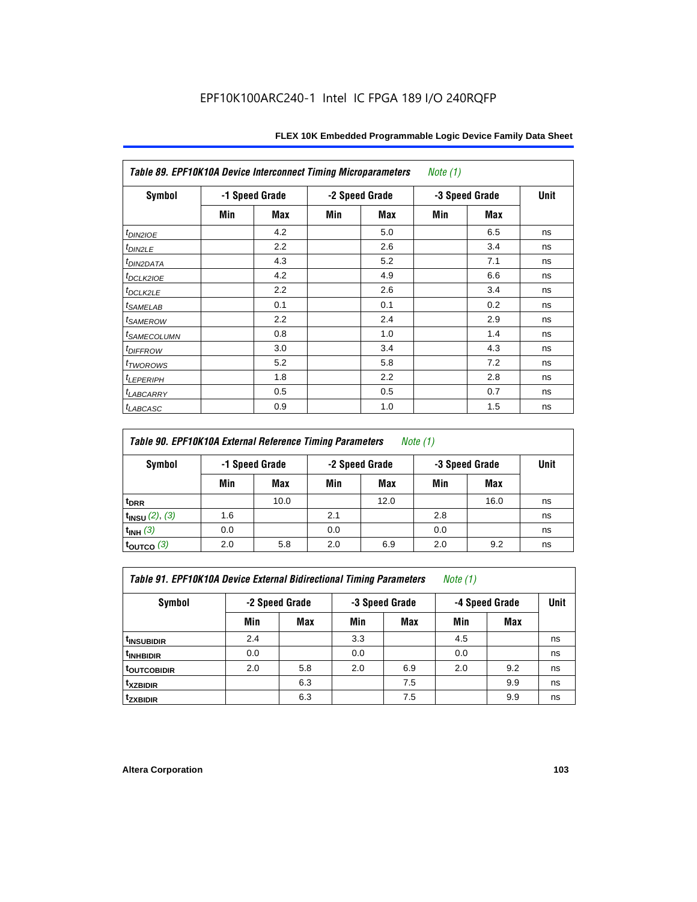EPF10K100ARC240-1 Intel IC FPGA 189 I/O 240RQFP

| *Table 89. EPF10K10A Device Interconnect Timing Microparameters* *Note (1)* | | | | | | | |
|---|---|---|---|---|---|---|---|
| **Symbol** | **-1 Speed Grade** | | **-2 Speed Grade** | | **-3 Speed Grade** | | **Unit** |
| | **Min** | **Max** | **Min** | **Max** | **Min** | **Max** | |
| $t_{DIN2IOE}$ | | 4.2 | | 5.0 | | 6.5 | ns |
| $t_{DIN2LE}$ | | 2.2 | | 2.6 | | 3.4 | ns |
| $t_{DIN2DATA}$ | | 4.3 | | 5.2 | | 7.1 | ns |
| $t_{DCLK2IOE}$ | | 4.2 | | 4.9 | | 6.6 | ns |
| $t_{DCLK2LE}$ | | 2.2 | | 2.6 | | 3.4 | ns |
| $t_{SAMELAB}$ | | 0.1 | | 0.1 | | 0.2 | ns |
| $t_{SAMEROW}$ | | 2.2 | | 2.4 | | 2.9 | ns |
| $t_{SAMECOLUMN}$ | | 0.8 | | 1.0 | | 1.4 | ns |
| $t_{DIFFROW}$ | | 3.0 | | 3.4 | | 4.3 | ns |
| $t_{TWOROWS}$ | | 5.2 | | 5.8 | | 7.2 | ns |
| $t_{LEPERIPH}$ | | 1.8 | | 2.2 | | 2.8 | ns |
| $t_{LABCARRY}$ | | 0.5 | | 0.5 | | 0.7 | ns |
| $t_{LABCASC}$ | | 0.9 | | 1.0 | | 1.5 | ns |

| *Table 90. EPF10K10A External Reference Timing Parameters* *Note (1)* | | | | | | | |
|---|---|---|---|---|---|---|---|
| **Symbol** | **-1 Speed Grade** | | **-2 Speed Grade** | | **-3 Speed Grade** | | **Unit** |
| | **Min** | **Max** | **Min** | **Max** | **Min** | **Max** | |
| $t_{DRR}$ | | 10.0 | | 12.0 | | 16.0 | ns |
| $t_{INSU}$ *(2)*, *(3)* | 1.6 | | 2.1 | | 2.8 | | ns |
| $t_{INH}$ *(3)* | 0.0 | | 0.0 | | 0.0 | | ns |
| $t_{OUTCO}$ *(3)* | 2.0 | 5.8 | 2.0 | 6.9 | 2.0 | 9.2 | ns |

| *Table 91. EPF10K10A Device External Bidirectional Timing Parameters* *Note (1)* | | | | | | | |
|---|---|---|---|---|---|---|---|
| **Symbol** | **-2 Speed Grade** | | **-3 Speed Grade** | | **-4 Speed Grade** | | **Unit** |
| | **Min** | **Max** | **Min** | **Max** | **Min** | **Max** | |
| $t_{INSUBIDIR}$ | 2.4 | | 3.3 | | 4.5 | | ns |
| $t_{INHBIDIR}$ | 0.0 | | 0.0 | | 0.0 | | ns |
| $t_{OUTCOBIDIR}$ | 2.0 | 5.8 | 2.0 | 6.9 | 2.0 | 9.2 | ns |
| $t_{XZBIDIR}$ | | 6.3 | | 7.5 | | 9.9 | ns |
| $t_{ZXBIDIR}$ | | 6.3 | | 7.5 | | 9.9 | ns |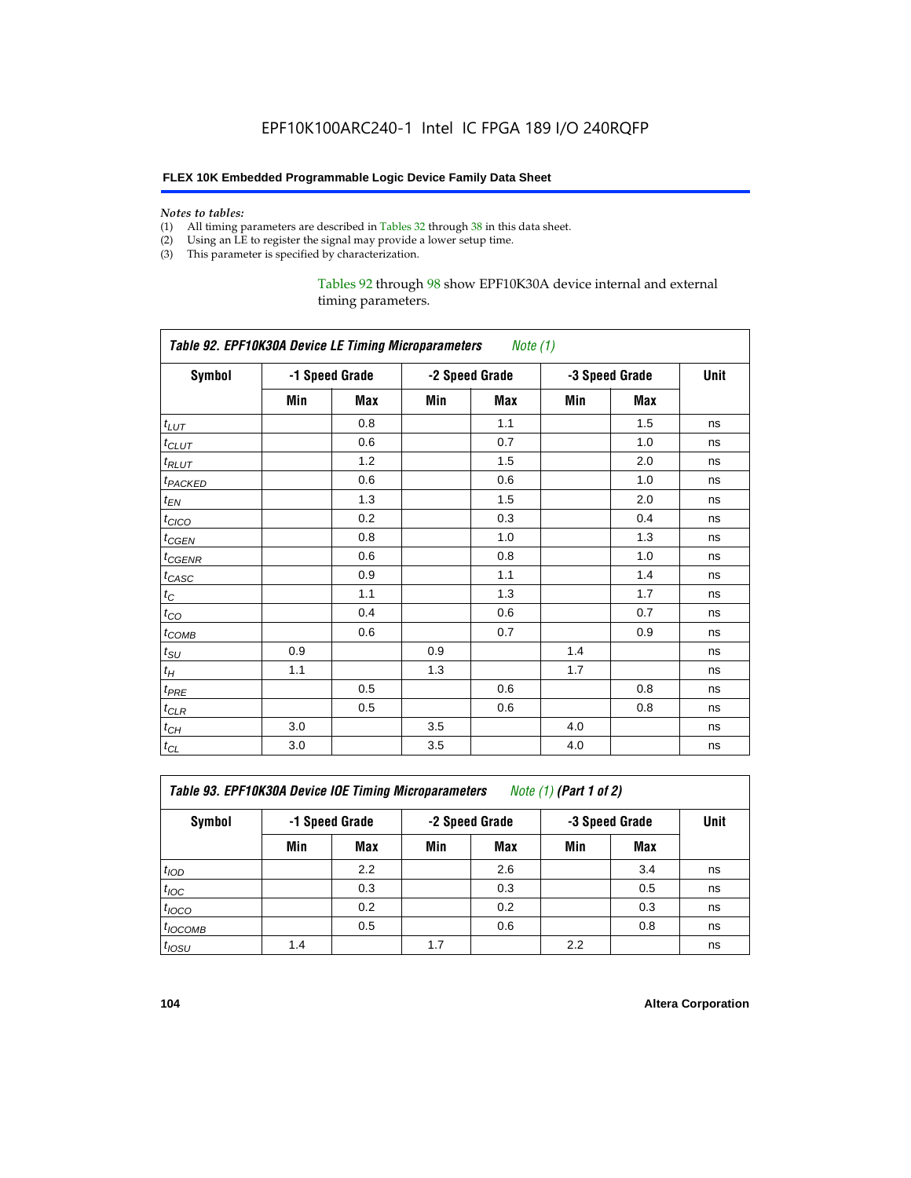*Notes to tables:*

(1) All timing parameters are described in Tables 32 through 38 in this data sheet.
(2) Using an LE to register the signal may provide a lower setup time.
(3) This parameter is specified by characterization.

Tables 92 through 98 show EPF10K30A device internal and external timing parameters.

**Table 92. EPF10K30A Device LE Timing Microparameters** *Note (1)*

| Symbol | -1 Speed Grade | | -2 Speed Grade | | -3 Speed Grade | | Unit |
|---|---|---|---|---|---|---|---|
| | Min | Max | Min | Max | Min | Max | |
| $t_{LUT}$ | | 0.8 | | 1.1 | | 1.5 | ns |
| $t_{CLUT}$ | | 0.6 | | 0.7 | | 1.0 | ns |
| $t_{RLUT}$ | | 1.2 | | 1.5 | | 2.0 | ns |
| $t_{PACKED}$ | | 0.6 | | 0.6 | | 1.0 | ns |
| $t_{EN}$ | | 1.3 | | 1.5 | | 2.0 | ns |
| $t_{CICO}$ | | 0.2 | | 0.3 | | 0.4 | ns |
| $t_{CGEN}$ | | 0.8 | | 1.0 | | 1.3 | ns |
| $t_{CGENR}$ | | 0.6 | | 0.8 | | 1.0 | ns |
| $t_{CASC}$ | | 0.9 | | 1.1 | | 1.4 | ns |
| $t_{C}$ | | 1.1 | | 1.3 | | 1.7 | ns |
| $t_{CO}$ | | 0.4 | | 0.6 | | 0.7 | ns |
| $t_{COMB}$ | | 0.6 | | 0.7 | | 0.9 | ns |
| $t_{SU}$ | 0.9 | | 0.9 | | 1.4 | | ns |
| $t_{H}$ | 1.1 | | 1.3 | | 1.7 | | ns |
| $t_{PRE}$ | | 0.5 | | 0.6 | | 0.8 | ns |
| $t_{CLR}$ | | 0.5 | | 0.6 | | 0.8 | ns |
| $t_{CH}$ | 3.0 | | 3.5 | | 4.0 | | ns |
| $t_{CL}$ | 3.0 | | 3.5 | | 4.0 | | ns |

**Table 93. EPF10K30A Device IOE Timing Microparameters** *Note (1)* **(Part 1 of 2)**

| Symbol | -1 Speed Grade | | -2 Speed Grade | | -3 Speed Grade | | Unit |
|---|---|---|---|---|---|---|---|
| | Min | Max | Min | Max | Min | Max | |
| $t_{IOD}$ | | 2.2 | | 2.6 | | 3.4 | ns |
| $t_{IOC}$ | | 0.3 | | 0.3 | | 0.5 | ns |
| $t_{IOCO}$ | | 0.2 | | 0.2 | | 0.3 | ns |
| $t_{IOCOMB}$ | | 0.5 | | 0.6 | | 0.8 | ns |
| $t_{IOSU}$ | 1.4 | | 1.7 | | 2.2 | | ns |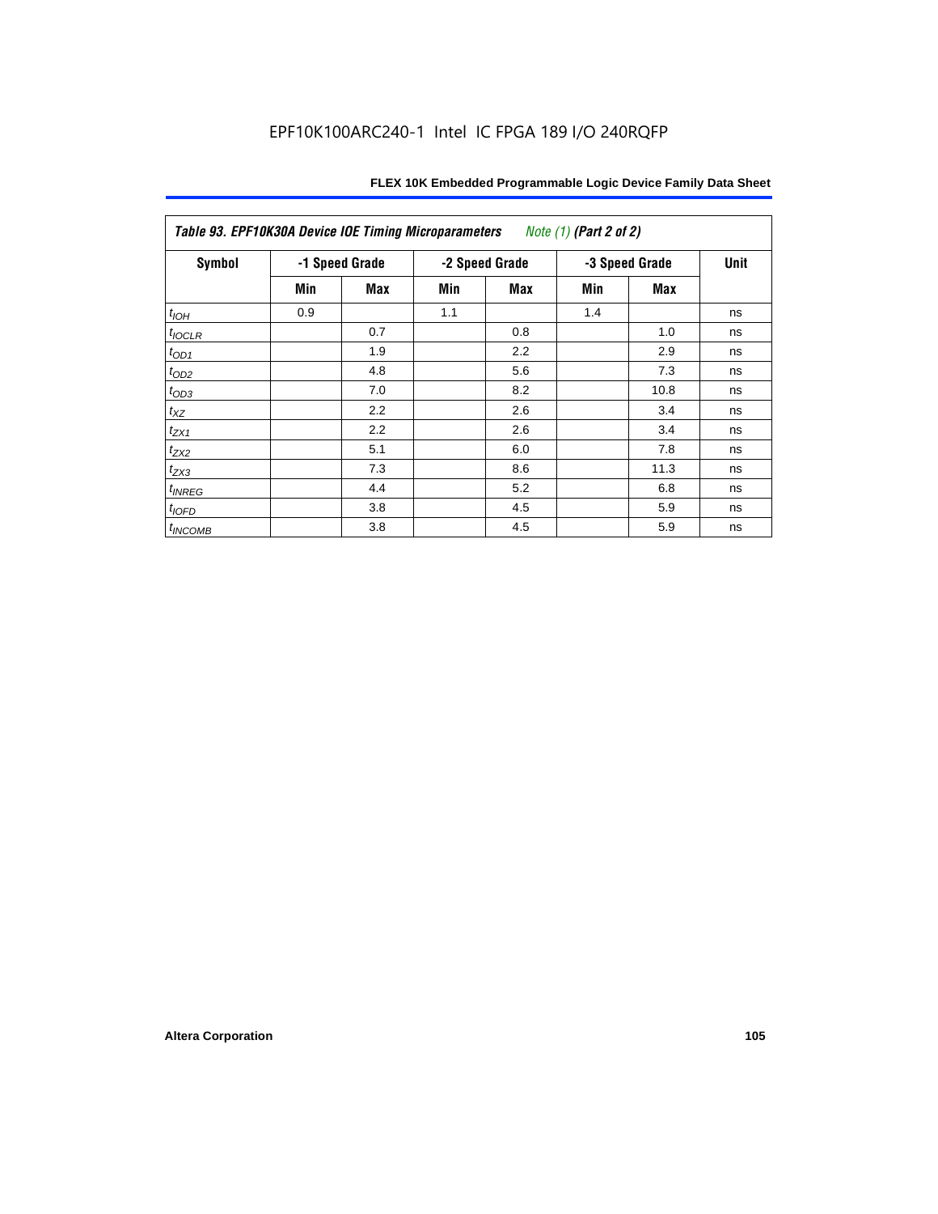EPF10K100ARC240-1 Intel IC FPGA 189 I/O 240RQFP

| Table 93. EPF10K30A Device IOE Timing Microparameters *Note (1)* (Part 2 of 2) | | | | | | | |
|---|---|---|---|---|---|---|---|
| Symbol | -1 Speed Grade | | -2 Speed Grade | | -3 Speed Grade | | Unit |
| | Min | Max | Min | Max | Min | Max | |
| $t_{IOH}$ | 0.9 | | 1.1 | | 1.4 | | ns |
| $t_{IOCLR}$ | | 0.7 | | 0.8 | | 1.0 | ns |
| $t_{OD1}$ | | 1.9 | | 2.2 | | 2.9 | ns |
| $t_{OD2}$ | | 4.8 | | 5.6 | | 7.3 | ns |
| $t_{OD3}$ | | 7.0 | | 8.2 | | 10.8 | ns |
| $t_{XZ}$ | | 2.2 | | 2.6 | | 3.4 | ns |
| $t_{ZX1}$ | | 2.2 | | 2.6 | | 3.4 | ns |
| $t_{ZX2}$ | | 5.1 | | 6.0 | | 7.8 | ns |
| $t_{ZX3}$ | | 7.3 | | 8.6 | | 11.3 | ns |
| $t_{INREG}$ | | 4.4 | | 5.2 | | 6.8 | ns |
| $t_{IOFD}$ | | 3.8 | | 4.5 | | 5.9 | ns |
| $t_{INCOMB}$ | | 3.8 | | 4.5 | | 5.9 | ns |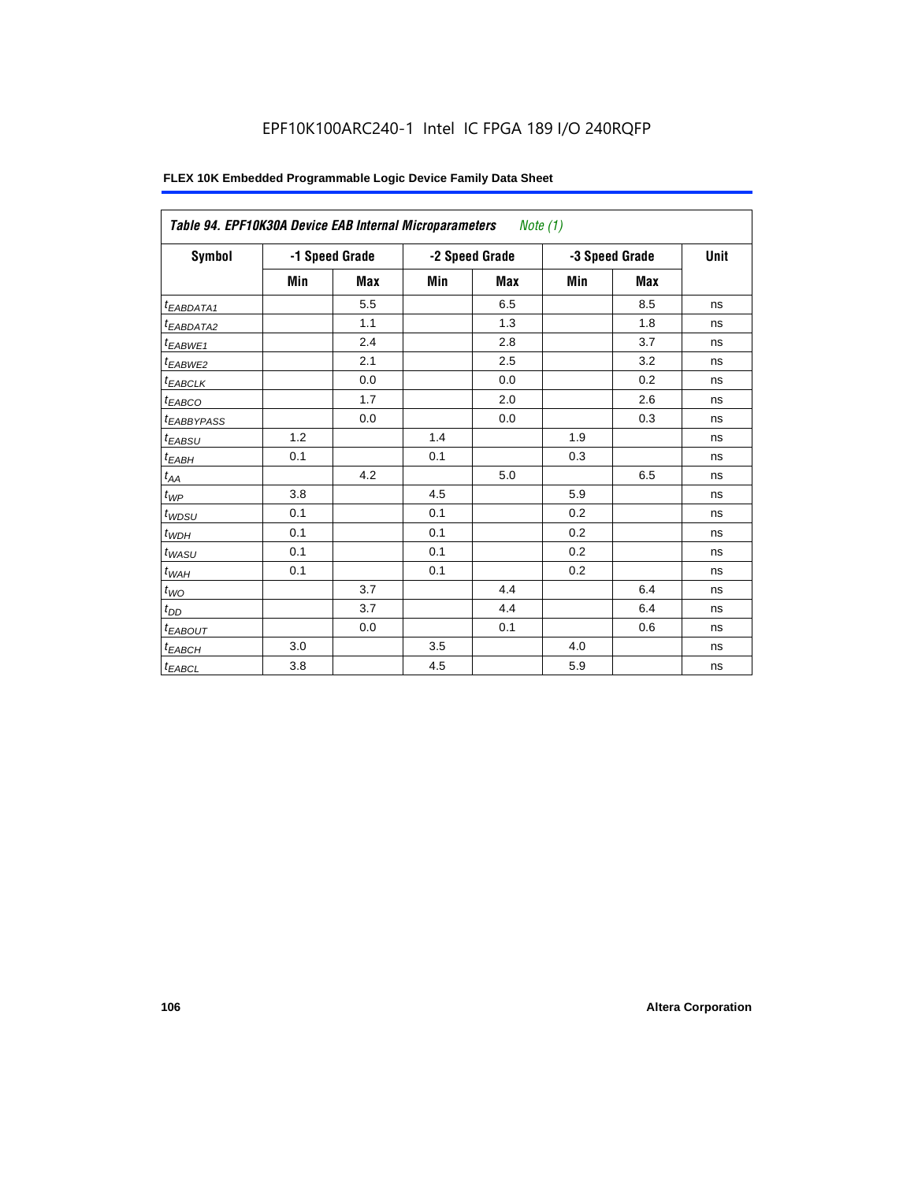EPF10K100ARC240-1 Intel IC FPGA 189 I/O 240RQFP

| *Table 94. EPF10K30A Device EAB Internal Microparameters* *Note (1)* | | | | | | | |
|---|---|---|---|---|---|---|---|
| Symbol | -1 Speed Grade | | -2 Speed Grade | | -3 Speed Grade | | Unit |
| | Min | Max | Min | Max | Min | Max | |
| $t_{EABDATA1}$ | | 5.5 | | 6.5 | | 8.5 | ns |
| $t_{EABDATA2}$ | | 1.1 | | 1.3 | | 1.8 | ns |
| $t_{EABWE1}$ | | 2.4 | | 2.8 | | 3.7 | ns |
| $t_{EABWE2}$ | | 2.1 | | 2.5 | | 3.2 | ns |
| $t_{EABCLK}$ | | 0.0 | | 0.0 | | 0.2 | ns |
| $t_{EABCO}$ | | 1.7 | | 2.0 | | 2.6 | ns |
| $t_{EABBYPASS}$ | | 0.0 | | 0.0 | | 0.3 | ns |
| $t_{EABSU}$ | 1.2 | | 1.4 | | 1.9 | | ns |
| $t_{EABH}$ | 0.1 | | 0.1 | | 0.3 | | ns |
| $t_{AA}$ | | 4.2 | | 5.0 | | 6.5 | ns |
| $t_{WP}$ | 3.8 | | 4.5 | | 5.9 | | ns |
| $t_{WDSU}$ | 0.1 | | 0.1 | | 0.2 | | ns |
| $t_{WDH}$ | 0.1 | | 0.1 | | 0.2 | | ns |
| $t_{WASU}$ | 0.1 | | 0.1 | | 0.2 | | ns |
| $t_{WAH}$ | 0.1 | | 0.1 | | 0.2 | | ns |
| $t_{WO}$ | | 3.7 | | 4.4 | | 6.4 | ns |
| $t_{DD}$ | | 3.7 | | 4.4 | | 6.4 | ns |
| $t_{EABOUT}$ | | 0.0 | | 0.1 | | 0.6 | ns |
| $t_{EABCH}$ | 3.0 | | 3.5 | | 4.0 | | ns |
| $t_{EABCL}$ | 3.8 | | 4.5 | | 5.9 | | ns |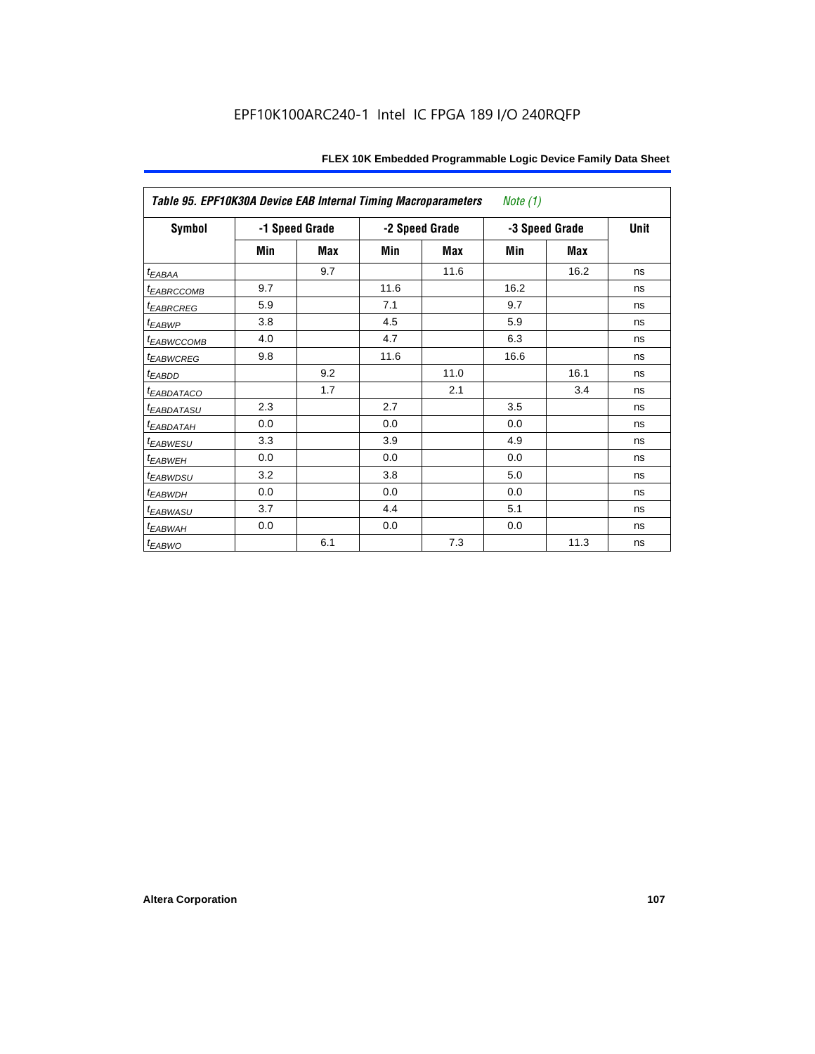*Table 95. EPF10K30A Device EAB Internal Timing Macroparameters* *Note (1)*

| Symbol | -1 Speed Grade | | -2 Speed Grade | | -3 Speed Grade | | Unit |
|---|---|---|---|---|---|---|---|
| | Min | Max | Min | Max | Min | Max | |
| $t_{EABAA}$ | | 9.7 | | 11.6 | | 16.2 | ns |
| $t_{EABRCCOMB}$ | 9.7 | | 11.6 | | 16.2 | | ns |
| $t_{EABRCREG}$ | 5.9 | | 7.1 | | 9.7 | | ns |
| $t_{EABWP}$ | 3.8 | | 4.5 | | 5.9 | | ns |
| $t_{EABWCCOMB}$ | 4.0 | | 4.7 | | 6.3 | | ns |
| $t_{EABWCREG}$ | 9.8 | | 11.6 | | 16.6 | | ns |
| $t_{EABDD}$ | | 9.2 | | 11.0 | | 16.1 | ns |
| $t_{EABDATACO}$ | | 1.7 | | 2.1 | | 3.4 | ns |
| $t_{EABDATASU}$ | 2.3 | | 2.7 | | 3.5 | | ns |
| $t_{EABDATAH}$ | 0.0 | | 0.0 | | 0.0 | | ns |
| $t_{EABWESU}$ | 3.3 | | 3.9 | | 4.9 | | ns |
| $t_{EABWEH}$ | 0.0 | | 0.0 | | 0.0 | | ns |
| $t_{EABWDSU}$ | 3.2 | | 3.8 | | 5.0 | | ns |
| $t_{EABWDH}$ | 0.0 | | 0.0 | | 0.0 | | ns |
| $t_{EABWASU}$ | 3.7 | | 4.4 | | 5.1 | | ns |
| $t_{EABWAH}$ | 0.0 | | 0.0 | | 0.0 | | ns |
| $t_{EABWO}$ | | 6.1 | | 7.3 | | 11.3 | ns |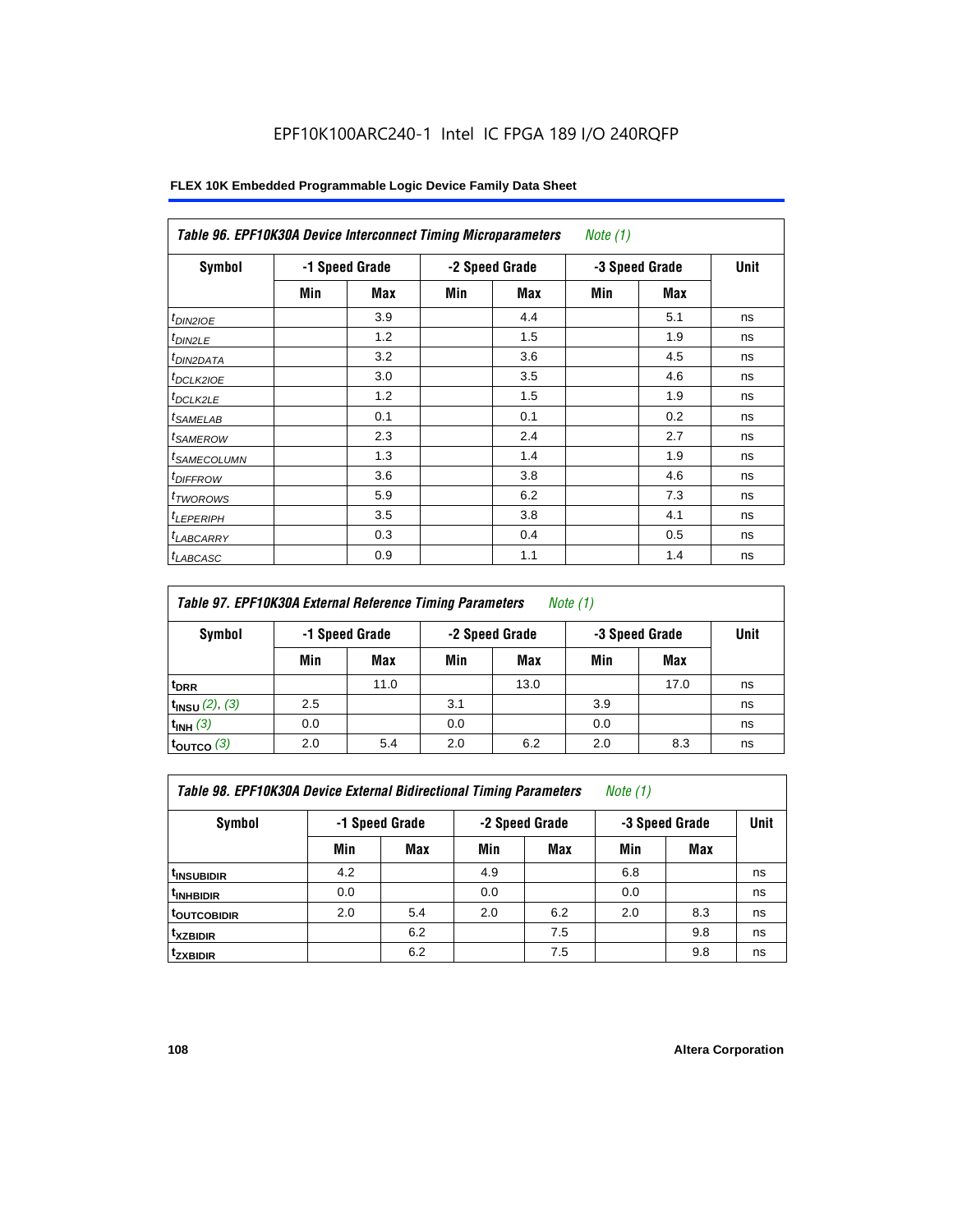EPF10K100ARC240-1 Intel IC FPGA 189 I/O 240RQFP

**FLEX 10K Embedded Programmable Logic Device Family Data Sheet**

| *Table 96. EPF10K30A Device Interconnect Timing Microparameters* *Note (1)* | | | | | | | |
|---|---|---|---|---|---|---|---|
| **Symbol** | **-1 Speed Grade** | | **-2 Speed Grade** | | **-3 Speed Grade** | | **Unit** |
| | **Min** | **Max** | **Min** | **Max** | **Min** | **Max** | |
| $t_{DIN2IOE}$ | | 3.9 | | 4.4 | | 5.1 | ns |
| $t_{DIN2LE}$ | | 1.2 | | 1.5 | | 1.9 | ns |
| $t_{DIN2DATA}$ | | 3.2 | | 3.6 | | 4.5 | ns |
| $t_{DCLK2IOE}$ | | 3.0 | | 3.5 | | 4.6 | ns |
| $t_{DCLK2LE}$ | | 1.2 | | 1.5 | | 1.9 | ns |
| $t_{SAMELAB}$ | | 0.1 | | 0.1 | | 0.2 | ns |
| $t_{SAMEROW}$ | | 2.3 | | 2.4 | | 2.7 | ns |
| $t_{SAMECOLUMN}$ | | 1.3 | | 1.4 | | 1.9 | ns |
| $t_{DIFFROW}$ | | 3.6 | | 3.8 | | 4.6 | ns |
| $t_{TWOROWS}$ | | 5.9 | | 6.2 | | 7.3 | ns |
| $t_{LEPERIPH}$ | | 3.5 | | 3.8 | | 4.1 | ns |
| $t_{LABCARRY}$ | | 0.3 | | 0.4 | | 0.5 | ns |
| $t_{LABCASC}$ | | 0.9 | | 1.1 | | 1.4 | ns |

| *Table 97. EPF10K30A External Reference Timing Parameters* *Note (1)* | | | | | | | |
|---|---|---|---|---|---|---|---|
| **Symbol** | **-1 Speed Grade** | | **-2 Speed Grade** | | **-3 Speed Grade** | | **Unit** |
| | **Min** | **Max** | **Min** | **Max** | **Min** | **Max** | |
| $t_{DRR}$ | | 11.0 | | 13.0 | | 17.0 | ns |
| $t_{INSU}$ *(2), (3)* | 2.5 | | 3.1 | | 3.9 | | ns |
| $t_{INH}$ *(3)* | 0.0 | | 0.0 | | 0.0 | | ns |
| $t_{OUTCO}$ *(3)* | 2.0 | 5.4 | 2.0 | 6.2 | 2.0 | 8.3 | ns |

| *Table 98. EPF10K30A Device External Bidirectional Timing Parameters* *Note (1)* | | | | | | | |
|---|---|---|---|---|---|---|---|
| **Symbol** | **-1 Speed Grade** | | **-2 Speed Grade** | | **-3 Speed Grade** | | **Unit** |
| | **Min** | **Max** | **Min** | **Max** | **Min** | **Max** | |
| $t_{INSUBIDIR}$ | 4.2 | | 4.9 | | 6.8 | | ns |
| $t_{INHBIDIR}$ | 0.0 | | 0.0 | | 0.0 | | ns |
| $t_{OUTCOBIDIR}$ | 2.0 | 5.4 | 2.0 | 6.2 | 2.0 | 8.3 | ns |
| $t_{XZBIDIR}$ | | 6.2 | | 7.5 | | 9.8 | ns |
| $t_{ZXBIDIR}$ | | 6.2 | | 7.5 | | 9.8 | ns |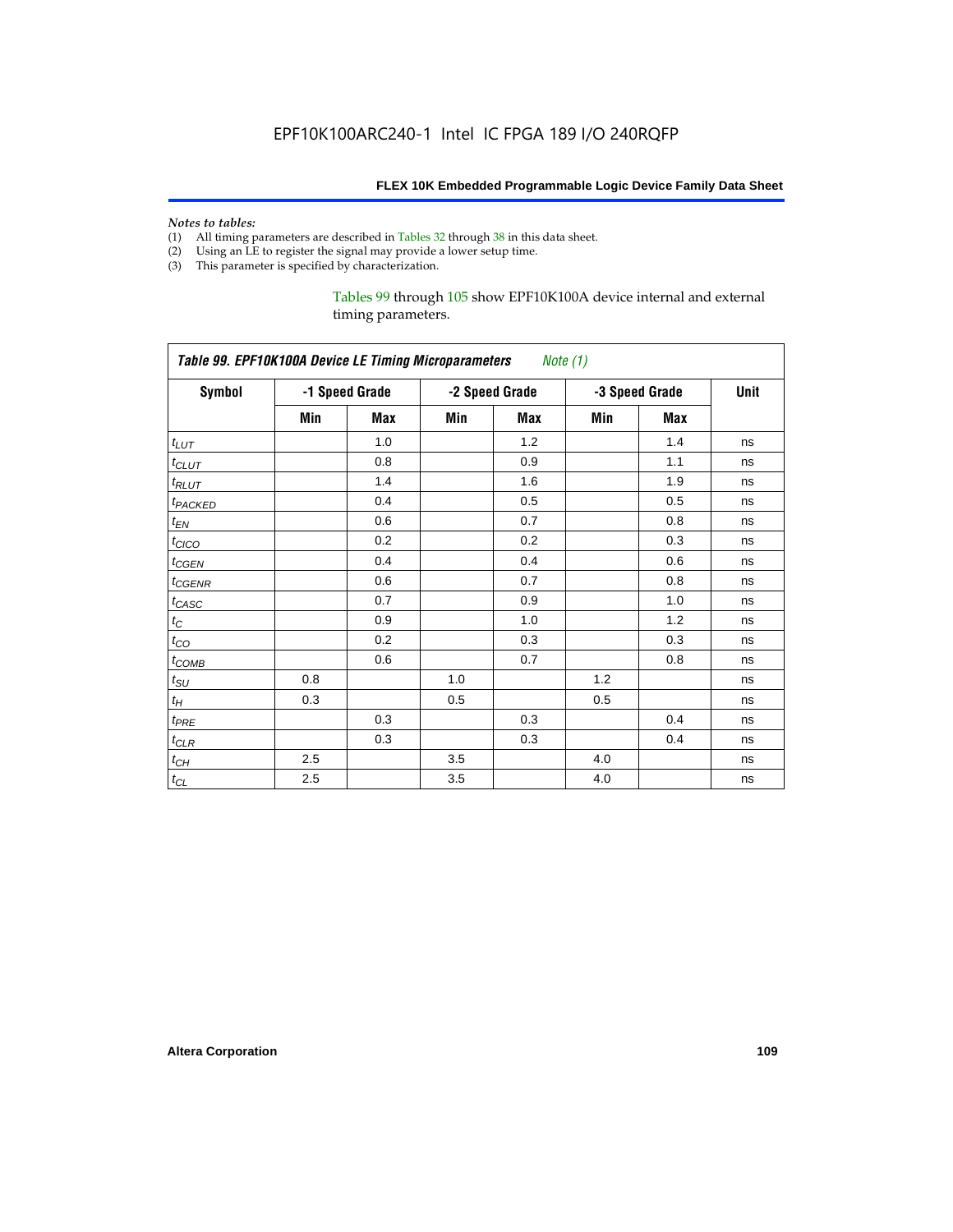*Notes to tables:*

(1) All timing parameters are described in Tables 32 through 38 in this data sheet.
(2) Using an LE to register the signal may provide a lower setup time.
(3) This parameter is specified by characterization.

Tables 99 through 105 show EPF10K100A device internal and external timing parameters.

**Table 99. EPF10K100A Device LE Timing Microparameters** *Note (1)*

| Symbol | -1 Speed Grade | | -2 Speed Grade | | -3 Speed Grade | | Unit |
|---|---|---|---|---|---|---|---|
| | Min | Max | Min | Max | Min | Max | |
| $t_{LUT}$ | | 1.0 | | 1.2 | | 1.4 | ns |
| $t_{CLUT}$ | | 0.8 | | 0.9 | | 1.1 | ns |
| $t_{RLUT}$ | | 1.4 | | 1.6 | | 1.9 | ns |
| $t_{PACKED}$ | | 0.4 | | 0.5 | | 0.5 | ns |
| $t_{EN}$ | | 0.6 | | 0.7 | | 0.8 | ns |
| $t_{CICO}$ | | 0.2 | | 0.2 | | 0.3 | ns |
| $t_{CGEN}$ | | 0.4 | | 0.4 | | 0.6 | ns |
| $t_{CGENR}$ | | 0.6 | | 0.7 | | 0.8 | ns |
| $t_{CASC}$ | | 0.7 | | 0.9 | | 1.0 | ns |
| $t_{C}$ | | 0.9 | | 1.0 | | 1.2 | ns |
| $t_{CO}$ | | 0.2 | | 0.3 | | 0.3 | ns |
| $t_{COMB}$ | | 0.6 | | 0.7 | | 0.8 | ns |
| $t_{SU}$ | 0.8 | | 1.0 | | 1.2 | | ns |
| $t_{H}$ | 0.3 | | 0.5 | | 0.5 | | ns |
| $t_{PRE}$ | | 0.3 | | 0.3 | | 0.4 | ns |
| $t_{CLR}$ | | 0.3 | | 0.3 | | 0.4 | ns |
| $t_{CH}$ | 2.5 | | 3.5 | | 4.0 | | ns |
| $t_{CL}$ | 2.5 | | 3.5 | | 4.0 | | ns |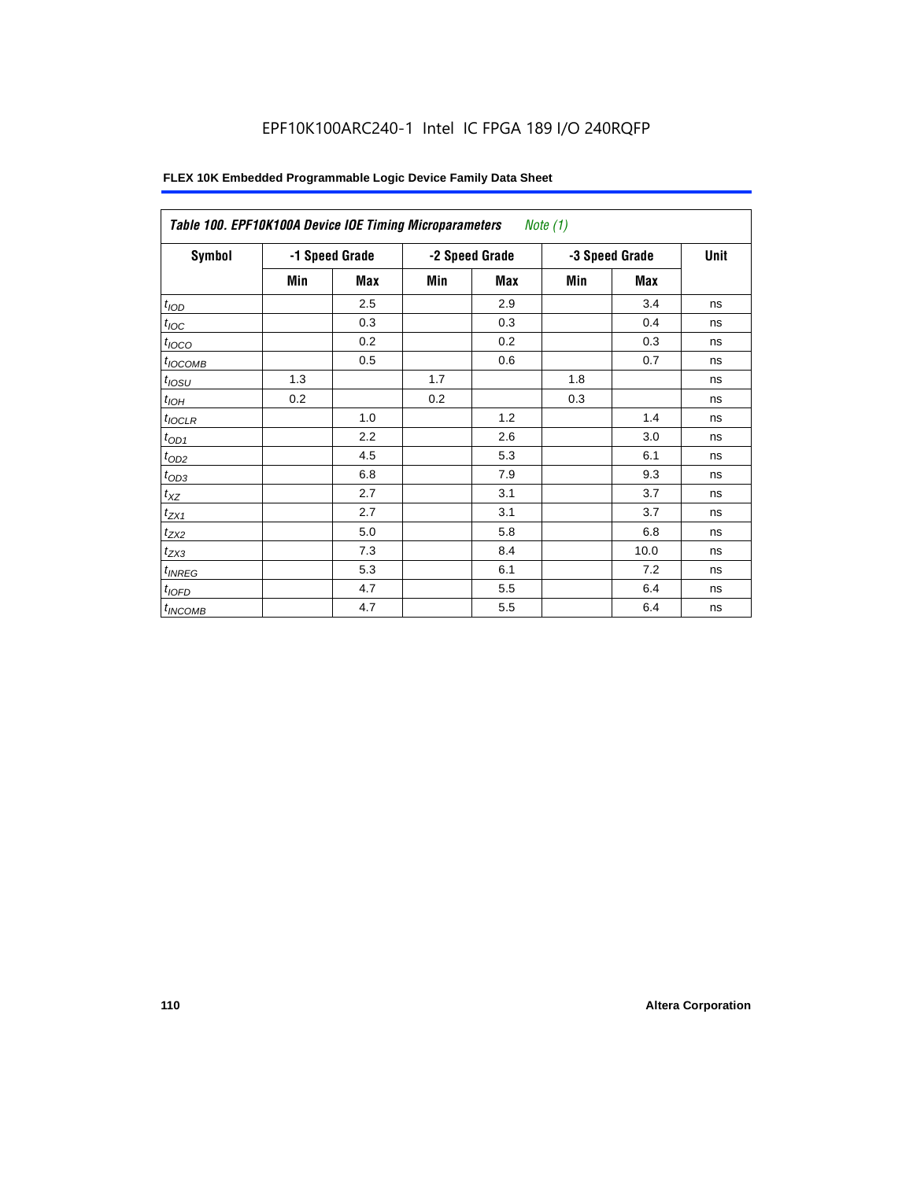EPF10K100ARC240-1 Intel IC FPGA 189 I/O 240RQFP

**FLEX 10K Embedded Programmable Logic Device Family Data Sheet**

| *Table 100. EPF10K100A Device IOE Timing Microparameters* *Note (1)* | | | | | | | |
|---|---|---|---|---|---|---|---|
| **Symbol** | **-1 Speed Grade** | | **-2 Speed Grade** | | **-3 Speed Grade** | | **Unit** |
| | **Min** | **Max** | **Min** | **Max** | **Min** | **Max** | |
| $t_{IOD}$ | | 2.5 | | 2.9 | | 3.4 | ns |
| $t_{IOC}$ | | 0.3 | | 0.3 | | 0.4 | ns |
| $t_{IOCO}$ | | 0.2 | | 0.2 | | 0.3 | ns |
| $t_{IOCOMB}$ | | 0.5 | | 0.6 | | 0.7 | ns |
| $t_{IOSU}$ | 1.3 | | 1.7 | | 1.8 | | ns |
| $t_{IOH}$ | 0.2 | | 0.2 | | 0.3 | | ns |
| $t_{IOCLR}$ | | 1.0 | | 1.2 | | 1.4 | ns |
| $t_{OD1}$ | | 2.2 | | 2.6 | | 3.0 | ns |
| $t_{OD2}$ | | 4.5 | | 5.3 | | 6.1 | ns |
| $t_{OD3}$ | | 6.8 | | 7.9 | | 9.3 | ns |
| $t_{XZ}$ | | 2.7 | | 3.1 | | 3.7 | ns |
| $t_{ZX1}$ | | 2.7 | | 3.1 | | 3.7 | ns |
| $t_{ZX2}$ | | 5.0 | | 5.8 | | 6.8 | ns |
| $t_{ZX3}$ | | 7.3 | | 8.4 | | 10.0 | ns |
| $t_{INREG}$ | | 5.3 | | 6.1 | | 7.2 | ns |
| $t_{IOFD}$ | | 4.7 | | 5.5 | | 6.4 | ns |
| $t_{INCOMB}$ | | 4.7 | | 5.5 | | 6.4 | ns |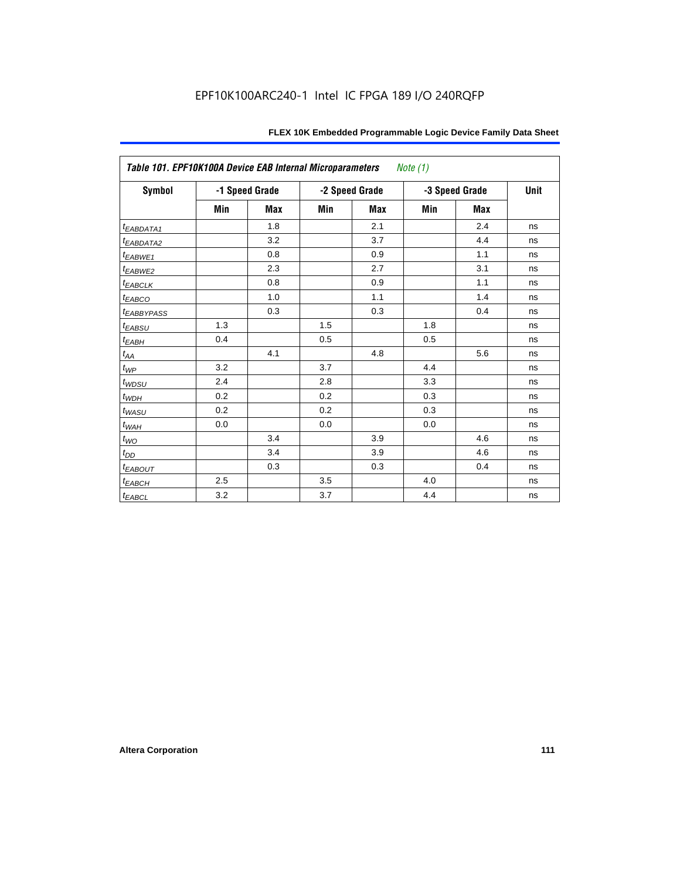EPF10K100ARC240-1 Intel IC FPGA 189 I/O 240RQFP

| *Table 101. EPF10K100A Device EAB Internal Microparameters* *Note (1)* | | | | | | | |
|---|---|---|---|---|---|---|---|
| **Symbol** | **-1 Speed Grade** | | **-2 Speed Grade** | | **-3 Speed Grade** | | **Unit** |
| | **Min** | **Max** | **Min** | **Max** | **Min** | **Max** | |
| $t_{EABDATA1}$ | | 1.8 | | 2.1 | | 2.4 | ns |
| $t_{EABDATA2}$ | | 3.2 | | 3.7 | | 4.4 | ns |
| $t_{EABWE1}$ | | 0.8 | | 0.9 | | 1.1 | ns |
| $t_{EABWE2}$ | | 2.3 | | 2.7 | | 3.1 | ns |
| $t_{EABCLK}$ | | 0.8 | | 0.9 | | 1.1 | ns |
| $t_{EABCO}$ | | 1.0 | | 1.1 | | 1.4 | ns |
| $t_{EABBYPASS}$ | | 0.3 | | 0.3 | | 0.4 | ns |
| $t_{EABSU}$ | 1.3 | | 1.5 | | 1.8 | | ns |
| $t_{EABH}$ | 0.4 | | 0.5 | | 0.5 | | ns |
| $t_{AA}$ | | 4.1 | | 4.8 | | 5.6 | ns |
| $t_{WP}$ | 3.2 | | 3.7 | | 4.4 | | ns |
| $t_{WDSU}$ | 2.4 | | 2.8 | | 3.3 | | ns |
| $t_{WDH}$ | 0.2 | | 0.2 | | 0.3 | | ns |
| $t_{WASU}$ | 0.2 | | 0.2 | | 0.3 | | ns |
| $t_{WAH}$ | 0.0 | | 0.0 | | 0.0 | | ns |
| $t_{WO}$ | | 3.4 | | 3.9 | | 4.6 | ns |
| $t_{DD}$ | | 3.4 | | 3.9 | | 4.6 | ns |
| $t_{EABOUT}$ | | 0.3 | | 0.3 | | 0.4 | ns |
| $t_{EABCH}$ | 2.5 | | 3.5 | | 4.0 | | ns |
| $t_{EABCL}$ | 3.2 | | 3.7 | | 4.4 | | ns |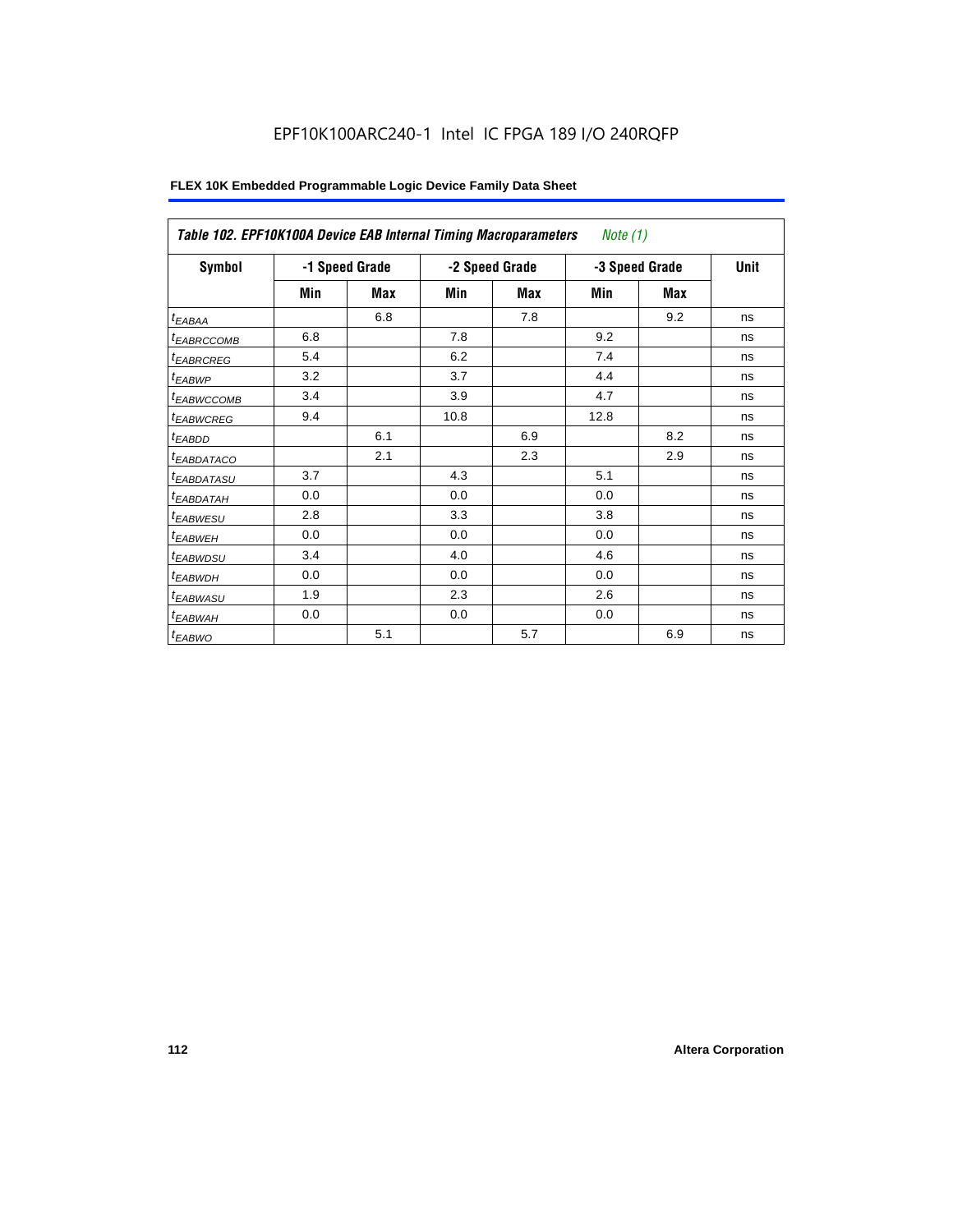EPF10K100ARC240-1 Intel IC FPGA 189 I/O 240RQFP

| *Table 102. EPF10K100A Device EAB Internal Timing Macroparameters* *Note (1)* | | | | | | | |
|---|---|---|---|---|---|---|---|
| **Symbol** | **-1 Speed Grade** | | **-2 Speed Grade** | | **-3 Speed Grade** | | **Unit** |
| | **Min** | **Max** | **Min** | **Max** | **Min** | **Max** | |
| $t_{EABAA}$ | | 6.8 | | 7.8 | | 9.2 | ns |
| $t_{EABRCCOMB}$ | 6.8 | | 7.8 | | 9.2 | | ns |
| $t_{EABRCREG}$ | 5.4 | | 6.2 | | 7.4 | | ns |
| $t_{EABWP}$ | 3.2 | | 3.7 | | 4.4 | | ns |
| $t_{EABWCCOMB}$ | 3.4 | | 3.9 | | 4.7 | | ns |
| $t_{EABWCREG}$ | 9.4 | | 10.8 | | 12.8 | | ns |
| $t_{EABDD}$ | | 6.1 | | 6.9 | | 8.2 | ns |
| $t_{EABDATACO}$ | | 2.1 | | 2.3 | | 2.9 | ns |
| $t_{EABDATASU}$ | 3.7 | | 4.3 | | 5.1 | | ns |
| $t_{EABDATAH}$ | 0.0 | | 0.0 | | 0.0 | | ns |
| $t_{EABWESU}$ | 2.8 | | 3.3 | | 3.8 | | ns |
| $t_{EABWEH}$ | 0.0 | | 0.0 | | 0.0 | | ns |
| $t_{EABWDSU}$ | 3.4 | | 4.0 | | 4.6 | | ns |
| $t_{EABWDH}$ | 0.0 | | 0.0 | | 0.0 | | ns |
| $t_{EABWASU}$ | 1.9 | | 2.3 | | 2.6 | | ns |
| $t_{EABWAH}$ | 0.0 | | 0.0 | | 0.0 | | ns |
| $t_{EABWO}$ | | 5.1 | | 5.7 | | 6.9 | ns |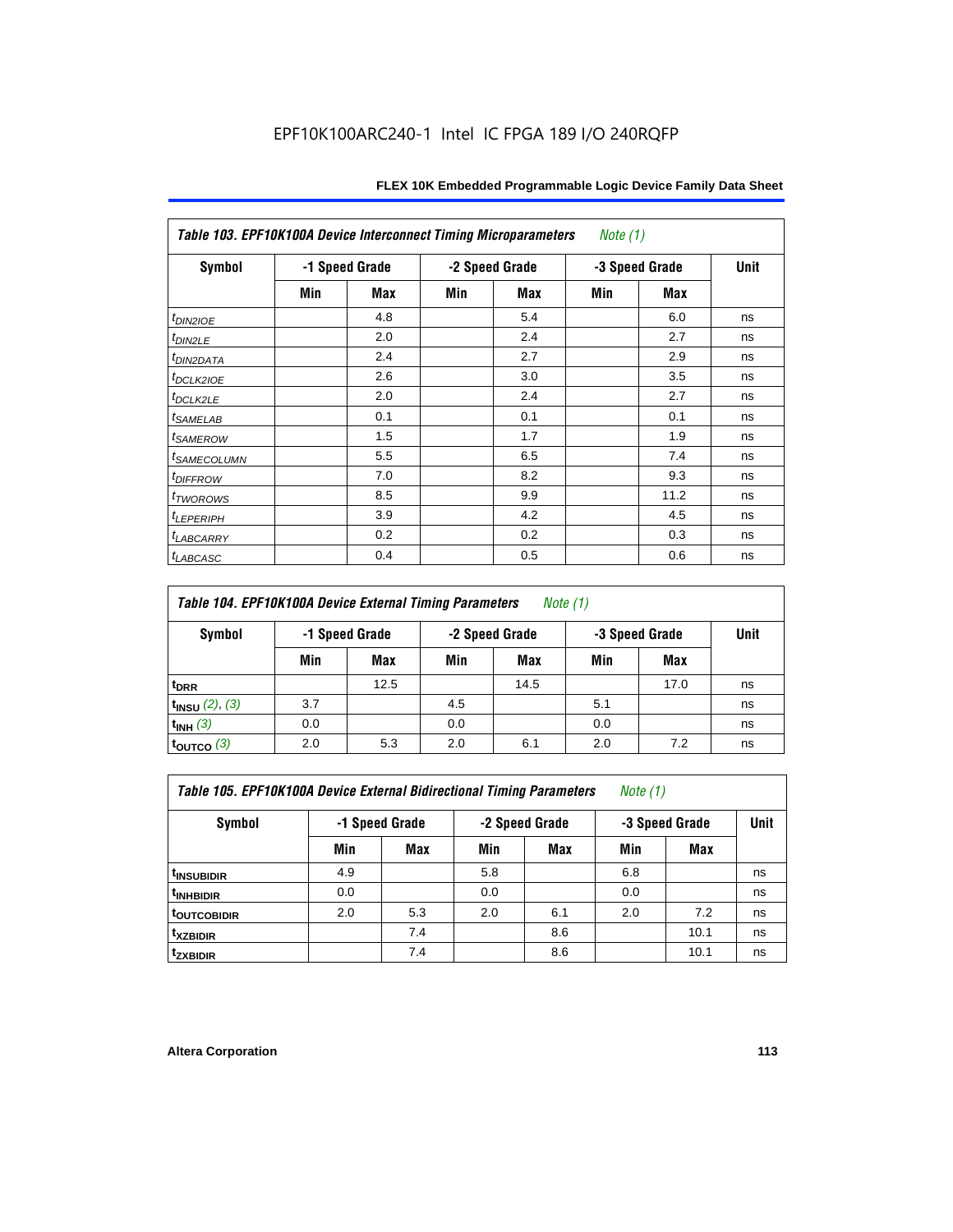EPF10K100ARC240-1 Intel IC FPGA 189 I/O 240RQFP

| *Table 103. EPF10K100A Device Interconnect Timing Microparameters* *Note (1)* | | | | | | | |
|---|---|---|---|---|---|---|---|
| **Symbol** | **-1 Speed Grade** | | **-2 Speed Grade** | | **-3 Speed Grade** | | **Unit** |
| | **Min** | **Max** | **Min** | **Max** | **Min** | **Max** | |
| $t_{DIN2IOE}$ | | 4.8 | | 5.4 | | 6.0 | ns |
| $t_{DIN2LE}$ | | 2.0 | | 2.4 | | 2.7 | ns |
| $t_{DIN2DATA}$ | | 2.4 | | 2.7 | | 2.9 | ns |
| $t_{DCLK2IOE}$ | | 2.6 | | 3.0 | | 3.5 | ns |
| $t_{DCLK2LE}$ | | 2.0 | | 2.4 | | 2.7 | ns |
| $t_{SAMELAB}$ | | 0.1 | | 0.1 | | 0.1 | ns |
| $t_{SAMEROW}$ | | 1.5 | | 1.7 | | 1.9 | ns |
| $t_{SAMECOLUMN}$ | | 5.5 | | 6.5 | | 7.4 | ns |
| $t_{DIFFROW}$ | | 7.0 | | 8.2 | | 9.3 | ns |
| $t_{TWOROWS}$ | | 8.5 | | 9.9 | | 11.2 | ns |
| $t_{LEPERIPH}$ | | 3.9 | | 4.2 | | 4.5 | ns |
| $t_{LABCARRY}$ | | 0.2 | | 0.2 | | 0.3 | ns |
| $t_{LABCASC}$ | | 0.4 | | 0.5 | | 0.6 | ns |

| *Table 104. EPF10K100A Device External Timing Parameters* *Note (1)* | | | | | | | |
|---|---|---|---|---|---|---|---|
| **Symbol** | **-1 Speed Grade** | | **-2 Speed Grade** | | **-3 Speed Grade** | | **Unit** |
| | **Min** | **Max** | **Min** | **Max** | **Min** | **Max** | |
| $t_{DRR}$ | | 12.5 | | 14.5 | | 17.0 | ns |
| $t_{INSU}$ *(2), (3)* | 3.7 | | 4.5 | | 5.1 | | ns |
| $t_{INH}$ *(3)* | 0.0 | | 0.0 | | 0.0 | | ns |
| $t_{OUTCO}$ *(3)* | 2.0 | 5.3 | 2.0 | 6.1 | 2.0 | 7.2 | ns |

| *Table 105. EPF10K100A Device External Bidirectional Timing Parameters* *Note (1)* | | | | | | | |
|---|---|---|---|---|---|---|---|
| **Symbol** | **-1 Speed Grade** | | **-2 Speed Grade** | | **-3 Speed Grade** | | **Unit** |
| | **Min** | **Max** | **Min** | **Max** | **Min** | **Max** | |
| $t_{INSUBIDIR}$ | 4.9 | | 5.8 | | 6.8 | | ns |
| $t_{INHBIDIR}$ | 0.0 | | 0.0 | | 0.0 | | ns |
| $t_{OUTCOBIDIR}$ | 2.0 | 5.3 | 2.0 | 6.1 | 2.0 | 7.2 | ns |
| $t_{XZBIDIR}$ | | 7.4 | | 8.6 | | 10.1 | ns |
| $t_{ZXBIDIR}$ | | 7.4 | | 8.6 | | 10.1 | ns |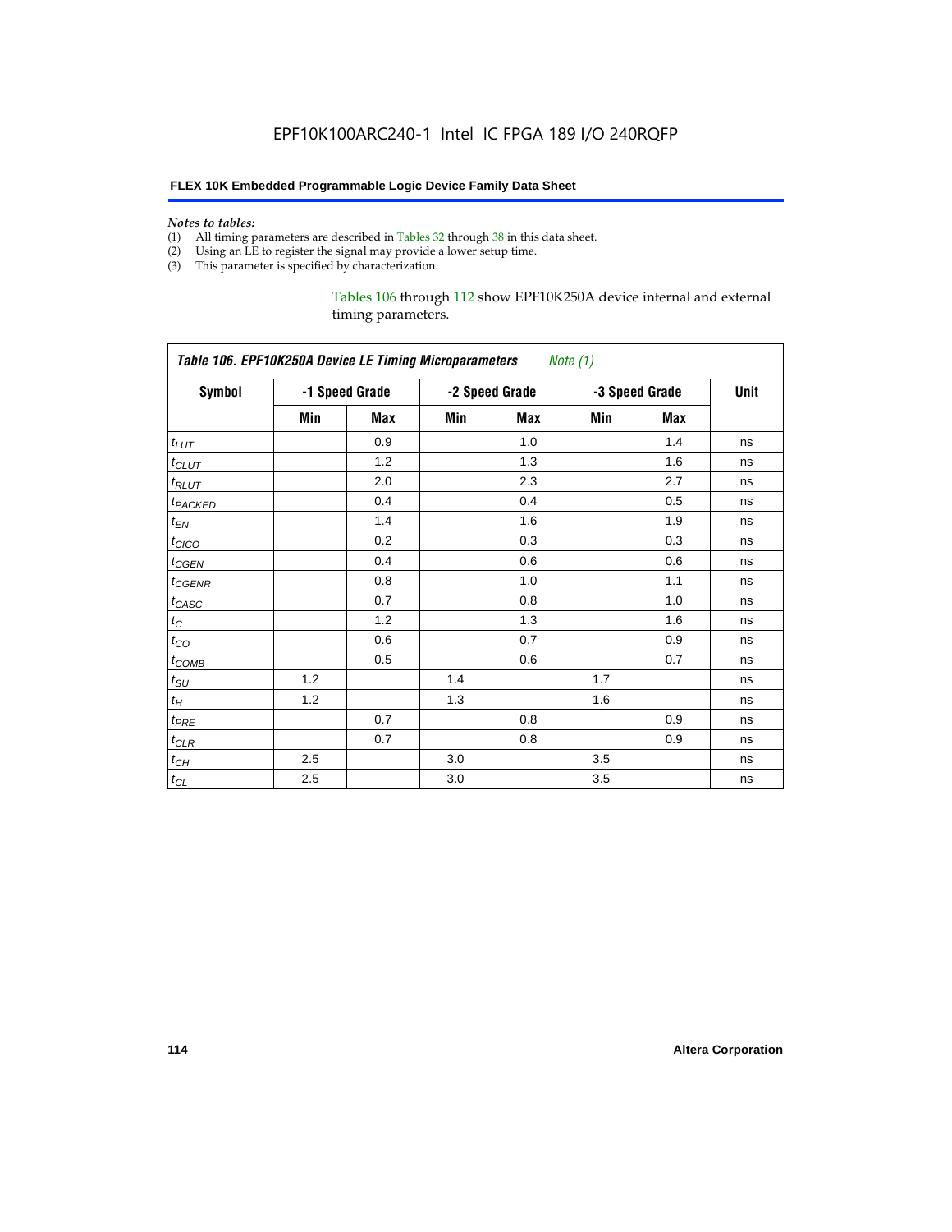*Notes to tables:*

(1) All timing parameters are described in Tables 32 through 38 in this data sheet.
(2) Using an LE to register the signal may provide a lower setup time.
(3) This parameter is specified by characterization.

Tables 106 through 112 show EPF10K250A device internal and external timing parameters.

**Table 106. EPF10K250A Device LE Timing Microparameters** *Note (1)*

| Symbol | -1 Speed Grade | | -2 Speed Grade | | -3 Speed Grade | | Unit |
|---|---|---|---|---|---|---|---|
| | Min | Max | Min | Max | Min | Max | |
| $t_{LUT}$ | | 0.9 | | 1.0 | | 1.4 | ns |
| $t_{CLUT}$ | | 1.2 | | 1.3 | | 1.6 | ns |
| $t_{RLUT}$ | | 2.0 | | 2.3 | | 2.7 | ns |
| $t_{PACKED}$ | | 0.4 | | 0.4 | | 0.5 | ns |
| $t_{EN}$ | | 1.4 | | 1.6 | | 1.9 | ns |
| $t_{CICO}$ | | 0.2 | | 0.3 | | 0.3 | ns |
| $t_{CGEN}$ | | 0.4 | | 0.6 | | 0.6 | ns |
| $t_{CGENR}$ | | 0.8 | | 1.0 | | 1.1 | ns |
| $t_{CASC}$ | | 0.7 | | 0.8 | | 1.0 | ns |
| $t_{C}$ | | 1.2 | | 1.3 | | 1.6 | ns |
| $t_{CO}$ | | 0.6 | | 0.7 | | 0.9 | ns |
| $t_{COMB}$ | | 0.5 | | 0.6 | | 0.7 | ns |
| $t_{SU}$ | 1.2 | | 1.4 | | 1.7 | | ns |
| $t_{H}$ | 1.2 | | 1.3 | | 1.6 | | ns |
| $t_{PRE}$ | | 0.7 | | 0.8 | | 0.9 | ns |
| $t_{CLR}$ | | 0.7 | | 0.8 | | 0.9 | ns |
| $t_{CH}$ | 2.5 | | 3.0 | | 3.5 | | ns |
| $t_{CL}$ | 2.5 | | 3.0 | | 3.5 | | ns |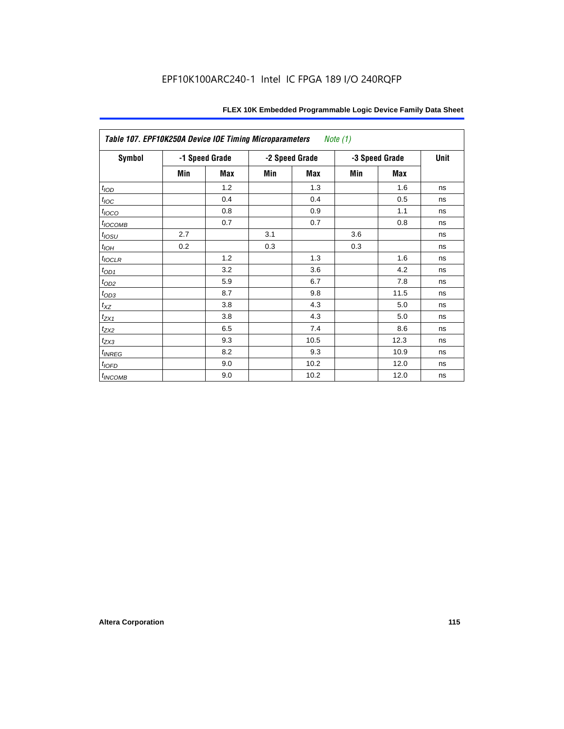EPF10K100ARC240-1 Intel IC FPGA 189 I/O 240RQFP

| *Table 107. EPF10K250A Device IOE Timing Microparameters* *Note (1)* | | | | | | | |
|---|---|---|---|---|---|---|---|
| **Symbol** | **-1 Speed Grade** | | **-2 Speed Grade** | | **-3 Speed Grade** | | **Unit** |
| | **Min** | **Max** | **Min** | **Max** | **Min** | **Max** | |
| $t_{IOD}$ | | 1.2 | | 1.3 | | 1.6 | ns |
| $t_{IOC}$ | | 0.4 | | 0.4 | | 0.5 | ns |
| $t_{IOCO}$ | | 0.8 | | 0.9 | | 1.1 | ns |
| $t_{IOCOMB}$ | | 0.7 | | 0.7 | | 0.8 | ns |
| $t_{IOSU}$ | 2.7 | | 3.1 | | 3.6 | | ns |
| $t_{IOH}$ | 0.2 | | 0.3 | | 0.3 | | ns |
| $t_{IOCLR}$ | | 1.2 | | 1.3 | | 1.6 | ns |
| $t_{OD1}$ | | 3.2 | | 3.6 | | 4.2 | ns |
| $t_{OD2}$ | | 5.9 | | 6.7 | | 7.8 | ns |
| $t_{OD3}$ | | 8.7 | | 9.8 | | 11.5 | ns |
| $t_{XZ}$ | | 3.8 | | 4.3 | | 5.0 | ns |
| $t_{ZX1}$ | | 3.8 | | 4.3 | | 5.0 | ns |
| $t_{ZX2}$ | | 6.5 | | 7.4 | | 8.6 | ns |
| $t_{ZX3}$ | | 9.3 | | 10.5 | | 12.3 | ns |
| $t_{INREG}$ | | 8.2 | | 9.3 | | 10.9 | ns |
| $t_{IOFD}$ | | 9.0 | | 10.2 | | 12.0 | ns |
| $t_{INCOMB}$ | | 9.0 | | 10.2 | | 12.0 | ns |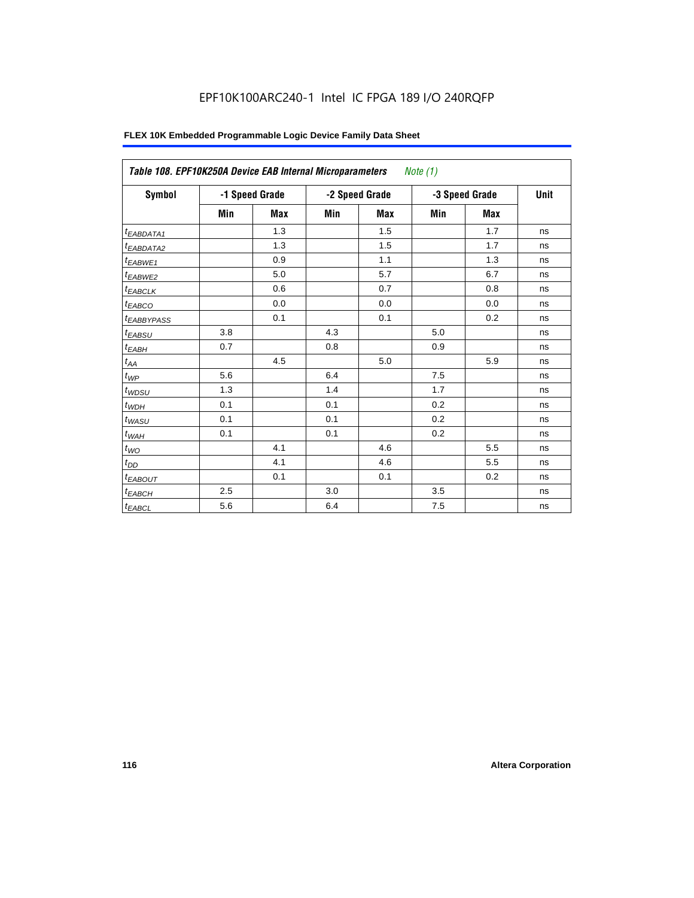### Table 108. EPF10K250A Device EAB Internal Microparameters *Note (1)*

| Symbol | -1 Speed Grade | | -2 Speed Grade | | -3 Speed Grade | | Unit |
|---|---|---|---|---|---|---|---|
| | Min | Max | Min | Max | Min | Max | |
| $t_{EABDATA1}$ | | 1.3 | | 1.5 | | 1.7 | ns |
| $t_{EABDATA2}$ | | 1.3 | | 1.5 | | 1.7 | ns |
| $t_{EABWE1}$ | | 0.9 | | 1.1 | | 1.3 | ns |
| $t_{EABWE2}$ | | 5.0 | | 5.7 | | 6.7 | ns |
| $t_{EABCLK}$ | | 0.6 | | 0.7 | | 0.8 | ns |
| $t_{EABCO}$ | | 0.0 | | 0.0 | | 0.0 | ns |
| $t_{EABBYPASS}$ | | 0.1 | | 0.1 | | 0.2 | ns |
| $t_{EABSU}$ | 3.8 | | 4.3 | | 5.0 | | ns |
| $t_{EABH}$ | 0.7 | | 0.8 | | 0.9 | | ns |
| $t_{AA}$ | | 4.5 | | 5.0 | | 5.9 | ns |
| $t_{WP}$ | 5.6 | | 6.4 | | 7.5 | | ns |
| $t_{WDSU}$ | 1.3 | | 1.4 | | 1.7 | | ns |
| $t_{WDH}$ | 0.1 | | 0.1 | | 0.2 | | ns |
| $t_{WASU}$ | 0.1 | | 0.1 | | 0.2 | | ns |
| $t_{WAH}$ | 0.1 | | 0.1 | | 0.2 | | ns |
| $t_{WO}$ | | 4.1 | | 4.6 | | 5.5 | ns |
| $t_{DD}$ | | 4.1 | | 4.6 | | 5.5 | ns |
| $t_{EABOUT}$ | | 0.1 | | 0.1 | | 0.2 | ns |
| $t_{EABCH}$ | 2.5 | | 3.0 | | 3.5 | | ns |
| $t_{EABCL}$ | 5.6 | | 6.4 | | 7.5 | | ns |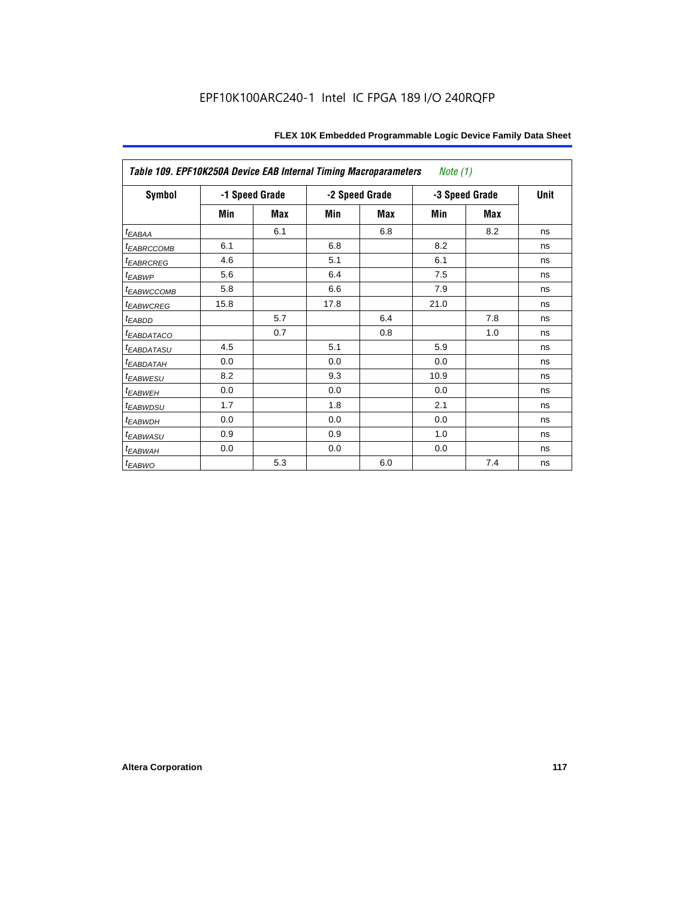EPF10K100ARC240-1 Intel IC FPGA 189 I/O 240RQFP

| Table 109. EPF10K250A Device EAB Internal Timing Macroparameters *Note (1)* | | | | | | | |
|---|---|---|---|---|---|---|---|
| **Symbol** | **-1 Speed Grade** | | **-2 Speed Grade** | | **-3 Speed Grade** | | **Unit** |
| | **Min** | **Max** | **Min** | **Max** | **Min** | **Max** | |
| $t_{EABAA}$ | | 6.1 | | 6.8 | | 8.2 | ns |
| $t_{EABRCCOMB}$ | 6.1 | | 6.8 | | 8.2 | | ns |
| $t_{EABRCREG}$ | 4.6 | | 5.1 | | 6.1 | | ns |
| $t_{EABWP}$ | 5.6 | | 6.4 | | 7.5 | | ns |
| $t_{EABWCCOMB}$ | 5.8 | | 6.6 | | 7.9 | | ns |
| $t_{EABWCREG}$ | 15.8 | | 17.8 | | 21.0 | | ns |
| $t_{EABDD}$ | | 5.7 | | 6.4 | | 7.8 | ns |
| $t_{EABDATACO}$ | | 0.7 | | 0.8 | | 1.0 | ns |
| $t_{EABDATASU}$ | 4.5 | | 5.1 | | 5.9 | | ns |
| $t_{EABDATAH}$ | 0.0 | | 0.0 | | 0.0 | | ns |
| $t_{EABWESU}$ | 8.2 | | 9.3 | | 10.9 | | ns |
| $t_{EABWEH}$ | 0.0 | | 0.0 | | 0.0 | | ns |
| $t_{EABWDSU}$ | 1.7 | | 1.8 | | 2.1 | | ns |
| $t_{EABWDH}$ | 0.0 | | 0.0 | | 0.0 | | ns |
| $t_{EABWASU}$ | 0.9 | | 0.9 | | 1.0 | | ns |
| $t_{EABWAH}$ | 0.0 | | 0.0 | | 0.0 | | ns |
| $t_{EABWO}$ | | 5.3 | | 6.0 | | 7.4 | ns |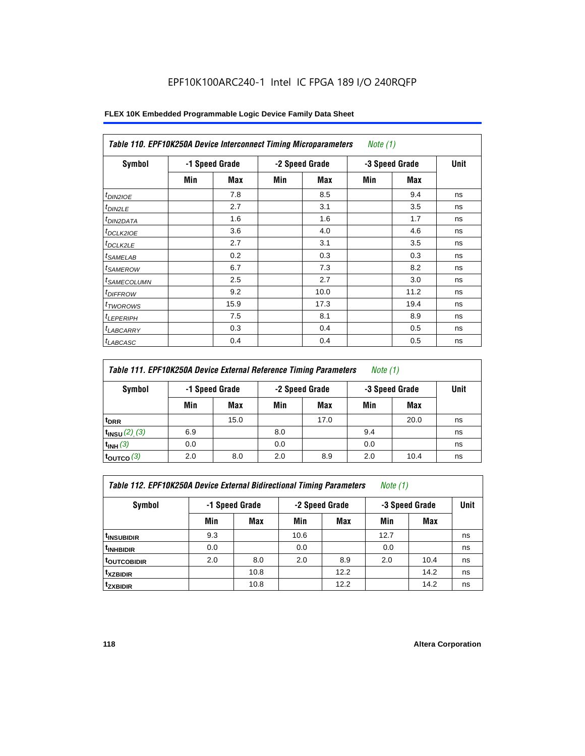EPF10K100ARC240-1 Intel IC FPGA 189 I/O 240RQFP

**FLEX 10K Embedded Programmable Logic Device Family Data Sheet**

| *Table 110. EPF10K250A Device Interconnect Timing Microparameters* *Note (1)* | | | | | | | |
|---|---|---|---|---|---|---|---|
| **Symbol** | **-1 Speed Grade** | | **-2 Speed Grade** | | **-3 Speed Grade** | | **Unit** |
| | **Min** | **Max** | **Min** | **Max** | **Min** | **Max** | |
| $t_{DIN2IOE}$ | | 7.8 | | 8.5 | | 9.4 | ns |
| $t_{DIN2LE}$ | | 2.7 | | 3.1 | | 3.5 | ns |
| $t_{DIN2DATA}$ | | 1.6 | | 1.6 | | 1.7 | ns |
| $t_{DCLK2IOE}$ | | 3.6 | | 4.0 | | 4.6 | ns |
| $t_{DCLK2LE}$ | | 2.7 | | 3.1 | | 3.5 | ns |
| $t_{SAMELAB}$ | | 0.2 | | 0.3 | | 0.3 | ns |
| $t_{SAMEROW}$ | | 6.7 | | 7.3 | | 8.2 | ns |
| $t_{SAMECOLUMN}$ | | 2.5 | | 2.7 | | 3.0 | ns |
| $t_{DIFFROW}$ | | 9.2 | | 10.0 | | 11.2 | ns |
| $t_{TWOROWS}$ | | 15.9 | | 17.3 | | 19.4 | ns |
| $t_{LEPERIPH}$ | | 7.5 | | 8.1 | | 8.9 | ns |
| $t_{LABCARRY}$ | | 0.3 | | 0.4 | | 0.5 | ns |
| $t_{LABCASC}$ | | 0.4 | | 0.4 | | 0.5 | ns |

| *Table 111. EPF10K250A Device External Reference Timing Parameters* *Note (1)* | | | | | | | |
|---|---|---|---|---|---|---|---|
| **Symbol** | **-1 Speed Grade** | | **-2 Speed Grade** | | **-3 Speed Grade** | | **Unit** |
| | **Min** | **Max** | **Min** | **Max** | **Min** | **Max** | |
| $t_{DRR}$ | | 15.0 | | 17.0 | | 20.0 | ns |
| $t_{INSU}$ *(2), (3)* | 6.9 | | 8.0 | | 9.4 | | ns |
| $t_{INH}$ *(3)* | 0.0 | | 0.0 | | 0.0 | | ns |
| $t_{OUTCO}$ *(3)* | 2.0 | 8.0 | 2.0 | 8.9 | 2.0 | 10.4 | ns |

| *Table 112. EPF10K250A Device External Bidirectional Timing Parameters* *Note (1)* | | | | | | | |
|---|---|---|---|---|---|---|---|
| **Symbol** | **-1 Speed Grade** | | **-2 Speed Grade** | | **-3 Speed Grade** | | **Unit** |
| | **Min** | **Max** | **Min** | **Max** | **Min** | **Max** | |
| $t_{INSUBIDIR}$ | 9.3 | | 10.6 | | 12.7 | | ns |
| $t_{INHBIDIR}$ | 0.0 | | 0.0 | | 0.0 | | ns |
| $t_{OUTCOBIDIR}$ | 2.0 | 8.0 | 2.0 | 8.9 | 2.0 | 10.4 | ns |
| $t_{XZBIDIR}$ | | 10.8 | | 12.2 | | 14.2 | ns |
| $t_{ZXBIDIR}$ | | 10.8 | | 12.2 | | 14.2 | ns |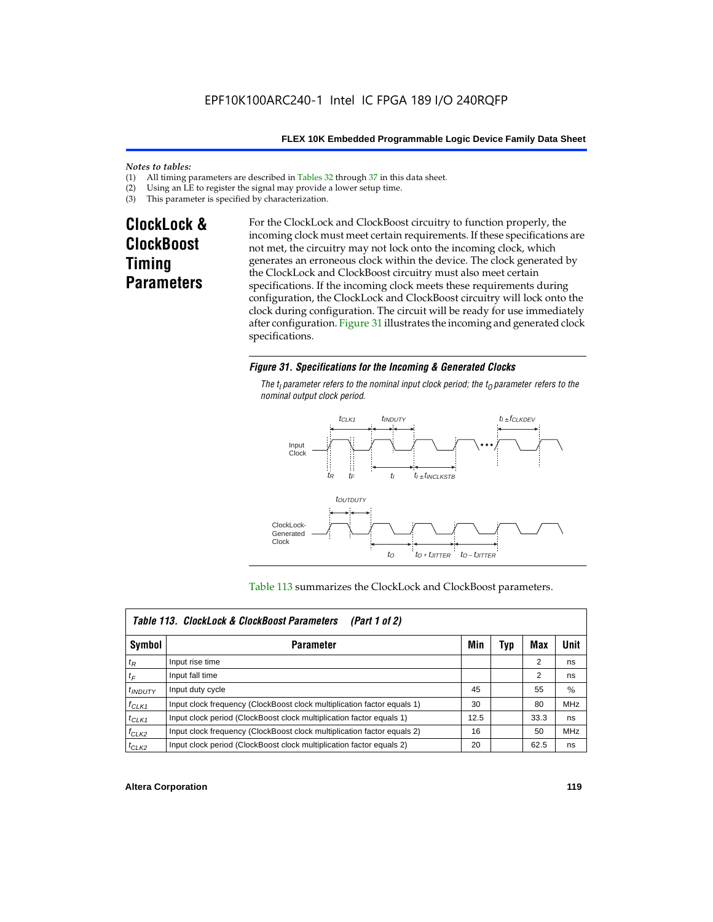*Notes to tables:*
(1) All timing parameters are described in Tables 32 through 37 in this data sheet.
(2) Using an LE to register the signal may provide a lower setup time.
(3) This parameter is specified by characterization.

## ClockLock & ClockBoost Timing Parameters

For the ClockLock and ClockBoost circuitry to function properly, the incoming clock must meet certain requirements. If these specifications are not met, the circuitry may not lock onto the incoming clock, which generates an erroneous clock within the device. The clock generated by the ClockLock and ClockBoost circuitry must also meet certain specifications. If the incoming clock meets these requirements during configuration, the ClockLock and ClockBoost circuitry will lock onto the clock during configuration. The circuit will be ready for use immediately after configuration. Figure 31 illustrates the incoming and generated clock specifications.

***Figure 31. Specifications for the Incoming & Generated Clocks***

*The $t_I$ parameter refers to the nominal input clock period; the $t_O$ parameter refers to the nominal output clock period.*

Table 113 summarizes the ClockLock and ClockBoost parameters.

| *Table 113. ClockLock & ClockBoost Parameters (Part 1 of 2)* | | | | | |
|---|---|---|---|---|---|
| **Symbol** | **Parameter** | **Min** | **Typ** | **Max** | **Unit** |
| $t_R$ | Input rise time | | | 2 | ns |
| $t_F$ | Input fall time | | | 2 | ns |
| $t_{INDUTY}$ | Input duty cycle | 45 | | 55 | % |
| $f_{CLK1}$ | Input clock frequency (ClockBoost clock multiplication factor equals 1) | 30 | | 80 | MHz |
| $t_{CLK1}$ | Input clock period (ClockBoost clock multiplication factor equals 1) | 12.5 | | 33.3 | ns |
| $f_{CLK2}$ | Input clock frequency (ClockBoost clock multiplication factor equals 2) | 16 | | 50 | MHz |
| $t_{CLK2}$ | Input clock period (ClockBoost clock multiplication factor equals 2) | 20 | | 62.5 | ns |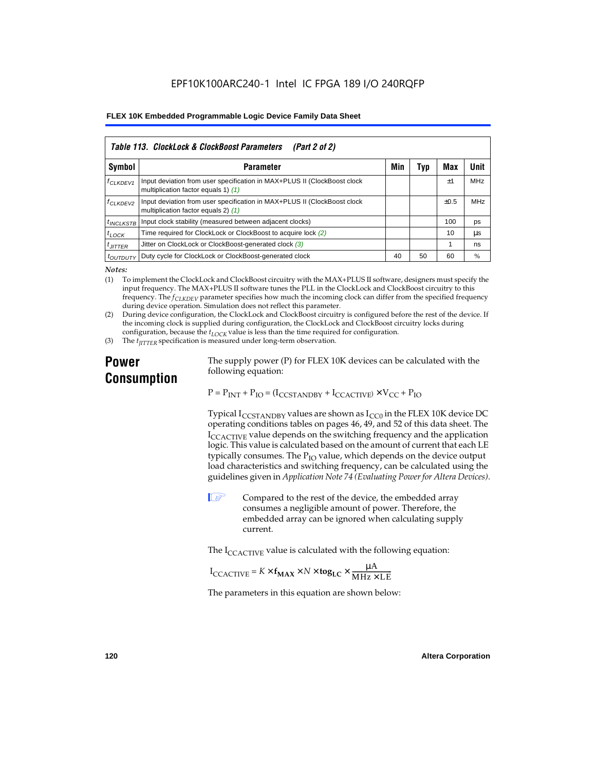**Table 113. ClockLock & ClockBoost Parameters (Part 2 of 2)**

| Symbol | Parameter | Min | Typ | Max | Unit |
|---|---|---|---|---|---|
| $f_{CLKDEV1}$ | Input deviation from user specification in MAX+PLUS II (ClockBoost clock multiplication factor equals 1) *(1)* | | | ±1 | MHz |
| $f_{CLKDEV2}$ | Input deviation from user specification in MAX+PLUS II (ClockBoost clock multiplication factor equals 2) *(1)* | | | ±0.5 | MHz |
| $t_{INCLKSTB}$ | Input clock stability (measured between adjacent clocks) | | | 100 | ps |
| $t_{LOCK}$ | Time required for ClockLock or ClockBoost to acquire lock *(2)* | | | 10 | µs |
| $t_{JITTER}$ | Jitter on ClockLock or ClockBoost-generated clock *(3)* | | | 1 | ns |
| $t_{OUTDUTY}$ | Duty cycle for ClockLock or ClockBoost-generated clock | 40 | 50 | 60 | % |

*Notes:*

(1) To implement the ClockLock and ClockBoost circuitry with the MAX+PLUS II software, designers must specify the input frequency. The MAX+PLUS II software tunes the PLL in the ClockLock and ClockBoost circuitry to this frequency. The $f_{CLKDEV}$ parameter specifies how much the incoming clock can differ from the specified frequency during device operation. Simulation does not reflect this parameter.

(2) During device configuration, the ClockLock and ClockBoost circuitry is configured before the rest of the device. If the incoming clock is supplied during configuration, the ClockLock and ClockBoost circuitry locks during configuration, because the $t_{LOCK}$ value is less than the time required for configuration.

(3) The $t_{JITTER}$ specification is measured under long-term observation.

## Power Consumption

The supply power (P) for FLEX 10K devices can be calculated with the following equation:

$$P = P_{INT} + P_{IO} = (I_{CCSTANDBY} + I_{CCACTIVE}) \times V_{CC} + P_{IO}$$

Typical $I_{CCSTANDBY}$ values are shown as $I_{CC0}$ in the FLEX 10K device DC operating conditions tables on pages 46, 49, and 52 of this data sheet. The $I_{CCACTIVE}$ value depends on the switching frequency and the application logic. This value is calculated based on the amount of current that each LE typically consumes. The $P_{IO}$ value, which depends on the device output load characteristics and switching frequency, can be calculated using the guidelines given in *Application Note 74 (Evaluating Power for Altera Devices)*.

Compared to the rest of the device, the embedded array consumes a negligible amount of power. Therefore, the embedded array can be ignored when calculating supply current.

The $I_{CCACTIVE}$ value is calculated with the following equation:

$$I_{CCACTIVE} = K \times \mathbf{f_{MAX}} \times N \times \mathbf{tog_{LC}} \times \frac{\mu A}{MHz \times LE}$$

The parameters in this equation are shown below: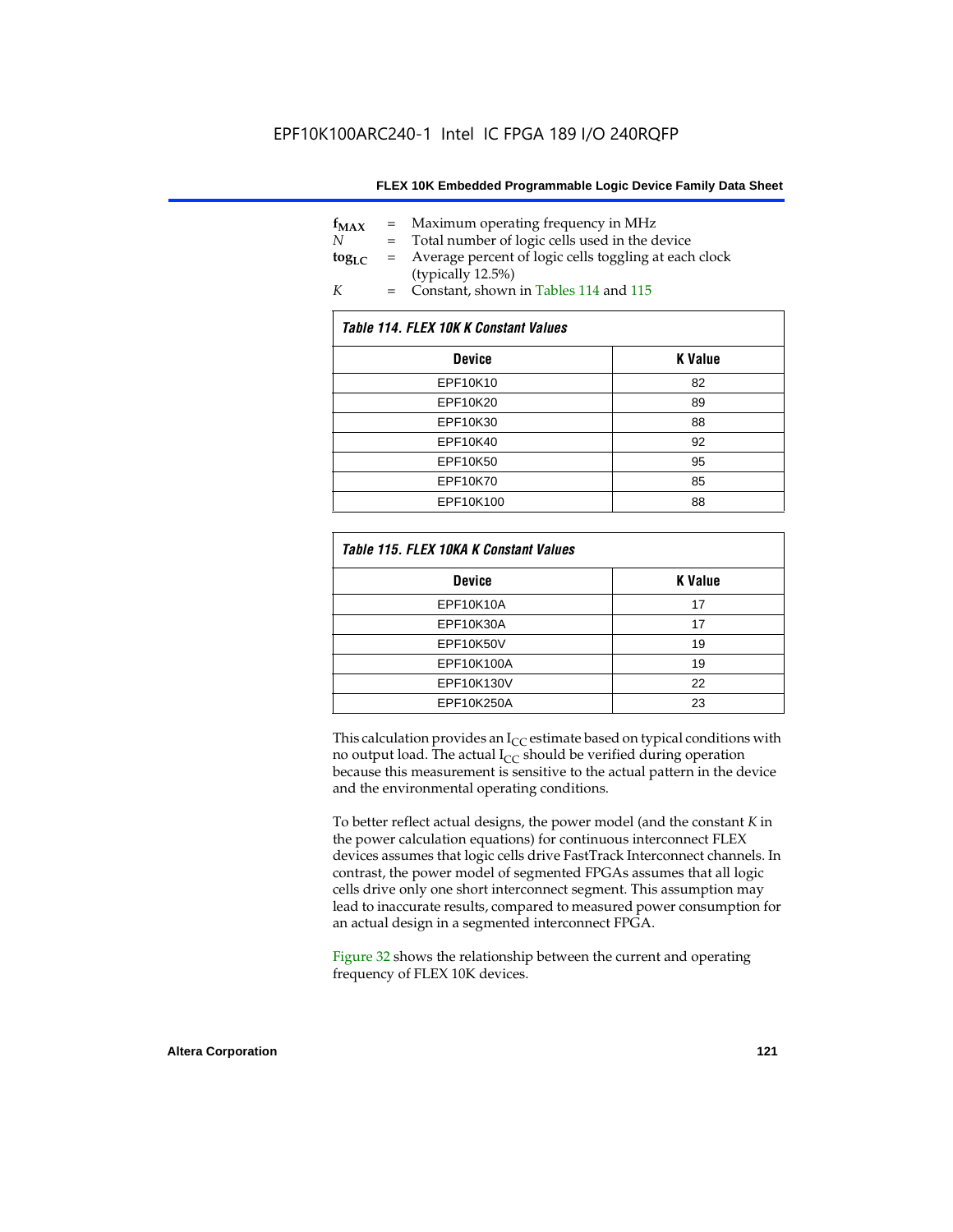$f_{MAX}$ = Maximum operating frequency in MHz
$N$ = Total number of logic cells used in the device
$tog_{LC}$ = Average percent of logic cells toggling at each clock (typically 12.5%)
$K$ = Constant, shown in Tables 114 and 115

**Table 114. FLEX 10K K Constant Values**

| Device | K Value |
|---|---|
| EPF10K10 | 82 |
| EPF10K20 | 89 |
| EPF10K30 | 88 |
| EPF10K40 | 92 |
| EPF10K50 | 95 |
| EPF10K70 | 85 |
| EPF10K100 | 88 |

**Table 115. FLEX 10KA K Constant Values**

| Device | K Value |
|---|---|
| EPF10K10A | 17 |
| EPF10K30A | 17 |
| EPF10K50V | 19 |
| EPF10K100A | 19 |
| EPF10K130V | 22 |
| EPF10K250A | 23 |

This calculation provides an $I_{CC}$ estimate based on typical conditions with no output load. The actual $I_{CC}$ should be verified during operation because this measurement is sensitive to the actual pattern in the device and the environmental operating conditions.

To better reflect actual designs, the power model (and the constant $K$ in the power calculation equations) for continuous interconnect FLEX devices assumes that logic cells drive FastTrack Interconnect channels. In contrast, the power model of segmented FPGAs assumes that all logic cells drive only one short interconnect segment. This assumption may lead to inaccurate results, compared to measured power consumption for an actual design in a segmented interconnect FPGA.

Figure 32 shows the relationship between the current and operating frequency of FLEX 10K devices.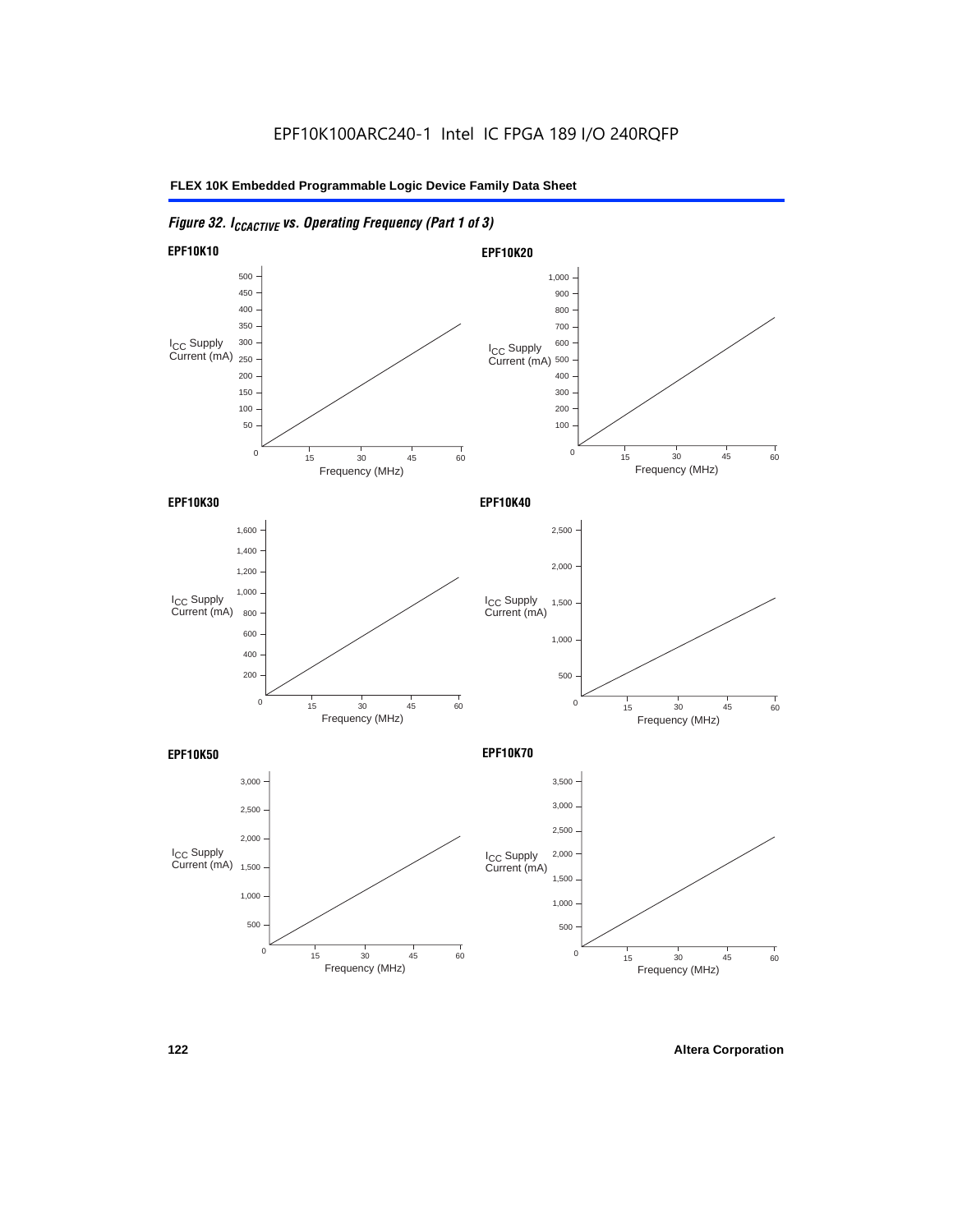EPF10K100ARC240-1 Intel IC FPGA 189 I/O 240RQFP

*Figure 32. $I_{CCACTIVE}$ vs. Operating Frequency (Part 1 of 3)*

**EPF10K10**

$I_{CC}$ Supply Current (mA)

500
450
400
350
300
250
200
150
100
50
0

15 30 45 60

Frequency (MHz)

**EPF10K20**

$I_{CC}$ Supply Current (mA)

1,000
900
800
700
600
500
400
300
200
100
0

15 30 45 60

Frequency (MHz)

**EPF10K30**

$I_{CC}$ Supply Current (mA)

1,600
1,400
1,200
1,000
800
600
400
200
0

15 30 45 60

Frequency (MHz)

**EPF10K40**

$I_{CC}$ Supply Current (mA)

2,500
2,000
1,500
1,000
500
0

15 30 45 60

Frequency (MHz)

**EPF10K50**

$I_{CC}$ Supply Current (mA)

3,000
2,500
2,000
1,500
1,000
500
0

15 30 45 60

Frequency (MHz)

**EPF10K70**

$I_{CC}$ Supply Current (mA)

3,500
3,000
2,500
2,000
1,500
1,000
500
0

15 30 45 60

Frequency (MHz)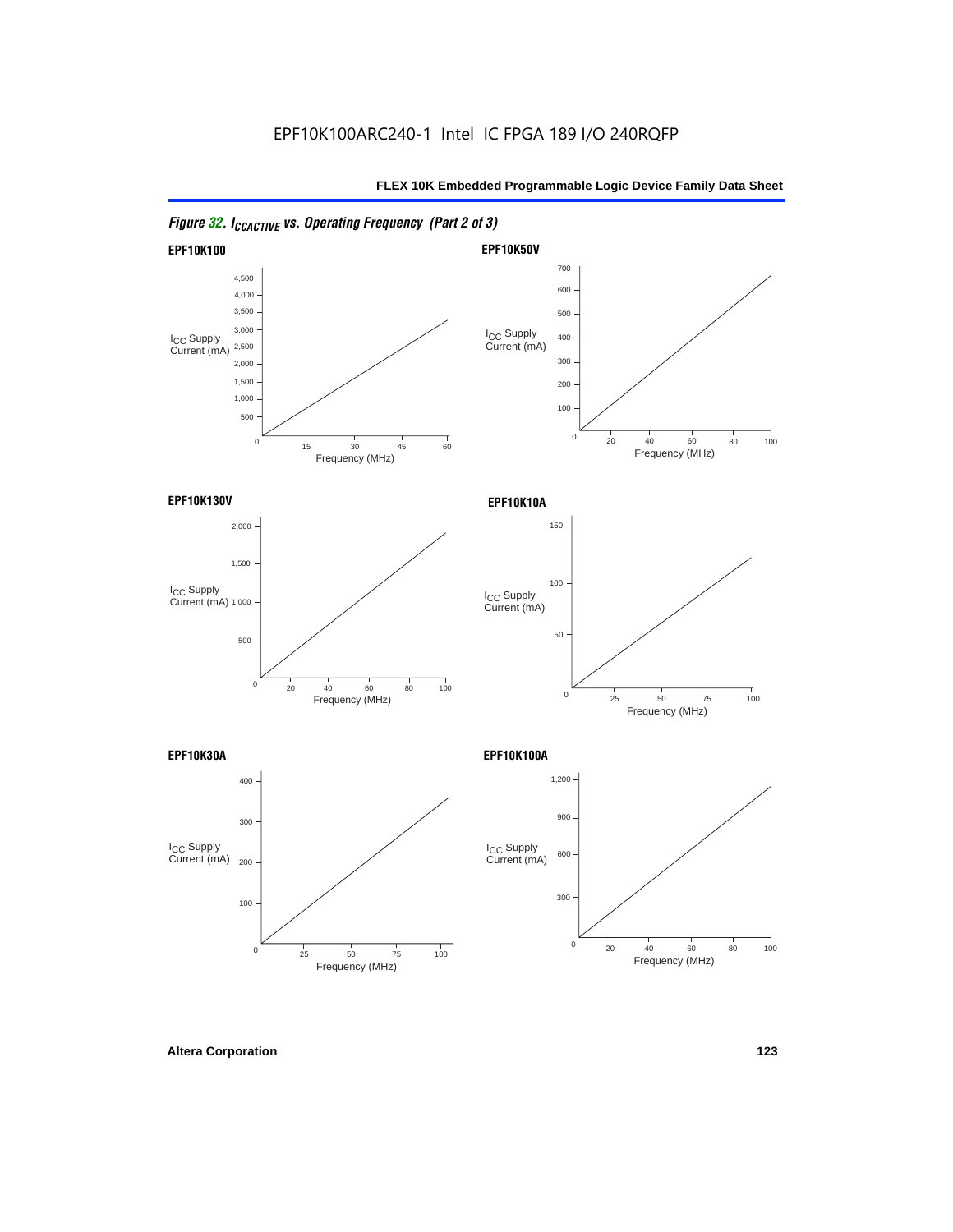*Figure 32. $I_{CCACTIVE}$ vs. Operating Frequency (Part 2 of 3)*

**EPF10K100**

$I_{CC}$ Supply Current (mA)

4,500
4,000
3,500
3,000
2,500
2,000
1,500
1,000
500

0 15 30 45 60

Frequency (MHz)

**EPF10K50V**

$I_{CC}$ Supply Current (mA)

700
600
500
400
300
200
100

0 20 40 60 80 100

Frequency (MHz)

**EPF10K130V**

$I_{CC}$ Supply Current (mA)

2,000
1,500
1,000
500

0 20 40 60 80 100

Frequency (MHz)

**EPF10K10A**

$I_{CC}$ Supply Current (mA)

150
100
50

0 25 50 75 100

Frequency (MHz)

**EPF10K30A**

$I_{CC}$ Supply Current (mA)

400
300
200
100

0 25 50 75 100

Frequency (MHz)

**EPF10K100A**

$I_{CC}$ Supply Current (mA)

1,200
900
600
300

0 20 40 60 80 100

Frequency (MHz)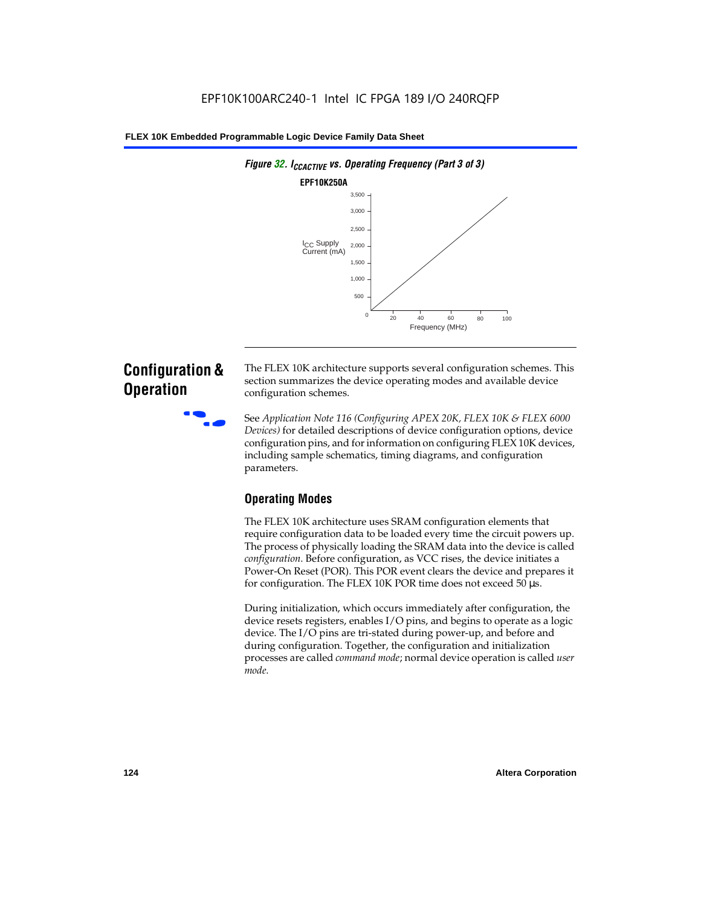*Figure 32. $I_{CCACTIVE}$ vs. Operating Frequency (Part 3 of 3)*

**EPF10K250A**

## Configuration & Operation

The FLEX 10K architecture supports several configuration schemes. This section summarizes the device operating modes and available device configuration schemes.

See *Application Note 116 (Configuring APEX 20K, FLEX 10K & FLEX 6000 Devices)* for detailed descriptions of device configuration options, device configuration pins, and for information on configuring FLEX 10K devices, including sample schematics, timing diagrams, and configuration parameters.

### Operating Modes

The FLEX 10K architecture uses SRAM configuration elements that require configuration data to be loaded every time the circuit powers up. The process of physically loading the SRAM data into the device is called *configuration*. Before configuration, as VCC rises, the device initiates a Power-On Reset (POR). This POR event clears the device and prepares it for configuration. The FLEX 10K POR time does not exceed 50 µs.

During initialization, which occurs immediately after configuration, the device resets registers, enables I/O pins, and begins to operate as a logic device. The I/O pins are tri-stated during power-up, and before and during configuration. Together, the configuration and initialization processes are called *command mode*; normal device operation is called *user mode*.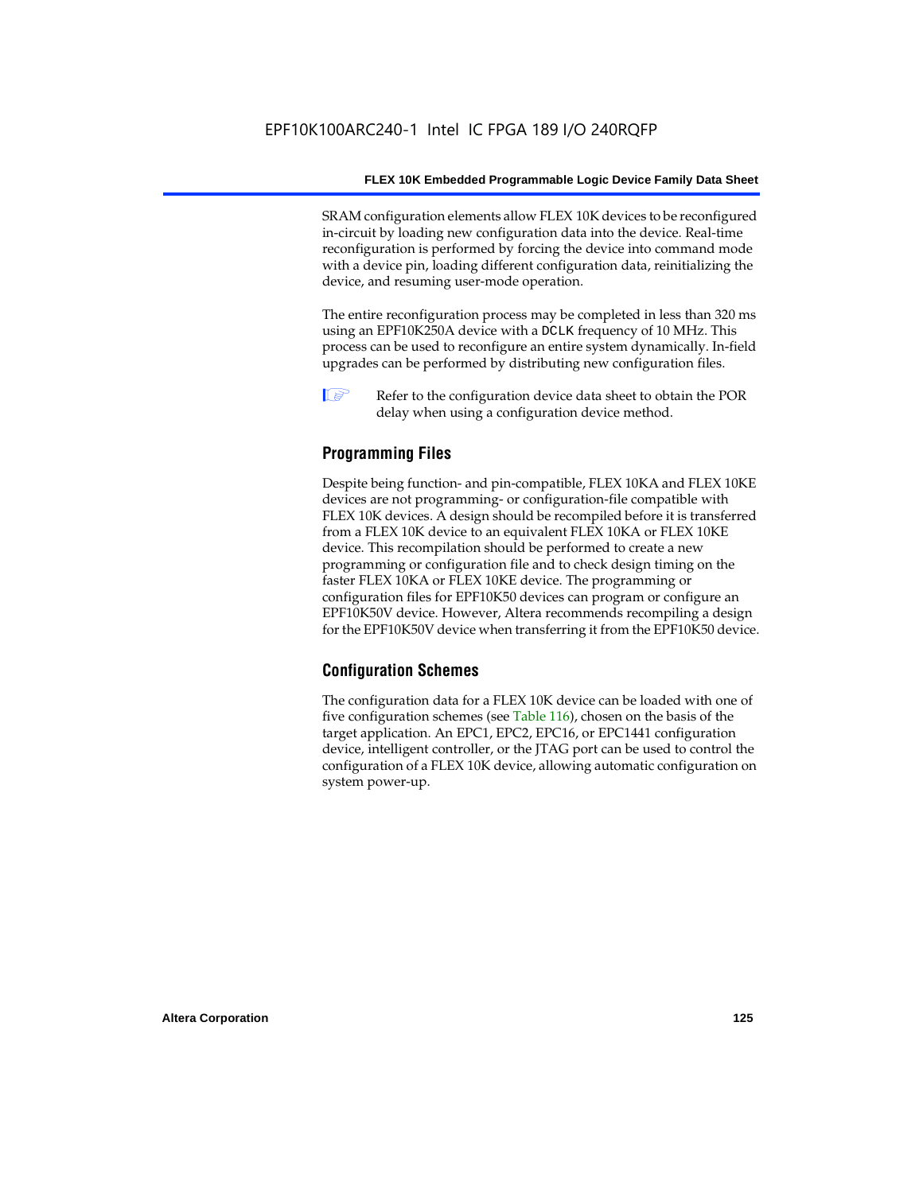SRAM configuration elements allow FLEX 10K devices to be reconfigured in-circuit by loading new configuration data into the device. Real-time reconfiguration is performed by forcing the device into command mode with a device pin, loading different configuration data, reinitializing the device, and resuming user-mode operation.

The entire reconfiguration process may be completed in less than 320 ms using an EPF10K250A device with a DCLK frequency of 10 MHz. This process can be used to reconfigure an entire system dynamically. In-field upgrades can be performed by distributing new configuration files.

Refer to the configuration device data sheet to obtain the POR delay when using a configuration device method.

## Programming Files

Despite being function- and pin-compatible, FLEX 10KA and FLEX 10KE devices are not programming- or configuration-file compatible with FLEX 10K devices. A design should be recompiled before it is transferred from a FLEX 10K device to an equivalent FLEX 10KA or FLEX 10KE device. This recompilation should be performed to create a new programming or configuration file and to check design timing on the faster FLEX 10KA or FLEX 10KE device. The programming or configuration files for EPF10K50 devices can program or configure an EPF10K50V device. However, Altera recommends recompiling a design for the EPF10K50V device when transferring it from the EPF10K50 device.

## Configuration Schemes

The configuration data for a FLEX 10K device can be loaded with one of five configuration schemes (see Table 116), chosen on the basis of the target application. An EPC1, EPC2, EPC16, or EPC1441 configuration device, intelligent controller, or the JTAG port can be used to control the configuration of a FLEX 10K device, allowing automatic configuration on system power-up.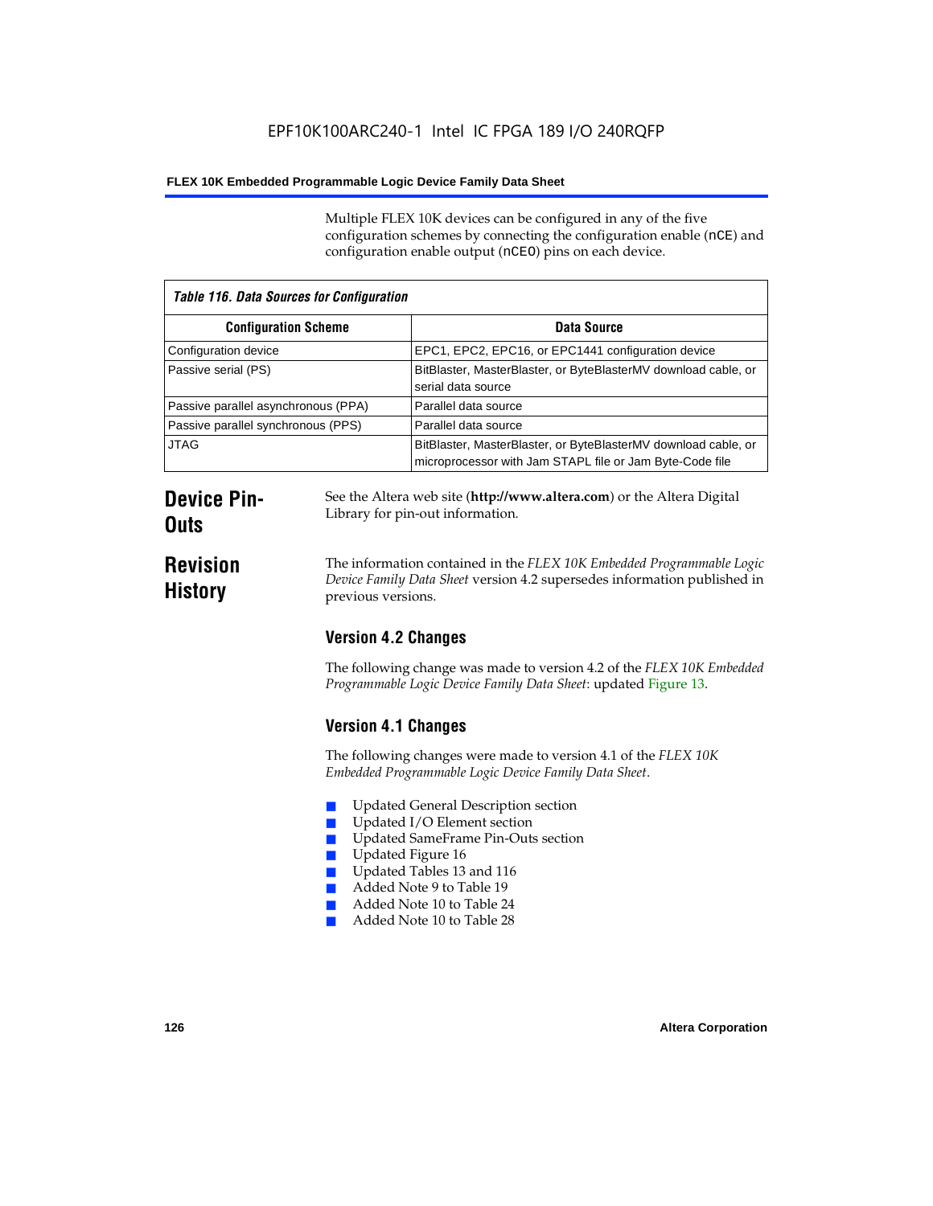Multiple FLEX 10K devices can be configured in any of the five configuration schemes by connecting the configuration enable (nCE) and configuration enable output (nCEO) pins on each device.

| Table 116. Data Sources for Configuration | |
|---|---|
| **Configuration Scheme** | **Data Source** |
| Configuration device | EPC1, EPC2, EPC16, or EPC1441 configuration device |
| Passive serial (PS) | BitBlaster, MasterBlaster, or ByteBlasterMV download cable, or serial data source |
| Passive parallel asynchronous (PPA) | Parallel data source |
| Passive parallel synchronous (PPS) | Parallel data source |
| JTAG | BitBlaster, MasterBlaster, or ByteBlasterMV download cable, or microprocessor with Jam STAPL file or Jam Byte-Code file |

## Device Pin-Outs

See the Altera web site (**http://www.altera.com**) or the Altera Digital Library for pin-out information.

## Revision History

The information contained in the *FLEX 10K Embedded Programmable Logic Device Family Data Sheet* version 4.2 supersedes information published in previous versions.

### Version 4.2 Changes

The following change was made to version 4.2 of the *FLEX 10K Embedded Programmable Logic Device Family Data Sheet*: updated Figure 13.

### Version 4.1 Changes

The following changes were made to version 4.1 of the *FLEX 10K Embedded Programmable Logic Device Family Data Sheet*.

- Updated General Description section
- Updated I/O Element section
- Updated SameFrame Pin-Outs section
- Updated Figure 16
- Updated Tables 13 and 116
- Added Note 9 to Table 19
- Added Note 10 to Table 24
- Added Note 10 to Table 28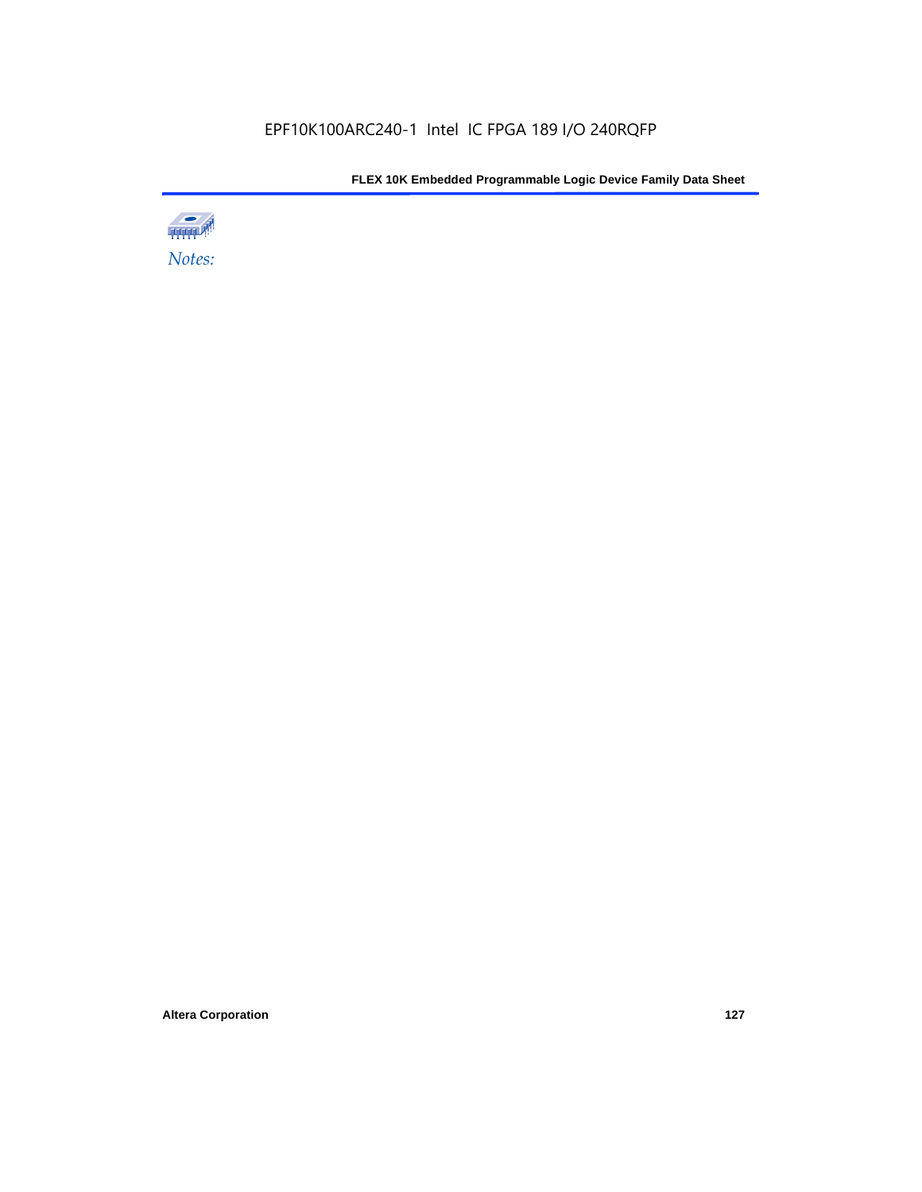*Notes:*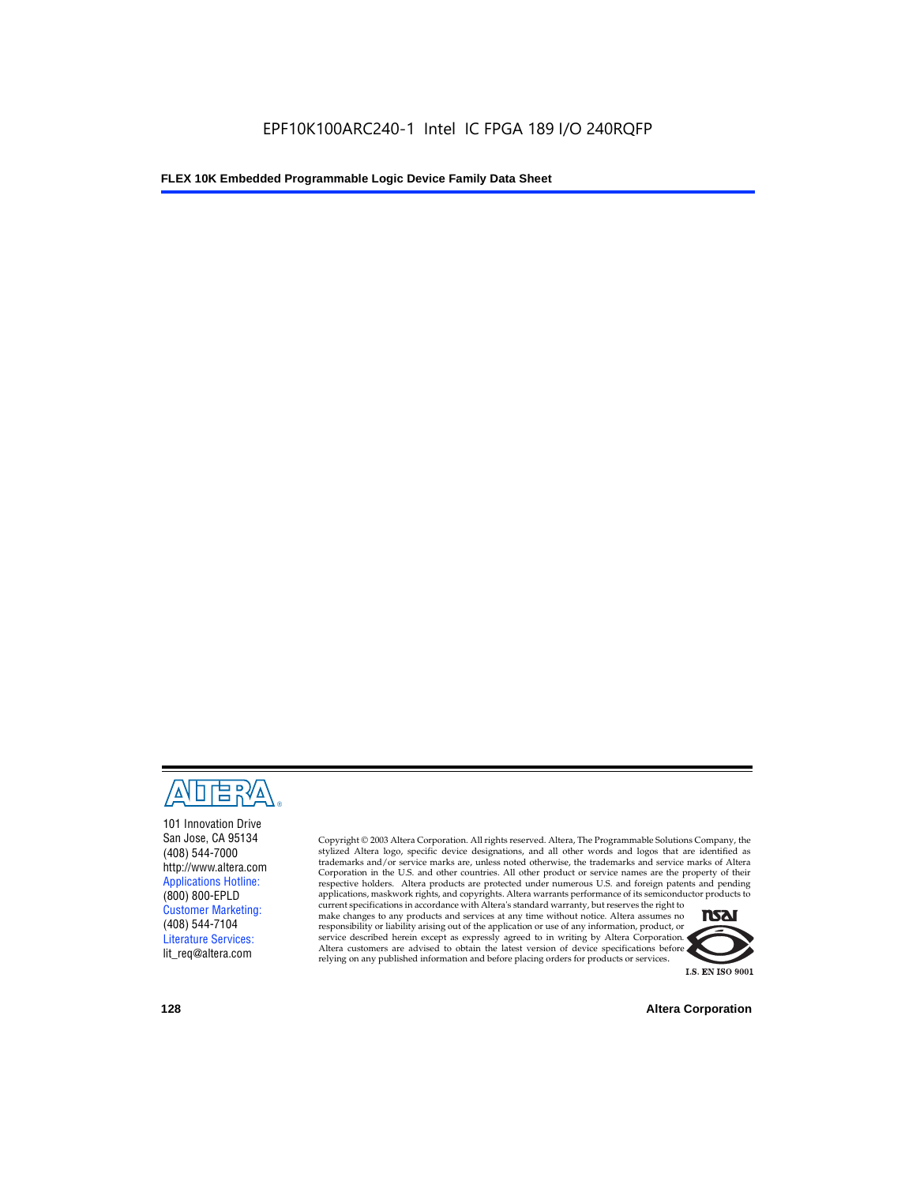101 Innovation Drive
San Jose, CA 95134
(408) 544-7000
http://www.altera.com
Applications Hotline:
(800) 800-EPLD
Customer Marketing:
(408) 544-7104
Literature Services:
lit_req@altera.com

Copyright © 2003 Altera Corporation. All rights reserved. Altera, The Programmable Solutions Company, the stylized Altera logo, specific device designations, and all other words and logos that are identified as trademarks and/or service marks are, unless noted otherwise, the trademarks and service marks of Altera Corporation in the U.S. and other countries. All other product or service names are the property of their respective holders. Altera products are protected under numerous U.S. and foreign patents and pending applications, maskwork rights, and copyrights. Altera warrants performance of its semiconductor products to current specifications in accordance with Altera's standard warranty, but reserves the right to make changes to any products and services at any time without notice. Altera assumes no responsibility or liability arising out of the application or use of any information, product, or service described herein except as expressly agreed to in writing by Altera Corporation. Altera customers are advised to obtain the latest version of device specifications before relying on any published information and before placing orders for products or services.

I.S. EN ISO 9001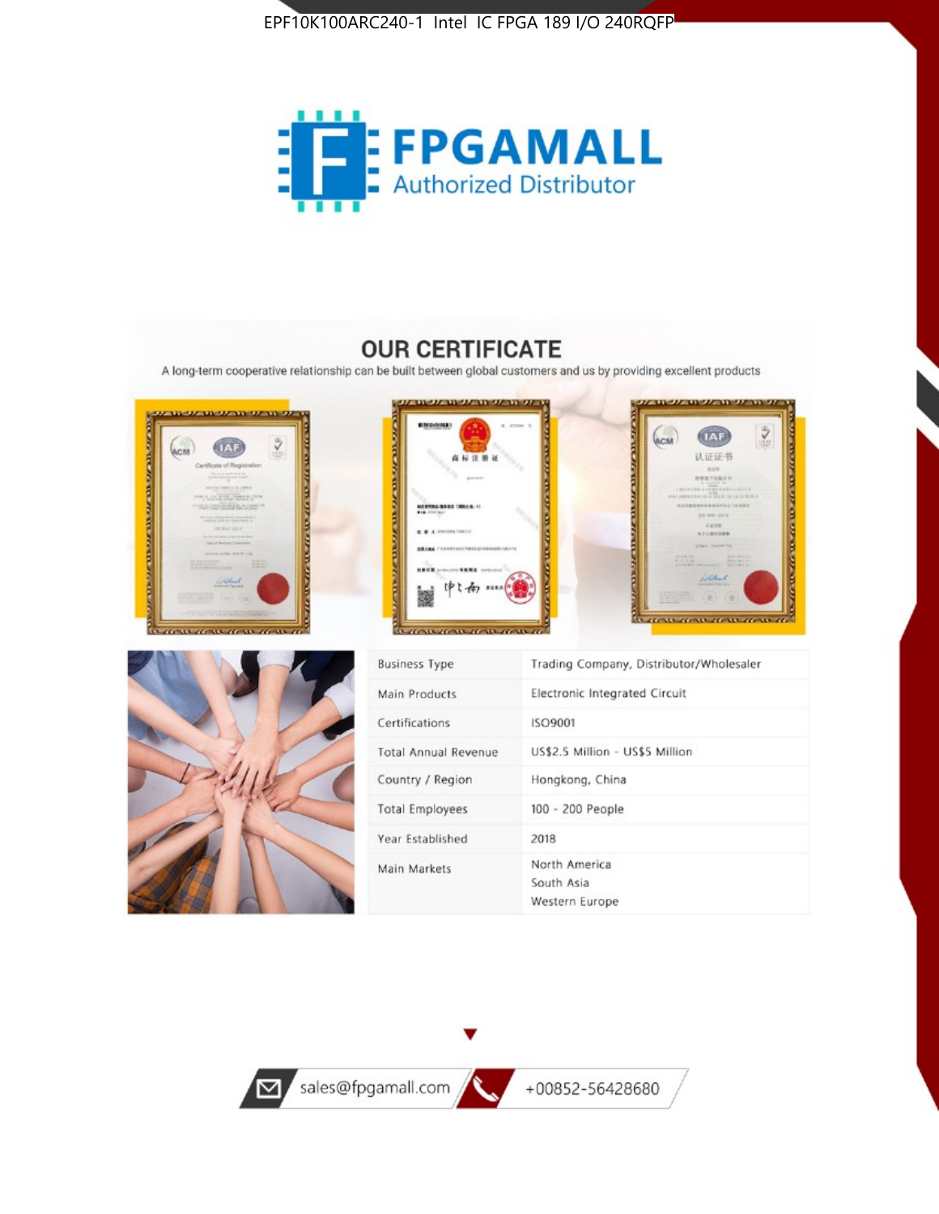EPF10K100ARC240-1 Intel IC FPGA 189 I/O 240RQFP

FPGAMALL
Authorized Distributor

## OUR CERTIFICATE

A long-term cooperative relationship can be built between global customers and us by providing excellent products

| | |
|---|---|
| Business Type | Trading Company, Distributor/Wholesaler |
| Main Products | Electronic Integrated Circuit |
| Certifications | ISO9001 |
| Total Annual Revenue | US$2.5 Million - US$5 Million |
| Country / Region | Hongkong, China |
| Total Employees | 100 - 200 People |
| Year Established | 2018 |
| Main Markets | North America<br>South Asia<br>Western Europe |

sales@fpgamall.com

+00852-56428680